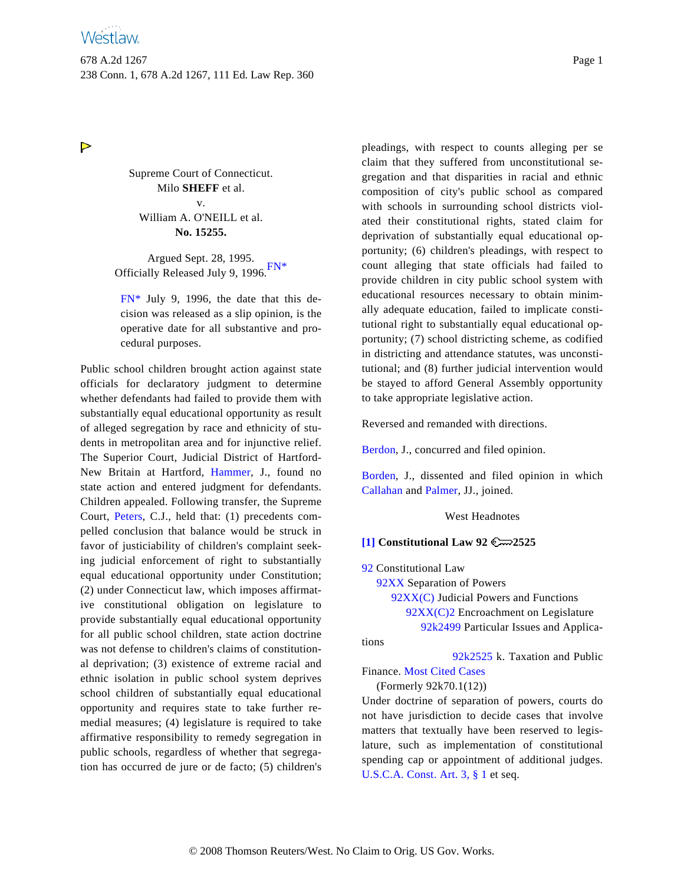Supreme Court of Connecticut.
Milo **SHEFF** et al.
v.
William A. O'NEILL et al.
**No. 15255.**

Argued Sept. 28, 1995.
Officially Released July 9, 1996.[FN*]

FN* July 9, 1996, the date that this decision was released as a slip opinion, is the operative date for all substantive and procedural purposes.

Public school children brought action against state officials for declaratory judgment to determine whether defendants had failed to provide them with substantially equal educational opportunity as result of alleged segregation by race and ethnicity of students in metropolitan area and for injunctive relief. The Superior Court, Judicial District of Hartford-New Britain at Hartford, Hammer, J., found no state action and entered judgment for defendants. Children appealed. Following transfer, the Supreme Court, Peters, C.J., held that: (1) precedents compelled conclusion that balance would be struck in favor of justiciability of children's complaint seeking judicial enforcement of right to substantially equal educational opportunity under Constitution; (2) under Connecticut law, which imposes affirmative constitutional obligation on legislature to provide substantially equal educational opportunity for all public school children, state action doctrine was not defense to children's claims of constitutional deprivation; (3) existence of extreme racial and ethnic isolation in public school system deprives school children of substantially equal educational opportunity and requires state to take further remedial measures; (4) legislature is required to take affirmative responsibility to remedy segregation in public schools, regardless of whether that segregation has occurred de jure or de facto; (5) children's pleadings, with respect to counts alleging per se claim that they suffered from unconstitutional segregation and that disparities in racial and ethnic composition of city's public school as compared with schools in surrounding school districts violated their constitutional rights, stated claim for deprivation of substantially equal educational opportunity; (6) children's pleadings, with respect to count alleging that state officials had failed to provide children in city public school system with educational resources necessary to obtain minimally adequate education, failed to implicate constitutional right to substantially equal educational opportunity; (7) school districting scheme, as codified in districting and attendance statutes, was unconstitutional; and (8) further judicial intervention would be stayed to afford General Assembly opportunity to take appropriate legislative action.

Reversed and remanded with directions.

Berdon, J., concurred and filed opinion.

Borden, J., dissented and filed opinion in which Callahan and Palmer, JJ., joined.

West Headnotes

**[1] Constitutional Law 92 2525**

92 Constitutional Law
92XX Separation of Powers
92XX(C) Judicial Powers and Functions
92XX(C)2 Encroachment on Legislature
92k2499 Particular Issues and Applications
92k2525 k. Taxation and Public Finance. Most Cited Cases
(Formerly 92k70.1(12))

Under doctrine of separation of powers, courts do not have jurisdiction to decide cases that involve matters that textually have been reserved to legislature, such as implementation of constitutional spending cap or appointment of additional judges. U.S.C.A. Const. Art. 3, § 1 et seq.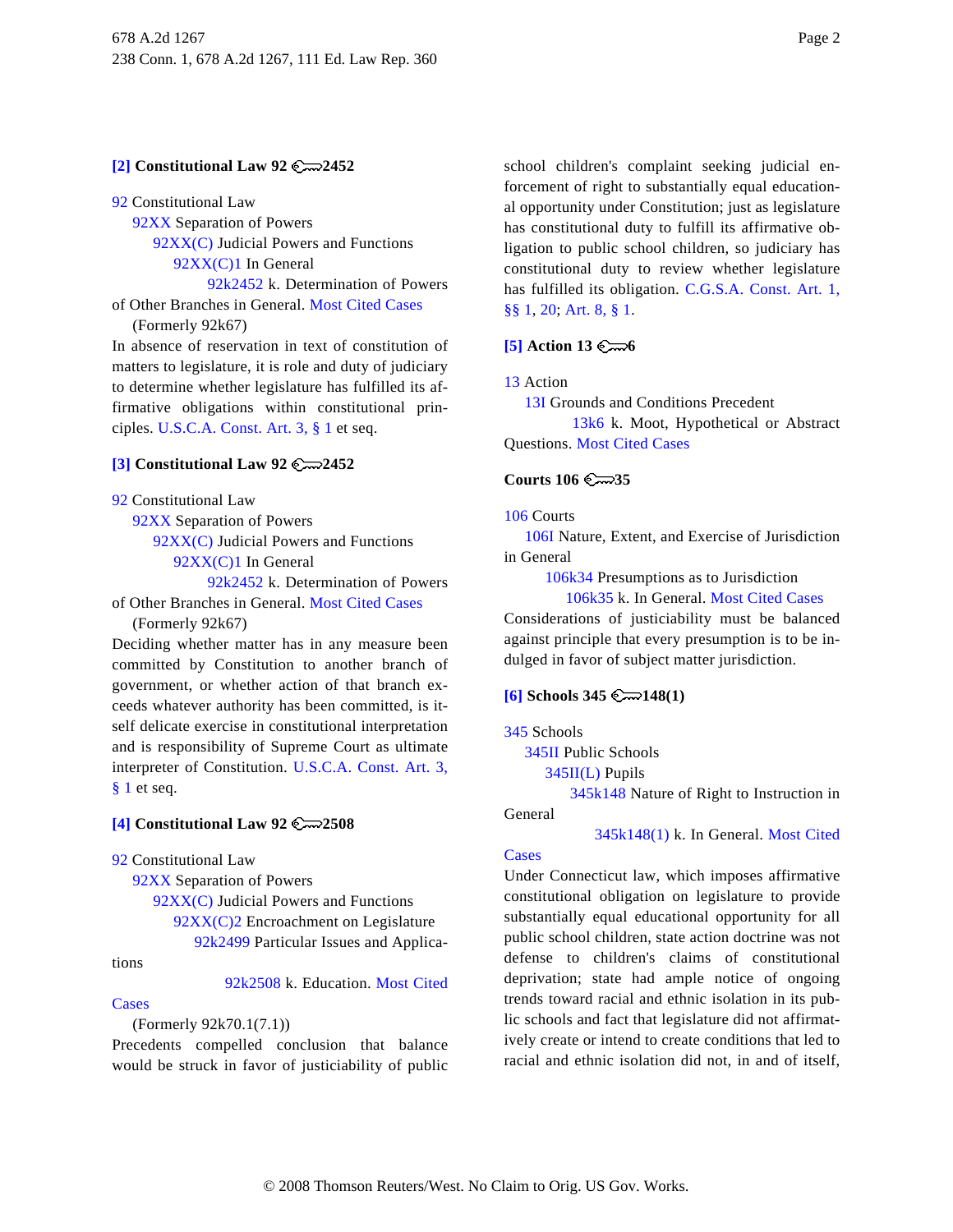**[2] Constitutional Law 92 2452**

92 Constitutional Law
- 92XX Separation of Powers
  - 92XX(C) Judicial Powers and Functions
    - 92XX(C)1 In General
      - 92k2452 k. Determination of Powers of Other Branches in General. Most Cited Cases

(Formerly 92k67)

In absence of reservation in text of constitution of matters to legislature, it is role and duty of judiciary to determine whether legislature has fulfilled its affirmative obligations within constitutional principles. U.S.C.A. Const. Art. 3, § 1 et seq.

**[3] Constitutional Law 92 2452**

92 Constitutional Law
- 92XX Separation of Powers
  - 92XX(C) Judicial Powers and Functions
    - 92XX(C)1 In General
      - 92k2452 k. Determination of Powers of Other Branches in General. Most Cited Cases

(Formerly 92k67)

Deciding whether matter has in any measure been committed by Constitution to another branch of government, or whether action of that branch exceeds whatever authority has been committed, is itself delicate exercise in constitutional interpretation and is responsibility of Supreme Court as ultimate interpreter of Constitution. U.S.C.A. Const. Art. 3, § 1 et seq.

**[4] Constitutional Law 92 2508**

92 Constitutional Law
- 92XX Separation of Powers
  - 92XX(C) Judicial Powers and Functions
    - 92XX(C)2 Encroachment on Legislature
      - 92k2499 Particular Issues and Applications
        - 92k2508 k. Education. Most Cited Cases

(Formerly 92k70.1(7.1))

Precedents compelled conclusion that balance would be struck in favor of justiciability of public school children's complaint seeking judicial enforcement of right to substantially equal educational opportunity under Constitution; just as legislature has constitutional duty to fulfill its affirmative obligation to public school children, so judiciary has constitutional duty to review whether legislature has fulfilled its obligation. C.G.S.A. Const. Art. 1, §§ 1, 20; Art. 8, § 1.

**[5] Action 13 6**

13 Action
- 13I Grounds and Conditions Precedent
  - 13k6 k. Moot, Hypothetical or Abstract Questions. Most Cited Cases

**Courts 106 35**

106 Courts
- 106I Nature, Extent, and Exercise of Jurisdiction in General
  - 106k34 Presumptions as to Jurisdiction
    - 106k35 k. In General. Most Cited Cases

Considerations of justiciability must be balanced against principle that every presumption is to be indulged in favor of subject matter jurisdiction.

**[6] Schools 345 148(1)**

345 Schools
- 345II Public Schools
  - 345II(L) Pupils
    - 345k148 Nature of Right to Instruction in General
      - 345k148(1) k. In General. Most Cited Cases

Under Connecticut law, which imposes affirmative constitutional obligation on legislature to provide substantially equal educational opportunity for all public school children, state action doctrine was not defense to children's claims of constitutional deprivation; state had ample notice of ongoing trends toward racial and ethnic isolation in its public schools and fact that legislature did not affirmatively create or intend to create conditions that led to racial and ethnic isolation did not, in and of itself,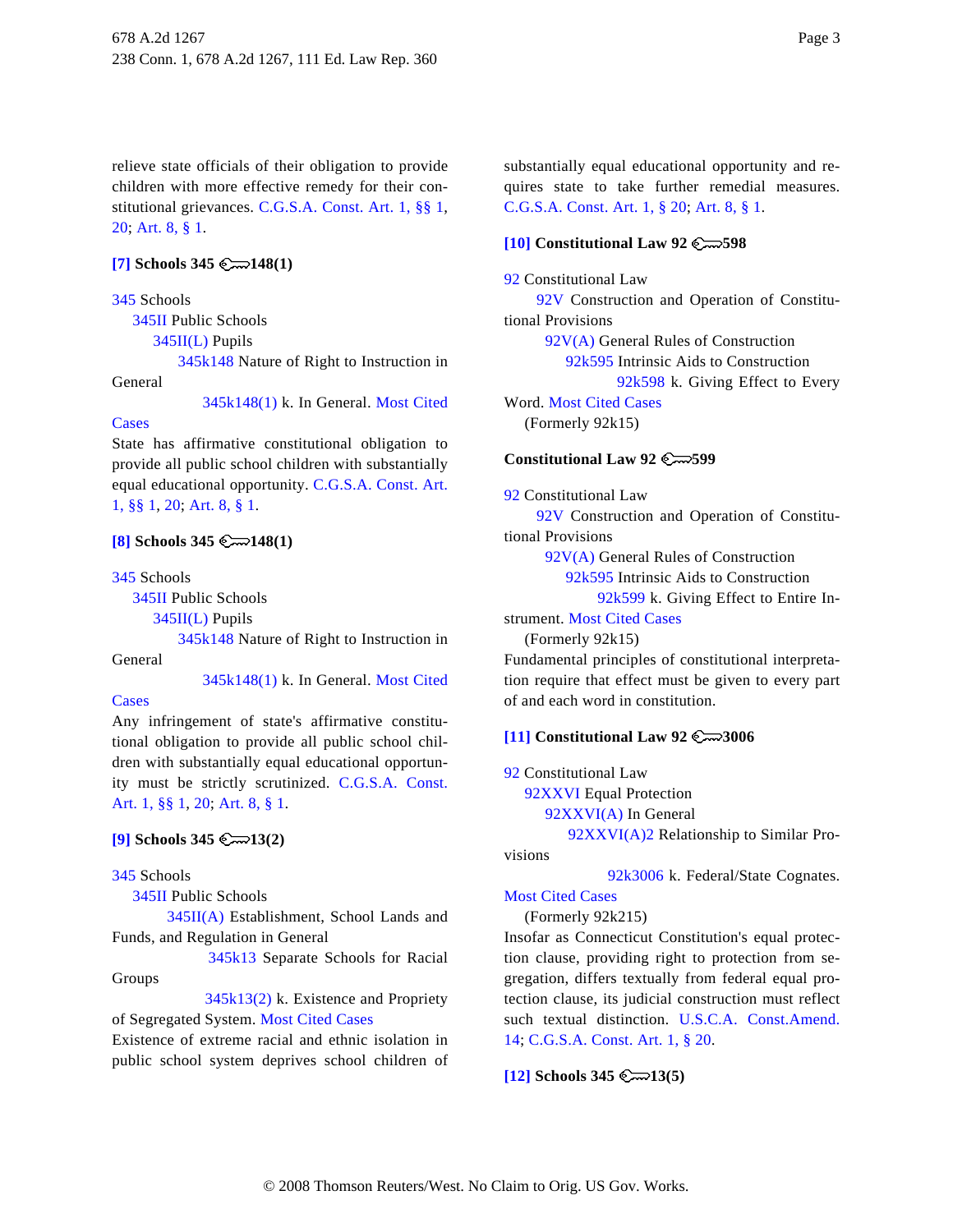relieve state officials of their obligation to provide children with more effective remedy for their constitutional grievances. C.G.S.A. Const. Art. 1, §§ 1, 20; Art. 8, § 1.

**[7] Schools 345 ⚷148(1)**

345 Schools
345II Public Schools
345II(L) Pupils
345k148 Nature of Right to Instruction in General
345k148(1) k. In General. Most Cited Cases

State has affirmative constitutional obligation to provide all public school children with substantially equal educational opportunity. C.G.S.A. Const. Art. 1, §§ 1, 20; Art. 8, § 1.

**[8] Schools 345 ⚷148(1)**

345 Schools
345II Public Schools
345II(L) Pupils
345k148 Nature of Right to Instruction in General
345k148(1) k. In General. Most Cited Cases

Any infringement of state's affirmative constitutional obligation to provide all public school children with substantially equal educational opportunity must be strictly scrutinized. C.G.S.A. Const. Art. 1, §§ 1, 20; Art. 8, § 1.

**[9] Schools 345 ⚷13(2)**

345 Schools
345II Public Schools
345II(A) Establishment, School Lands and Funds, and Regulation in General
345k13 Separate Schools for Racial Groups
345k13(2) k. Existence and Propriety of Segregated System. Most Cited Cases

Existence of extreme racial and ethnic isolation in public school system deprives school children of substantially equal educational opportunity and requires state to take further remedial measures. C.G.S.A. Const. Art. 1, § 20; Art. 8, § 1.

**[10] Constitutional Law 92 ⚷598**

92 Constitutional Law
92V Construction and Operation of Constitutional Provisions
92V(A) General Rules of Construction
92k595 Intrinsic Aids to Construction
92k598 k. Giving Effect to Every Word. Most Cited Cases
(Formerly 92k15)

**Constitutional Law 92 ⚷599**

92 Constitutional Law
92V Construction and Operation of Constitutional Provisions
92V(A) General Rules of Construction
92k595 Intrinsic Aids to Construction
92k599 k. Giving Effect to Entire Instrument. Most Cited Cases
(Formerly 92k15)

Fundamental principles of constitutional interpretation require that effect must be given to every part of and each word in constitution.

**[11] Constitutional Law 92 ⚷3006**

92 Constitutional Law
92XXVI Equal Protection
92XXVI(A) In General
92XXVI(A)2 Relationship to Similar Provisions
92k3006 k. Federal/State Cognates. Most Cited Cases
(Formerly 92k215)

Insofar as Connecticut Constitution's equal protection clause, providing right to protection from segregation, differs textually from federal equal protection clause, its judicial construction must reflect such textual distinction. U.S.C.A. Const.Amend. 14; C.G.S.A. Const. Art. 1, § 20.

**[12] Schools 345 ⚷13(5)**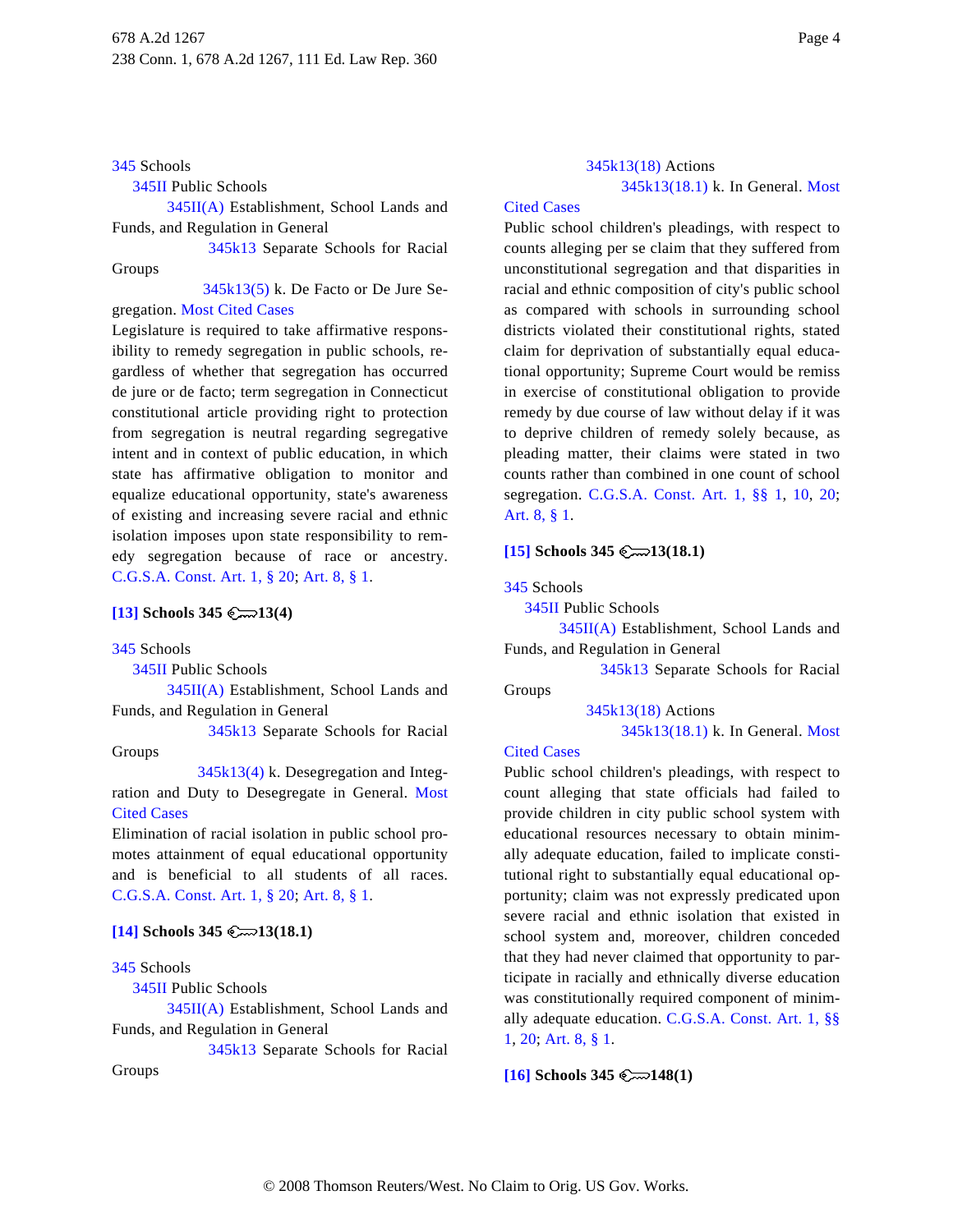345 Schools

345II Public Schools

345II(A) Establishment, School Lands and Funds, and Regulation in General

345k13 Separate Schools for Racial Groups

345k13(5) k. De Facto or De Jure Segregation. Most Cited Cases

Legislature is required to take affirmative responsibility to remedy segregation in public schools, regardless of whether that segregation has occurred de jure or de facto; term segregation in Connecticut constitutional article providing right to protection from segregation is neutral regarding segregative intent and in context of public education, in which state has affirmative obligation to monitor and equalize educational opportunity, state's awareness of existing and increasing severe racial and ethnic isolation imposes upon state responsibility to remedy segregation because of race or ancestry. C.G.S.A. Const. Art. 1, § 20; Art. 8, § 1.

**[13] Schools 345 13(4)**

345 Schools

345II Public Schools

345II(A) Establishment, School Lands and Funds, and Regulation in General

345k13 Separate Schools for Racial Groups

345k13(4) k. Desegregation and Integration and Duty to Desegregate in General. Most Cited Cases

Elimination of racial isolation in public school promotes attainment of equal educational opportunity and is beneficial to all students of all races. C.G.S.A. Const. Art. 1, § 20; Art. 8, § 1.

**[14] Schools 345 13(18.1)**

345 Schools

345II Public Schools

345II(A) Establishment, School Lands and Funds, and Regulation in General

345k13 Separate Schools for Racial Groups

345k13(18) Actions

345k13(18.1) k. In General. Most Cited Cases

Public school children's pleadings, with respect to counts alleging per se claim that they suffered from unconstitutional segregation and that disparities in racial and ethnic composition of city's public school as compared with schools in surrounding school districts violated their constitutional rights, stated claim for deprivation of substantially equal educational opportunity; Supreme Court would be remiss in exercise of constitutional obligation to provide remedy by due course of law without delay if it was to deprive children of remedy solely because, as pleading matter, their claims were stated in two counts rather than combined in one count of school segregation. C.G.S.A. Const. Art. 1, §§ 1, 10, 20; Art. 8, § 1.

**[15] Schools 345 13(18.1)**

345 Schools

345II Public Schools

345II(A) Establishment, School Lands and Funds, and Regulation in General

345k13 Separate Schools for Racial Groups

345k13(18) Actions

345k13(18.1) k. In General. Most Cited Cases

Public school children's pleadings, with respect to count alleging that state officials had failed to provide children in city public school system with educational resources necessary to obtain minimally adequate education, failed to implicate constitutional right to substantially equal educational opportunity; claim was not expressly predicated upon severe racial and ethnic isolation that existed in school system and, moreover, children conceded that they had never claimed that opportunity to participate in racially and ethnically diverse education was constitutionally required component of minimally adequate education. C.G.S.A. Const. Art. 1, §§ 1, 20; Art. 8, § 1.

**[16] Schools 345 148(1)**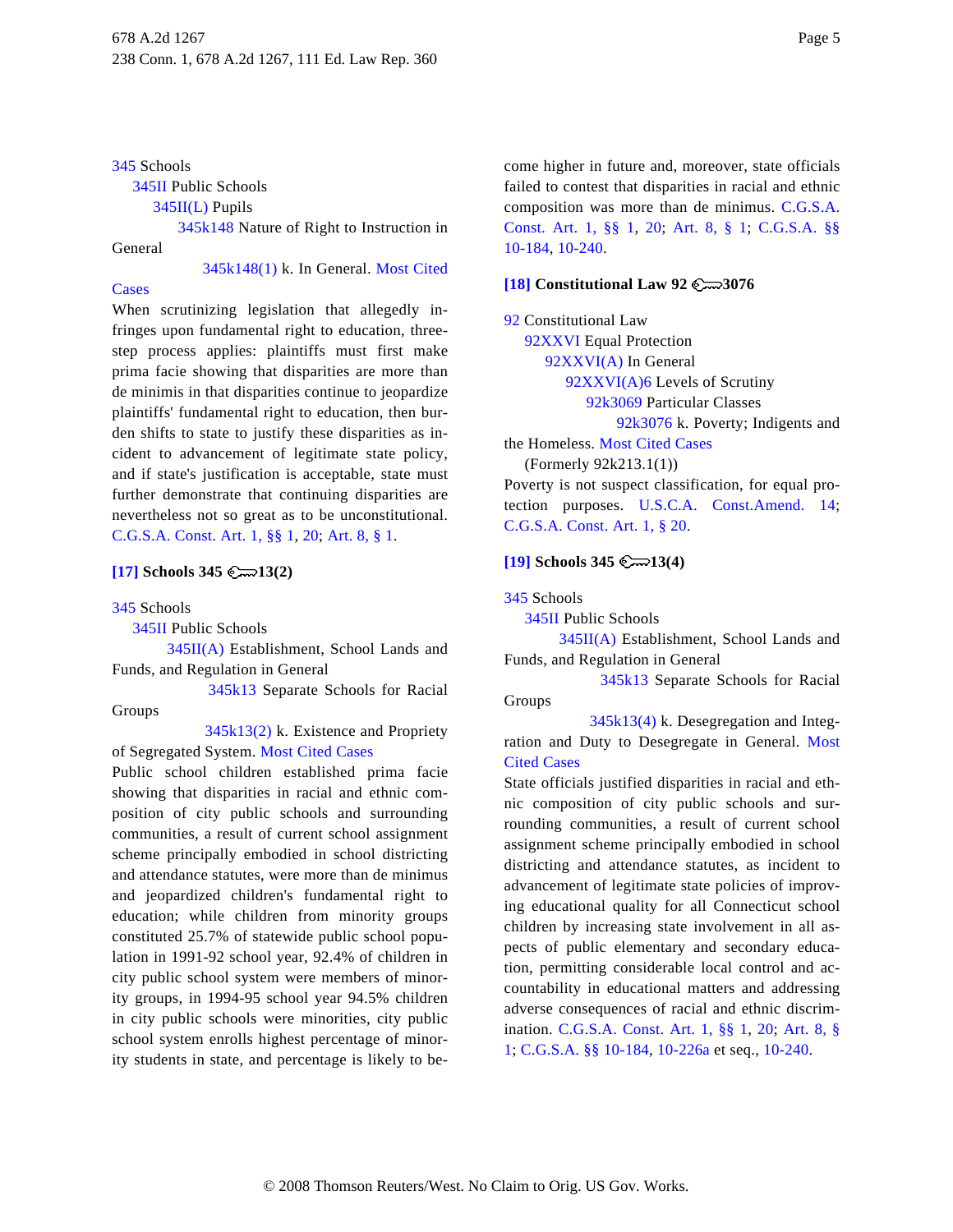345 Schools
345II Public Schools
345II(L) Pupils
345k148 Nature of Right to Instruction in General
345k148(1) k. In General. Most Cited Cases

When scrutinizing legislation that allegedly infringes upon fundamental right to education, three-step process applies: plaintiffs must first make prima facie showing that disparities are more than de minimis in that disparities continue to jeopardize plaintiffs' fundamental right to education, then burden shifts to state to justify these disparities as incident to advancement of legitimate state policy, and if state's justification is acceptable, state must further demonstrate that continuing disparities are nevertheless not so great as to be unconstitutional. C.G.S.A. Const. Art. 1, §§ 1, 20; Art. 8, § 1.

**[17] Schools 345 13(2)**

345 Schools
345II Public Schools
345II(A) Establishment, School Lands and Funds, and Regulation in General
345k13 Separate Schools for Racial Groups
345k13(2) k. Existence and Propriety of Segregated System. Most Cited Cases

Public school children established prima facie showing that disparities in racial and ethnic composition of city public schools and surrounding communities, a result of current school assignment scheme principally embodied in school districting and attendance statutes, were more than de minimus and jeopardized children's fundamental right to education; while children from minority groups constituted 25.7% of statewide public school population in 1991-92 school year, 92.4% of children in city public school system were members of minority groups, in 1994-95 school year 94.5% children in city public schools were minorities, city public school system enrolls highest percentage of minority students in state, and percentage is likely to become higher in future and, moreover, state officials failed to contest that disparities in racial and ethnic composition was more than de minimus. C.G.S.A. Const. Art. 1, §§ 1, 20; Art. 8, § 1; C.G.S.A. §§ 10-184, 10-240.

**[18] Constitutional Law 92 3076**

92 Constitutional Law
92XXVI Equal Protection
92XXVI(A) In General
92XXVI(A)6 Levels of Scrutiny
92k3069 Particular Classes
92k3076 k. Poverty; Indigents and the Homeless. Most Cited Cases
(Formerly 92k213.1(1))

Poverty is not suspect classification, for equal protection purposes. U.S.C.A. Const.Amend. 14; C.G.S.A. Const. Art. 1, § 20.

**[19] Schools 345 13(4)**

345 Schools
345II Public Schools
345II(A) Establishment, School Lands and Funds, and Regulation in General
345k13 Separate Schools for Racial Groups
345k13(4) k. Desegregation and Integration and Duty to Desegregate in General. Most Cited Cases

State officials justified disparities in racial and ethnic composition of city public schools and surrounding communities, a result of current school assignment scheme principally embodied in school districting and attendance statutes, as incident to advancement of legitimate state policies of improving educational quality for all Connecticut school children by increasing state involvement in all aspects of public elementary and secondary education, permitting considerable local control and accountability in educational matters and addressing adverse consequences of racial and ethnic discrimination. C.G.S.A. Const. Art. 1, §§ 1, 20; Art. 8, § 1; C.G.S.A. §§ 10-184, 10-226a et seq., 10-240.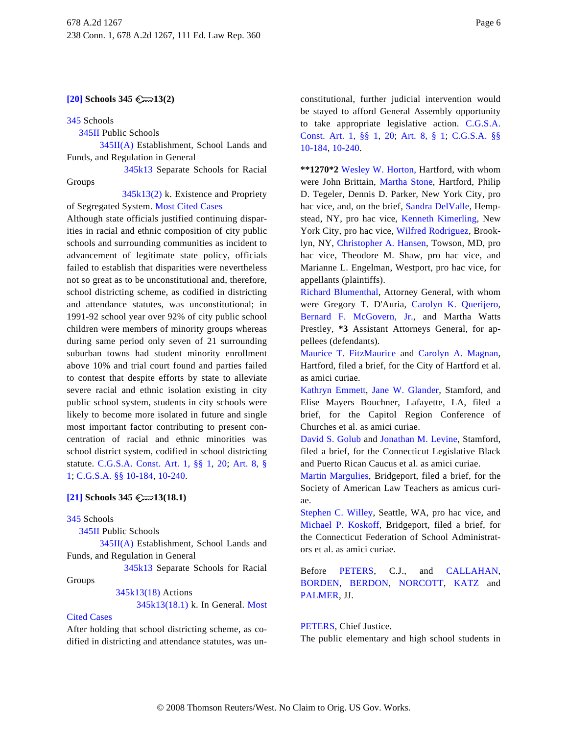**[20] Schools 345 13(2)**

345 Schools

345II Public Schools

345II(A) Establishment, School Lands and Funds, and Regulation in General

345k13 Separate Schools for Racial Groups

345k13(2) k. Existence and Propriety of Segregated System. Most Cited Cases

Although state officials justified continuing disparities in racial and ethnic composition of city public schools and surrounding communities as incident to advancement of legitimate state policy, officials failed to establish that disparities were nevertheless not so great as to be unconstitutional and, therefore, school districting scheme, as codified in districting and attendance statutes, was unconstitutional; in 1991-92 school year over 92% of city public school children were members of minority groups whereas during same period only seven of 21 surrounding suburban towns had student minority enrollment above 10% and trial court found and parties failed to contest that despite efforts by state to alleviate severe racial and ethnic isolation existing in city public school system, students in city schools were likely to become more isolated in future and single most important factor contributing to present concentration of racial and ethnic minorities was school district system, codified in school districting statute. C.G.S.A. Const. Art. 1, §§ 1, 20; Art. 8, § 1; C.G.S.A. §§ 10-184, 10-240.

**[21] Schools 345 13(18.1)**

345 Schools

345II Public Schools

345II(A) Establishment, School Lands and Funds, and Regulation in General

345k13 Separate Schools for Racial Groups

345k13(18) Actions

345k13(18.1) k. In General. Most Cited Cases

After holding that school districting scheme, as codified in districting and attendance statutes, was unconstitutional, further judicial intervention would be stayed to afford General Assembly opportunity to take appropriate legislative action. C.G.S.A. Const. Art. 1, §§ 1, 20; Art. 8, § 1; C.G.S.A. §§ 10-184, 10-240.

**\*\*1270\*2** Wesley W. Horton, Hartford, with whom were John Brittain, Martha Stone, Hartford, Philip D. Tegeler, Dennis D. Parker, New York City, pro hac vice, and, on the brief, Sandra DelValle, Hempstead, NY, pro hac vice, Kenneth Kimerling, New York City, pro hac vice, Wilfred Rodriguez, Brooklyn, NY, Christopher A. Hansen, Towson, MD, pro hac vice, Theodore M. Shaw, pro hac vice, and Marianne L. Engelman, Westport, pro hac vice, for appellants (plaintiffs).

Richard Blumenthal, Attorney General, with whom were Gregory T. D'Auria, Carolyn K. Querijero, Bernard F. McGovern, Jr., and Martha Watts Prestley, **\*3** Assistant Attorneys General, for appellees (defendants).

Maurice T. FitzMaurice and Carolyn A. Magnan, Hartford, filed a brief, for the City of Hartford et al. as amici curiae.

Kathryn Emmett, Jane W. Glander, Stamford, and Elise Mayers Bouchner, Lafayette, LA, filed a brief, for the Capitol Region Conference of Churches et al. as amici curiae.

David S. Golub and Jonathan M. Levine, Stamford, filed a brief, for the Connecticut Legislative Black and Puerto Rican Caucus et al. as amici curiae.

Martin Margulies, Bridgeport, filed a brief, for the Society of American Law Teachers as amicus curiae.

Stephen C. Willey, Seattle, WA, pro hac vice, and Michael P. Koskoff, Bridgeport, filed a brief, for the Connecticut Federation of School Administrators et al. as amici curiae.

Before PETERS, C.J., and CALLAHAN, BORDEN, BERDON, NORCOTT, KATZ and PALMER, JJ.

PETERS, Chief Justice.

The public elementary and high school students in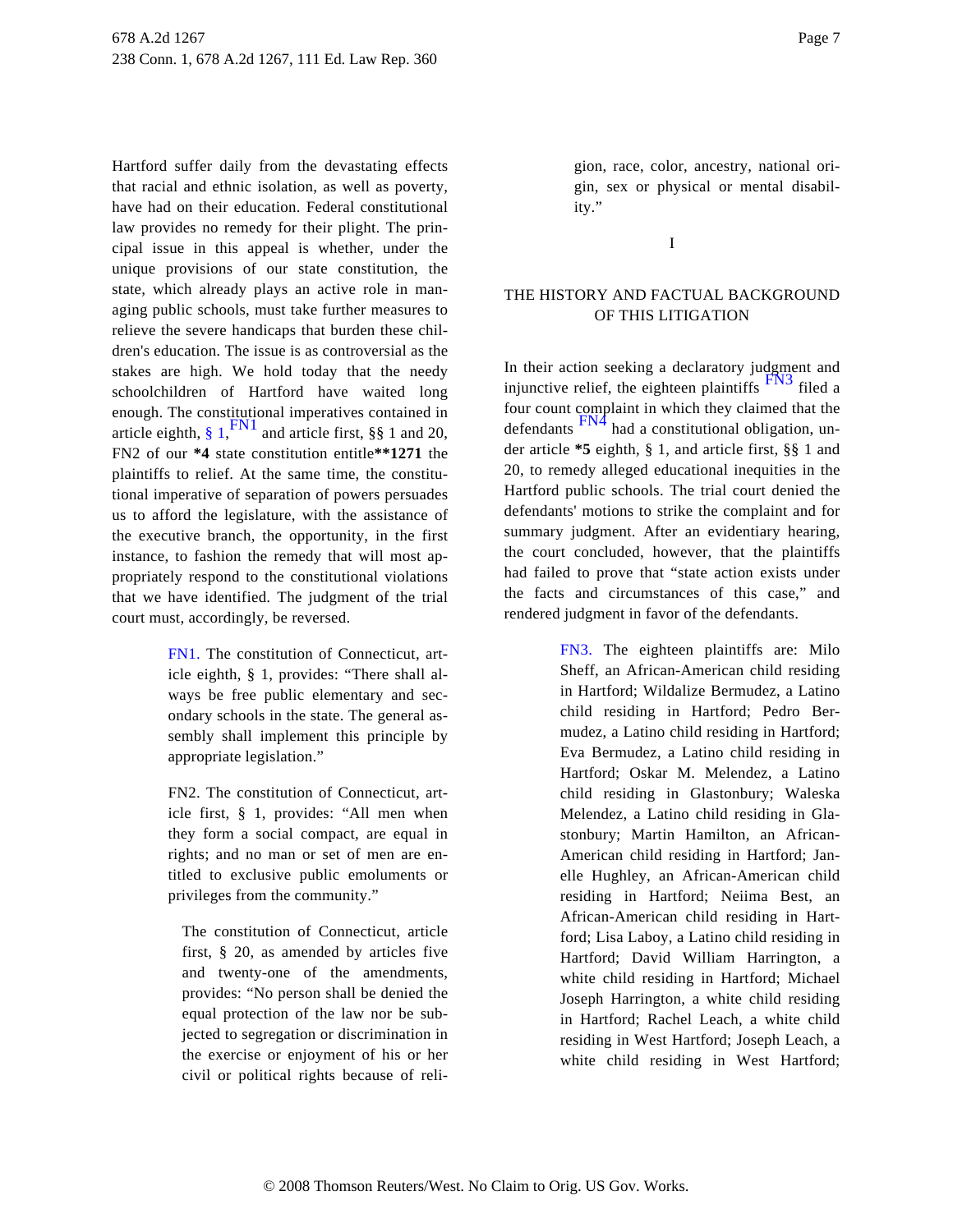Hartford suffer daily from the devastating effects that racial and ethnic isolation, as well as poverty, have had on their education. Federal constitutional law provides no remedy for their plight. The principal issue in this appeal is whether, under the unique provisions of our state constitution, the state, which already plays an active role in managing public schools, must take further measures to relieve the severe handicaps that burden these children's education. The issue is as controversial as the stakes are high. We hold today that the needy schoolchildren of Hartford have waited long enough. The constitutional imperatives contained in article eighth, § 1,[FN1] and article first, §§ 1 and 20, FN2 of our **\*4** state constitution entitle**\*\*1271** the plaintiffs to relief. At the same time, the constitutional imperative of separation of powers persuades us to afford the legislature, with the assistance of the executive branch, the opportunity, in the first instance, to fashion the remedy that will most appropriately respond to the constitutional violations that we have identified. The judgment of the trial court must, accordingly, be reversed.

> FN1. The constitution of Connecticut, article eighth, § 1, provides: "There shall always be free public elementary and secondary schools in the state. The general assembly shall implement this principle by appropriate legislation."
>
> FN2. The constitution of Connecticut, article first, § 1, provides: "All men when they form a social compact, are equal in rights; and no man or set of men are entitled to exclusive public emoluments or privileges from the community."
>
> The constitution of Connecticut, article first, § 20, as amended by articles five and twenty-one of the amendments, provides: "No person shall be denied the equal protection of the law nor be subjected to segregation or discrimination in the exercise or enjoyment of his or her civil or political rights because of religion, race, color, ancestry, national origin, sex or physical or mental disability."

## I

## THE HISTORY AND FACTUAL BACKGROUND OF THIS LITIGATION

In their action seeking a declaratory judgment and injunctive relief, the eighteen plaintiffs [FN3] filed a four count complaint in which they claimed that the defendants [FN4] had a constitutional obligation, under article **\*5** eighth, § 1, and article first, §§ 1 and 20, to remedy alleged educational inequities in the Hartford public schools. The trial court denied the defendants' motions to strike the complaint and for summary judgment. After an evidentiary hearing, the court concluded, however, that the plaintiffs had failed to prove that "state action exists under the facts and circumstances of this case," and rendered judgment in favor of the defendants.

> FN3. The eighteen plaintiffs are: Milo Sheff, an African-American child residing in Hartford; Wildalize Bermudez, a Latino child residing in Hartford; Pedro Bermudez, a Latino child residing in Hartford; Eva Bermudez, a Latino child residing in Hartford; Oskar M. Melendez, a Latino child residing in Glastonbury; Waleska Melendez, a Latino child residing in Glastonbury; Martin Hamilton, an African-American child residing in Hartford; Janelle Hughley, an African-American child residing in Hartford; Neiima Best, an African-American child residing in Hartford; Lisa Laboy, a Latino child residing in Hartford; David William Harrington, a white child residing in Hartford; Michael Joseph Harrington, a white child residing in Hartford; Rachel Leach, a white child residing in West Hartford; Joseph Leach, a white child residing in West Hartford;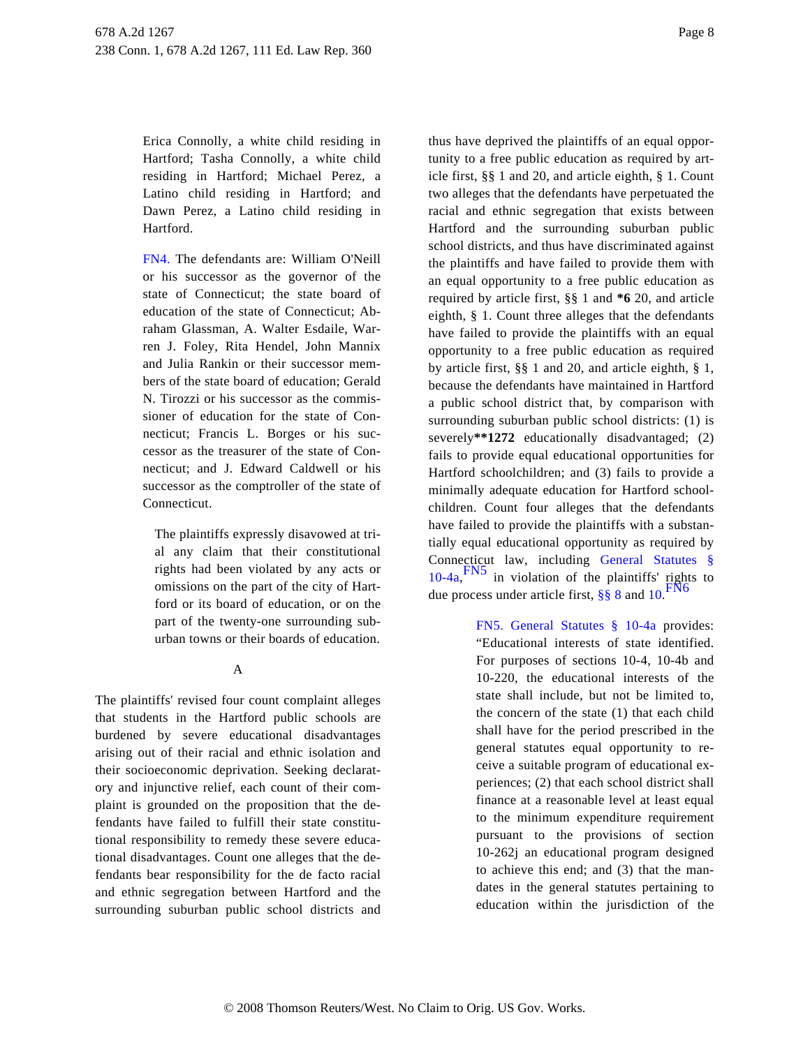Erica Connolly, a white child residing in Hartford; Tasha Connolly, a white child residing in Hartford; Michael Perez, a Latino child residing in Hartford; and Dawn Perez, a Latino child residing in Hartford.

FN4. The defendants are: William O'Neill or his successor as the governor of the state of Connecticut; the state board of education of the state of Connecticut; Abraham Glassman, A. Walter Esdaile, Warren J. Foley, Rita Hendel, John Mannix and Julia Rankin or their successor members of the state board of education; Gerald N. Tirozzi or his successor as the commissioner of education for the state of Connecticut; Francis L. Borges or his successor as the treasurer of the state of Connecticut; and J. Edward Caldwell or his successor as the comptroller of the state of Connecticut.

> The plaintiffs expressly disavowed at trial any claim that their constitutional rights had been violated by any acts or omissions on the part of the city of Hartford or its board of education, or on the part of the twenty-one surrounding suburban towns or their boards of education.

A

The plaintiffs' revised four count complaint alleges that students in the Hartford public schools are burdened by severe educational disadvantages arising out of their racial and ethnic isolation and their socioeconomic deprivation. Seeking declaratory and injunctive relief, each count of their complaint is grounded on the proposition that the defendants have failed to fulfill their state constitutional responsibility to remedy these severe educational disadvantages. Count one alleges that the defendants bear responsibility for the de facto racial and ethnic segregation between Hartford and the surrounding suburban public school districts and thus have deprived the plaintiffs of an equal opportunity to a free public education as required by article first, §§ 1 and 20, and article eighth, § 1. Count two alleges that the defendants have perpetuated the racial and ethnic segregation that exists between Hartford and the surrounding suburban public school districts, and thus have discriminated against the plaintiffs and have failed to provide them with an equal opportunity to a free public education as required by article first, §§ 1 and **\*6** 20, and article eighth, § 1. Count three alleges that the defendants have failed to provide the plaintiffs with an equal opportunity to a free public education as required by article first, §§ 1 and 20, and article eighth, § 1, because the defendants have maintained in Hartford a public school district that, by comparison with surrounding suburban public school districts: (1) is severely**\*\*1272** educationally disadvantaged; (2) fails to provide equal educational opportunities for Hartford schoolchildren; and (3) fails to provide a minimally adequate education for Hartford schoolchildren. Count four alleges that the defendants have failed to provide the plaintiffs with a substantially equal educational opportunity as required by Connecticut law, including General Statutes § 10-4a,[FN5] in violation of the plaintiffs' rights to due process under article first, §§ 8 and 10.[FN6]

> FN5. General Statutes § 10-4a provides: "Educational interests of state identified. For purposes of sections 10-4, 10-4b and 10-220, the educational interests of the state shall include, but not be limited to, the concern of the state (1) that each child shall have for the period prescribed in the general statutes equal opportunity to receive a suitable program of educational experiences; (2) that each school district shall finance at a reasonable level at least equal to the minimum expenditure requirement pursuant to the provisions of section 10-262j an educational program designed to achieve this end; and (3) that the mandates in the general statutes pertaining to education within the jurisdiction of the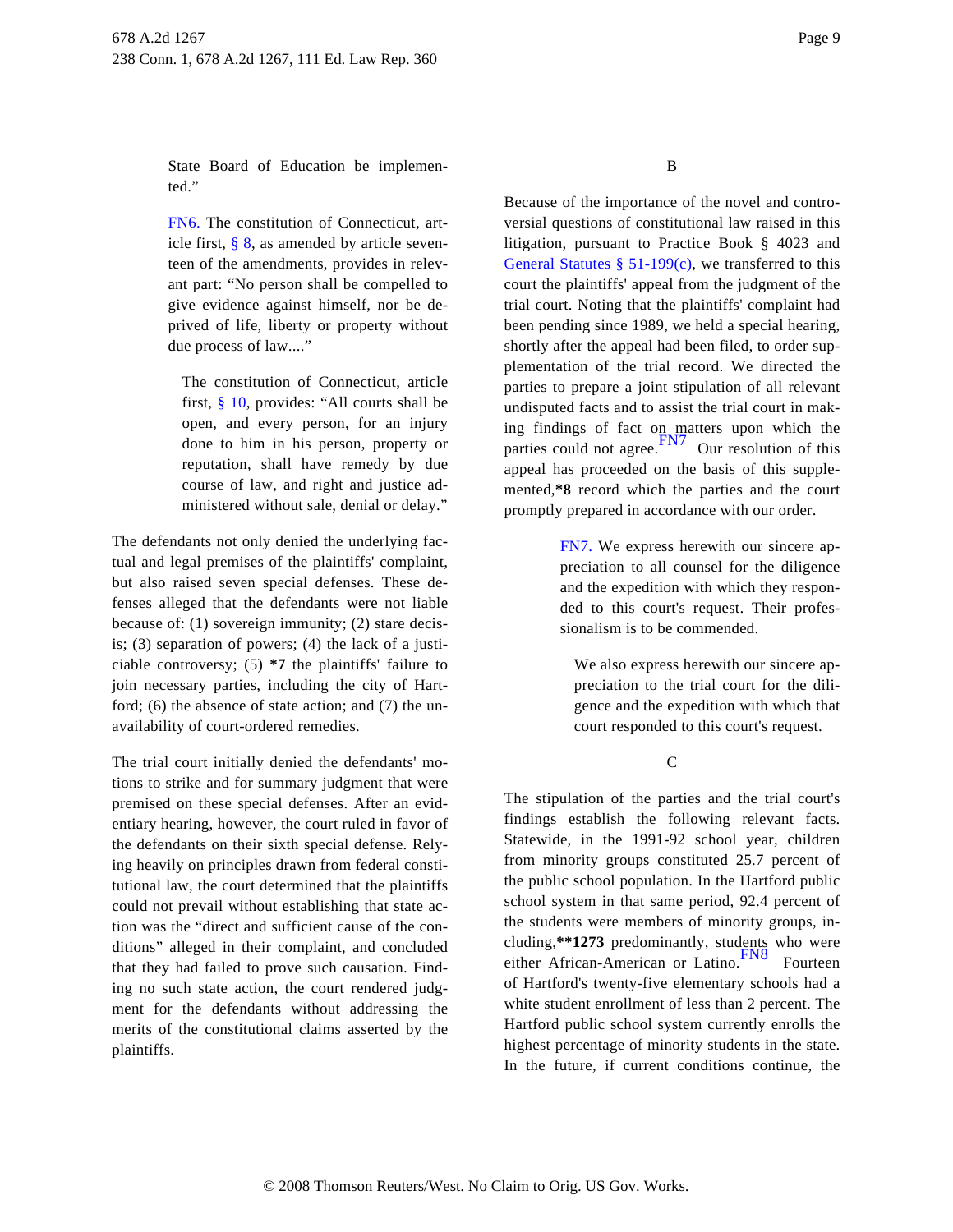State Board of Education be implemented."

FN6. The constitution of Connecticut, article first, § 8, as amended by article seventeen of the amendments, provides in relevant part: "No person shall be compelled to give evidence against himself, nor be deprived of life, liberty or property without due process of law...."

The constitution of Connecticut, article first, § 10, provides: "All courts shall be open, and every person, for an injury done to him in his person, property or reputation, shall have remedy by due course of law, and right and justice administered without sale, denial or delay."

The defendants not only denied the underlying factual and legal premises of the plaintiffs' complaint, but also raised seven special defenses. These defenses alleged that the defendants were not liable because of: (1) sovereign immunity; (2) stare decisis; (3) separation of powers; (4) the lack of a justiciable controversy; (5) **\*7** the plaintiffs' failure to join necessary parties, including the city of Hartford; (6) the absence of state action; and (7) the unavailability of court-ordered remedies.

The trial court initially denied the defendants' motions to strike and for summary judgment that were premised on these special defenses. After an evidentiary hearing, however, the court ruled in favor of the defendants on their sixth special defense. Relying heavily on principles drawn from federal constitutional law, the court determined that the plaintiffs could not prevail without establishing that state action was the "direct and sufficient cause of the conditions" alleged in their complaint, and concluded that they had failed to prove such causation. Finding no such state action, the court rendered judgment for the defendants without addressing the merits of the constitutional claims asserted by the plaintiffs.

B

Because of the importance of the novel and controversial questions of constitutional law raised in this litigation, pursuant to Practice Book § 4023 and General Statutes § 51-199(c), we transferred to this court the plaintiffs' appeal from the judgment of the trial court. Noting that the plaintiffs' complaint had been pending since 1989, we held a special hearing, shortly after the appeal had been filed, to order supplementation of the trial record. We directed the parties to prepare a joint stipulation of all relevant undisputed facts and to assist the trial court in making findings of fact on matters upon which the parties could not agree.[FN7] Our resolution of this appeal has proceeded on the basis of this supplemented,**\*8** record which the parties and the court promptly prepared in accordance with our order.

FN7. We express herewith our sincere appreciation to all counsel for the diligence and the expedition with which they responded to this court's request. Their professionalism is to be commended.

We also express herewith our sincere appreciation to the trial court for the diligence and the expedition with which that court responded to this court's request.

C

The stipulation of the parties and the trial court's findings establish the following relevant facts. Statewide, in the 1991-92 school year, children from minority groups constituted 25.7 percent of the public school population. In the Hartford public school system in that same period, 92.4 percent of the students were members of minority groups, including,**\*\*1273** predominantly, students who were either African-American or Latino.[FN8] Fourteen of Hartford's twenty-five elementary schools had a white student enrollment of less than 2 percent. The Hartford public school system currently enrolls the highest percentage of minority students in the state. In the future, if current conditions continue, the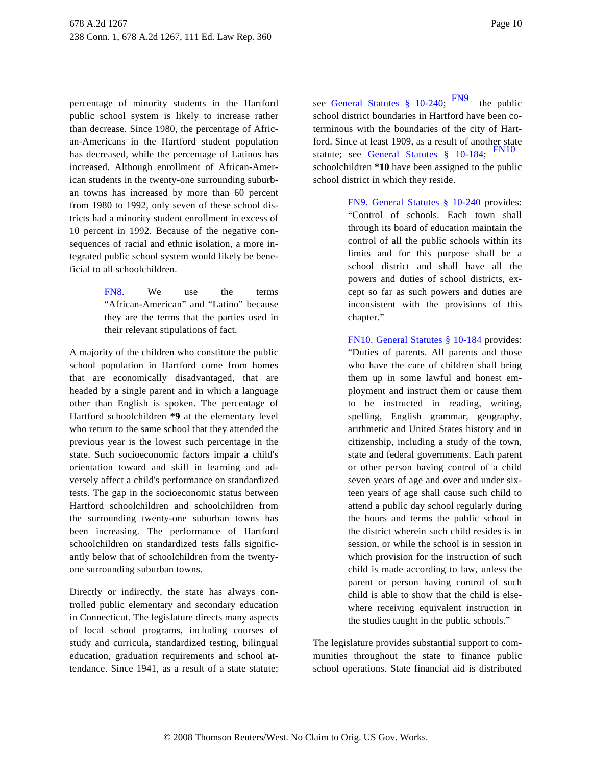percentage of minority students in the Hartford public school system is likely to increase rather than decrease. Since 1980, the percentage of African-Americans in the Hartford student population has decreased, while the percentage of Latinos has increased. Although enrollment of African-American students in the twenty-one surrounding suburban towns has increased by more than 60 percent from 1980 to 1992, only seven of these school districts had a minority student enrollment in excess of 10 percent in 1992. Because of the negative consequences of racial and ethnic isolation, a more integrated public school system would likely be beneficial to all schoolchildren.

> FN8. We use the terms "African-American" and "Latino" because they are the terms that the parties used in their relevant stipulations of fact.

A majority of the children who constitute the public school population in Hartford come from homes that are economically disadvantaged, that are headed by a single parent and in which a language other than English is spoken. The percentage of Hartford schoolchildren **\*9** at the elementary level who return to the same school that they attended the previous year is the lowest such percentage in the state. Such socioeconomic factors impair a child's orientation toward and skill in learning and adversely affect a child's performance on standardized tests. The gap in the socioeconomic status between Hartford schoolchildren and schoolchildren from the surrounding twenty-one suburban towns has been increasing. The performance of Hartford schoolchildren on standardized tests falls significantly below that of schoolchildren from the twenty-one surrounding suburban towns.

Directly or indirectly, the state has always controlled public elementary and secondary education in Connecticut. The legislature directs many aspects of local school programs, including courses of study and curricula, standardized testing, bilingual education, graduation requirements and school attendance. Since 1941, as a result of a state statute; see General Statutes § 10-240; [FN9] the public school district boundaries in Hartford have been coterminous with the boundaries of the city of Hartford. Since at least 1909, as a result of another state statute; see General Statutes § 10-184; [FN10] schoolchildren **\*10** have been assigned to the public school district in which they reside.

> FN9. General Statutes § 10-240 provides: "Control of schools. Each town shall through its board of education maintain the control of all the public schools within its limits and for this purpose shall be a school district and shall have all the powers and duties of school districts, except so far as such powers and duties are inconsistent with the provisions of this chapter."

> FN10. General Statutes § 10-184 provides: "Duties of parents. All parents and those who have the care of children shall bring them up in some lawful and honest employment and instruct them or cause them to be instructed in reading, writing, spelling, English grammar, geography, arithmetic and United States history and in citizenship, including a study of the town, state and federal governments. Each parent or other person having control of a child seven years of age and over and under sixteen years of age shall cause such child to attend a public day school regularly during the hours and terms the public school in the district wherein such child resides is in session, or while the school is in session in which provision for the instruction of such child is made according to law, unless the parent or person having control of such child is able to show that the child is elsewhere receiving equivalent instruction in the studies taught in the public schools."

The legislature provides substantial support to communities throughout the state to finance public school operations. State financial aid is distributed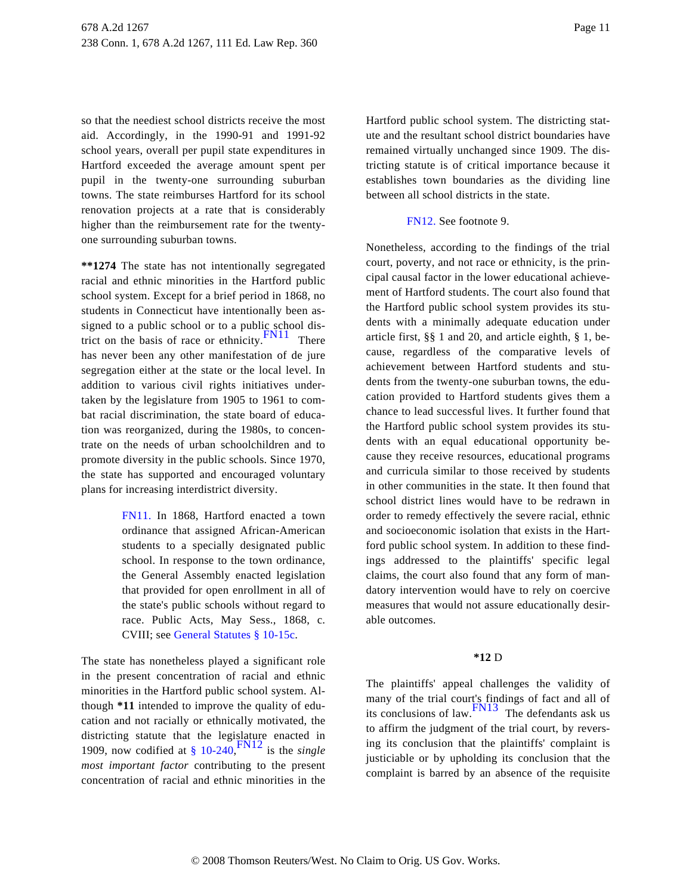so that the neediest school districts receive the most aid. Accordingly, in the 1990-91 and 1991-92 school years, overall per pupil state expenditures in Hartford exceeded the average amount spent per pupil in the twenty-one surrounding suburban towns. The state reimburses Hartford for its school renovation projects at a rate that is considerably higher than the reimbursement rate for the twenty-one surrounding suburban towns.

**\*\*1274** The state has not intentionally segregated racial and ethnic minorities in the Hartford public school system. Except for a brief period in 1868, no students in Connecticut have intentionally been assigned to a public school or to a public school district on the basis of race or ethnicity.[FN11] There has never been any other manifestation of de jure segregation either at the state or the local level. In addition to various civil rights initiatives undertaken by the legislature from 1905 to 1961 to combat racial discrimination, the state board of education was reorganized, during the 1980s, to concentrate on the needs of urban schoolchildren and to promote diversity in the public schools. Since 1970, the state has supported and encouraged voluntary plans for increasing interdistrict diversity.

> FN11. In 1868, Hartford enacted a town ordinance that assigned African-American students to a specially designated public school. In response to the town ordinance, the General Assembly enacted legislation that provided for open enrollment in all of the state's public schools without regard to race. Public Acts, May Sess., 1868, c. CVIII; see General Statutes § 10-15c.

The state has nonetheless played a significant role in the present concentration of racial and ethnic minorities in the Hartford public school system. Although **\*11** intended to improve the quality of education and not racially or ethnically motivated, the districting statute that the legislature enacted in 1909, now codified at § 10-240,[FN12] is the *single most important factor* contributing to the present concentration of racial and ethnic minorities in the Hartford public school system. The districting statute and the resultant school district boundaries have remained virtually unchanged since 1909. The districting statute is of critical importance because it establishes town boundaries as the dividing line between all school districts in the state.

> FN12. See footnote 9.

Nonetheless, according to the findings of the trial court, poverty, and not race or ethnicity, is the principal causal factor in the lower educational achievement of Hartford students. The court also found that the Hartford public school system provides its students with a minimally adequate education under article first, §§ 1 and 20, and article eighth, § 1, because, regardless of the comparative levels of achievement between Hartford students and students from the twenty-one suburban towns, the education provided to Hartford students gives them a chance to lead successful lives. It further found that the Hartford public school system provides its students with an equal educational opportunity because they receive resources, educational programs and curricula similar to those received by students in other communities in the state. It then found that school district lines would have to be redrawn in order to remedy effectively the severe racial, ethnic and socioeconomic isolation that exists in the Hartford public school system. In addition to these findings addressed to the plaintiffs' specific legal claims, the court also found that any form of mandatory intervention would have to rely on coercive measures that would not assure educationally desirable outcomes.

**\*12** D

The plaintiffs' appeal challenges the validity of many of the trial court's findings of fact and all of its conclusions of law.[FN13] The defendants ask us to affirm the judgment of the trial court, by reversing its conclusion that the plaintiffs' complaint is justiciable or by upholding its conclusion that the complaint is barred by an absence of the requisite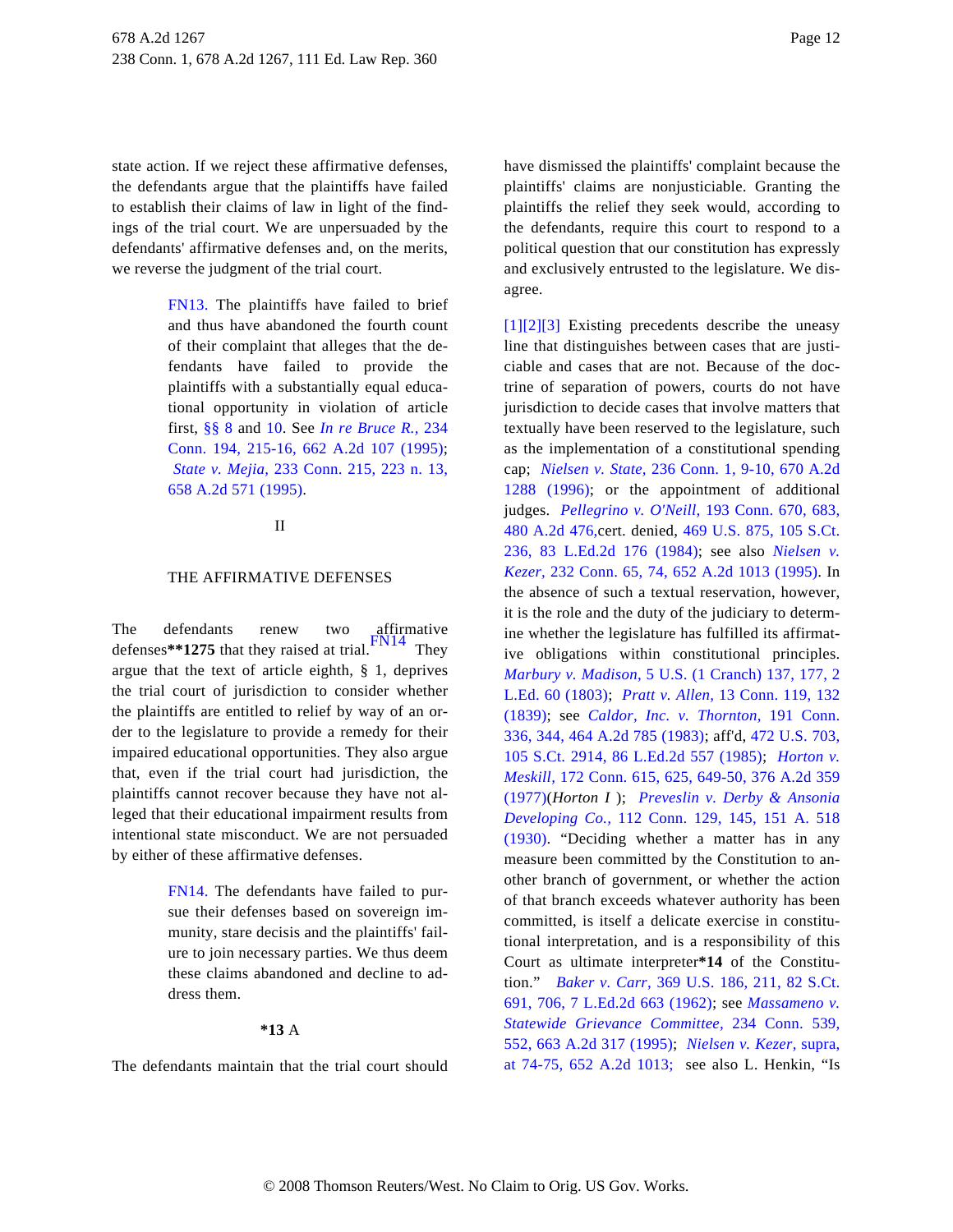state action. If we reject these affirmative defenses, the defendants argue that the plaintiffs have failed to establish their claims of law in light of the findings of the trial court. We are unpersuaded by the defendants' affirmative defenses and, on the merits, we reverse the judgment of the trial court.

> FN13. The plaintiffs have failed to brief and thus have abandoned the fourth count of their complaint that alleges that the defendants have failed to provide the plaintiffs with a substantially equal educational opportunity in violation of article first, §§ 8 and 10. See *In re Bruce R.,* 234 Conn. 194, 215-16, 662 A.2d 107 (1995); *State v. Mejia,* 233 Conn. 215, 223 n. 13, 658 A.2d 571 (1995).

## II

## THE AFFIRMATIVE DEFENSES

The defendants renew two affirmative defenses**1275 that they raised at trial.[FN14] They argue that the text of article eighth, § 1, deprives the trial court of jurisdiction to consider whether the plaintiffs are entitled to relief by way of an order to the legislature to provide a remedy for their impaired educational opportunities. They also argue that, even if the trial court had jurisdiction, the plaintiffs cannot recover because they have not alleged that their educational impairment results from intentional state misconduct. We are not persuaded by either of these affirmative defenses.

> FN14. The defendants have failed to pursue their defenses based on sovereign immunity, stare decisis and the plaintiffs' failure to join necessary parties. We thus deem these claims abandoned and decline to address them.

### *13 A

The defendants maintain that the trial court should have dismissed the plaintiffs' complaint because the plaintiffs' claims are nonjusticiable. Granting the plaintiffs the relief they seek would, according to the defendants, require this court to respond to a political question that our constitution has expressly and exclusively entrusted to the legislature. We disagree.

[1][2][3] Existing precedents describe the uneasy line that distinguishes between cases that are justiciable and cases that are not. Because of the doctrine of separation of powers, courts do not have jurisdiction to decide cases that involve matters that textually have been reserved to the legislature, such as the implementation of a constitutional spending cap; *Nielsen v. State,* 236 Conn. 1, 9-10, 670 A.2d 1288 (1996); or the appointment of additional judges. *Pellegrino v. O'Neill,* 193 Conn. 670, 683, 480 A.2d 476,cert. denied, 469 U.S. 875, 105 S.Ct. 236, 83 L.Ed.2d 176 (1984); see also *Nielsen v. Kezer,* 232 Conn. 65, 74, 652 A.2d 1013 (1995). In the absence of such a textual reservation, however, it is the role and the duty of the judiciary to determine whether the legislature has fulfilled its affirmative obligations within constitutional principles. *Marbury v. Madison,* 5 U.S. (1 Cranch) 137, 177, 2 L.Ed. 60 (1803); *Pratt v. Allen,* 13 Conn. 119, 132 (1839); see *Caldor, Inc. v. Thornton,* 191 Conn. 336, 344, 464 A.2d 785 (1983); aff'd, 472 U.S. 703, 105 S.Ct. 2914, 86 L.Ed.2d 557 (1985); *Horton v. Meskill,* 172 Conn. 615, 625, 649-50, 376 A.2d 359 (1977)(*Horton I* ); *Preveslin v. Derby & Ansonia Developing Co.,* 112 Conn. 129, 145, 151 A. 518 (1930). "Deciding whether a matter has in any measure been committed by the Constitution to another branch of government, or whether the action of that branch exceeds whatever authority has been committed, is itself a delicate exercise in constitutional interpretation, and is a responsibility of this Court as ultimate interpreter*14 of the Constitution." *Baker v. Carr,* 369 U.S. 186, 211, 82 S.Ct. 691, 706, 7 L.Ed.2d 663 (1962); see *Massameno v. Statewide Grievance Committee,* 234 Conn. 539, 552, 663 A.2d 317 (1995); *Nielsen v. Kezer,* supra, at 74-75, 652 A.2d 1013; see also L. Henkin, "Is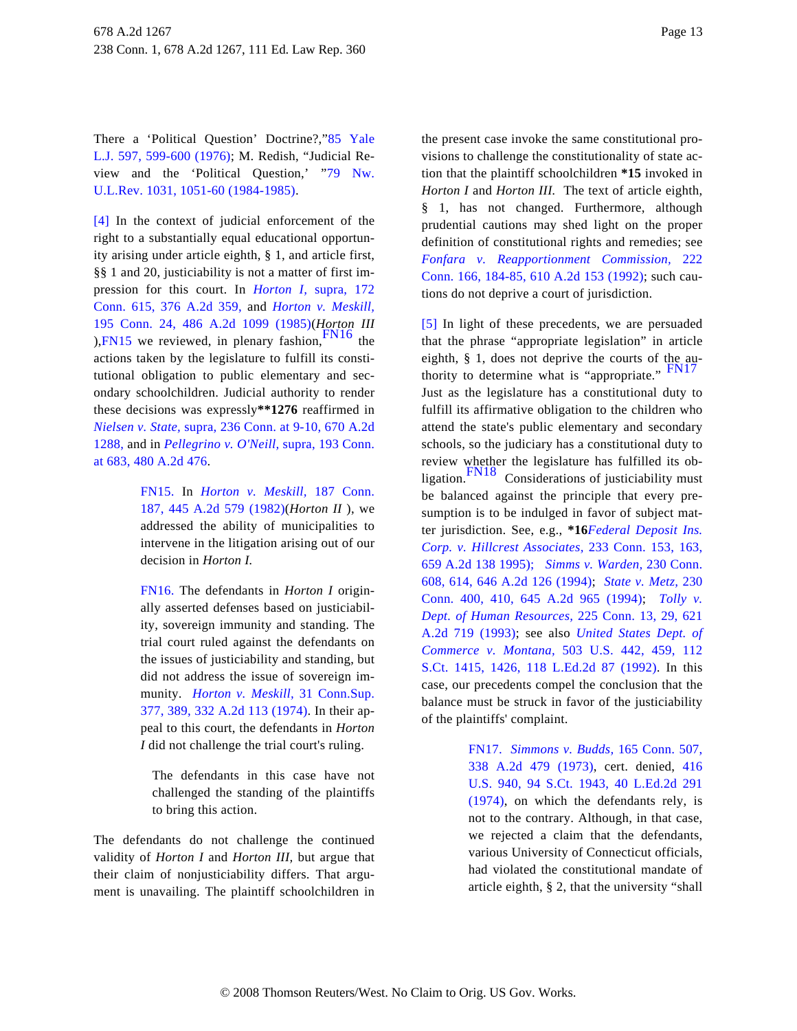There a 'Political Question' Doctrine?," 85 Yale L.J. 597, 599-600 (1976); M. Redish, "Judicial Review and the 'Political Question,' " 79 Nw. U.L.Rev. 1031, 1051-60 (1984-1985).

[4] In the context of judicial enforcement of the right to a substantially equal educational opportunity arising under article eighth, § 1, and article first, §§ 1 and 20, justiciability is not a matter of first impression for this court. In *Horton I,* supra, 172 Conn. 615, 376 A.2d 359, and *Horton v. Meskill,* 195 Conn. 24, 486 A.2d 1099 (1985)(*Horton III* ),FN15 we reviewed, in plenary fashion,FN16 the actions taken by the legislature to fulfill its constitutional obligation to public elementary and secondary schoolchildren. Judicial authority to render these decisions was expressly**1276 reaffirmed in *Nielsen v. State,* supra, 236 Conn. at 9-10, 670 A.2d 1288, and in *Pellegrino v. O'Neill,* supra, 193 Conn. at 683, 480 A.2d 476.

> FN15. In *Horton v. Meskill,* 187 Conn. 187, 445 A.2d 579 (1982)(*Horton II* ), we addressed the ability of municipalities to intervene in the litigation arising out of our decision in *Horton I.*
>
> FN16. The defendants in *Horton I* originally asserted defenses based on justiciability, sovereign immunity and standing. The trial court ruled against the defendants on the issues of justiciability and standing, but did not address the issue of sovereign immunity. *Horton v. Meskill,* 31 Conn.Sup. 377, 389, 332 A.2d 113 (1974). In their appeal to this court, the defendants in *Horton I* did not challenge the trial court's ruling.
>
> The defendants in this case have not challenged the standing of the plaintiffs to bring this action.

The defendants do not challenge the continued validity of *Horton I* and *Horton III,* but argue that their claim of nonjusticiability differs. That argument is unavailing. The plaintiff schoolchildren in the present case invoke the same constitutional provisions to challenge the constitutionality of state action that the plaintiff schoolchildren *15 invoked in *Horton I* and *Horton III.* The text of article eighth, § 1, has not changed. Furthermore, although prudential cautions may shed light on the proper definition of constitutional rights and remedies; see *Fonfara v. Reapportionment Commission,* 222 Conn. 166, 184-85, 610 A.2d 153 (1992); such cautions do not deprive a court of jurisdiction.

[5] In light of these precedents, we are persuaded that the phrase "appropriate legislation" in article eighth, § 1, does not deprive the courts of the authority to determine what is "appropriate." FN17 Just as the legislature has a constitutional duty to fulfill its affirmative obligation to the children who attend the state's public elementary and secondary schools, so the judiciary has a constitutional duty to review whether the legislature has fulfilled its obligation.FN18 Considerations of justiciability must be balanced against the principle that every presumption is to be indulged in favor of subject matter jurisdiction. See, e.g., *16*Federal Deposit Ins. Corp. v. Hillcrest Associates,* 233 Conn. 153, 163, 659 A.2d 138 1995); *Simms v. Warden,* 230 Conn. 608, 614, 646 A.2d 126 (1994); *State v. Metz,* 230 Conn. 400, 410, 645 A.2d 965 (1994); *Tolly v. Dept. of Human Resources,* 225 Conn. 13, 29, 621 A.2d 719 (1993); see also *United States Dept. of Commerce v. Montana,* 503 U.S. 442, 459, 112 S.Ct. 1415, 1426, 118 L.Ed.2d 87 (1992). In this case, our precedents compel the conclusion that the balance must be struck in favor of the justiciability of the plaintiffs' complaint.

> FN17. *Simmons v. Budds,* 165 Conn. 507, 338 A.2d 479 (1973), cert. denied, 416 U.S. 940, 94 S.Ct. 1943, 40 L.Ed.2d 291 (1974), on which the defendants rely, is not to the contrary. Although, in that case, we rejected a claim that the defendants, various University of Connecticut officials, had violated the constitutional mandate of article eighth, § 2, that the university "shall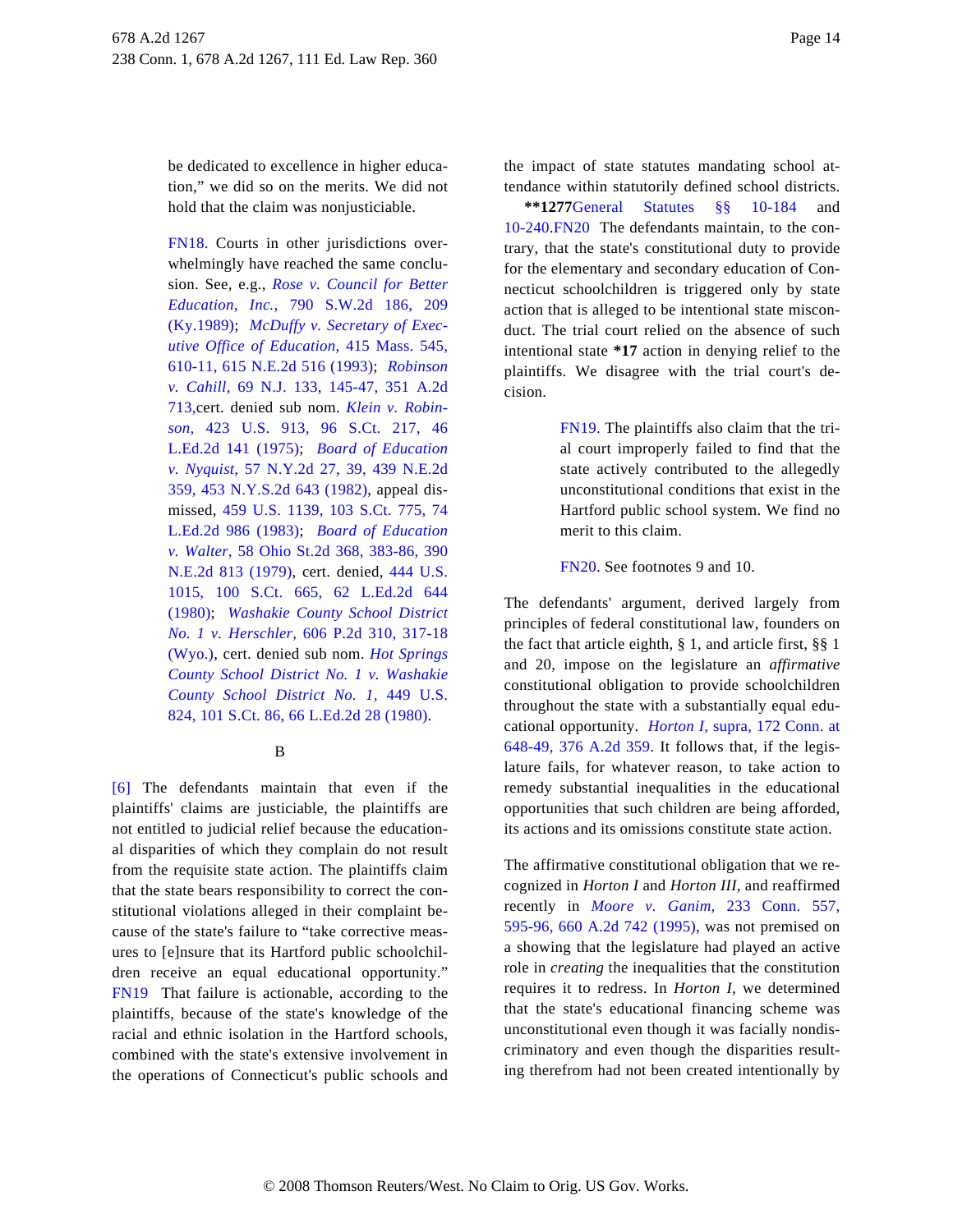be dedicated to excellence in higher education," we did so on the merits. We did not hold that the claim was nonjusticiable.

FN18. Courts in other jurisdictions overwhelmingly have reached the same conclusion. See, e.g., *Rose v. Council for Better Education, Inc.,* 790 S.W.2d 186, 209 (Ky.1989); *McDuffy v. Secretary of Executive Office of Education,* 415 Mass. 545, 610-11, 615 N.E.2d 516 (1993); *Robinson v. Cahill,* 69 N.J. 133, 145-47, 351 A.2d 713,cert. denied sub nom. *Klein v. Robinson,* 423 U.S. 913, 96 S.Ct. 217, 46 L.Ed.2d 141 (1975); *Board of Education v. Nyquist,* 57 N.Y.2d 27, 39, 439 N.E.2d 359, 453 N.Y.S.2d 643 (1982), appeal dismissed, 459 U.S. 1139, 103 S.Ct. 775, 74 L.Ed.2d 986 (1983); *Board of Education v. Walter,* 58 Ohio St.2d 368, 383-86, 390 N.E.2d 813 (1979), cert. denied, 444 U.S. 1015, 100 S.Ct. 665, 62 L.Ed.2d 644 (1980); *Washakie County School District No. 1 v. Herschler,* 606 P.2d 310, 317-18 (Wyo.), cert. denied sub nom. *Hot Springs County School District No. 1 v. Washakie County School District No. 1,* 449 U.S. 824, 101 S.Ct. 86, 66 L.Ed.2d 28 (1980).

B

[6] The defendants maintain that even if the plaintiffs' claims are justiciable, the plaintiffs are not entitled to judicial relief because the educational disparities of which they complain do not result from the requisite state action. The plaintiffs claim that the state bears responsibility to correct the constitutional violations alleged in their complaint because of the state's failure to "take corrective measures to [e]nsure that its Hartford public schoolchildren receive an equal educational opportunity." FN19 That failure is actionable, according to the plaintiffs, because of the state's knowledge of the racial and ethnic isolation in the Hartford schools, combined with the state's extensive involvement in the operations of Connecticut's public schools and the impact of state statutes mandating school attendance within statutorily defined school districts. **1277General Statutes §§ 10-184 and 10-240.FN20 The defendants maintain, to the contrary, that the state's constitutional duty to provide for the elementary and secondary education of Connecticut schoolchildren is triggered only by state action that is alleged to be intentional state misconduct. The trial court relied on the absence of such intentional state *17 action in denying relief to the plaintiffs. We disagree with the trial court's decision.

FN19. The plaintiffs also claim that the trial court improperly failed to find that the state actively contributed to the allegedly unconstitutional conditions that exist in the Hartford public school system. We find no merit to this claim.

FN20. See footnotes 9 and 10.

The defendants' argument, derived largely from principles of federal constitutional law, founders on the fact that article eighth, § 1, and article first, §§ 1 and 20, impose on the legislature an *affirmative* constitutional obligation to provide schoolchildren throughout the state with a substantially equal educational opportunity. *Horton I,* supra, 172 Conn. at 648-49, 376 A.2d 359. It follows that, if the legislature fails, for whatever reason, to take action to remedy substantial inequalities in the educational opportunities that such children are being afforded, its actions and its omissions constitute state action.

The affirmative constitutional obligation that we recognized in *Horton I* and *Horton III,* and reaffirmed recently in *Moore v. Ganim,* 233 Conn. 557, 595-96, 660 A.2d 742 (1995), was not premised on a showing that the legislature had played an active role in *creating* the inequalities that the constitution requires it to redress. In *Horton I,* we determined that the state's educational financing scheme was unconstitutional even though it was facially nondiscriminatory and even though the disparities resulting therefrom had not been created intentionally by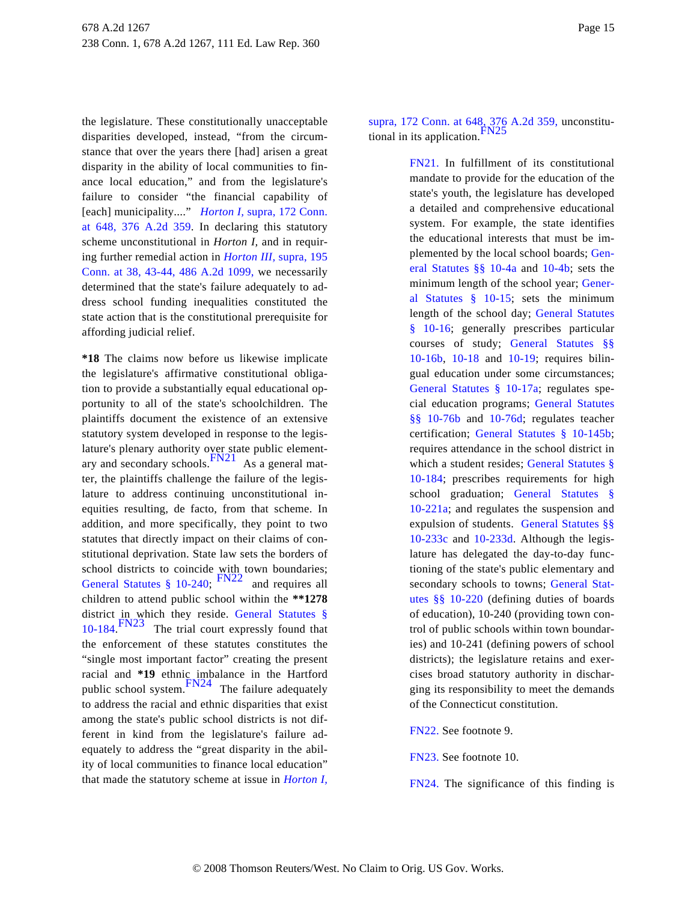the legislature. These constitutionally unacceptable disparities developed, instead, "from the circumstance that over the years there [had] arisen a great disparity in the ability of local communities to finance local education," and from the legislature's failure to consider "the financial capability of [each] municipality...." *Horton I,* supra, 172 Conn. at 648, 376 A.2d 359. In declaring this statutory scheme unconstitutional in *Horton I,* and in requiring further remedial action in *Horton III,* supra, 195 Conn. at 38, 43-44, 486 A.2d 1099, we necessarily determined that the state's failure adequately to address school funding inequalities constituted the state action that is the constitutional prerequisite for affording judicial relief.

**\*18** The claims now before us likewise implicate the legislature's affirmative constitutional obligation to provide a substantially equal educational opportunity to all of the state's schoolchildren. The plaintiffs document the existence of an extensive statutory system developed in response to the legislature's plenary authority over state public elementary and secondary schools.FN21 As a general matter, the plaintiffs challenge the failure of the legislature to address continuing unconstitutional inequities resulting, de facto, from that scheme. In addition, and more specifically, they point to two statutes that directly impact on their claims of constitutional deprivation. State law sets the borders of school districts to coincide with town boundaries; General Statutes § 10-240; FN22 and requires all children to attend public school within the **\*\*1278** district in which they reside. General Statutes § 10-184.FN23 The trial court expressly found that the enforcement of these statutes constitutes the "single most important factor" creating the present racial and **\*19** ethnic imbalance in the Hartford public school system.FN24 The failure adequately to address the racial and ethnic disparities that exist among the state's public school districts is not different in kind from the legislature's failure adequately to address the "great disparity in the ability of local communities to finance local education" that made the statutory scheme at issue in *Horton I,* supra, 172 Conn. at 648, 376 A.2d 359, unconstitutional in its application.FN25

FN21. In fulfillment of its constitutional mandate to provide for the education of the state's youth, the legislature has developed a detailed and comprehensive educational system. For example, the state identifies the educational interests that must be implemented by the local school boards; General Statutes §§ 10-4a and 10-4b; sets the minimum length of the school year; General Statutes § 10-15; sets the minimum length of the school day; General Statutes § 10-16; generally prescribes particular courses of study; General Statutes §§ 10-16b, 10-18 and 10-19; requires bilingual education under some circumstances; General Statutes § 10-17a; regulates special education programs; General Statutes §§ 10-76b and 10-76d; regulates teacher certification; General Statutes § 10-145b; requires attendance in the school district in which a student resides; General Statutes § 10-184; prescribes requirements for high school graduation; General Statutes § 10-221a; and regulates the suspension and expulsion of students. General Statutes §§ 10-233c and 10-233d. Although the legislature has delegated the day-to-day functioning of the state's public elementary and secondary schools to towns; General Statutes §§ 10-220 (defining duties of boards of education), 10-240 (providing town control of public schools within town boundaries) and 10-241 (defining powers of school districts); the legislature retains and exercises broad statutory authority in discharging its responsibility to meet the demands of the Connecticut constitution.

FN22. See footnote 9.

FN23. See footnote 10.

FN24. The significance of this finding is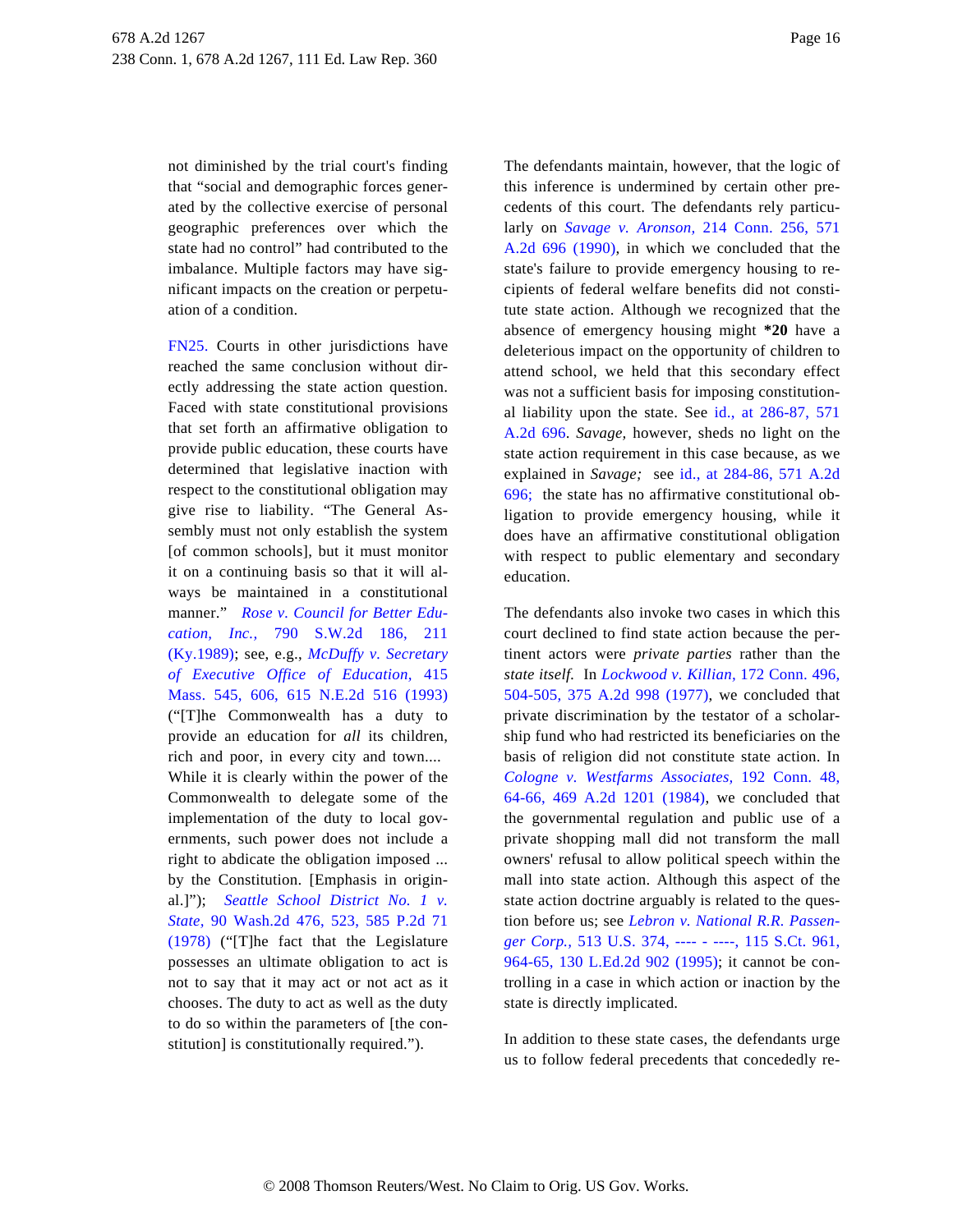not diminished by the trial court's finding that "social and demographic forces generated by the collective exercise of personal geographic preferences over which the state had no control" had contributed to the imbalance. Multiple factors may have significant impacts on the creation or perpetuation of a condition.

FN25. Courts in other jurisdictions have reached the same conclusion without directly addressing the state action question. Faced with state constitutional provisions that set forth an affirmative obligation to provide public education, these courts have determined that legislative inaction with respect to the constitutional obligation may give rise to liability. "The General Assembly must not only establish the system [of common schools], but it must monitor it on a continuing basis so that it will always be maintained in a constitutional manner." *Rose v. Council for Better Education, Inc.,* 790 S.W.2d 186, 211 (Ky.1989); see, e.g., *McDuffy v. Secretary of Executive Office of Education,* 415 Mass. 545, 606, 615 N.E.2d 516 (1993) ("[T]he Commonwealth has a duty to provide an education for *all* its children, rich and poor, in every city and town.... While it is clearly within the power of the Commonwealth to delegate some of the implementation of the duty to local governments, such power does not include a right to abdicate the obligation imposed ... by the Constitution. [Emphasis in original.]"); *Seattle School District No. 1 v. State,* 90 Wash.2d 476, 523, 585 P.2d 71 (1978) ("[T]he fact that the Legislature possesses an ultimate obligation to act is not to say that it may act or not act as it chooses. The duty to act as well as the duty to do so within the parameters of [the constitution] is constitutionally required.").

The defendants maintain, however, that the logic of this inference is undermined by certain other precedents of this court. The defendants rely particularly on *Savage v. Aronson,* 214 Conn. 256, 571 A.2d 696 (1990), in which we concluded that the state's failure to provide emergency housing to recipients of federal welfare benefits did not constitute state action. Although we recognized that the absence of emergency housing might **\*20** have a deleterious impact on the opportunity of children to attend school, we held that this secondary effect was not a sufficient basis for imposing constitutional liability upon the state. See id., at 286-87, 571 A.2d 696. *Savage,* however, sheds no light on the state action requirement in this case because, as we explained in *Savage;* see id., at 284-86, 571 A.2d 696; the state has no affirmative constitutional obligation to provide emergency housing, while it does have an affirmative constitutional obligation with respect to public elementary and secondary education.

The defendants also invoke two cases in which this court declined to find state action because the pertinent actors were *private parties* rather than the *state itself.* In *Lockwood v. Killian,* 172 Conn. 496, 504-505, 375 A.2d 998 (1977), we concluded that private discrimination by the testator of a scholarship fund who had restricted its beneficiaries on the basis of religion did not constitute state action. In *Cologne v. Westfarms Associates,* 192 Conn. 48, 64-66, 469 A.2d 1201 (1984), we concluded that the governmental regulation and public use of a private shopping mall did not transform the mall owners' refusal to allow political speech within the mall into state action. Although this aspect of the state action doctrine arguably is related to the question before us; see *Lebron v. National R.R. Passenger Corp.,* 513 U.S. 374, ---- - ----, 115 S.Ct. 961, 964-65, 130 L.Ed.2d 902 (1995); it cannot be controlling in a case in which action or inaction by the state is directly implicated.

In addition to these state cases, the defendants urge us to follow federal precedents that concededly re-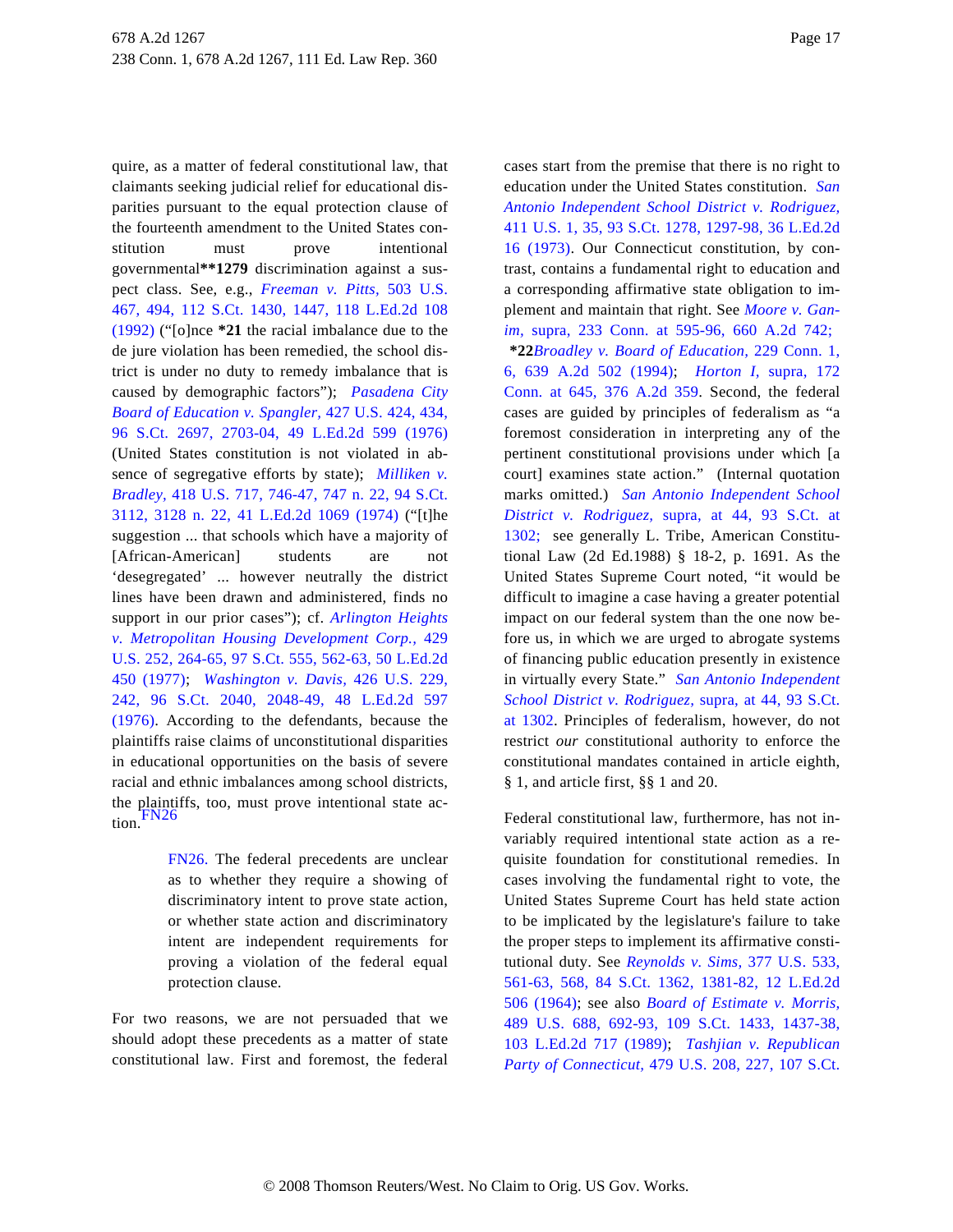quire, as a matter of federal constitutional law, that claimants seeking judicial relief for educational disparities pursuant to the equal protection clause of the fourteenth amendment to the United States constitution must prove intentional governmental**1279 discrimination against a suspect class. See, e.g., *Freeman v. Pitts,* 503 U.S. 467, 494, 112 S.Ct. 1430, 1447, 118 L.Ed.2d 108 (1992) ("[o]nce *21 the racial imbalance due to the de jure violation has been remedied, the school district is under no duty to remedy imbalance that is caused by demographic factors"); *Pasadena City Board of Education v. Spangler,* 427 U.S. 424, 434, 96 S.Ct. 2697, 2703-04, 49 L.Ed.2d 599 (1976) (United States constitution is not violated in absence of segregative efforts by state); *Milliken v. Bradley,* 418 U.S. 717, 746-47, 747 n. 22, 94 S.Ct. 3112, 3128 n. 22, 41 L.Ed.2d 1069 (1974) ("[t]he suggestion ... that schools which have a majority of [African-American] students are not 'desegregated' ... however neutrally the district lines have been drawn and administered, finds no support in our prior cases"); cf. *Arlington Heights v. Metropolitan Housing Development Corp.,* 429 U.S. 252, 264-65, 97 S.Ct. 555, 562-63, 50 L.Ed.2d 450 (1977); *Washington v. Davis,* 426 U.S. 229, 242, 96 S.Ct. 2040, 2048-49, 48 L.Ed.2d 597 (1976). According to the defendants, because the plaintiffs raise claims of unconstitutional disparities in educational opportunities on the basis of severe racial and ethnic imbalances among school districts, the plaintiffs, too, must prove intentional state action.FN26

> FN26. The federal precedents are unclear as to whether they require a showing of discriminatory intent to prove state action, or whether state action and discriminatory intent are independent requirements for proving a violation of the federal equal protection clause.

For two reasons, we are not persuaded that we should adopt these precedents as a matter of state constitutional law. First and foremost, the federal cases start from the premise that there is no right to education under the United States constitution. *San Antonio Independent School District v. Rodriguez,* 411 U.S. 1, 35, 93 S.Ct. 1278, 1297-98, 36 L.Ed.2d 16 (1973). Our Connecticut constitution, by contrast, contains a fundamental right to education and a corresponding affirmative state obligation to implement and maintain that right. See *Moore v. Ganim,* supra, 233 Conn. at 595-96, 660 A.2d 742; *22*Broadley v. Board of Education,* 229 Conn. 1, 6, 639 A.2d 502 (1994); *Horton I,* supra, 172 Conn. at 645, 376 A.2d 359. Second, the federal cases are guided by principles of federalism as "a foremost consideration in interpreting any of the pertinent constitutional provisions under which [a court] examines state action." (Internal quotation marks omitted.) *San Antonio Independent School District v. Rodriguez,* supra, at 44, 93 S.Ct. at 1302; see generally L. Tribe, American Constitutional Law (2d Ed.1988) § 18-2, p. 1691. As the United States Supreme Court noted, "it would be difficult to imagine a case having a greater potential impact on our federal system than the one now before us, in which we are urged to abrogate systems of financing public education presently in existence in virtually every State." *San Antonio Independent School District v. Rodriguez,* supra, at 44, 93 S.Ct. at 1302. Principles of federalism, however, do not restrict *our* constitutional authority to enforce the constitutional mandates contained in article eighth, § 1, and article first, §§ 1 and 20.

Federal constitutional law, furthermore, has not invariably required intentional state action as a requisite foundation for constitutional remedies. In cases involving the fundamental right to vote, the United States Supreme Court has held state action to be implicated by the legislature's failure to take the proper steps to implement its affirmative constitutional duty. See *Reynolds v. Sims,* 377 U.S. 533, 561-63, 568, 84 S.Ct. 1362, 1381-82, 12 L.Ed.2d 506 (1964); see also *Board of Estimate v. Morris,* 489 U.S. 688, 692-93, 109 S.Ct. 1433, 1437-38, 103 L.Ed.2d 717 (1989); *Tashjian v. Republican Party of Connecticut,* 479 U.S. 208, 227, 107 S.Ct.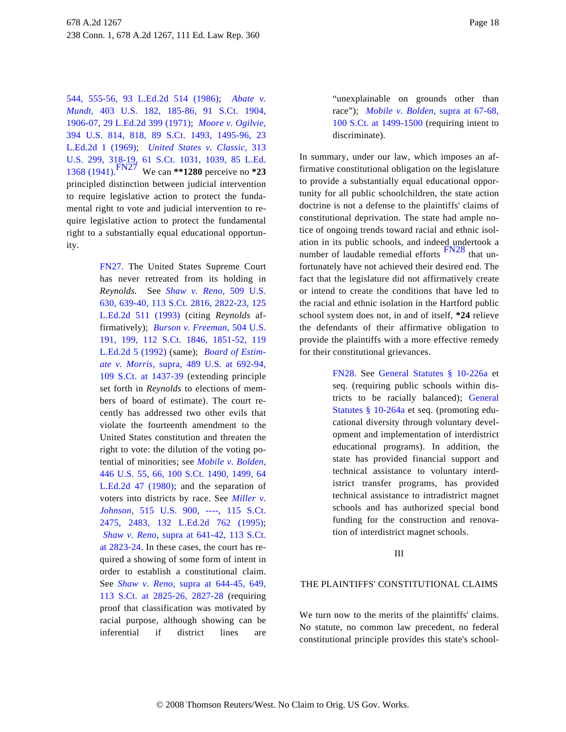544, 555-56, 93 L.Ed.2d 514 (1986); *Abate v. Mundt,* 403 U.S. 182, 185-86, 91 S.Ct. 1904, 1906-07, 29 L.Ed.2d 399 (1971); *Moore v. Ogilvie,* 394 U.S. 814, 818, 89 S.Ct. 1493, 1495-96, 23 L.Ed.2d 1 (1969); *United States v. Classic,* 313 U.S. 299, 318-19, 61 S.Ct. 1031, 1039, 85 L.Ed. 1368 (1941).[FN27] We can **\*\*1280** perceive no **\*23** principled distinction between judicial intervention to require legislative action to protect the fundamental right to vote and judicial intervention to require legislative action to protect the fundamental right to a substantially equal educational opportunity.

> FN27. The United States Supreme Court has never retreated from its holding in *Reynolds.* See *Shaw v. Reno,* 509 U.S. 630, 639-40, 113 S.Ct. 2816, 2822-23, 125 L.Ed.2d 511 (1993) (citing *Reynolds* affirmatively); *Burson v. Freeman,* 504 U.S. 191, 199, 112 S.Ct. 1846, 1851-52, 119 L.Ed.2d 5 (1992) (same); *Board of Estimate v. Morris,* supra, 489 U.S. at 692-94, 109 S.Ct. at 1437-39 (extending principle set forth in *Reynolds* to elections of members of board of estimate). The court recently has addressed two other evils that violate the fourteenth amendment to the United States constitution and threaten the right to vote: the dilution of the voting potential of minorities; see *Mobile v. Bolden,* 446 U.S. 55, 66, 100 S.Ct. 1490, 1499, 64 L.Ed.2d 47 (1980); and the separation of voters into districts by race. See *Miller v. Johnson,* 515 U.S. 900, ----, 115 S.Ct. 2475, 2483, 132 L.Ed.2d 762 (1995); *Shaw v. Reno,* supra at 641-42, 113 S.Ct. at 2823-24. In these cases, the court has required a showing of some form of intent in order to establish a constitutional claim. See *Shaw v. Reno,* supra at 644-45, 649, 113 S.Ct. at 2825-26, 2827-28 (requiring proof that classification was motivated by racial purpose, although showing can be inferential if district lines are "unexplainable on grounds other than race"); *Mobile v. Bolden,* supra at 67-68, 100 S.Ct. at 1499-1500 (requiring intent to discriminate).

In summary, under our law, which imposes an affirmative constitutional obligation on the legislature to provide a substantially equal educational opportunity for all public schoolchildren, the state action doctrine is not a defense to the plaintiffs' claims of constitutional deprivation. The state had ample notice of ongoing trends toward racial and ethnic isolation in its public schools, and indeed undertook a number of laudable remedial efforts [FN28] that unfortunately have not achieved their desired end. The fact that the legislature did not affirmatively create or intend to create the conditions that have led to the racial and ethnic isolation in the Hartford public school system does not, in and of itself, **\*24** relieve the defendants of their affirmative obligation to provide the plaintiffs with a more effective remedy for their constitutional grievances.

> FN28. See General Statutes § 10-226a et seq. (requiring public schools within districts to be racially balanced); General Statutes § 10-264a et seq. (promoting educational diversity through voluntary development and implementation of interdistrict educational programs). In addition, the state has provided financial support and technical assistance to voluntary interdistrict transfer programs, has provided technical assistance to intradistrict magnet schools and has authorized special bond funding for the construction and renovation of interdistrict magnet schools.

## III

## THE PLAINTIFFS' CONSTITUTIONAL CLAIMS

We turn now to the merits of the plaintiffs' claims. No statute, no common law precedent, no federal constitutional principle provides this state's school-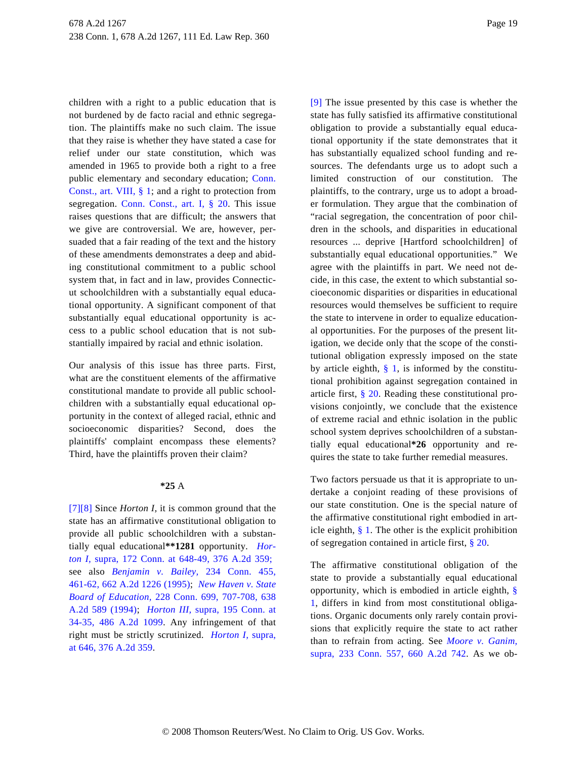children with a right to a public education that is not burdened by de facto racial and ethnic segregation. The plaintiffs make no such claim. The issue that they raise is whether they have stated a case for relief under our state constitution, which was amended in 1965 to provide both a right to a free public elementary and secondary education; Conn. Const., art. VIII, § 1; and a right to protection from segregation. Conn. Const., art. I, § 20. This issue raises questions that are difficult; the answers that we give are controversial. We are, however, persuaded that a fair reading of the text and the history of these amendments demonstrates a deep and abiding constitutional commitment to a public school system that, in fact and in law, provides Connecticut schoolchildren with a substantially equal educational opportunity. A significant component of that substantially equal educational opportunity is access to a public school education that is not substantially impaired by racial and ethnic isolation.

Our analysis of this issue has three parts. First, what are the constituent elements of the affirmative constitutional mandate to provide all public schoolchildren with a substantially equal educational opportunity in the context of alleged racial, ethnic and socioeconomic disparities? Second, does the plaintiffs' complaint encompass these elements? Third, have the plaintiffs proven their claim?

**\*25** A

[7][8] Since *Horton I,* it is common ground that the state has an affirmative constitutional obligation to provide all public schoolchildren with a substantially equal educational**\*\*1281** opportunity. *Horton I,* supra, 172 Conn. at 648-49, 376 A.2d 359; see also *Benjamin v. Bailey,* 234 Conn. 455, 461-62, 662 A.2d 1226 (1995); *New Haven v. State Board of Education,* 228 Conn. 699, 707-708, 638 A.2d 589 (1994); *Horton III,* supra, 195 Conn. at 34-35, 486 A.2d 1099. Any infringement of that right must be strictly scrutinized. *Horton I,* supra, at 646, 376 A.2d 359.

[9] The issue presented by this case is whether the state has fully satisfied its affirmative constitutional obligation to provide a substantially equal educational opportunity if the state demonstrates that it has substantially equalized school funding and resources. The defendants urge us to adopt such a limited construction of our constitution. The plaintiffs, to the contrary, urge us to adopt a broader formulation. They argue that the combination of "racial segregation, the concentration of poor children in the schools, and disparities in educational resources ... deprive [Hartford schoolchildren] of substantially equal educational opportunities." We agree with the plaintiffs in part. We need not decide, in this case, the extent to which substantial socioeconomic disparities or disparities in educational resources would themselves be sufficient to require the state to intervene in order to equalize educational opportunities. For the purposes of the present litigation, we decide only that the scope of the constitutional obligation expressly imposed on the state by article eighth, § 1, is informed by the constitutional prohibition against segregation contained in article first, § 20. Reading these constitutional provisions conjointly, we conclude that the existence of extreme racial and ethnic isolation in the public school system deprives schoolchildren of a substantially equal educational**\*26** opportunity and requires the state to take further remedial measures.

Two factors persuade us that it is appropriate to undertake a conjoint reading of these provisions of our state constitution. One is the special nature of the affirmative constitutional right embodied in article eighth, § 1. The other is the explicit prohibition of segregation contained in article first, § 20.

The affirmative constitutional obligation of the state to provide a substantially equal educational opportunity, which is embodied in article eighth, § 1, differs in kind from most constitutional obligations. Organic documents only rarely contain provisions that explicitly require the state to act rather than to refrain from acting. See *Moore v. Ganim,* supra, 233 Conn. 557, 660 A.2d 742. As we ob-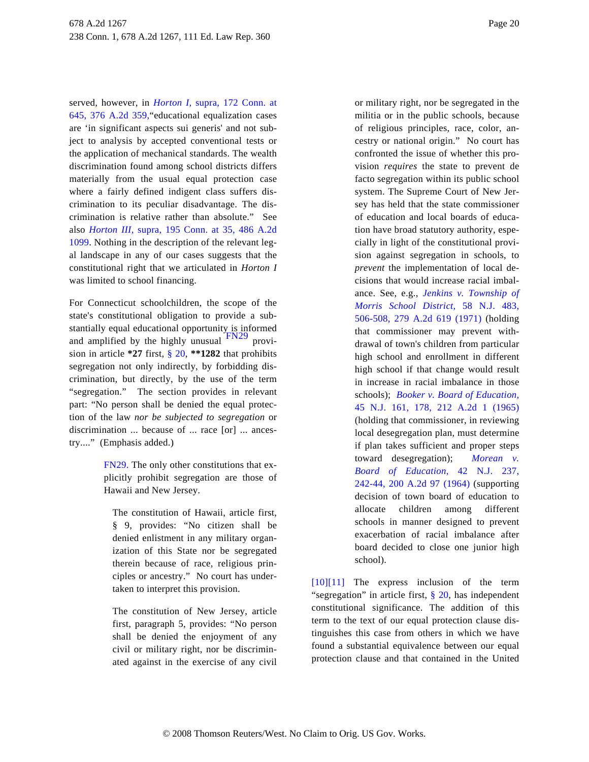served, however, in *Horton I,* supra, 172 Conn. at 645, 376 A.2d 359,“educational equalization cases are ‘in significant aspects sui generis' and not subject to analysis by accepted conventional tests or the application of mechanical standards. The wealth discrimination found among school districts differs materially from the usual equal protection case where a fairly defined indigent class suffers discrimination to its peculiar disadvantage. The discrimination is relative rather than absolute.” See also *Horton III,* supra, 195 Conn. at 35, 486 A.2d 1099. Nothing in the description of the relevant legal landscape in any of our cases suggests that the constitutional right that we articulated in *Horton I* was limited to school financing.

For Connecticut schoolchildren, the scope of the state's constitutional obligation to provide a substantially equal educational opportunity is informed and amplified by the highly unusual [FN29] provision in article **\*27** first, § 20, **\*\*1282** that prohibits segregation not only indirectly, by forbidding discrimination, but directly, by the use of the term “segregation.” The section provides in relevant part: “No person shall be denied the equal protection of the law *nor be subjected to segregation* or discrimination ... because of ... race [or] ... ancestry....” (Emphasis added.)

> FN29. The only other constitutions that explicitly prohibit segregation are those of Hawaii and New Jersey.
>
> The constitution of Hawaii, article first, § 9, provides: “No citizen shall be denied enlistment in any military organization of this State nor be segregated therein because of race, religious principles or ancestry.” No court has undertaken to interpret this provision.
>
> The constitution of New Jersey, article first, paragraph 5, provides: “No person shall be denied the enjoyment of any civil or military right, nor be discriminated against in the exercise of any civil or military right, nor be segregated in the militia or in the public schools, because of religious principles, race, color, ancestry or national origin.” No court has confronted the issue of whether this provision *requires* the state to prevent de facto segregation within its public school system. The Supreme Court of New Jersey has held that the state commissioner of education and local boards of education have broad statutory authority, especially in light of the constitutional provision against segregation in schools, to *prevent* the implementation of local decisions that would increase racial imbalance. See, e.g., *Jenkins v. Township of Morris School District,* 58 N.J. 483, 506-508, 279 A.2d 619 (1971) (holding that commissioner may prevent withdrawal of town's children from particular high school and enrollment in different high school if that change would result in increase in racial imbalance in those schools); *Booker v. Board of Education,* 45 N.J. 161, 178, 212 A.2d 1 (1965) (holding that commissioner, in reviewing local desegregation plan, must determine if plan takes sufficient and proper steps toward desegregation); *Morean v. Board of Education,* 42 N.J. 237, 242-44, 200 A.2d 97 (1964) (supporting decision of town board of education to allocate children among different schools in manner designed to prevent exacerbation of racial imbalance after board decided to close one junior high school).

[10][11] The express inclusion of the term “segregation” in article first, § 20, has independent constitutional significance. The addition of this term to the text of our equal protection clause distinguishes this case from others in which we have found a substantial equivalence between our equal protection clause and that contained in the United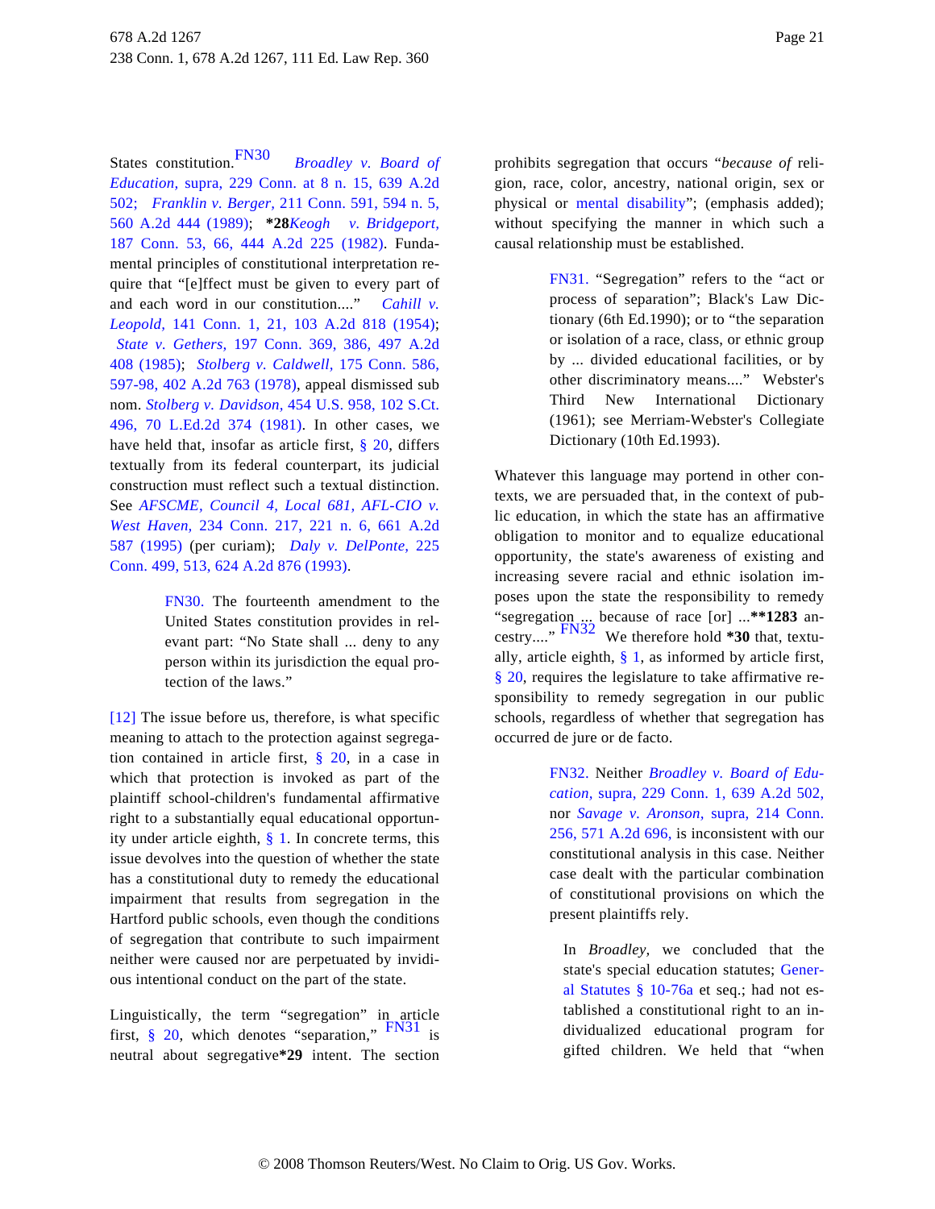States constitution.[FN30] *Broadley v. Board of Education,* supra, 229 Conn. at 8 n. 15, 639 A.2d 502; *Franklin v. Berger,* 211 Conn. 591, 594 n. 5, 560 A.2d 444 (1989); **\*28***Keogh v. Bridgeport,* 187 Conn. 53, 66, 444 A.2d 225 (1982). Fundamental principles of constitutional interpretation require that "[e]ffect must be given to every part of and each word in our constitution...." *Cahill v. Leopold,* 141 Conn. 1, 21, 103 A.2d 818 (1954); *State v. Gethers,* 197 Conn. 369, 386, 497 A.2d 408 (1985); *Stolberg v. Caldwell,* 175 Conn. 586, 597-98, 402 A.2d 763 (1978), appeal dismissed sub nom. *Stolberg v. Davidson,* 454 U.S. 958, 102 S.Ct. 496, 70 L.Ed.2d 374 (1981). In other cases, we have held that, insofar as article first, § 20, differs textually from its federal counterpart, its judicial construction must reflect such a textual distinction. See *AFSCME, Council 4, Local 681, AFL-CIO v. West Haven,* 234 Conn. 217, 221 n. 6, 661 A.2d 587 (1995) (per curiam); *Daly v. DelPonte,* 225 Conn. 499, 513, 624 A.2d 876 (1993).

> FN30. The fourteenth amendment to the United States constitution provides in relevant part: "No State shall ... deny to any person within its jurisdiction the equal protection of the laws."

[12] The issue before us, therefore, is what specific meaning to attach to the protection against segregation contained in article first, § 20, in a case in which that protection is invoked as part of the plaintiff school-children's fundamental affirmative right to a substantially equal educational opportunity under article eighth, § 1. In concrete terms, this issue devolves into the question of whether the state has a constitutional duty to remedy the educational impairment that results from segregation in the Hartford public schools, even though the conditions of segregation that contribute to such impairment neither were caused nor are perpetuated by invidious intentional conduct on the part of the state.

Linguistically, the term "segregation" in article first, § 20, which denotes "separation," [FN31] is neutral about segregative**\*29** intent. The section prohibits segregation that occurs "*because of* religion, race, color, ancestry, national origin, sex or physical or mental disability"; (emphasis added); without specifying the manner in which such a causal relationship must be established.

> FN31. "Segregation" refers to the "act or process of separation"; Black's Law Dictionary (6th Ed.1990); or to "the separation or isolation of a race, class, or ethnic group by ... divided educational facilities, or by other discriminatory means...." Webster's Third New International Dictionary (1961); see Merriam-Webster's Collegiate Dictionary (10th Ed.1993).

Whatever this language may portend in other contexts, we are persuaded that, in the context of public education, in which the state has an affirmative obligation to monitor and to equalize educational opportunity, the state's awareness of existing and increasing severe racial and ethnic isolation imposes upon the state the responsibility to remedy "segregation ... because of race [or] ...**\*\*1283** ancestry...." [FN32] We therefore hold **\*30** that, textually, article eighth, § 1, as informed by article first, § 20, requires the legislature to take affirmative responsibility to remedy segregation in our public schools, regardless of whether that segregation has occurred de jure or de facto.

> FN32. Neither *Broadley v. Board of Education,* supra, 229 Conn. 1, 639 A.2d 502, nor *Savage v. Aronson,* supra, 214 Conn. 256, 571 A.2d 696, is inconsistent with our constitutional analysis in this case. Neither case dealt with the particular combination of constitutional provisions on which the present plaintiffs rely.
>
> In *Broadley,* we concluded that the state's special education statutes; General Statutes § 10-76a et seq.; had not established a constitutional right to an individualized educational program for gifted children. We held that "when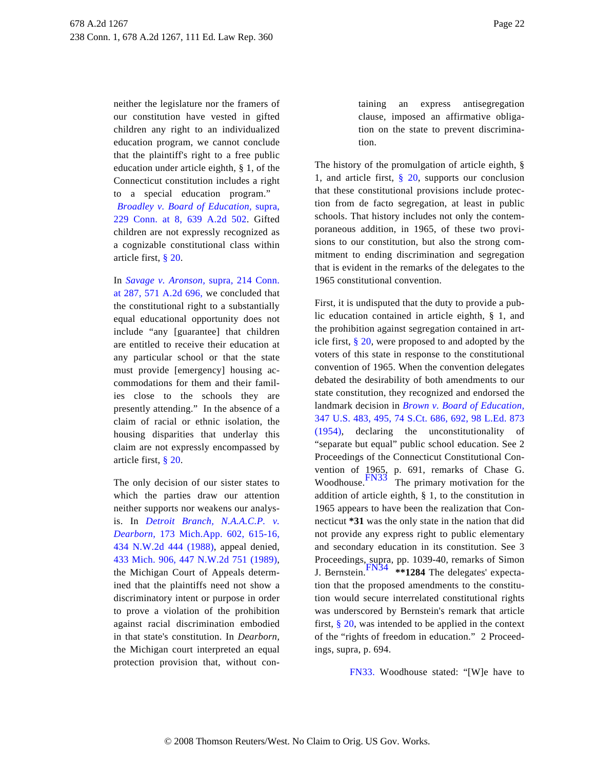neither the legislature nor the framers of our constitution have vested in gifted children any right to an individualized education program, we cannot conclude that the plaintiff's right to a free public education under article eighth, § 1, of the Connecticut constitution includes a right to a special education program." *Broadley v. Board of Education,* supra, 229 Conn. at 8, 639 A.2d 502. Gifted children are not expressly recognized as a cognizable constitutional class within article first, § 20.

In *Savage v. Aronson,* supra, 214 Conn. at 287, 571 A.2d 696, we concluded that the constitutional right to a substantially equal educational opportunity does not include "any [guarantee] that children are entitled to receive their education at any particular school or that the state must provide [emergency] housing accommodations for them and their families close to the schools they are presently attending." In the absence of a claim of racial or ethnic isolation, the housing disparities that underlay this claim are not expressly encompassed by article first, § 20.

The only decision of our sister states to which the parties draw our attention neither supports nor weakens our analysis. In *Detroit Branch, N.A.A.C.P. v. Dearborn,* 173 Mich.App. 602, 615-16, 434 N.W.2d 444 (1988), appeal denied, 433 Mich. 906, 447 N.W.2d 751 (1989), the Michigan Court of Appeals determined that the plaintiffs need not show a discriminatory intent or purpose in order to prove a violation of the prohibition against racial discrimination embodied in that state's constitution. In *Dearborn,* the Michigan court interpreted an equal protection provision that, without containing an express antisegregation clause, imposed an affirmative obligation on the state to prevent discrimination.

The history of the promulgation of article eighth, § 1, and article first, § 20, supports our conclusion that these constitutional provisions include protection from de facto segregation, at least in public schools. That history includes not only the contemporaneous addition, in 1965, of these two provisions to our constitution, but also the strong commitment to ending discrimination and segregation that is evident in the remarks of the delegates to the 1965 constitutional convention.

First, it is undisputed that the duty to provide a public education contained in article eighth, § 1, and the prohibition against segregation contained in article first, § 20, were proposed to and adopted by the voters of this state in response to the constitutional convention of 1965. When the convention delegates debated the desirability of both amendments to our state constitution, they recognized and endorsed the landmark decision in *Brown v. Board of Education,* 347 U.S. 483, 495, 74 S.Ct. 686, 692, 98 L.Ed. 873 (1954), declaring the unconstitutionality of "separate but equal" public school education. See 2 Proceedings of the Connecticut Constitutional Convention of 1965, p. 691, remarks of Chase G. Woodhouse.[FN33] The primary motivation for the addition of article eighth, § 1, to the constitution in 1965 appears to have been the realization that Connecticut **\*31** was the only state in the nation that did not provide any express right to public elementary and secondary education in its constitution. See 3 Proceedings, supra, pp. 1039-40, remarks of Simon J. Bernstein.[FN34] **\*\*1284** The delegates' expectation that the proposed amendments to the constitution would secure interrelated constitutional rights was underscored by Bernstein's remark that article first, § 20, was intended to be applied in the context of the "rights of freedom in education." 2 Proceedings, supra, p. 694.

FN33. Woodhouse stated: "[W]e have to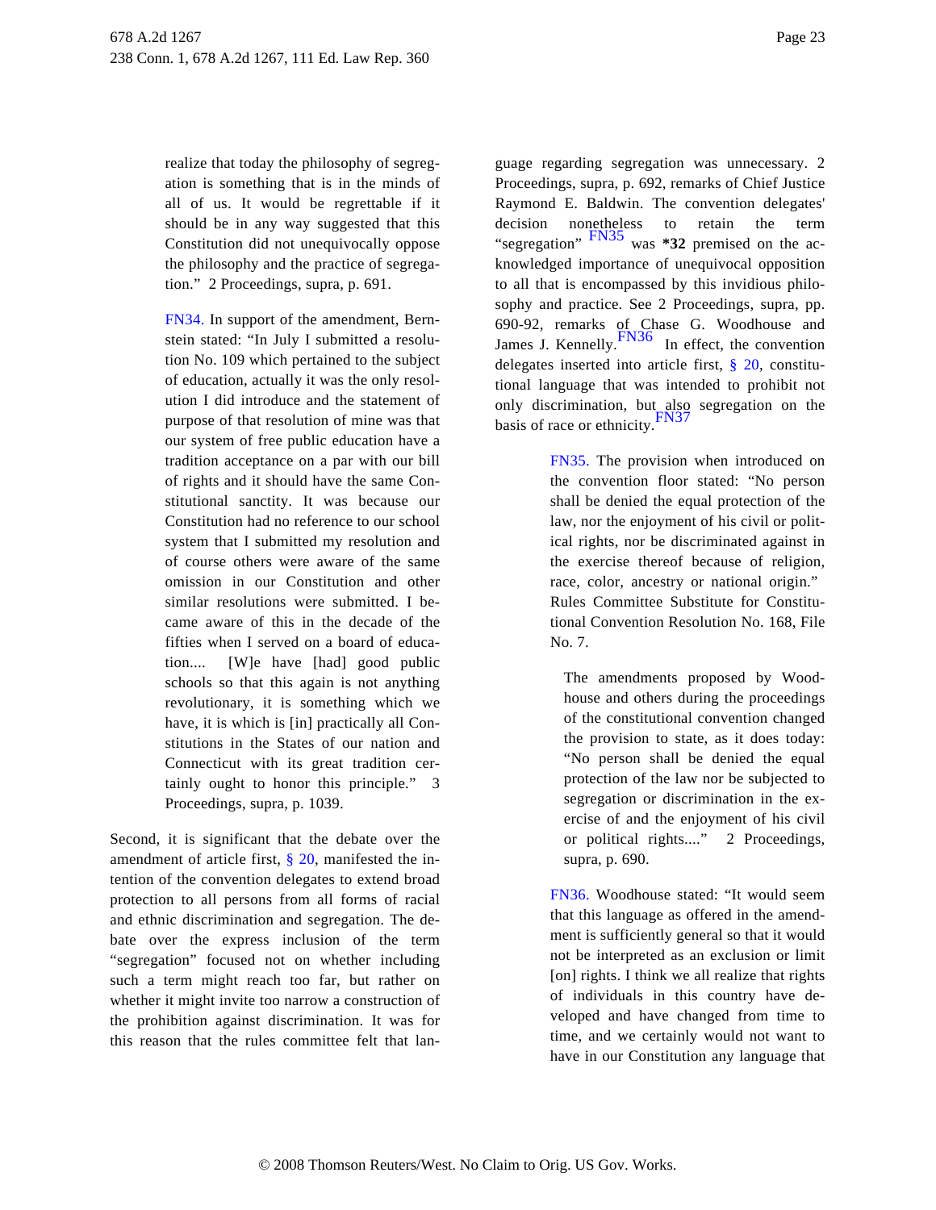realize that today the philosophy of segregation is something that is in the minds of all of us. It would be regrettable if it should be in any way suggested that this Constitution did not unequivocally oppose the philosophy and the practice of segregation." 2 Proceedings, supra, p. 691.

FN34. In support of the amendment, Bernstein stated: "In July I submitted a resolution No. 109 which pertained to the subject of education, actually it was the only resolution I did introduce and the statement of purpose of that resolution of mine was that our system of free public education have a tradition acceptance on a par with our bill of rights and it should have the same Constitutional sanctity. It was because our Constitution had no reference to our school system that I submitted my resolution and of course others were aware of the same omission in our Constitution and other similar resolutions were submitted. I became aware of this in the decade of the fifties when I served on a board of education.... [W]e have [had] good public schools so that this again is not anything revolutionary, it is something which we have, it is which is [in] practically all Constitutions in the States of our nation and Connecticut with its great tradition certainly ought to honor this principle." 3 Proceedings, supra, p. 1039.

Second, it is significant that the debate over the amendment of article first, § 20, manifested the intention of the convention delegates to extend broad protection to all persons from all forms of racial and ethnic discrimination and segregation. The debate over the express inclusion of the term "segregation" focused not on whether including such a term might reach too far, but rather on whether it might invite too narrow a construction of the prohibition against discrimination. It was for this reason that the rules committee felt that language regarding segregation was unnecessary. 2 Proceedings, supra, p. 692, remarks of Chief Justice Raymond E. Baldwin. The convention delegates' decision nonetheless to retain the term "segregation" FN35 was **\*32** premised on the acknowledged importance of unequivocal opposition to all that is encompassed by this invidious philosophy and practice. See 2 Proceedings, supra, pp. 690-92, remarks of Chase G. Woodhouse and James J. Kennelly.FN36 In effect, the convention delegates inserted into article first, § 20, constitutional language that was intended to prohibit not only discrimination, but also segregation on the basis of race or ethnicity.FN37

FN35. The provision when introduced on the convention floor stated: "No person shall be denied the equal protection of the law, nor the enjoyment of his civil or political rights, nor be discriminated against in the exercise thereof because of religion, race, color, ancestry or national origin." Rules Committee Substitute for Constitutional Convention Resolution No. 168, File No. 7.

The amendments proposed by Woodhouse and others during the proceedings of the constitutional convention changed the provision to state, as it does today: "No person shall be denied the equal protection of the law nor be subjected to segregation or discrimination in the exercise of and the enjoyment of his civil or political rights...." 2 Proceedings, supra, p. 690.

FN36. Woodhouse stated: "It would seem that this language as offered in the amendment is sufficiently general so that it would not be interpreted as an exclusion or limit [on] rights. I think we all realize that rights of individuals in this country have developed and have changed from time to time, and we certainly would not want to have in our Constitution any language that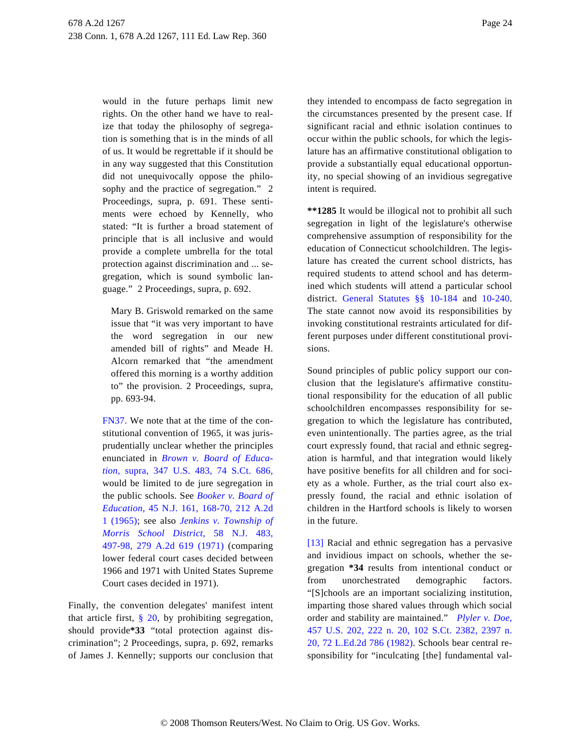would in the future perhaps limit new rights. On the other hand we have to realize that today the philosophy of segregation is something that is in the minds of all of us. It would be regrettable if it should be in any way suggested that this Constitution did not unequivocally oppose the philosophy and the practice of segregation." 2 Proceedings, supra, p. 691. These sentiments were echoed by Kennelly, who stated: "It is further a broad statement of principle that is all inclusive and would provide a complete umbrella for the total protection against discrimination and ... segregation, which is sound symbolic language." 2 Proceedings, supra, p. 692.

> Mary B. Griswold remarked on the same issue that "it was very important to have the word segregation in our new amended bill of rights" and Meade H. Alcorn remarked that "the amendment offered this morning is a worthy addition to" the provision. 2 Proceedings, supra, pp. 693-94.

FN37. We note that at the time of the constitutional convention of 1965, it was jurisprudentially unclear whether the principles enunciated in *Brown v. Board of Education,* supra, 347 U.S. 483, 74 S.Ct. 686, would be limited to de jure segregation in the public schools. See *Booker v. Board of Education,* 45 N.J. 161, 168-70, 212 A.2d 1 (1965); see also *Jenkins v. Township of Morris School District,* 58 N.J. 483, 497-98, 279 A.2d 619 (1971) (comparing lower federal court cases decided between 1966 and 1971 with United States Supreme Court cases decided in 1971).

Finally, the convention delegates' manifest intent that article first, § 20, by prohibiting segregation, should provide**\*33** "total protection against discrimination"; 2 Proceedings, supra, p. 692, remarks of James J. Kennelly; supports our conclusion that they intended to encompass de facto segregation in the circumstances presented by the present case. If significant racial and ethnic isolation continues to occur within the public schools, for which the legislature has an affirmative constitutional obligation to provide a substantially equal educational opportunity, no special showing of an invidious segregative intent is required.

**\*\*1285** It would be illogical not to prohibit all such segregation in light of the legislature's otherwise comprehensive assumption of responsibility for the education of Connecticut schoolchildren. The legislature has created the current school districts, has required students to attend school and has determined which students will attend a particular school district. General Statutes §§ 10-184 and 10-240. The state cannot now avoid its responsibilities by invoking constitutional restraints articulated for different purposes under different constitutional provisions.

Sound principles of public policy support our conclusion that the legislature's affirmative constitutional responsibility for the education of all public schoolchildren encompasses responsibility for segregation to which the legislature has contributed, even unintentionally. The parties agree, as the trial court expressly found, that racial and ethnic segregation is harmful, and that integration would likely have positive benefits for all children and for society as a whole. Further, as the trial court also expressly found, the racial and ethnic isolation of children in the Hartford schools is likely to worsen in the future.

[13] Racial and ethnic segregation has a pervasive and invidious impact on schools, whether the segregation **\*34** results from intentional conduct or from unorchestrated demographic factors. "[S]chools are an important socializing institution, imparting those shared values through which social order and stability are maintained." *Plyler v. Doe,* 457 U.S. 202, 222 n. 20, 102 S.Ct. 2382, 2397 n. 20, 72 L.Ed.2d 786 (1982). Schools bear central responsibility for "inculcating [the] fundamental val-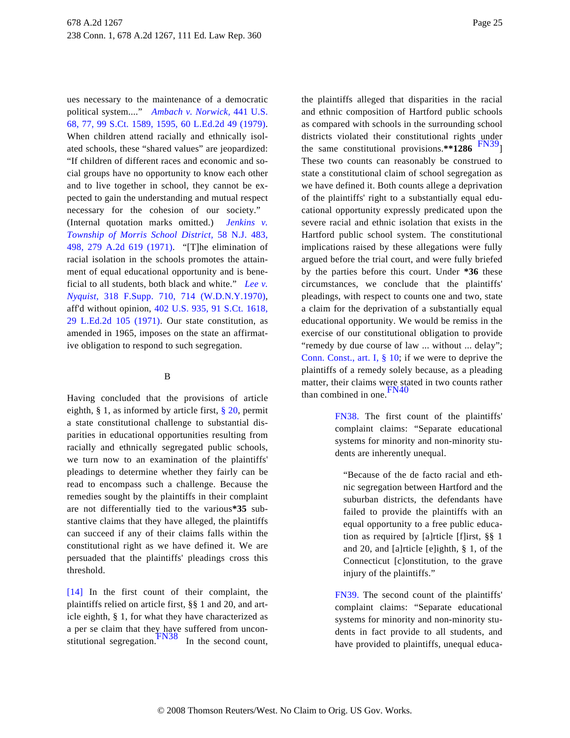ues necessary to the maintenance of a democratic political system....” *Ambach v. Norwick,* 441 U.S. 68, 77, 99 S.Ct. 1589, 1595, 60 L.Ed.2d 49 (1979). When children attend racially and ethnically isolated schools, these “shared values” are jeopardized: “If children of different races and economic and social groups have no opportunity to know each other and to live together in school, they cannot be expected to gain the understanding and mutual respect necessary for the cohesion of our society.” (Internal quotation marks omitted.) *Jenkins v. Township of Morris School District,* 58 N.J. 483, 498, 279 A.2d 619 (1971). “[T]he elimination of racial isolation in the schools promotes the attainment of equal educational opportunity and is beneficial to all students, both black and white.” *Lee v. Nyquist,* 318 F.Supp. 710, 714 (W.D.N.Y.1970), aff'd without opinion, 402 U.S. 935, 91 S.Ct. 1618, 29 L.Ed.2d 105 (1971). Our state constitution, as amended in 1965, imposes on the state an affirmative obligation to respond to such segregation.

B

Having concluded that the provisions of article eighth, § 1, as informed by article first, § 20, permit a state constitutional challenge to substantial disparities in educational opportunities resulting from racially and ethnically segregated public schools, we turn now to an examination of the plaintiffs' pleadings to determine whether they fairly can be read to encompass such a challenge. Because the remedies sought by the plaintiffs in their complaint are not differentially tied to the various**\*35** substantive claims that they have alleged, the plaintiffs can succeed if any of their claims falls within the constitutional right as we have defined it. We are persuaded that the plaintiffs' pleadings cross this threshold.

[14] In the first count of their complaint, the plaintiffs relied on article first, §§ 1 and 20, and article eighth, § 1, for what they have characterized as a per se claim that they have suffered from unconstitutional segregation.[FN38] In the second count, the plaintiffs alleged that disparities in the racial and ethnic composition of Hartford public schools as compared with schools in the surrounding school districts violated their constitutional rights under the same constitutional provisions.**\*\*1286** [FN39] These two counts can reasonably be construed to state a constitutional claim of school segregation as we have defined it. Both counts allege a deprivation of the plaintiffs' right to a substantially equal educational opportunity expressly predicated upon the severe racial and ethnic isolation that exists in the Hartford public school system. The constitutional implications raised by these allegations were fully argued before the trial court, and were fully briefed by the parties before this court. Under **\*36** these circumstances, we conclude that the plaintiffs' pleadings, with respect to counts one and two, state a claim for the deprivation of a substantially equal educational opportunity. We would be remiss in the exercise of our constitutional obligation to provide “remedy by due course of law ... without ... delay”; Conn. Const., art. I, § 10; if we were to deprive the plaintiffs of a remedy solely because, as a pleading matter, their claims were stated in two counts rather than combined in one.[FN40]

FN38. The first count of the plaintiffs' complaint claims: “Separate educational systems for minority and non-minority students are inherently unequal.

“Because of the de facto racial and ethnic segregation between Hartford and the suburban districts, the defendants have failed to provide the plaintiffs with an equal opportunity to a free public education as required by [a]rticle [f]irst, §§ 1 and 20, and [a]rticle [e]ighth, § 1, of the Connecticut [c]onstitution, to the grave injury of the plaintiffs.”

FN39. The second count of the plaintiffs' complaint claims: “Separate educational systems for minority and non-minority students in fact provide to all students, and have provided to plaintiffs, unequal educa-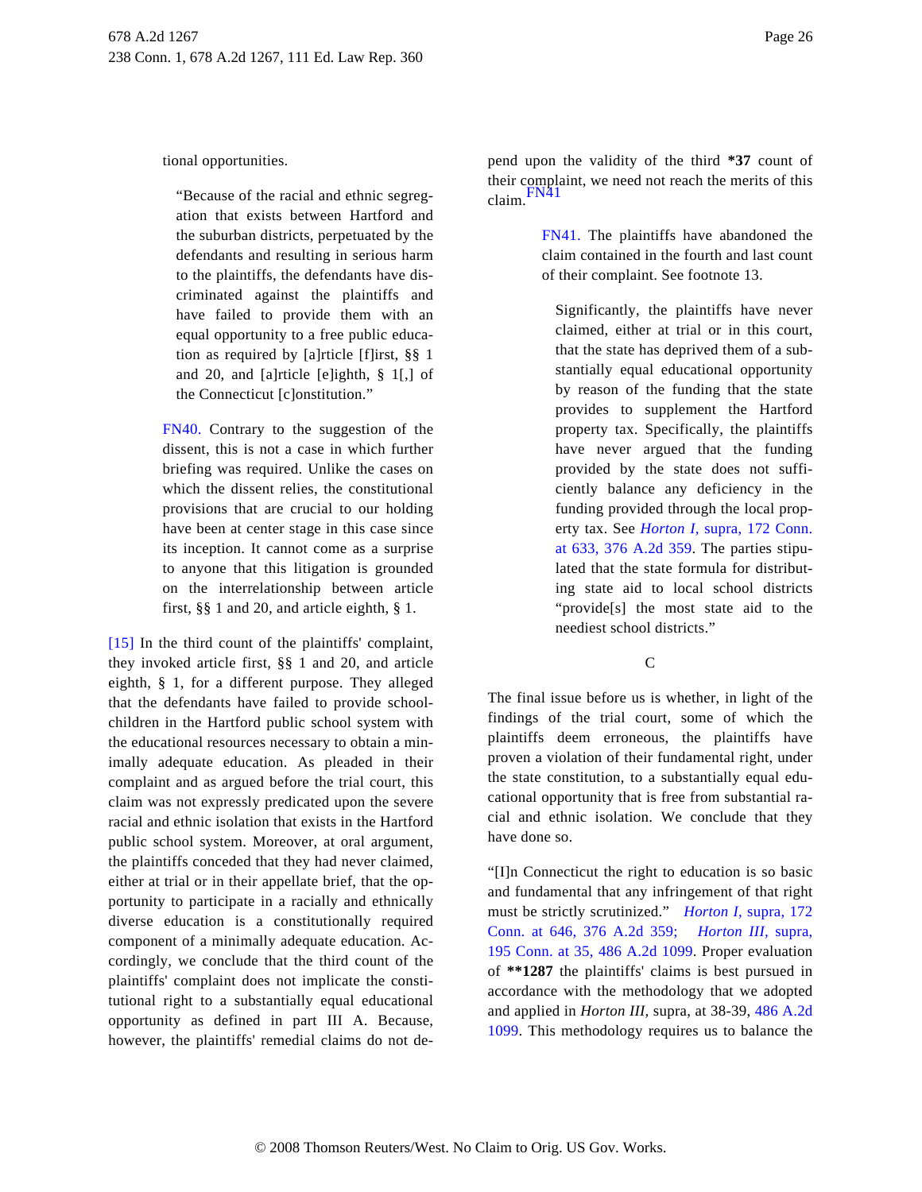tional opportunities.

> "Because of the racial and ethnic segregation that exists between Hartford and the suburban districts, perpetuated by the defendants and resulting in serious harm to the plaintiffs, the defendants have discriminated against the plaintiffs and have failed to provide them with an equal opportunity to a free public education as required by [a]rticle [f]irst, §§ 1 and 20, and [a]rticle [e]ighth, § 1[,] of the Connecticut [c]onstitution."

> FN40. Contrary to the suggestion of the dissent, this is not a case in which further briefing was required. Unlike the cases on which the dissent relies, the constitutional provisions that are crucial to our holding have been at center stage in this case since its inception. It cannot come as a surprise to anyone that this litigation is grounded on the interrelationship between article first, §§ 1 and 20, and article eighth, § 1.

[15] In the third count of the plaintiffs' complaint, they invoked article first, §§ 1 and 20, and article eighth, § 1, for a different purpose. They alleged that the defendants have failed to provide schoolchildren in the Hartford public school system with the educational resources necessary to obtain a minimally adequate education. As pleaded in their complaint and as argued before the trial court, this claim was not expressly predicated upon the severe racial and ethnic isolation that exists in the Hartford public school system. Moreover, at oral argument, the plaintiffs conceded that they had never claimed, either at trial or in their appellate brief, that the opportunity to participate in a racially and ethnically diverse education is a constitutionally required component of a minimally adequate education. Accordingly, we conclude that the third count of the plaintiffs' complaint does not implicate the constitutional right to a substantially equal educational opportunity as defined in part III A. Because, however, the plaintiffs' remedial claims do not depend upon the validity of the third **\*37** count of their complaint, we need not reach the merits of this claim.[FN41]

> FN41. The plaintiffs have abandoned the claim contained in the fourth and last count of their complaint. See footnote 13.

> Significantly, the plaintiffs have never claimed, either at trial or in this court, that the state has deprived them of a substantially equal educational opportunity by reason of the funding that the state provides to supplement the Hartford property tax. Specifically, the plaintiffs have never argued that the funding provided by the state does not sufficiently balance any deficiency in the funding provided through the local property tax. See *Horton I,* supra, 172 Conn. at 633, 376 A.2d 359. The parties stipulated that the state formula for distributing state aid to local school districts "provide[s] the most state aid to the neediest school districts."

C

The final issue before us is whether, in light of the findings of the trial court, some of which the plaintiffs deem erroneous, the plaintiffs have proven a violation of their fundamental right, under the state constitution, to a substantially equal educational opportunity that is free from substantial racial and ethnic isolation. We conclude that they have done so.

"[I]n Connecticut the right to education is so basic and fundamental that any infringement of that right must be strictly scrutinized." *Horton I,* supra, 172 Conn. at 646, 376 A.2d 359; *Horton III,* supra, 195 Conn. at 35, 486 A.2d 1099. Proper evaluation of **\*\*1287** the plaintiffs' claims is best pursued in accordance with the methodology that we adopted and applied in *Horton III,* supra, at 38-39, 486 A.2d 1099. This methodology requires us to balance the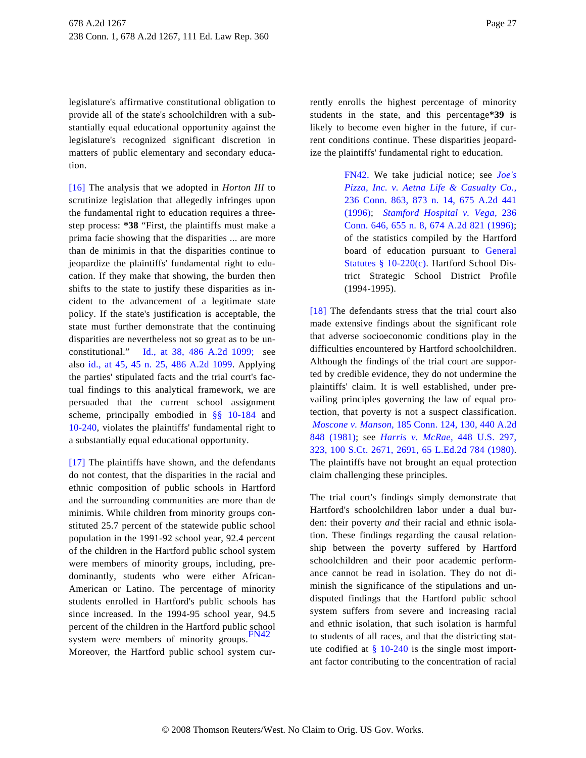legislature's affirmative constitutional obligation to provide all of the state's schoolchildren with a substantially equal educational opportunity against the legislature's recognized significant discretion in matters of public elementary and secondary education.

[16] The analysis that we adopted in *Horton III* to scrutinize legislation that allegedly infringes upon the fundamental right to education requires a three-step process: **\*38** "First, the plaintiffs must make a prima facie showing that the disparities ... are more than de minimis in that the disparities continue to jeopardize the plaintiffs' fundamental right to education. If they make that showing, the burden then shifts to the state to justify these disparities as incident to the advancement of a legitimate state policy. If the state's justification is acceptable, the state must further demonstrate that the continuing disparities are nevertheless not so great as to be unconstitutional." Id., at 38, 486 A.2d 1099; see also id., at 45, 45 n. 25, 486 A.2d 1099. Applying the parties' stipulated facts and the trial court's factual findings to this analytical framework, we are persuaded that the current school assignment scheme, principally embodied in §§ 10-184 and 10-240, violates the plaintiffs' fundamental right to a substantially equal educational opportunity.

[17] The plaintiffs have shown, and the defendants do not contest, that the disparities in the racial and ethnic composition of public schools in Hartford and the surrounding communities are more than de minimis. While children from minority groups constituted 25.7 percent of the statewide public school population in the 1991-92 school year, 92.4 percent of the children in the Hartford public school system were members of minority groups, including, predominantly, students who were either African-American or Latino. The percentage of minority students enrolled in Hartford's public schools has since increased. In the 1994-95 school year, 94.5 percent of the children in the Hartford public school system were members of minority groups.[FN42] Moreover, the Hartford public school system currently enrolls the highest percentage of minority students in the state, and this percentage **\*39** is likely to become even higher in the future, if current conditions continue. These disparities jeopardize the plaintiffs' fundamental right to education.

> FN42. We take judicial notice; see *Joe's Pizza, Inc. v. Aetna Life & Casualty Co.,* 236 Conn. 863, 873 n. 14, 675 A.2d 441 (1996); *Stamford Hospital v. Vega,* 236 Conn. 646, 655 n. 8, 674 A.2d 821 (1996); of the statistics compiled by the Hartford board of education pursuant to General Statutes § 10-220(c). Hartford School District Strategic School District Profile (1994-1995).

[18] The defendants stress that the trial court also made extensive findings about the significant role that adverse socioeconomic conditions play in the difficulties encountered by Hartford schoolchildren. Although the findings of the trial court are supported by credible evidence, they do not undermine the plaintiffs' claim. It is well established, under prevailing principles governing the law of equal protection, that poverty is not a suspect classification. *Moscone v. Manson,* 185 Conn. 124, 130, 440 A.2d 848 (1981); see *Harris v. McRae,* 448 U.S. 297, 323, 100 S.Ct. 2671, 2691, 65 L.Ed.2d 784 (1980). The plaintiffs have not brought an equal protection claim challenging these principles.

The trial court's findings simply demonstrate that Hartford's schoolchildren labor under a dual burden: their poverty *and* their racial and ethnic isolation. These findings regarding the causal relationship between the poverty suffered by Hartford schoolchildren and their poor academic performance cannot be read in isolation. They do not diminish the significance of the stipulations and undisputed findings that the Hartford public school system suffers from severe and increasing racial and ethnic isolation, that such isolation is harmful to students of all races, and that the districting statute codified at § 10-240 is the single most important factor contributing to the concentration of racial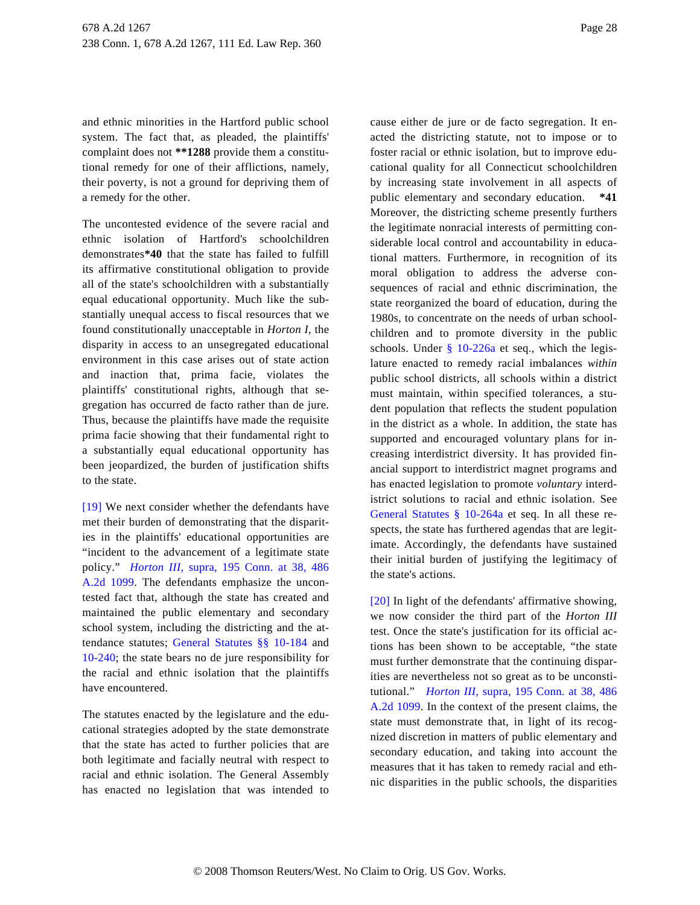and ethnic minorities in the Hartford public school system. The fact that, as pleaded, the plaintiffs' complaint does not **1288 provide them a constitutional remedy for one of their afflictions, namely, their poverty, is not a ground for depriving them of a remedy for the other.

The uncontested evidence of the severe racial and ethnic isolation of Hartford's schoolchildren demonstrates*40 that the state has failed to fulfill its affirmative constitutional obligation to provide all of the state's schoolchildren with a substantially equal educational opportunity. Much like the substantially unequal access to fiscal resources that we found constitutionally unacceptable in *Horton I,* the disparity in access to an unsegregated educational environment in this case arises out of state action and inaction that, prima facie, violates the plaintiffs' constitutional rights, although that segregation has occurred de facto rather than de jure. Thus, because the plaintiffs have made the requisite prima facie showing that their fundamental right to a substantially equal educational opportunity has been jeopardized, the burden of justification shifts to the state.

[19] We next consider whether the defendants have met their burden of demonstrating that the disparities in the plaintiffs' educational opportunities are "incident to the advancement of a legitimate state policy." *Horton III,* supra, 195 Conn. at 38, 486 A.2d 1099. The defendants emphasize the uncontested fact that, although the state has created and maintained the public elementary and secondary school system, including the districting and the attendance statutes; General Statutes §§ 10-184 and 10-240; the state bears no de jure responsibility for the racial and ethnic isolation that the plaintiffs have encountered.

The statutes enacted by the legislature and the educational strategies adopted by the state demonstrate that the state has acted to further policies that are both legitimate and facially neutral with respect to racial and ethnic isolation. The General Assembly has enacted no legislation that was intended to cause either de jure or de facto segregation. It enacted the districting statute, not to impose or to foster racial or ethnic isolation, but to improve educational quality for all Connecticut schoolchildren by increasing state involvement in all aspects of public elementary and secondary education. *41 Moreover, the districting scheme presently furthers the legitimate nonracial interests of permitting considerable local control and accountability in educational matters. Furthermore, in recognition of its moral obligation to address the adverse consequences of racial and ethnic discrimination, the state reorganized the board of education, during the 1980s, to concentrate on the needs of urban schoolchildren and to promote diversity in the public schools. Under § 10-226a et seq., which the legislature enacted to remedy racial imbalances *within* public school districts, all schools within a district must maintain, within specified tolerances, a student population that reflects the student population in the district as a whole. In addition, the state has supported and encouraged voluntary plans for increasing interdistrict diversity. It has provided financial support to interdistrict magnet programs and has enacted legislation to promote *voluntary* interdistrict solutions to racial and ethnic isolation. See General Statutes § 10-264a et seq. In all these respects, the state has furthered agendas that are legitimate. Accordingly, the defendants have sustained their initial burden of justifying the legitimacy of the state's actions.

[20] In light of the defendants' affirmative showing, we now consider the third part of the *Horton III* test. Once the state's justification for its official actions has been shown to be acceptable, "the state must further demonstrate that the continuing disparities are nevertheless not so great as to be unconstitutional." *Horton III,* supra, 195 Conn. at 38, 486 A.2d 1099. In the context of the present claims, the state must demonstrate that, in light of its recognized discretion in matters of public elementary and secondary education, and taking into account the measures that it has taken to remedy racial and ethnic disparities in the public schools, the disparities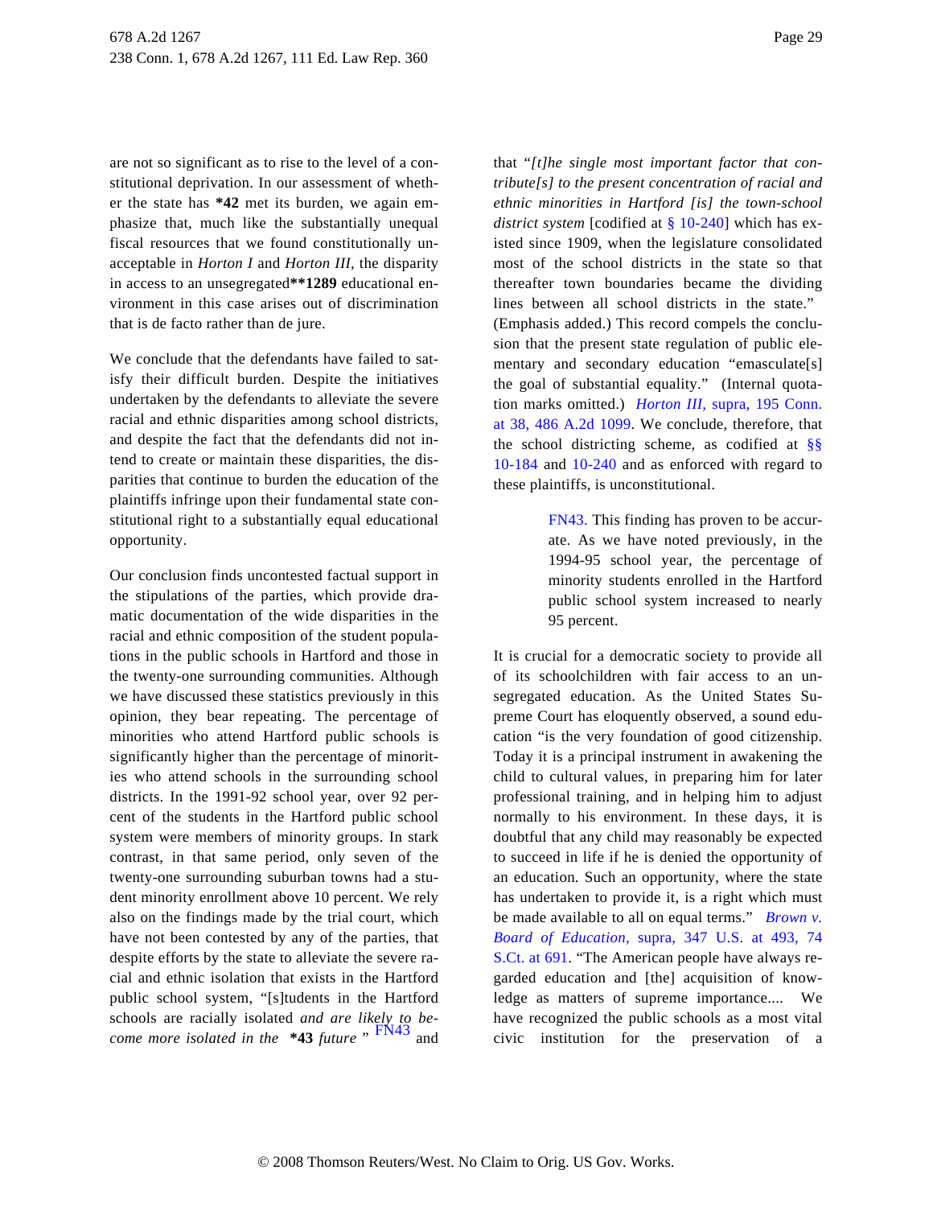are not so significant as to rise to the level of a constitutional deprivation. In our assessment of whether the state has **\*42** met its burden, we again emphasize that, much like the substantially unequal fiscal resources that we found constitutionally unacceptable in *Horton I* and *Horton III*, the disparity in access to an unsegregated**\*\*1289** educational environment in this case arises out of discrimination that is de facto rather than de jure.

We conclude that the defendants have failed to satisfy their difficult burden. Despite the initiatives undertaken by the defendants to alleviate the severe racial and ethnic disparities among school districts, and despite the fact that the defendants did not intend to create or maintain these disparities, the disparities that continue to burden the education of the plaintiffs infringe upon their fundamental state constitutional right to a substantially equal educational opportunity.

Our conclusion finds uncontested factual support in the stipulations of the parties, which provide dramatic documentation of the wide disparities in the racial and ethnic composition of the student populations in the public schools in Hartford and those in the twenty-one surrounding communities. Although we have discussed these statistics previously in this opinion, they bear repeating. The percentage of minorities who attend Hartford public schools is significantly higher than the percentage of minorities who attend schools in the surrounding school districts. In the 1991-92 school year, over 92 percent of the students in the Hartford public school system were members of minority groups. In stark contrast, in that same period, only seven of the twenty-one surrounding suburban towns had a student minority enrollment above 10 percent. We rely also on the findings made by the trial court, which have not been contested by any of the parties, that despite efforts by the state to alleviate the severe racial and ethnic isolation that exists in the Hartford public school system, "[s]tudents in the Hartford schools are racially isolated *and are likely to become more isolated in the* **\*43** *future* " FN43 and that "*[t]he single most important factor that contribute[s] to the present concentration of racial and ethnic minorities in Hartford [is] the town-school district system* [codified at § 10-240] which has existed since 1909, when the legislature consolidated most of the school districts in the state so that thereafter town boundaries became the dividing lines between all school districts in the state." (Emphasis added.) This record compels the conclusion that the present state regulation of public elementary and secondary education "emasculate[s] the goal of substantial equality." (Internal quotation marks omitted.) *Horton III*, supra, 195 Conn. at 38, 486 A.2d 1099. We conclude, therefore, that the school districting scheme, as codified at §§ 10-184 and 10-240 and as enforced with regard to these plaintiffs, is unconstitutional.

> FN43. This finding has proven to be accurate. As we have noted previously, in the 1994-95 school year, the percentage of minority students enrolled in the Hartford public school system increased to nearly 95 percent.

It is crucial for a democratic society to provide all of its schoolchildren with fair access to an unsegregated education. As the United States Supreme Court has eloquently observed, a sound education "is the very foundation of good citizenship. Today it is a principal instrument in awakening the child to cultural values, in preparing him for later professional training, and in helping him to adjust normally to his environment. In these days, it is doubtful that any child may reasonably be expected to succeed in life if he is denied the opportunity of an education. Such an opportunity, where the state has undertaken to provide it, is a right which must be made available to all on equal terms." *Brown v. Board of Education*, supra, 347 U.S. at 493, 74 S.Ct. at 691. "The American people have always regarded education and [the] acquisition of knowledge as matters of supreme importance.... We have recognized the public schools as a most vital civic institution for the preservation of a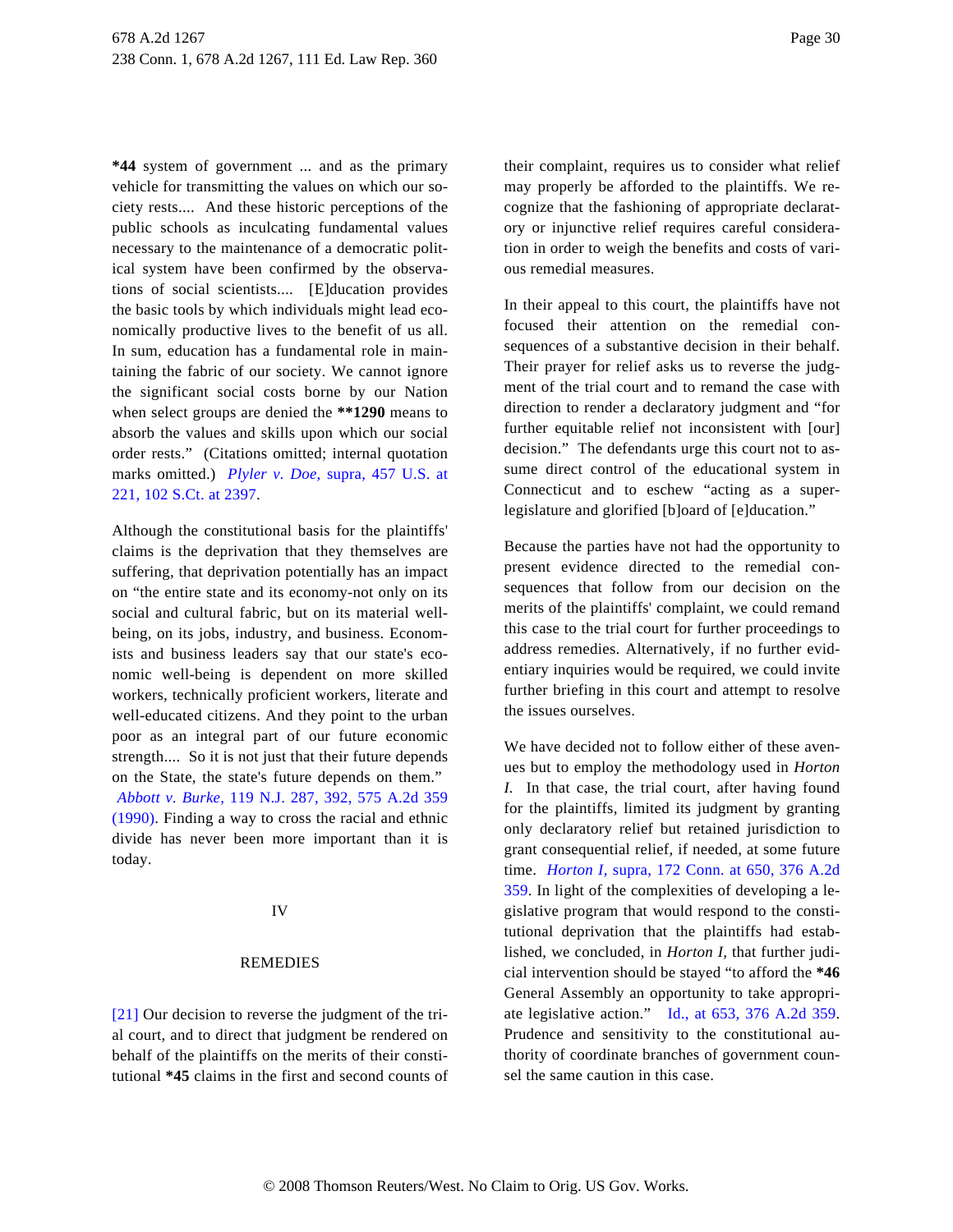**\*44** system of government ... and as the primary vehicle for transmitting the values on which our society rests.... And these historic perceptions of the public schools as inculcating fundamental values necessary to the maintenance of a democratic political system have been confirmed by the observations of social scientists.... [E]ducation provides the basic tools by which individuals might lead economically productive lives to the benefit of us all. In sum, education has a fundamental role in maintaining the fabric of our society. We cannot ignore the significant social costs borne by our Nation when select groups are denied the **\*\*1290** means to absorb the values and skills upon which our social order rests." (Citations omitted; internal quotation marks omitted.) *Plyler v. Doe,* supra, 457 U.S. at 221, 102 S.Ct. at 2397.

Although the constitutional basis for the plaintiffs' claims is the deprivation that they themselves are suffering, that deprivation potentially has an impact on "the entire state and its economy-not only on its social and cultural fabric, but on its material well-being, on its jobs, industry, and business. Economists and business leaders say that our state's economic well-being is dependent on more skilled workers, technically proficient workers, literate and well-educated citizens. And they point to the urban poor as an integral part of our future economic strength.... So it is not just that their future depends on the State, the state's future depends on them." *Abbott v. Burke,* 119 N.J. 287, 392, 575 A.2d 359 (1990). Finding a way to cross the racial and ethnic divide has never been more important than it is today.

## IV

## REMEDIES

[21] Our decision to reverse the judgment of the trial court, and to direct that judgment be rendered on behalf of the plaintiffs on the merits of their constitutional **\*45** claims in the first and second counts of their complaint, requires us to consider what relief may properly be afforded to the plaintiffs. We recognize that the fashioning of appropriate declaratory or injunctive relief requires careful consideration in order to weigh the benefits and costs of various remedial measures.

In their appeal to this court, the plaintiffs have not focused their attention on the remedial consequences of a substantive decision in their behalf. Their prayer for relief asks us to reverse the judgment of the trial court and to remand the case with direction to render a declaratory judgment and "for further equitable relief not inconsistent with [our] decision." The defendants urge this court not to assume direct control of the educational system in Connecticut and to eschew "acting as a super-legislature and glorified [b]oard of [e]ducation."

Because the parties have not had the opportunity to present evidence directed to the remedial consequences that follow from our decision on the merits of the plaintiffs' complaint, we could remand this case to the trial court for further proceedings to address remedies. Alternatively, if no further evidentiary inquiries would be required, we could invite further briefing in this court and attempt to resolve the issues ourselves.

We have decided not to follow either of these avenues but to employ the methodology used in *Horton I.* In that case, the trial court, after having found for the plaintiffs, limited its judgment by granting only declaratory relief but retained jurisdiction to grant consequential relief, if needed, at some future time. *Horton I,* supra, 172 Conn. at 650, 376 A.2d 359. In light of the complexities of developing a legislative program that would respond to the constitutional deprivation that the plaintiffs had established, we concluded, in *Horton I,* that further judicial intervention should be stayed "to afford the **\*46** General Assembly an opportunity to take appropriate legislative action." Id., at 653, 376 A.2d 359. Prudence and sensitivity to the constitutional authority of coordinate branches of government counsel the same caution in this case.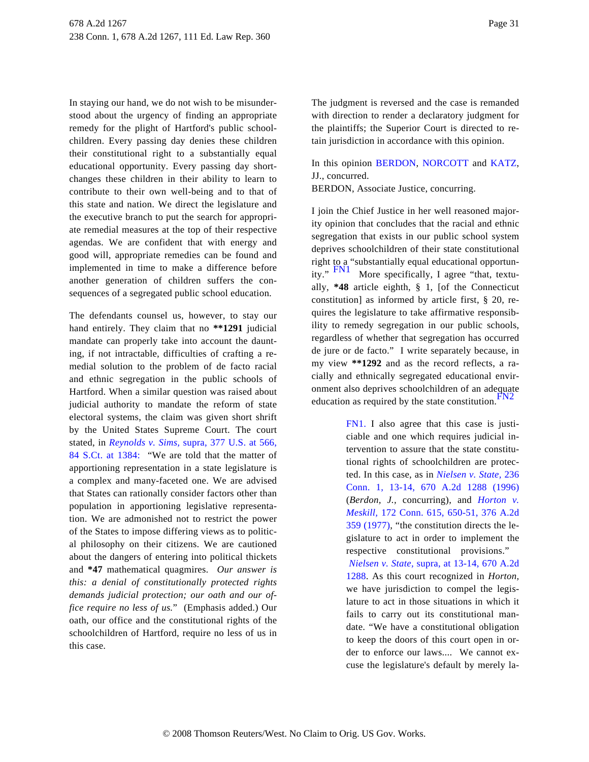In staying our hand, we do not wish to be misunderstood about the urgency of finding an appropriate remedy for the plight of Hartford's public schoolchildren. Every passing day denies these children their constitutional right to a substantially equal educational opportunity. Every passing day shortchanges these children in their ability to learn to contribute to their own well-being and to that of this state and nation. We direct the legislature and the executive branch to put the search for appropriate remedial measures at the top of their respective agendas. We are confident that with energy and good will, appropriate remedies can be found and implemented in time to make a difference before another generation of children suffers the consequences of a segregated public school education.

The defendants counsel us, however, to stay our hand entirely. They claim that no **1291 judicial mandate can properly take into account the daunting, if not intractable, difficulties of crafting a remedial solution to the problem of de facto racial and ethnic segregation in the public schools of Hartford. When a similar question was raised about judicial authority to mandate the reform of state electoral systems, the claim was given short shrift by the United States Supreme Court. The court stated, in *Reynolds v. Sims,* supra, 377 U.S. at 566, 84 S.Ct. at 1384: "We are told that the matter of apportioning representation in a state legislature is a complex and many-faceted one. We are advised that States can rationally consider factors other than population in apportioning legislative representation. We are admonished not to restrict the power of the States to impose differing views as to political philosophy on their citizens. We are cautioned about the dangers of entering into political thickets and *47 mathematical quagmires. *Our answer is this: a denial of constitutionally protected rights demands judicial protection; our oath and our office require no less of us.*" (Emphasis added.) Our oath, our office and the constitutional rights of the schoolchildren of Hartford, require no less of us in this case.

The judgment is reversed and the case is remanded with direction to render a declaratory judgment for the plaintiffs; the Superior Court is directed to retain jurisdiction in accordance with this opinion.

In this opinion BERDON, NORCOTT and KATZ, JJ., concurred.

BERDON, Associate Justice, concurring.

I join the Chief Justice in her well reasoned majority opinion that concludes that the racial and ethnic segregation that exists in our public school system deprives schoolchildren of their state constitutional right to a "substantially equal educational opportunity." FN1 More specifically, I agree "that, textually, *48 article eighth, § 1, [of the Connecticut constitution] as informed by article first, § 20, requires the legislature to take affirmative responsibility to remedy segregation in our public schools, regardless of whether that segregation has occurred de jure or de facto." I write separately because, in my view **1292 and as the record reflects, a racially and ethnically segregated educational environment also deprives schoolchildren of an adequate education as required by the state constitution. FN2

FN1. I also agree that this case is justiciable and one which requires judicial intervention to assure that the state constitutional rights of schoolchildren are protected. In this case, as in *Nielsen v. State,* 236 Conn. 1, 13-14, 670 A.2d 1288 (1996) (*Berdon, J.,* concurring), and *Horton v. Meskill,* 172 Conn. 615, 650-51, 376 A.2d 359 (1977), "the constitution directs the legislature to act in order to implement the respective constitutional provisions." *Nielsen v. State,* supra, at 13-14, 670 A.2d 1288. As this court recognized in *Horton,* we have jurisdiction to compel the legislature to act in those situations in which it fails to carry out its constitutional mandate. "We have a constitutional obligation to keep the doors of this court open in order to enforce our laws.... We cannot excuse the legislature's default by merely la-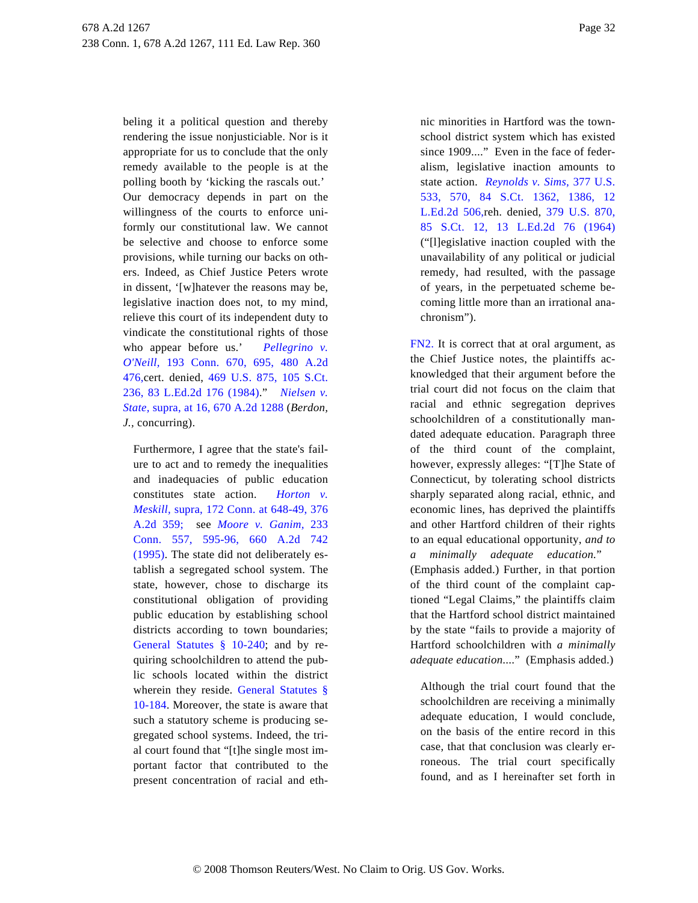beling it a political question and thereby rendering the issue nonjusticiable. Nor is it appropriate for us to conclude that the only remedy available to the people is at the polling booth by 'kicking the rascals out.' Our democracy depends in part on the willingness of the courts to enforce uniformly our constitutional law. We cannot be selective and choose to enforce some provisions, while turning our backs on others. Indeed, as Chief Justice Peters wrote in dissent, '[w]hatever the reasons may be, legislative inaction does not, to my mind, relieve this court of its independent duty to vindicate the constitutional rights of those who appear before us.' *Pellegrino v. O'Neill,* 193 Conn. 670, 695, 480 A.2d 476, cert. denied, 469 U.S. 875, 105 S.Ct. 236, 83 L.Ed.2d 176 (1984)." *Nielsen v. State,* supra, at 16, 670 A.2d 1288 (*Berdon, J.,* concurring).

> Furthermore, I agree that the state's failure to act and to remedy the inequalities and inadequacies of public education constitutes state action. *Horton v. Meskill,* supra, 172 Conn. at 648-49, 376 A.2d 359; see *Moore v. Ganim,* 233 Conn. 557, 595-96, 660 A.2d 742 (1995). The state did not deliberately establish a segregated school system. The state, however, chose to discharge its constitutional obligation of providing public education by establishing school districts according to town boundaries; General Statutes § 10-240; and by requiring schoolchildren to attend the public schools located within the district wherein they reside. General Statutes § 10-184. Moreover, the state is aware that such a statutory scheme is producing segregated school systems. Indeed, the trial court found that "[t]he single most important factor that contributed to the present concentration of racial and ethnic minorities in Hartford was the town-school district system which has existed since 1909...." Even in the face of federalism, legislative inaction amounts to state action. *Reynolds v. Sims,* 377 U.S. 533, 570, 84 S.Ct. 1362, 1386, 12 L.Ed.2d 506, reh. denied, 379 U.S. 870, 85 S.Ct. 12, 13 L.Ed.2d 76 (1964) ("[l]egislative inaction coupled with the unavailability of any political or judicial remedy, had resulted, with the passage of years, in the perpetuated scheme becoming little more than an irrational anachronism").

FN2. It is correct that at oral argument, as the Chief Justice notes, the plaintiffs acknowledged that their argument before the trial court did not focus on the claim that racial and ethnic segregation deprives schoolchildren of a constitutionally mandated adequate education. Paragraph three of the third count of the complaint, however, expressly alleges: "[T]he State of Connecticut, by tolerating school districts sharply separated along racial, ethnic, and economic lines, has deprived the plaintiffs and other Hartford children of their rights to an equal educational opportunity, *and to a minimally adequate education.*" (Emphasis added.) Further, in that portion of the third count of the complaint captioned "Legal Claims," the plaintiffs claim that the Hartford school district maintained by the state "fails to provide a majority of Hartford schoolchildren with *a minimally adequate education....*" (Emphasis added.)

> Although the trial court found that the schoolchildren are receiving a minimally adequate education, I would conclude, on the basis of the entire record in this case, that that conclusion was clearly erroneous. The trial court specifically found, and as I hereinafter set forth in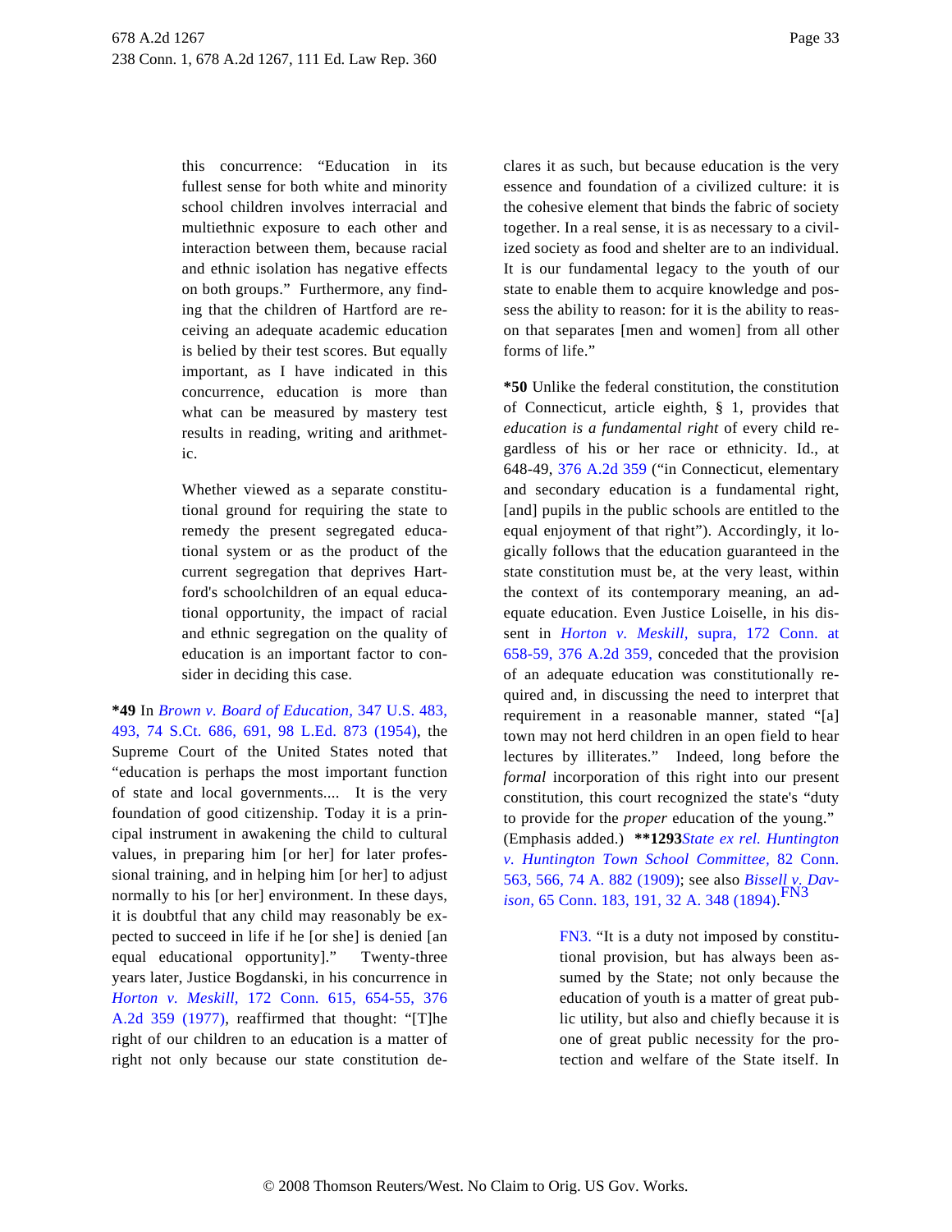this concurrence: "Education in its fullest sense for both white and minority school children involves interracial and multiethnic exposure to each other and interaction between them, because racial and ethnic isolation has negative effects on both groups." Furthermore, any finding that the children of Hartford are receiving an adequate academic education is belied by their test scores. But equally important, as I have indicated in this concurrence, education is more than what can be measured by mastery test results in reading, writing and arithmetic.

Whether viewed as a separate constitutional ground for requiring the state to remedy the present segregated educational system or as the product of the current segregation that deprives Hartford's schoolchildren of an equal educational opportunity, the impact of racial and ethnic segregation on the quality of education is an important factor to consider in deciding this case.

**\*49** In *Brown v. Board of Education,* 347 U.S. 483, 493, 74 S.Ct. 686, 691, 98 L.Ed. 873 (1954), the Supreme Court of the United States noted that "education is perhaps the most important function of state and local governments.... It is the very foundation of good citizenship. Today it is a principal instrument in awakening the child to cultural values, in preparing him [or her] for later professional training, and in helping him [or her] to adjust normally to his [or her] environment. In these days, it is doubtful that any child may reasonably be expected to succeed in life if he [or she] is denied [an equal educational opportunity]." Twenty-three years later, Justice Bogdanski, in his concurrence in *Horton v. Meskill,* 172 Conn. 615, 654-55, 376 A.2d 359 (1977), reaffirmed that thought: "[T]he right of our children to an education is a matter of right not only because our state constitution declares it as such, but because education is the very essence and foundation of a civilized culture: it is the cohesive element that binds the fabric of society together. In a real sense, it is as necessary to a civilized society as food and shelter are to an individual. It is our fundamental legacy to the youth of our state to enable them to acquire knowledge and possess the ability to reason: for it is the ability to reason that separates [men and women] from all other forms of life."

**\*50** Unlike the federal constitution, the constitution of Connecticut, article eighth, § 1, provides that *education is a fundamental right* of every child regardless of his or her race or ethnicity. Id., at 648-49, 376 A.2d 359 ("in Connecticut, elementary and secondary education is a fundamental right, [and] pupils in the public schools are entitled to the equal enjoyment of that right"). Accordingly, it logically follows that the education guaranteed in the state constitution must be, at the very least, within the context of its contemporary meaning, an adequate education. Even Justice Loiselle, in his dissent in *Horton v. Meskill,* supra, 172 Conn. at 658-59, 376 A.2d 359, conceded that the provision of an adequate education was constitutionally required and, in discussing the need to interpret that requirement in a reasonable manner, stated "[a] town may not herd children in an open field to hear lectures by illiterates." Indeed, long before the *formal* incorporation of this right into our present constitution, this court recognized the state's "duty to provide for the *proper* education of the young." (Emphasis added.) **\*\*1293** *State ex rel. Huntington v. Huntington Town School Committee,* 82 Conn. 563, 566, 74 A. 882 (1909); see also *Bissell v. Davison,* 65 Conn. 183, 191, 32 A. 348 (1894).[FN3]

FN3. "It is a duty not imposed by constitutional provision, but has always been assumed by the State; not only because the education of youth is a matter of great public utility, but also and chiefly because it is one of great public necessity for the protection and welfare of the State itself. In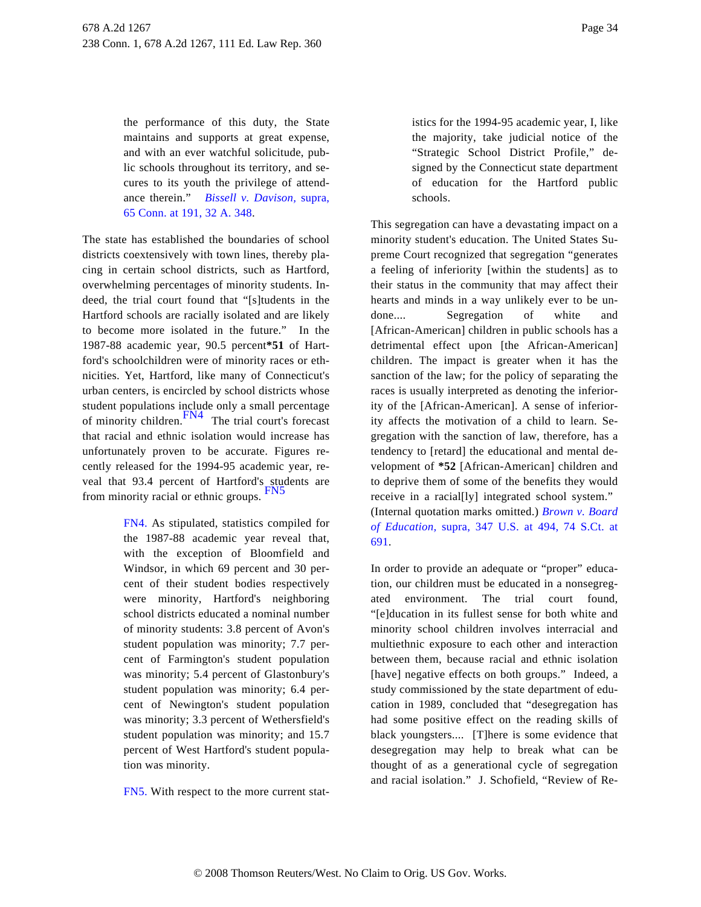the performance of this duty, the State maintains and supports at great expense, and with an ever watchful solicitude, public schools throughout its territory, and secures to its youth the privilege of attendance therein." *Bissell v. Davison,* supra, 65 Conn. at 191, 32 A. 348.

The state has established the boundaries of school districts coextensively with town lines, thereby placing in certain school districts, such as Hartford, overwhelming percentages of minority students. Indeed, the trial court found that "[s]tudents in the Hartford schools are racially isolated and are likely to become more isolated in the future." In the 1987-88 academic year, 90.5 percent**\*51** of Hartford's schoolchildren were of minority races or ethnicities. Yet, Hartford, like many of Connecticut's urban centers, is encircled by school districts whose student populations include only a small percentage of minority children.FN4 The trial court's forecast that racial and ethnic isolation would increase has unfortunately proven to be accurate. Figures recently released for the 1994-95 academic year, reveal that 93.4 percent of Hartford's students are from minority racial or ethnic groups.FN5

> FN4. As stipulated, statistics compiled for the 1987-88 academic year reveal that, with the exception of Bloomfield and Windsor, in which 69 percent and 30 percent of their student bodies respectively were minority, Hartford's neighboring school districts educated a nominal number of minority students: 3.8 percent of Avon's student population was minority; 7.7 percent of Farmington's student population was minority; 5.4 percent of Glastonbury's student population was minority; 6.4 percent of Newington's student population was minority; 3.3 percent of Wethersfield's student population was minority; and 15.7 percent of West Hartford's student population was minority.

> FN5. With respect to the more current statistics for the 1994-95 academic year, I, like the majority, take judicial notice of the "Strategic School District Profile," designed by the Connecticut state department of education for the Hartford public schools.

This segregation can have a devastating impact on a minority student's education. The United States Supreme Court recognized that segregation "generates a feeling of inferiority [within the students] as to their status in the community that may affect their hearts and minds in a way unlikely ever to be undone.... Segregation of white and [African-American] children in public schools has a detrimental effect upon [the African-American] children. The impact is greater when it has the sanction of the law; for the policy of separating the races is usually interpreted as denoting the inferiority of the [African-American]. A sense of inferiority affects the motivation of a child to learn. Segregation with the sanction of law, therefore, has a tendency to [retard] the educational and mental development of **\*52** [African-American] children and to deprive them of some of the benefits they would receive in a racial[ly] integrated school system." (Internal quotation marks omitted.) *Brown v. Board of Education,* supra, 347 U.S. at 494, 74 S.Ct. at 691.

In order to provide an adequate or "proper" education, our children must be educated in a nonsegregated environment. The trial court found, "[e]ducation in its fullest sense for both white and minority school children involves interracial and multiethnic exposure to each other and interaction between them, because racial and ethnic isolation [have] negative effects on both groups." Indeed, a study commissioned by the state department of education in 1989, concluded that "desegregation has had some positive effect on the reading skills of black youngsters.... [T]here is some evidence that desegregation may help to break what can be thought of as a generational cycle of segregation and racial isolation." J. Schofield, "Review of Re-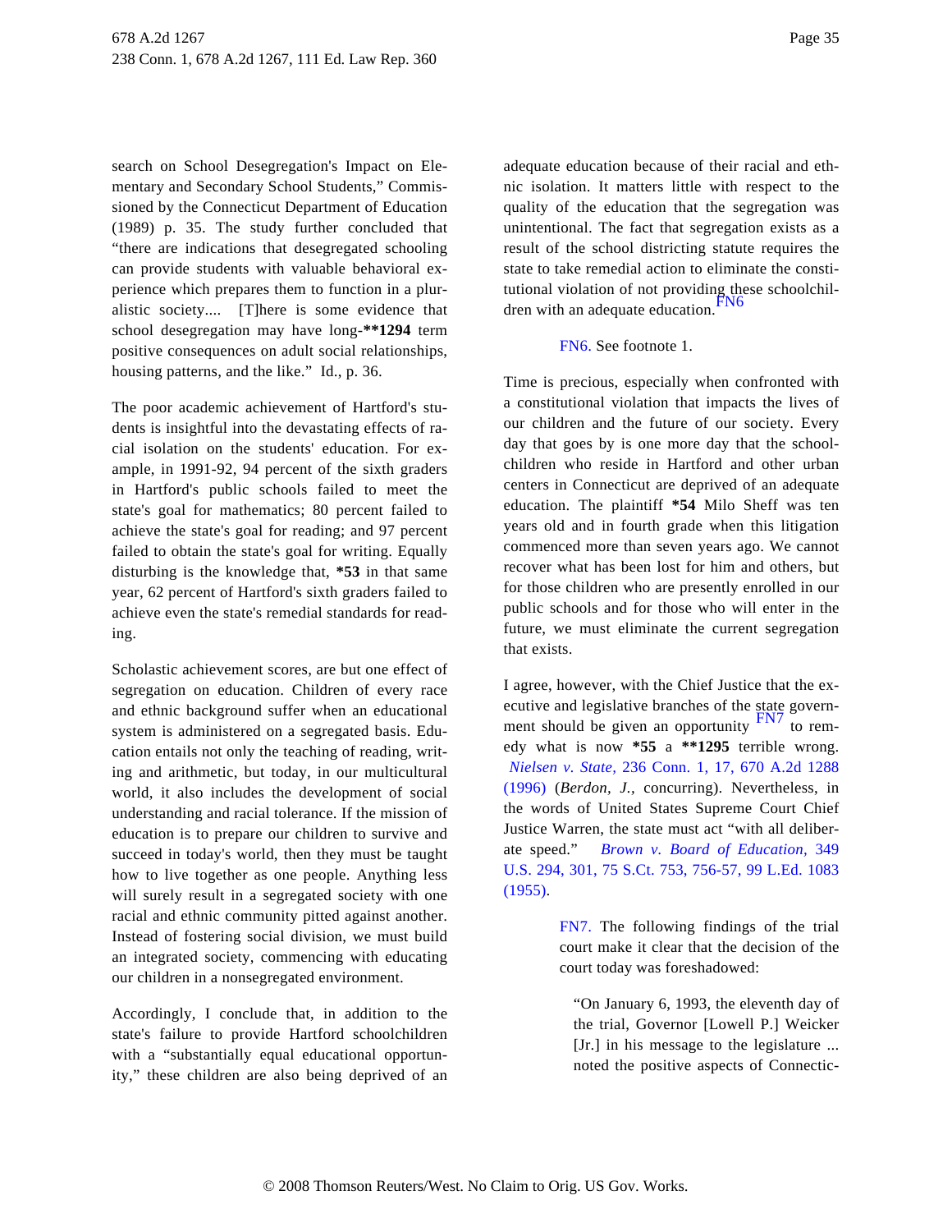search on School Desegregation's Impact on Elementary and Secondary School Students," Commissioned by the Connecticut Department of Education (1989) p. 35. The study further concluded that "there are indications that desegregated schooling can provide students with valuable behavioral experience which prepares them to function in a pluralistic society.... [T]here is some evidence that school desegregation may have long-**1294 term positive consequences on adult social relationships, housing patterns, and the like." Id., p. 36.

The poor academic achievement of Hartford's students is insightful into the devastating effects of racial isolation on the students' education. For example, in 1991-92, 94 percent of the sixth graders in Hartford's public schools failed to meet the state's goal for mathematics; 80 percent failed to achieve the state's goal for reading; and 97 percent failed to obtain the state's goal for writing. Equally disturbing is the knowledge that, *53 in that same year, 62 percent of Hartford's sixth graders failed to achieve even the state's remedial standards for reading.

Scholastic achievement scores, are but one effect of segregation on education. Children of every race and ethnic background suffer when an educational system is administered on a segregated basis. Education entails not only the teaching of reading, writing and arithmetic, but today, in our multicultural world, it also includes the development of social understanding and racial tolerance. If the mission of education is to prepare our children to survive and succeed in today's world, then they must be taught how to live together as one people. Anything less will surely result in a segregated society with one racial and ethnic community pitted against another. Instead of fostering social division, we must build an integrated society, commencing with educating our children in a nonsegregated environment.

Accordingly, I conclude that, in addition to the state's failure to provide Hartford schoolchildren with a "substantially equal educational opportunity," these children are also being deprived of an adequate education because of their racial and ethnic isolation. It matters little with respect to the quality of the education that the segregation was unintentional. The fact that segregation exists as a result of the school districting statute requires the state to take remedial action to eliminate the constitutional violation of not providing these schoolchildren with an adequate education.[FN6]

> FN6. See footnote 1.

Time is precious, especially when confronted with a constitutional violation that impacts the lives of our children and the future of our society. Every day that goes by is one more day that the schoolchildren who reside in Hartford and other urban centers in Connecticut are deprived of an adequate education. The plaintiff *54 Milo Sheff was ten years old and in fourth grade when this litigation commenced more than seven years ago. We cannot recover what has been lost for him and others, but for those children who are presently enrolled in our public schools and for those who will enter in the future, we must eliminate the current segregation that exists.

I agree, however, with the Chief Justice that the executive and legislative branches of the state government should be given an opportunity [FN7] to remedy what is now *55 a **1295 terrible wrong. *Nielsen v. State,* 236 Conn. 1, 17, 670 A.2d 1288 (1996) (*Berdon, J.,* concurring). Nevertheless, in the words of United States Supreme Court Chief Justice Warren, the state must act "with all deliberate speed." *Brown v. Board of Education,* 349 U.S. 294, 301, 75 S.Ct. 753, 756-57, 99 L.Ed. 1083 (1955).

> FN7. The following findings of the trial court make it clear that the decision of the court today was foreshadowed:
>
> > "On January 6, 1993, the eleventh day of the trial, Governor [Lowell P.] Weicker [Jr.] in his message to the legislature ... noted the positive aspects of Connectic-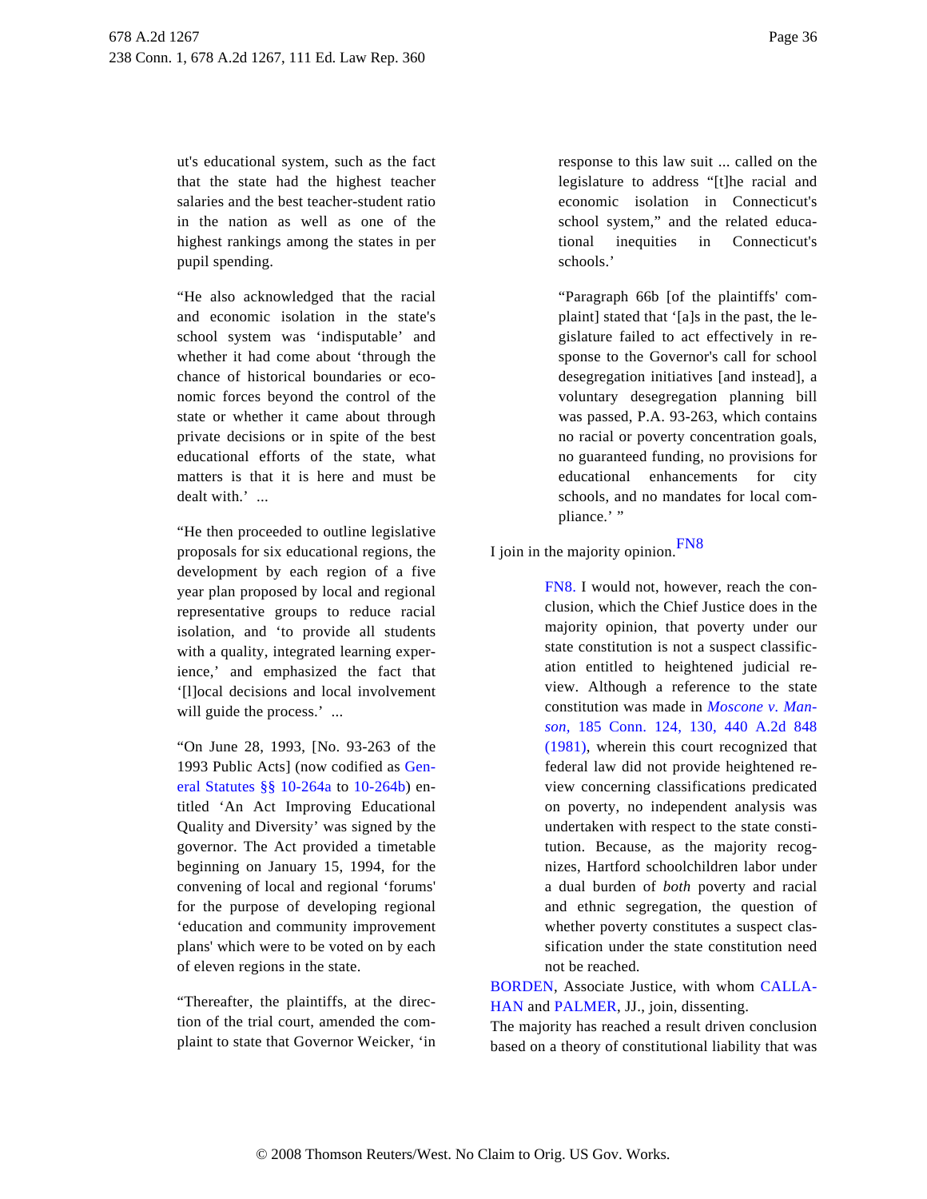ut's educational system, such as the fact that the state had the highest teacher salaries and the best teacher-student ratio in the nation as well as one of the highest rankings among the states in per pupil spending.

"He also acknowledged that the racial and economic isolation in the state's school system was 'indisputable' and whether it had come about 'through the chance of historical boundaries or economic forces beyond the control of the state or whether it came about through private decisions or in spite of the best educational efforts of the state, what matters is that it is here and must be dealt with.' ...

"He then proceeded to outline legislative proposals for six educational regions, the development by each region of a five year plan proposed by local and regional representative groups to reduce racial isolation, and 'to provide all students with a quality, integrated learning experience,' and emphasized the fact that '[l]ocal decisions and local involvement will guide the process.' ...

"On June 28, 1993, [No. 93-263 of the 1993 Public Acts] (now codified as General Statutes §§ 10-264a to 10-264b) entitled 'An Act Improving Educational Quality and Diversity' was signed by the governor. The Act provided a timetable beginning on January 15, 1994, for the convening of local and regional 'forums' for the purpose of developing regional 'education and community improvement plans' which were to be voted on by each of eleven regions in the state.

"Thereafter, the plaintiffs, at the direction of the trial court, amended the complaint to state that Governor Weicker, 'in response to this law suit ... called on the legislature to address "[t]he racial and economic isolation in Connecticut's school system," and the related educational inequities in Connecticut's schools.'

"Paragraph 66b [of the plaintiffs' complaint] stated that '[a]s in the past, the legislature failed to act effectively in response to the Governor's call for school desegregation initiatives [and instead], a voluntary desegregation planning bill was passed, P.A. 93-263, which contains no racial or poverty concentration goals, no guaranteed funding, no provisions for educational enhancements for city schools, and no mandates for local compliance.' "

I join in the majority opinion.[FN8]

FN8. I would not, however, reach the conclusion, which the Chief Justice does in the majority opinion, that poverty under our state constitution is not a suspect classification entitled to heightened judicial review. Although a reference to the state constitution was made in *Moscone v. Manson,* 185 Conn. 124, 130, 440 A.2d 848 (1981), wherein this court recognized that federal law did not provide heightened review concerning classifications predicated on poverty, no independent analysis was undertaken with respect to the state constitution. Because, as the majority recognizes, Hartford schoolchildren labor under a dual burden of *both* poverty and racial and ethnic segregation, the question of whether poverty constitutes a suspect classification under the state constitution need not be reached.

BORDEN, Associate Justice, with whom CALLAHAN and PALMER, JJ., join, dissenting.

The majority has reached a result driven conclusion based on a theory of constitutional liability that was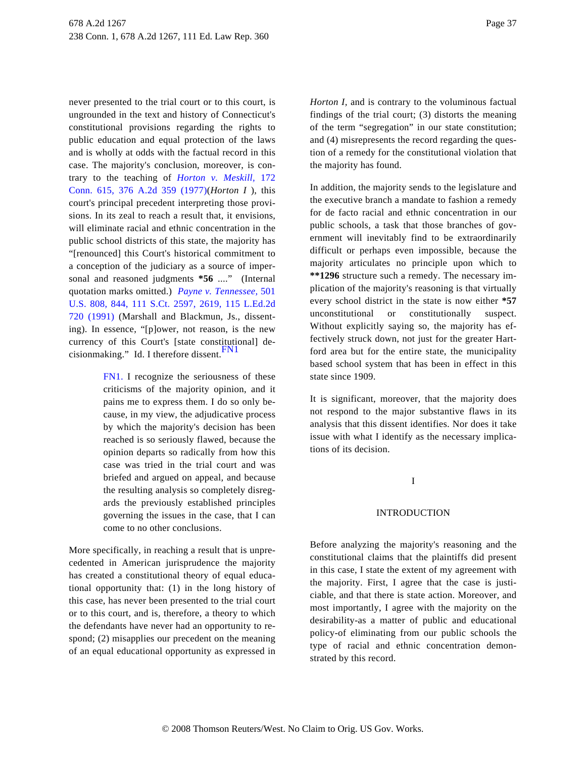never presented to the trial court or to this court, is ungrounded in the text and history of Connecticut's constitutional provisions regarding the rights to public education and equal protection of the laws and is wholly at odds with the factual record in this case. The majority's conclusion, moreover, is contrary to the teaching of *Horton v. Meskill,* 172 Conn. 615, 376 A.2d 359 (1977)(*Horton I* ), this court's principal precedent interpreting those provisions. In its zeal to reach a result that, it envisions, will eliminate racial and ethnic concentration in the public school districts of this state, the majority has "[renounced] this Court's historical commitment to a conception of the judiciary as a source of impersonal and reasoned judgments **\*56** ...." (Internal quotation marks omitted.) *Payne v. Tennessee,* 501 U.S. 808, 844, 111 S.Ct. 2597, 2619, 115 L.Ed.2d 720 (1991) (Marshall and Blackmun, Js., dissenting). In essence, "[p]ower, not reason, is the new currency of this Court's [state constitutional] decisionmaking." Id. I therefore dissent.[FN1]

> FN1. I recognize the seriousness of these criticisms of the majority opinion, and it pains me to express them. I do so only because, in my view, the adjudicative process by which the majority's decision has been reached is so seriously flawed, because the opinion departs so radically from how this case was tried in the trial court and was briefed and argued on appeal, and because the resulting analysis so completely disregards the previously established principles governing the issues in the case, that I can come to no other conclusions.

More specifically, in reaching a result that is unprecedented in American jurisprudence the majority has created a constitutional theory of equal educational opportunity that: (1) in the long history of this case, has never been presented to the trial court or to this court, and is, therefore, a theory to which the defendants have never had an opportunity to respond; (2) misapplies our precedent on the meaning of an equal educational opportunity as expressed in *Horton I,* and is contrary to the voluminous factual findings of the trial court; (3) distorts the meaning of the term "segregation" in our state constitution; and (4) misrepresents the record regarding the question of a remedy for the constitutional violation that the majority has found.

In addition, the majority sends to the legislature and the executive branch a mandate to fashion a remedy for de facto racial and ethnic concentration in our public schools, a task that those branches of government will inevitably find to be extraordinarily difficult or perhaps even impossible, because the majority articulates no principle upon which to **\*\*1296** structure such a remedy. The necessary implication of the majority's reasoning is that virtually every school district in the state is now either **\*57** unconstitutional or constitutionally suspect. Without explicitly saying so, the majority has effectively struck down, not just for the greater Hartford area but for the entire state, the municipality based school system that has been in effect in this state since 1909.

It is significant, moreover, that the majority does not respond to the major substantive flaws in its analysis that this dissent identifies. Nor does it take issue with what I identify as the necessary implications of its decision.

## I

## INTRODUCTION

Before analyzing the majority's reasoning and the constitutional claims that the plaintiffs did present in this case, I state the extent of my agreement with the majority. First, I agree that the case is justiciable, and that there is state action. Moreover, and most importantly, I agree with the majority on the desirability-as a matter of public and educational policy-of eliminating from our public schools the type of racial and ethnic concentration demonstrated by this record.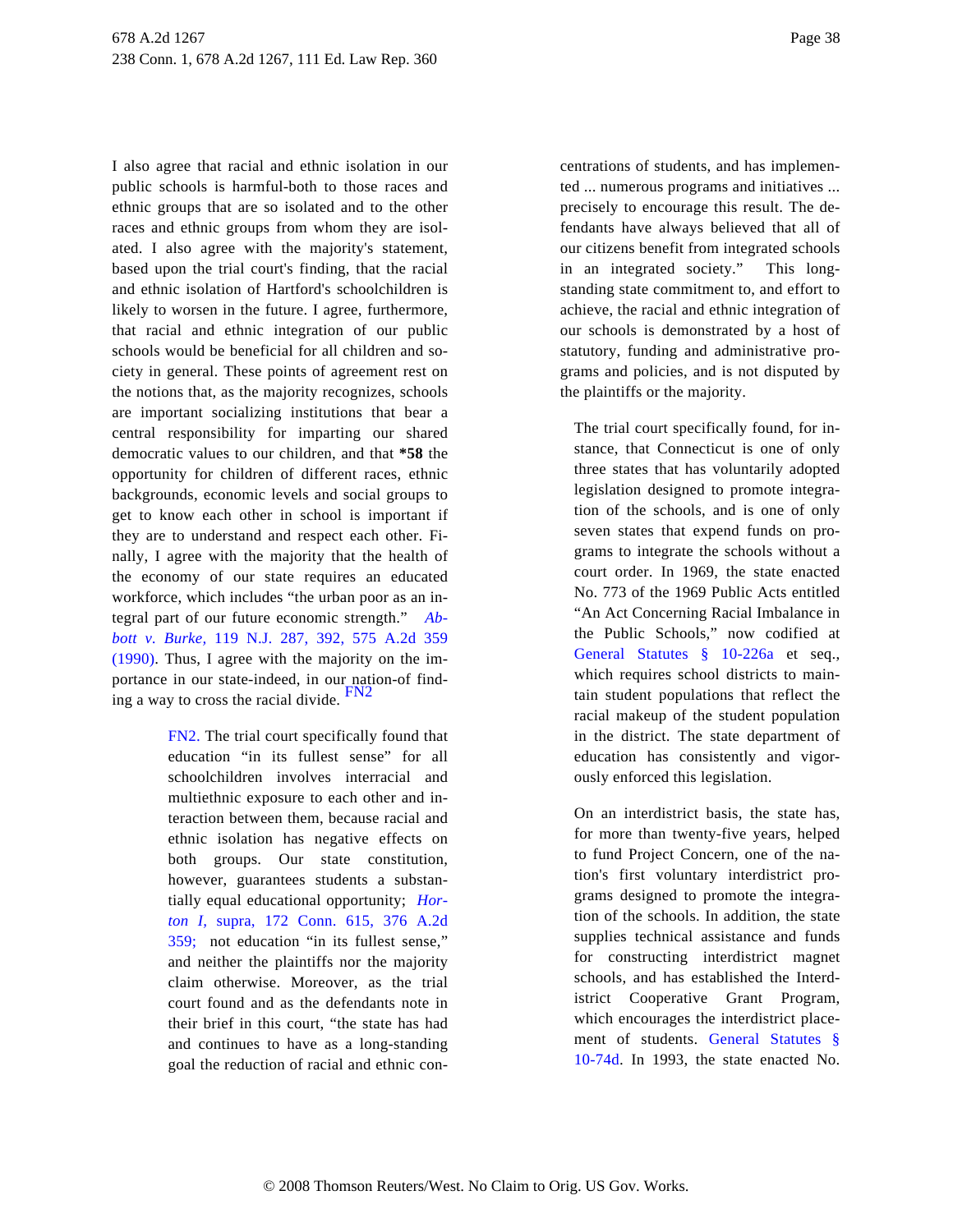I also agree that racial and ethnic isolation in our public schools is harmful-both to those races and ethnic groups that are so isolated and to the other races and ethnic groups from whom they are isolated. I also agree with the majority's statement, based upon the trial court's finding, that the racial and ethnic isolation of Hartford's schoolchildren is likely to worsen in the future. I agree, furthermore, that racial and ethnic integration of our public schools would be beneficial for all children and society in general. These points of agreement rest on the notions that, as the majority recognizes, schools are important socializing institutions that bear a central responsibility for imparting our shared democratic values to our children, and that **\*58** the opportunity for children of different races, ethnic backgrounds, economic levels and social groups to get to know each other in school is important if they are to understand and respect each other. Finally, I agree with the majority that the health of the economy of our state requires an educated workforce, which includes “the urban poor as an integral part of our future economic strength.” *Abbott v. Burke,* 119 N.J. 287, 392, 575 A.2d 359 (1990). Thus, I agree with the majority on the importance in our state-indeed, in our nation-of finding a way to cross the racial divide. FN2

> FN2. The trial court specifically found that education “in its fullest sense” for all schoolchildren involves interracial and multiethnic exposure to each other and interaction between them, because racial and ethnic isolation has negative effects on both groups. Our state constitution, however, guarantees students a substantially equal educational opportunity; *Horton I,* supra, 172 Conn. 615, 376 A.2d 359; not education “in its fullest sense,” and neither the plaintiffs nor the majority claim otherwise. Moreover, as the trial court found and as the defendants note in their brief in this court, “the state has had and continues to have as a long-standing goal the reduction of racial and ethnic concentrations of students, and has implemented ... numerous programs and initiatives ... precisely to encourage this result. The defendants have always believed that all of our citizens benefit from integrated schools in an integrated society.” This long-standing state commitment to, and effort to achieve, the racial and ethnic integration of our schools is demonstrated by a host of statutory, funding and administrative programs and policies, and is not disputed by the plaintiffs or the majority.
>
> The trial court specifically found, for instance, that Connecticut is one of only three states that has voluntarily adopted legislation designed to promote integration of the schools, and is one of only seven states that expend funds on programs to integrate the schools without a court order. In 1969, the state enacted No. 773 of the 1969 Public Acts entitled “An Act Concerning Racial Imbalance in the Public Schools,” now codified at General Statutes § 10-226a et seq., which requires school districts to maintain student populations that reflect the racial makeup of the student population in the district. The state department of education has consistently and vigorously enforced this legislation.
>
> On an interdistrict basis, the state has, for more than twenty-five years, helped to fund Project Concern, one of the nation's first voluntary interdistrict programs designed to promote the integration of the schools. In addition, the state supplies technical assistance and funds for constructing interdistrict magnet schools, and has established the Interdistrict Cooperative Grant Program, which encourages the interdistrict placement of students. General Statutes § 10-74d. In 1993, the state enacted No.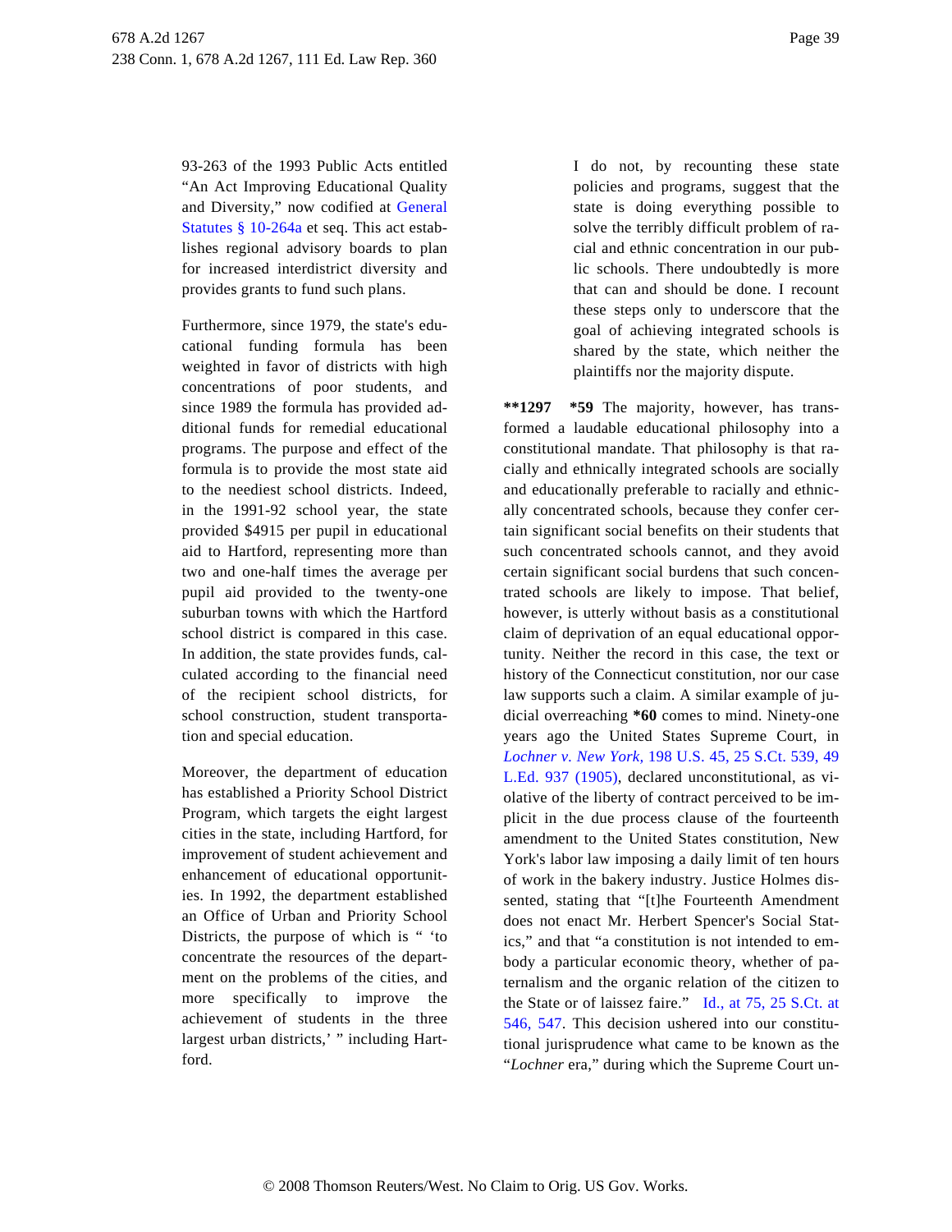93-263 of the 1993 Public Acts entitled "An Act Improving Educational Quality and Diversity," now codified at General Statutes § 10-264a et seq. This act establishes regional advisory boards to plan for increased interdistrict diversity and provides grants to fund such plans.

Furthermore, since 1979, the state's educational funding formula has been weighted in favor of districts with high concentrations of poor students, and since 1989 the formula has provided additional funds for remedial educational programs. The purpose and effect of the formula is to provide the most state aid to the neediest school districts. Indeed, in the 1991-92 school year, the state provided $4915 per pupil in educational aid to Hartford, representing more than two and one-half times the average per pupil aid provided to the twenty-one suburban towns with which the Hartford school district is compared in this case. In addition, the state provides funds, calculated according to the financial need of the recipient school districts, for school construction, student transportation and special education.

Moreover, the department of education has established a Priority School District Program, which targets the eight largest cities in the state, including Hartford, for improvement of student achievement and enhancement of educational opportunities. In 1992, the department established an Office of Urban and Priority School Districts, the purpose of which is " 'to concentrate the resources of the department on the problems of the cities, and more specifically to improve the achievement of students in the three largest urban districts,' " including Hartford.

I do not, by recounting these state policies and programs, suggest that the state is doing everything possible to solve the terribly difficult problem of racial and ethnic concentration in our public schools. There undoubtedly is more that can and should be done. I recount these steps only to underscore that the goal of achieving integrated schools is shared by the state, which neither the plaintiffs nor the majority dispute.

**\*\*1297 \*59** The majority, however, has transformed a laudable educational philosophy into a constitutional mandate. That philosophy is that racially and ethnically integrated schools are socially and educationally preferable to racially and ethnically concentrated schools, because they confer certain significant social benefits on their students that such concentrated schools cannot, and they avoid certain significant social burdens that such concentrated schools are likely to impose. That belief, however, is utterly without basis as a constitutional claim of deprivation of an equal educational opportunity. Neither the record in this case, the text or history of the Connecticut constitution, nor our case law supports such a claim. A similar example of judicial overreaching **\*60** comes to mind. Ninety-one years ago the United States Supreme Court, in *Lochner v. New York,* 198 U.S. 45, 25 S.Ct. 539, 49 L.Ed. 937 (1905), declared unconstitutional, as violative of the liberty of contract perceived to be implicit in the due process clause of the fourteenth amendment to the United States constitution, New York's labor law imposing a daily limit of ten hours of work in the bakery industry. Justice Holmes dissented, stating that "[t]he Fourteenth Amendment does not enact Mr. Herbert Spencer's Social Statics," and that "a constitution is not intended to embody a particular economic theory, whether of paternalism and the organic relation of the citizen to the State or of laissez faire." Id., at 75, 25 S.Ct. at 546, 547. This decision ushered into our constitutional jurisprudence what came to be known as the "*Lochner* era," during which the Supreme Court un-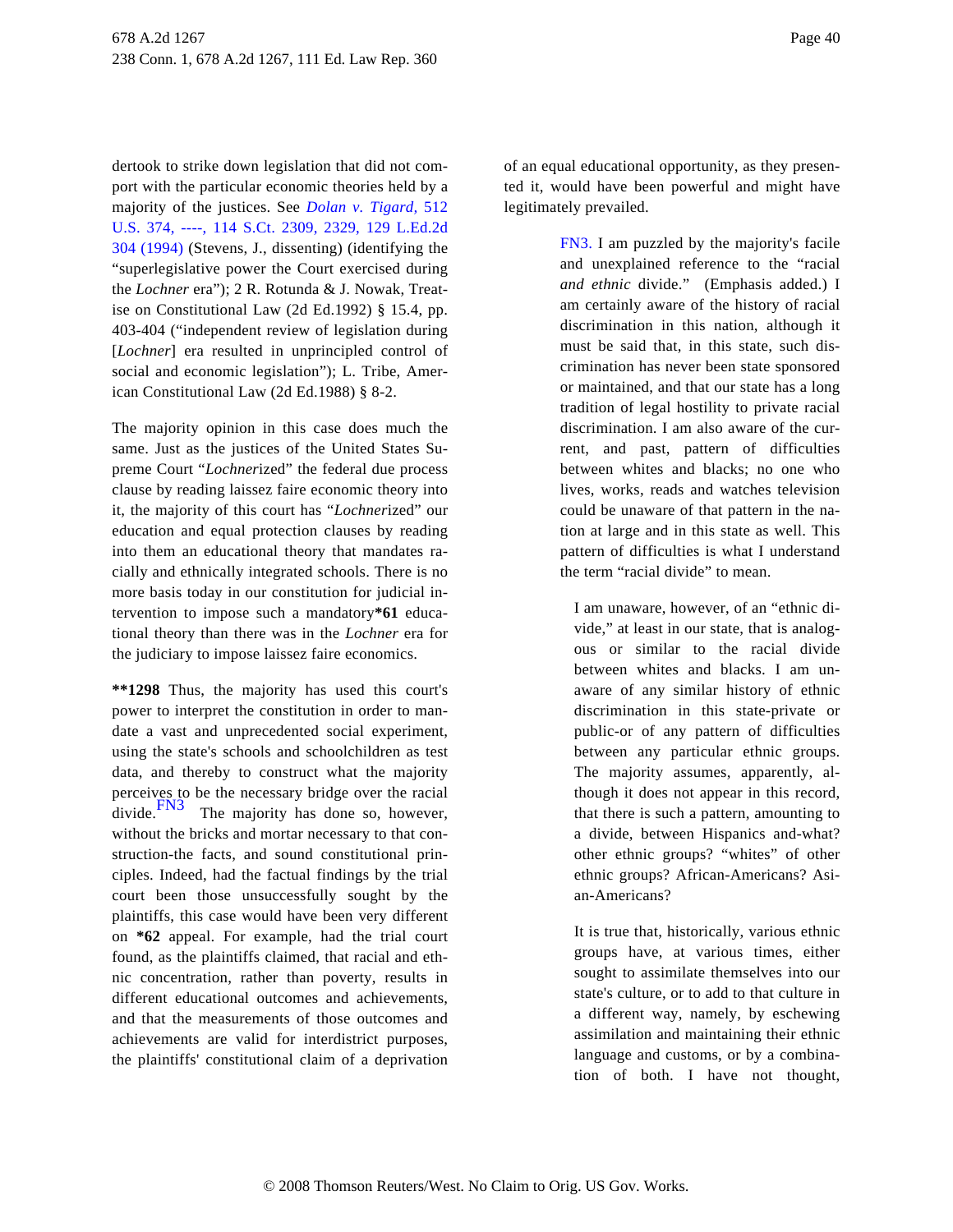dertook to strike down legislation that did not comport with the particular economic theories held by a majority of the justices. See *Dolan v. Tigard,* 512 U.S. 374, ----, 114 S.Ct. 2309, 2329, 129 L.Ed.2d 304 (1994) (Stevens, J., dissenting) (identifying the "superlegislative power the Court exercised during the *Lochner* era"); 2 R. Rotunda & J. Nowak, Treatise on Constitutional Law (2d Ed.1992) § 15.4, pp. 403-404 ("independent review of legislation during [*Lochner*] era resulted in unprincipled control of social and economic legislation"); L. Tribe, American Constitutional Law (2d Ed.1988) § 8-2.

The majority opinion in this case does much the same. Just as the justices of the United States Supreme Court "*Lochner*ized" the federal due process clause by reading laissez faire economic theory into it, the majority of this court has "*Lochner*ized" our education and equal protection clauses by reading into them an educational theory that mandates racially and ethnically integrated schools. There is no more basis today in our constitution for judicial intervention to impose such a mandatory**\*61** educational theory than there was in the *Lochner* era for the judiciary to impose laissez faire economics.

**\*\*1298** Thus, the majority has used this court's power to interpret the constitution in order to mandate a vast and unprecedented social experiment, using the state's schools and schoolchildren as test data, and thereby to construct what the majority perceives to be the necessary bridge over the racial divide.[FN3] The majority has done so, however, without the bricks and mortar necessary to that construction-the facts, and sound constitutional principles. Indeed, had the factual findings by the trial court been those unsuccessfully sought by the plaintiffs, this case would have been very different on **\*62** appeal. For example, had the trial court found, as the plaintiffs claimed, that racial and ethnic concentration, rather than poverty, results in different educational outcomes and achievements, and that the measurements of those outcomes and achievements are valid for interdistrict purposes, the plaintiffs' constitutional claim of a deprivation of an equal educational opportunity, as they presented it, would have been powerful and might have legitimately prevailed.

> FN3. I am puzzled by the majority's facile and unexplained reference to the "racial *and ethnic* divide." (Emphasis added.) I am certainly aware of the history of racial discrimination in this nation, although it must be said that, in this state, such discrimination has never been state sponsored or maintained, and that our state has a long tradition of legal hostility to private racial discrimination. I am also aware of the current, and past, pattern of difficulties between whites and blacks; no one who lives, works, reads and watches television could be unaware of that pattern in the nation at large and in this state as well. This pattern of difficulties is what I understand the term "racial divide" to mean.
>
> I am unaware, however, of an "ethnic divide," at least in our state, that is analogous or similar to the racial divide between whites and blacks. I am unaware of any similar history of ethnic discrimination in this state-private or public-or of any pattern of difficulties between any particular ethnic groups. The majority assumes, apparently, although it does not appear in this record, that there is such a pattern, amounting to a divide, between Hispanics and-what? other ethnic groups? "whites" of other ethnic groups? African-Americans? Asian-Americans?
>
> It is true that, historically, various ethnic groups have, at various times, either sought to assimilate themselves into our state's culture, or to add to that culture in a different way, namely, by eschewing assimilation and maintaining their ethnic language and customs, or by a combination of both. I have not thought,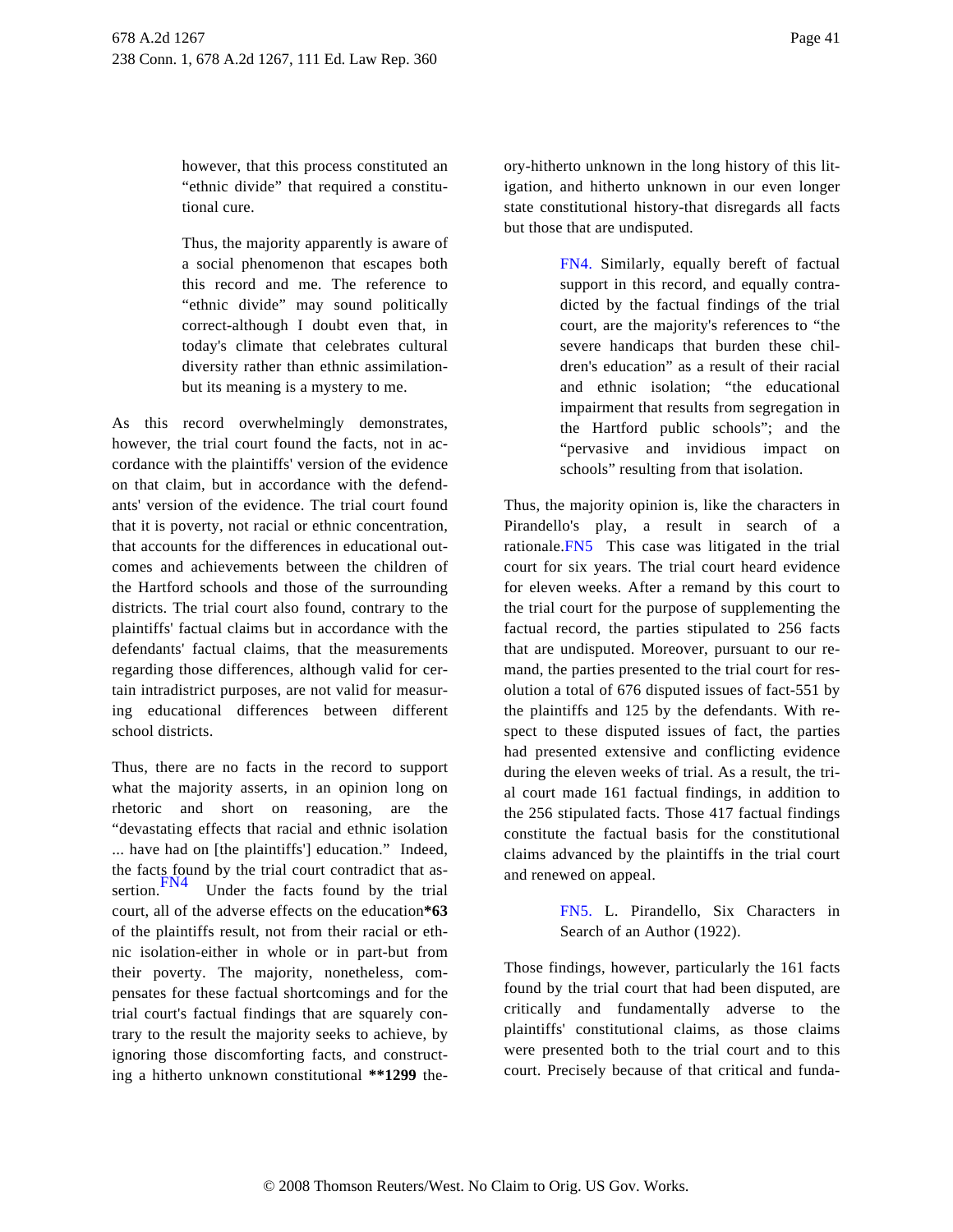however, that this process constituted an "ethnic divide" that required a constitutional cure.

> Thus, the majority apparently is aware of a social phenomenon that escapes both this record and me. The reference to "ethnic divide" may sound politically correct-although I doubt even that, in today's climate that celebrates cultural diversity rather than ethnic assimilation-but its meaning is a mystery to me.

As this record overwhelmingly demonstrates, however, the trial court found the facts, not in accordance with the plaintiffs' version of the evidence on that claim, but in accordance with the defendants' version of the evidence. The trial court found that it is poverty, not racial or ethnic concentration, that accounts for the differences in educational outcomes and achievements between the children of the Hartford schools and those of the surrounding districts. The trial court also found, contrary to the plaintiffs' factual claims but in accordance with the defendants' factual claims, that the measurements regarding those differences, although valid for certain intradistrict purposes, are not valid for measuring educational differences between different school districts.

Thus, there are no facts in the record to support what the majority asserts, in an opinion long on rhetoric and short on reasoning, are the "devastating effects that racial and ethnic isolation ... have had on [the plaintiffs'] education." Indeed, the facts found by the trial court contradict that assertion.[FN4] Under the facts found by the trial court, all of the adverse effects on the education**\*63** of the plaintiffs result, not from their racial or ethnic isolation-either in whole or in part-but from their poverty. The majority, nonetheless, compensates for these factual shortcomings and for the trial court's factual findings that are squarely contrary to the result the majority seeks to achieve, by ignoring those discomforting facts, and constructing a hitherto unknown constitutional **\*\*1299** theory-hitherto unknown in the long history of this litigation, and hitherto unknown in our even longer state constitutional history-that disregards all facts but those that are undisputed.

> FN4. Similarly, equally bereft of factual support in this record, and equally contradicted by the factual findings of the trial court, are the majority's references to "the severe handicaps that burden these children's education" as a result of their racial and ethnic isolation; "the educational impairment that results from segregation in the Hartford public schools"; and the "pervasive and invidious impact on schools" resulting from that isolation.

Thus, the majority opinion is, like the characters in Pirandello's play, a result in search of a rationale.[FN5] This case was litigated in the trial court for six years. The trial court heard evidence for eleven weeks. After a remand by this court to the trial court for the purpose of supplementing the factual record, the parties stipulated to 256 facts that are undisputed. Moreover, pursuant to our remand, the parties presented to the trial court for resolution a total of 676 disputed issues of fact-551 by the plaintiffs and 125 by the defendants. With respect to these disputed issues of fact, the parties had presented extensive and conflicting evidence during the eleven weeks of trial. As a result, the trial court made 161 factual findings, in addition to the 256 stipulated facts. Those 417 factual findings constitute the factual basis for the constitutional claims advanced by the plaintiffs in the trial court and renewed on appeal.

> FN5. L. Pirandello, Six Characters in Search of an Author (1922).

Those findings, however, particularly the 161 facts found by the trial court that had been disputed, are critically and fundamentally adverse to the plaintiffs' constitutional claims, as those claims were presented both to the trial court and to this court. Precisely because of that critical and funda-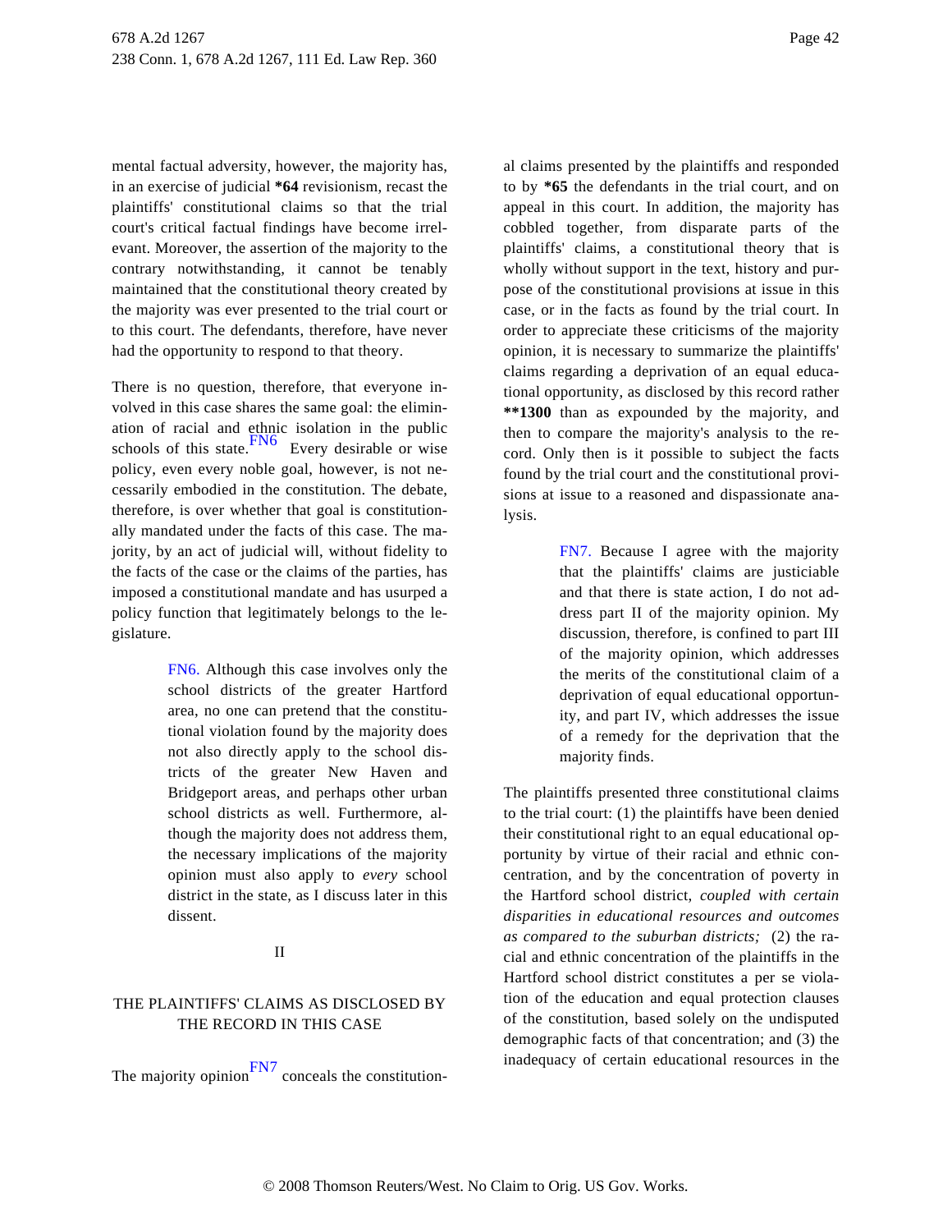mental factual adversity, however, the majority has, in an exercise of judicial **\*64** revisionism, recast the plaintiffs' constitutional claims so that the trial court's critical factual findings have become irrelevant. Moreover, the assertion of the majority to the contrary notwithstanding, it cannot be tenably maintained that the constitutional theory created by the majority was ever presented to the trial court or to this court. The defendants, therefore, have never had the opportunity to respond to that theory.

There is no question, therefore, that everyone involved in this case shares the same goal: the elimination of racial and ethnic isolation in the public schools of this state.[FN6] Every desirable or wise policy, even every noble goal, however, is not necessarily embodied in the constitution. The debate, therefore, is over whether that goal is constitutionally mandated under the facts of this case. The majority, by an act of judicial will, without fidelity to the facts of the case or the claims of the parties, has imposed a constitutional mandate and has usurped a policy function that legitimately belongs to the legislature.

> FN6. Although this case involves only the school districts of the greater Hartford area, no one can pretend that the constitutional violation found by the majority does not also directly apply to the school districts of the greater New Haven and Bridgeport areas, and perhaps other urban school districts as well. Furthermore, although the majority does not address them, the necessary implications of the majority opinion must also apply to *every* school district in the state, as I discuss later in this dissent.

## II

## THE PLAINTIFFS' CLAIMS AS DISCLOSED BY THE RECORD IN THIS CASE

The majority opinion[FN7] conceals the constitutional claims presented by the plaintiffs and responded to by **\*65** the defendants in the trial court, and on appeal in this court. In addition, the majority has cobbled together, from disparate parts of the plaintiffs' claims, a constitutional theory that is wholly without support in the text, history and purpose of the constitutional provisions at issue in this case, or in the facts as found by the trial court. In order to appreciate these criticisms of the majority opinion, it is necessary to summarize the plaintiffs' claims regarding a deprivation of an equal educational opportunity, as disclosed by this record rather **\*\*1300** than as expounded by the majority, and then to compare the majority's analysis to the record. Only then is it possible to subject the facts found by the trial court and the constitutional provisions at issue to a reasoned and dispassionate analysis.

> FN7. Because I agree with the majority that the plaintiffs' claims are justiciable and that there is state action, I do not address part II of the majority opinion. My discussion, therefore, is confined to part III of the majority opinion, which addresses the merits of the constitutional claim of a deprivation of equal educational opportunity, and part IV, which addresses the issue of a remedy for the deprivation that the majority finds.

The plaintiffs presented three constitutional claims to the trial court: (1) the plaintiffs have been denied their constitutional right to an equal educational opportunity by virtue of their racial and ethnic concentration, and by the concentration of poverty in the Hartford school district, *coupled with certain disparities in educational resources and outcomes as compared to the suburban districts;* (2) the racial and ethnic concentration of the plaintiffs in the Hartford school district constitutes a per se violation of the education and equal protection clauses of the constitution, based solely on the undisputed demographic facts of that concentration; and (3) the inadequacy of certain educational resources in the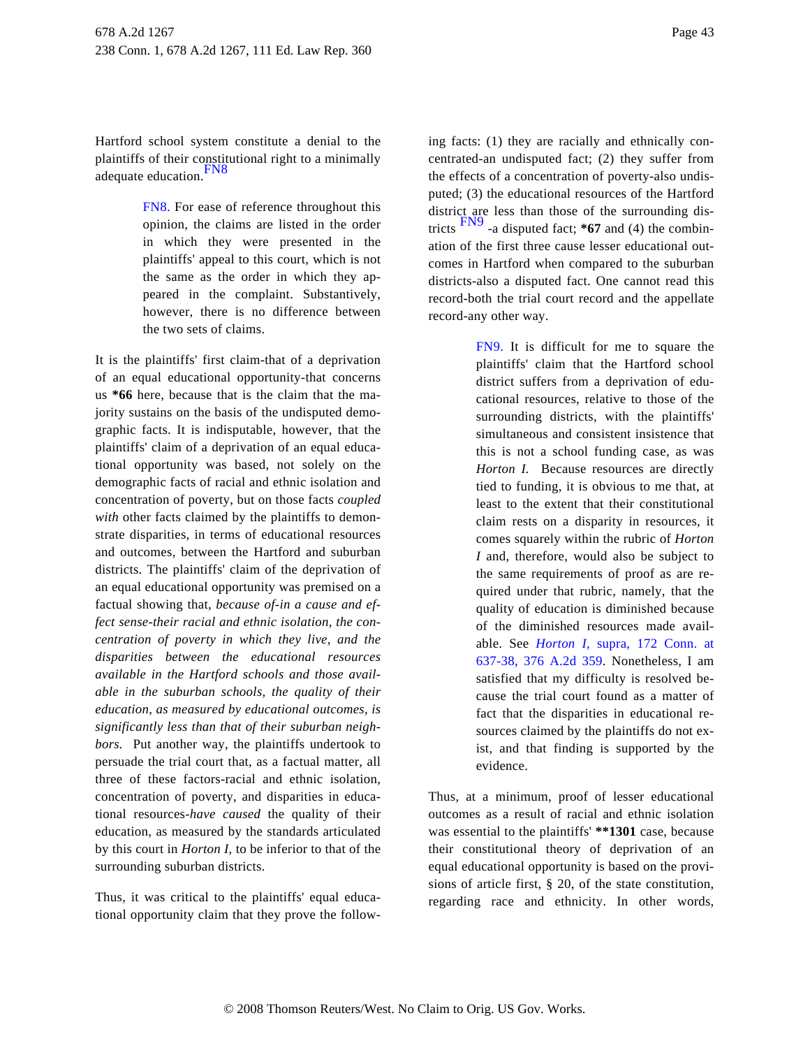Hartford school system constitute a denial to the plaintiffs of their constitutional right to a minimally adequate education.FN8

FN8. For ease of reference throughout this opinion, the claims are listed in the order in which they were presented in the plaintiffs' appeal to this court, which is not the same as the order in which they appeared in the complaint. Substantively, however, there is no difference between the two sets of claims.

It is the plaintiffs' first claim-that of a deprivation of an equal educational opportunity-that concerns us **\*66** here, because that is the claim that the majority sustains on the basis of the undisputed demographic facts. It is indisputable, however, that the plaintiffs' claim of a deprivation of an equal educational opportunity was based, not solely on the demographic facts of racial and ethnic isolation and concentration of poverty, but on those facts *coupled with* other facts claimed by the plaintiffs to demonstrate disparities, in terms of educational resources and outcomes, between the Hartford and suburban districts. The plaintiffs' claim of the deprivation of an equal educational opportunity was premised on a factual showing that, *because of-in a cause and effect sense-their racial and ethnic isolation, the concentration of poverty in which they live, and the disparities between the educational resources available in the Hartford schools and those available in the suburban schools, the quality of their education, as measured by educational outcomes, is significantly less than that of their suburban neighbors.* Put another way, the plaintiffs undertook to persuade the trial court that, as a factual matter, all three of these factors-racial and ethnic isolation, concentration of poverty, and disparities in educational resources-*have caused* the quality of their education, as measured by the standards articulated by this court in *Horton I,* to be inferior to that of the surrounding suburban districts.

Thus, it was critical to the plaintiffs' equal educational opportunity claim that they prove the following facts: (1) they are racially and ethnically concentrated-an undisputed fact; (2) they suffer from the effects of a concentration of poverty-also undisputed; (3) the educational resources of the Hartford district are less than those of the surrounding districts FN9 -a disputed fact; **\*67** and (4) the combination of the first three cause lesser educational outcomes in Hartford when compared to the suburban districts-also a disputed fact. One cannot read this record-both the trial court record and the appellate record-any other way.

FN9. It is difficult for me to square the plaintiffs' claim that the Hartford school district suffers from a deprivation of educational resources, relative to those of the surrounding districts, with the plaintiffs' simultaneous and consistent insistence that this is not a school funding case, as was *Horton I.* Because resources are directly tied to funding, it is obvious to me that, at least to the extent that their constitutional claim rests on a disparity in resources, it comes squarely within the rubric of *Horton I* and, therefore, would also be subject to the same requirements of proof as are required under that rubric, namely, that the quality of education is diminished because of the diminished resources made available. See *Horton I,* supra, 172 Conn. at 637-38, 376 A.2d 359. Nonetheless, I am satisfied that my difficulty is resolved because the trial court found as a matter of fact that the disparities in educational resources claimed by the plaintiffs do not exist, and that finding is supported by the evidence.

Thus, at a minimum, proof of lesser educational outcomes as a result of racial and ethnic isolation was essential to the plaintiffs' **\*\*1301** case, because their constitutional theory of deprivation of an equal educational opportunity is based on the provisions of article first, § 20, of the state constitution, regarding race and ethnicity. In other words,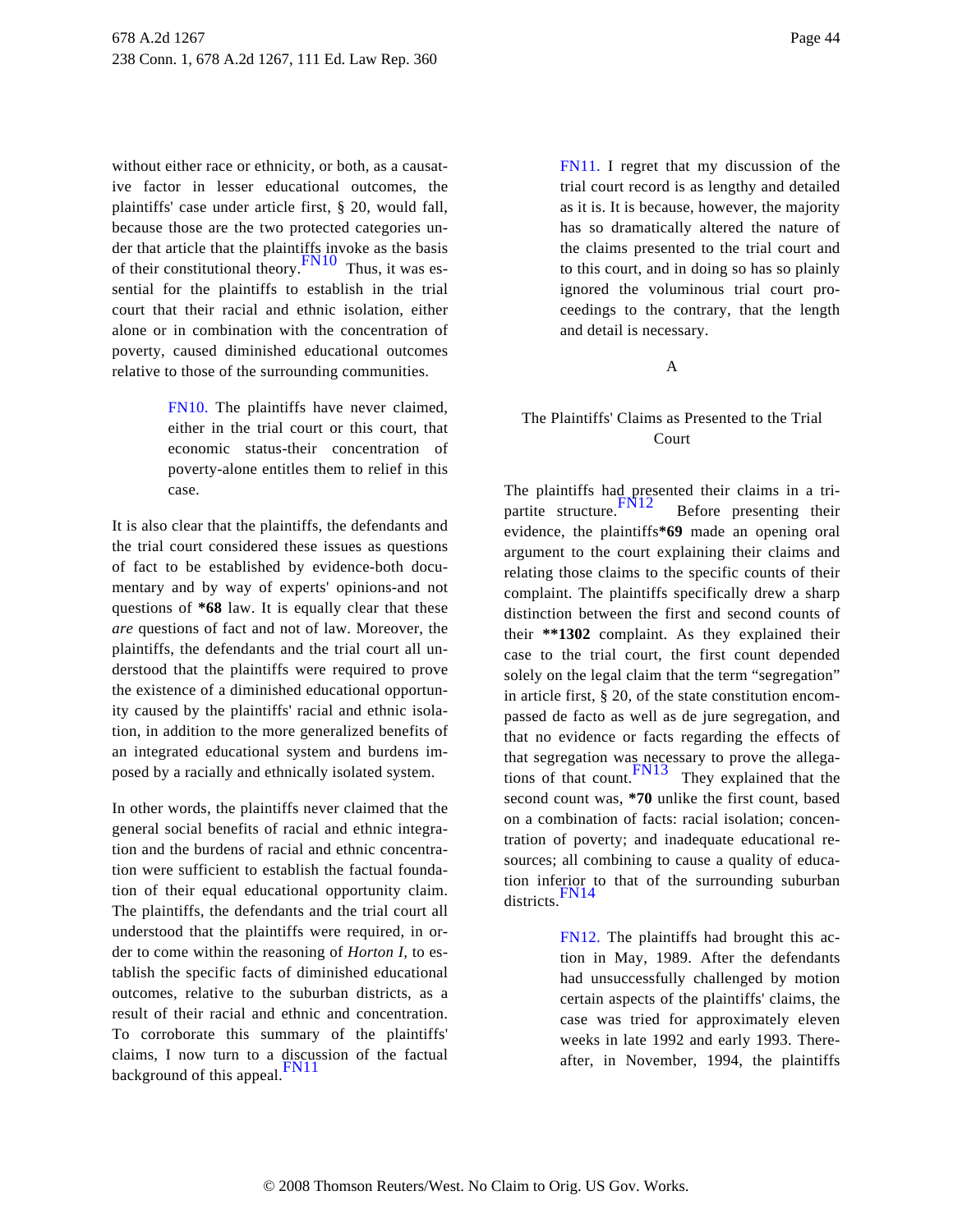without either race or ethnicity, or both, as a causative factor in lesser educational outcomes, the plaintiffs' case under article first, § 20, would fall, because those are the two protected categories under that article that the plaintiffs invoke as the basis of their constitutional theory.[FN10] Thus, it was essential for the plaintiffs to establish in the trial court that their racial and ethnic isolation, either alone or in combination with the concentration of poverty, caused diminished educational outcomes relative to those of the surrounding communities.

> FN10. The plaintiffs have never claimed, either in the trial court or this court, that economic status-their concentration of poverty-alone entitles them to relief in this case.

It is also clear that the plaintiffs, the defendants and the trial court considered these issues as questions of fact to be established by evidence-both documentary and by way of experts' opinions-and not questions of **\*68** law. It is equally clear that these *are* questions of fact and not of law. Moreover, the plaintiffs, the defendants and the trial court all understood that the plaintiffs were required to prove the existence of a diminished educational opportunity caused by the plaintiffs' racial and ethnic isolation, in addition to the more generalized benefits of an integrated educational system and burdens imposed by a racially and ethnically isolated system.

In other words, the plaintiffs never claimed that the general social benefits of racial and ethnic integration and the burdens of racial and ethnic concentration were sufficient to establish the factual foundation of their equal educational opportunity claim. The plaintiffs, the defendants and the trial court all understood that the plaintiffs were required, in order to come within the reasoning of *Horton I,* to establish the specific facts of diminished educational outcomes, relative to the suburban districts, as a result of their racial and ethnic and concentration. To corroborate this summary of the plaintiffs' claims, I now turn to a discussion of the factual background of this appeal.[FN11]

> FN11. I regret that my discussion of the trial court record is as lengthy and detailed as it is. It is because, however, the majority has so dramatically altered the nature of the claims presented to the trial court and to this court, and in doing so has so plainly ignored the voluminous trial court proceedings to the contrary, that the length and detail is necessary.

### A

### The Plaintiffs' Claims as Presented to the Trial Court

The plaintiffs had presented their claims in a tripartite structure.[FN12] Before presenting their evidence, the plaintiffs**\*69** made an opening oral argument to the court explaining their claims and relating those claims to the specific counts of their complaint. The plaintiffs specifically drew a sharp distinction between the first and second counts of their **\*\*1302** complaint. As they explained their case to the trial court, the first count depended solely on the legal claim that the term "segregation" in article first, § 20, of the state constitution encompassed de facto as well as de jure segregation, and that no evidence or facts regarding the effects of that segregation was necessary to prove the allegations of that count.[FN13] They explained that the second count was, **\*70** unlike the first count, based on a combination of facts: racial isolation; concentration of poverty; and inadequate educational resources; all combining to cause a quality of education inferior to that of the surrounding suburban districts.[FN14]

> FN12. The plaintiffs had brought this action in May, 1989. After the defendants had unsuccessfully challenged by motion certain aspects of the plaintiffs' claims, the case was tried for approximately eleven weeks in late 1992 and early 1993. Thereafter, in November, 1994, the plaintiffs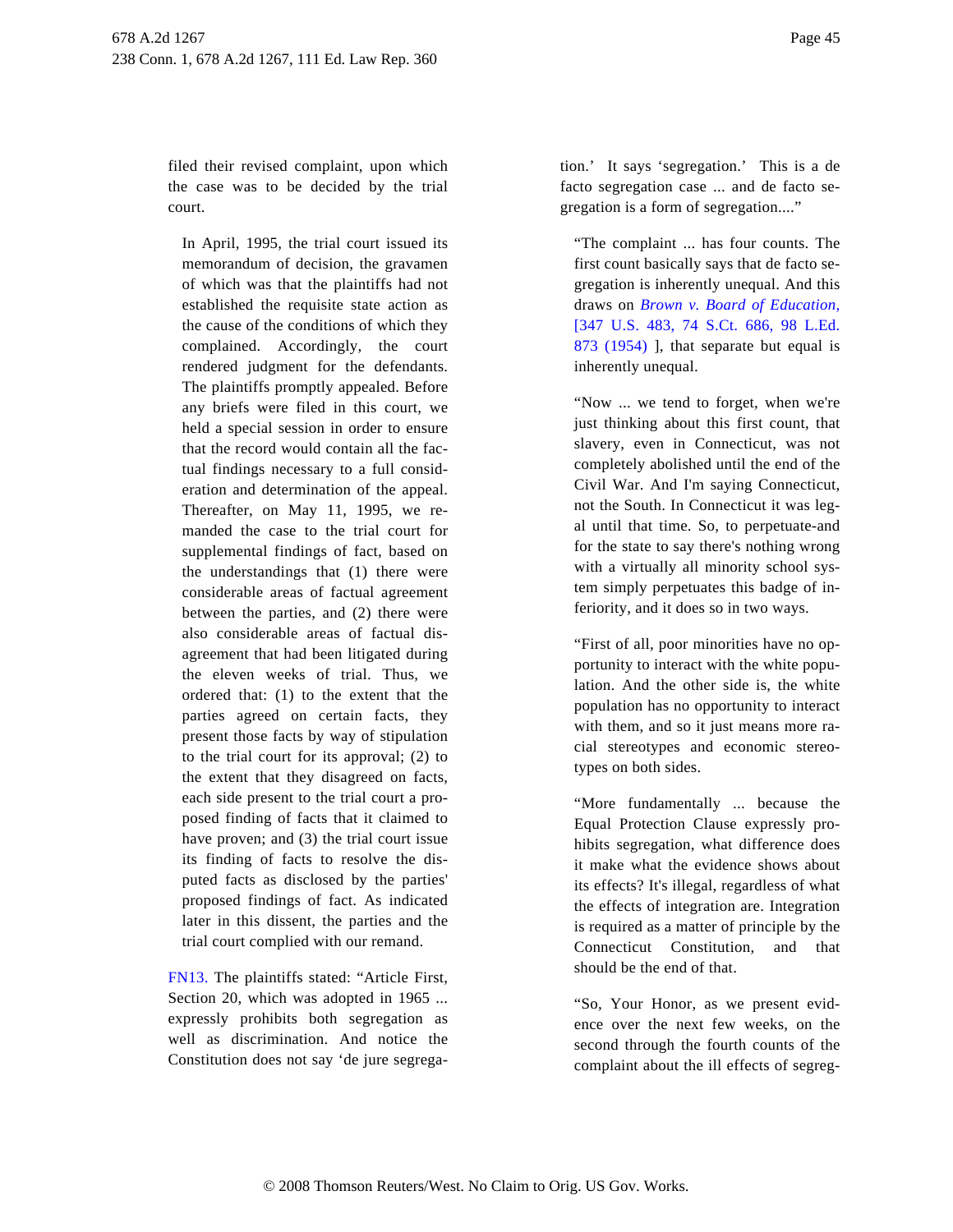filed their revised complaint, upon which the case was to be decided by the trial court.

In April, 1995, the trial court issued its memorandum of decision, the gravamen of which was that the plaintiffs had not established the requisite state action as the cause of the conditions of which they complained. Accordingly, the court rendered judgment for the defendants. The plaintiffs promptly appealed. Before any briefs were filed in this court, we held a special session in order to ensure that the record would contain all the factual findings necessary to a full consideration and determination of the appeal. Thereafter, on May 11, 1995, we remanded the case to the trial court for supplemental findings of fact, based on the understandings that (1) there were considerable areas of factual agreement between the parties, and (2) there were also considerable areas of factual disagreement that had been litigated during the eleven weeks of trial. Thus, we ordered that: (1) to the extent that the parties agreed on certain facts, they present those facts by way of stipulation to the trial court for its approval; (2) to the extent that they disagreed on facts, each side present to the trial court a proposed finding of facts that it claimed to have proven; and (3) the trial court issue its finding of facts to resolve the disputed facts as disclosed by the parties' proposed findings of fact. As indicated later in this dissent, the parties and the trial court complied with our remand.

FN13. The plaintiffs stated: "Article First, Section 20, which was adopted in 1965 ... expressly prohibits both segregation as well as discrimination. And notice the Constitution does not say 'de jure segregation.' It says 'segregation.' This is a de facto segregation case ... and de facto segregation is a form of segregation...."

"The complaint ... has four counts. The first count basically says that de facto segregation is inherently unequal. And this draws on *Brown v. Board of Education,* [347 U.S. 483, 74 S.Ct. 686, 98 L.Ed. 873 (1954) ], that separate but equal is inherently unequal.

"Now ... we tend to forget, when we're just thinking about this first count, that slavery, even in Connecticut, was not completely abolished until the end of the Civil War. And I'm saying Connecticut, not the South. In Connecticut it was legal until that time. So, to perpetuate-and for the state to say there's nothing wrong with a virtually all minority school system simply perpetuates this badge of inferiority, and it does so in two ways.

"First of all, poor minorities have no opportunity to interact with the white population. And the other side is, the white population has no opportunity to interact with them, and so it just means more racial stereotypes and economic stereotypes on both sides.

"More fundamentally ... because the Equal Protection Clause expressly prohibits segregation, what difference does it make what the evidence shows about its effects? It's illegal, regardless of what the effects of integration are. Integration is required as a matter of principle by the Connecticut Constitution, and that should be the end of that.

"So, Your Honor, as we present evidence over the next few weeks, on the second through the fourth counts of the complaint about the ill effects of segreg-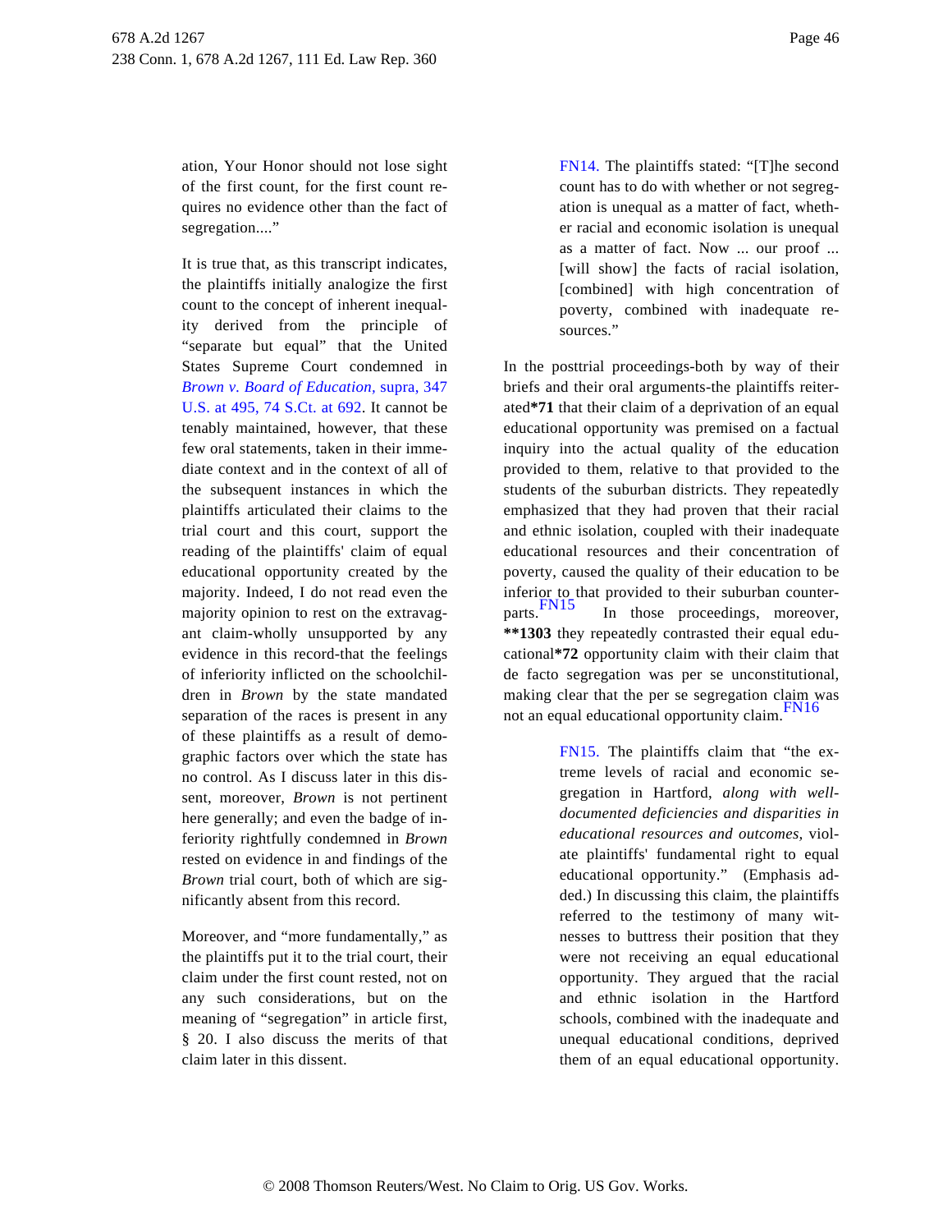ation, Your Honor should not lose sight of the first count, for the first count requires no evidence other than the fact of segregation...."

It is true that, as this transcript indicates, the plaintiffs initially analogize the first count to the concept of inherent inequality derived from the principle of "separate but equal" that the United States Supreme Court condemned in *Brown v. Board of Education,* supra, 347 U.S. at 495, 74 S.Ct. at 692. It cannot be tenably maintained, however, that these few oral statements, taken in their immediate context and in the context of all of the subsequent instances in which the plaintiffs articulated their claims to the trial court and this court, support the reading of the plaintiffs' claim of equal educational opportunity created by the majority. Indeed, I do not read even the majority opinion to rest on the extravagant claim-wholly unsupported by any evidence in this record-that the feelings of inferiority inflicted on the schoolchildren in *Brown* by the state mandated separation of the races is present in any of these plaintiffs as a result of demographic factors over which the state has no control. As I discuss later in this dissent, moreover, *Brown* is not pertinent here generally; and even the badge of inferiority rightfully condemned in *Brown* rested on evidence in and findings of the *Brown* trial court, both of which are significantly absent from this record.

Moreover, and "more fundamentally," as the plaintiffs put it to the trial court, their claim under the first count rested, not on any such considerations, but on the meaning of "segregation" in article first, § 20. I also discuss the merits of that claim later in this dissent.

FN14. The plaintiffs stated: "[T]he second count has to do with whether or not segregation is unequal as a matter of fact, whether racial and economic isolation is unequal as a matter of fact. Now ... our proof ... [will show] the facts of racial isolation, [combined] with high concentration of poverty, combined with inadequate resources."

In the posttrial proceedings-both by way of their briefs and their oral arguments-the plaintiffs reiterated**\*71** that their claim of a deprivation of an equal educational opportunity was premised on a factual inquiry into the actual quality of the education provided to them, relative to that provided to the students of the suburban districts. They repeatedly emphasized that they had proven that their racial and ethnic isolation, coupled with their inadequate educational resources and their concentration of poverty, caused the quality of their education to be inferior to that provided to their suburban counterparts.[FN15] In those proceedings, moreover, **\*\*1303** they repeatedly contrasted their equal educational**\*72** opportunity claim with their claim that de facto segregation was per se unconstitutional, making clear that the per se segregation claim was not an equal educational opportunity claim.[FN16]

FN15. The plaintiffs claim that "the extreme levels of racial and economic segregation in Hartford, *along with well-documented deficiencies and disparities in educational resources and outcomes,* violate plaintiffs' fundamental right to equal educational opportunity." (Emphasis added.) In discussing this claim, the plaintiffs referred to the testimony of many witnesses to buttress their position that they were not receiving an equal educational opportunity. They argued that the racial and ethnic isolation in the Hartford schools, combined with the inadequate and unequal educational conditions, deprived them of an equal educational opportunity.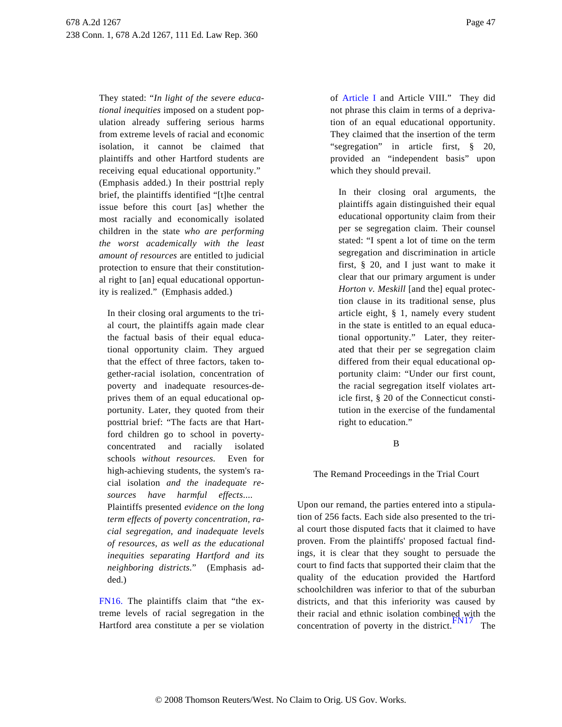They stated: "*In light of the severe educational inequities* imposed on a student population already suffering serious harms from extreme levels of racial and economic isolation, it cannot be claimed that plaintiffs and other Hartford students are receiving equal educational opportunity." (Emphasis added.) In their posttrial reply brief, the plaintiffs identified "[t]he central issue before this court [as] whether the most racially and economically isolated children in the state *who are performing the worst academically with the least amount of resources* are entitled to judicial protection to ensure that their constitutional right to [an] equal educational opportunity is realized." (Emphasis added.)

> In their closing oral arguments to the trial court, the plaintiffs again made clear the factual basis of their equal educational opportunity claim. They argued that the effect of three factors, taken together-racial isolation, concentration of poverty and inadequate resources-deprives them of an equal educational opportunity. Later, they quoted from their posttrial brief: "The facts are that Hartford children go to school in poverty-concentrated and racially isolated schools *without resources.* Even for high-achieving students, the system's racial isolation *and the inadequate resources have harmful effects....* Plaintiffs presented *evidence on the long term effects of poverty concentration, racial segregation, and inadequate levels of resources, as well as the educational inequities separating Hartford and its neighboring districts.*" (Emphasis added.)

FN16. The plaintiffs claim that "the extreme levels of racial segregation in the Hartford area constitute a per se violation of Article I and Article VIII." They did not phrase this claim in terms of a deprivation of an equal educational opportunity. They claimed that the insertion of the term "segregation" in article first, § 20, provided an "independent basis" upon which they should prevail.

> In their closing oral arguments, the plaintiffs again distinguished their equal educational opportunity claim from their per se segregation claim. Their counsel stated: "I spent a lot of time on the term segregation and discrimination in article first, § 20, and I just want to make it clear that our primary argument is under *Horton v. Meskill* [and the] equal protection clause in its traditional sense, plus article eight, § 1, namely every student in the state is entitled to an equal educational opportunity." Later, they reiterated that their per se segregation claim differed from their equal educational opportunity claim: "Under our first count, the racial segregation itself violates article first, § 20 of the Connecticut constitution in the exercise of the fundamental right to education."

### B

### The Remand Proceedings in the Trial Court

Upon our remand, the parties entered into a stipulation of 256 facts. Each side also presented to the trial court those disputed facts that it claimed to have proven. From the plaintiffs' proposed factual findings, it is clear that they sought to persuade the court to find facts that supported their claim that the quality of the education provided the Hartford schoolchildren was inferior to that of the suburban districts, and that this inferiority was caused by their racial and ethnic isolation combined with the concentration of poverty in the district.[FN17] The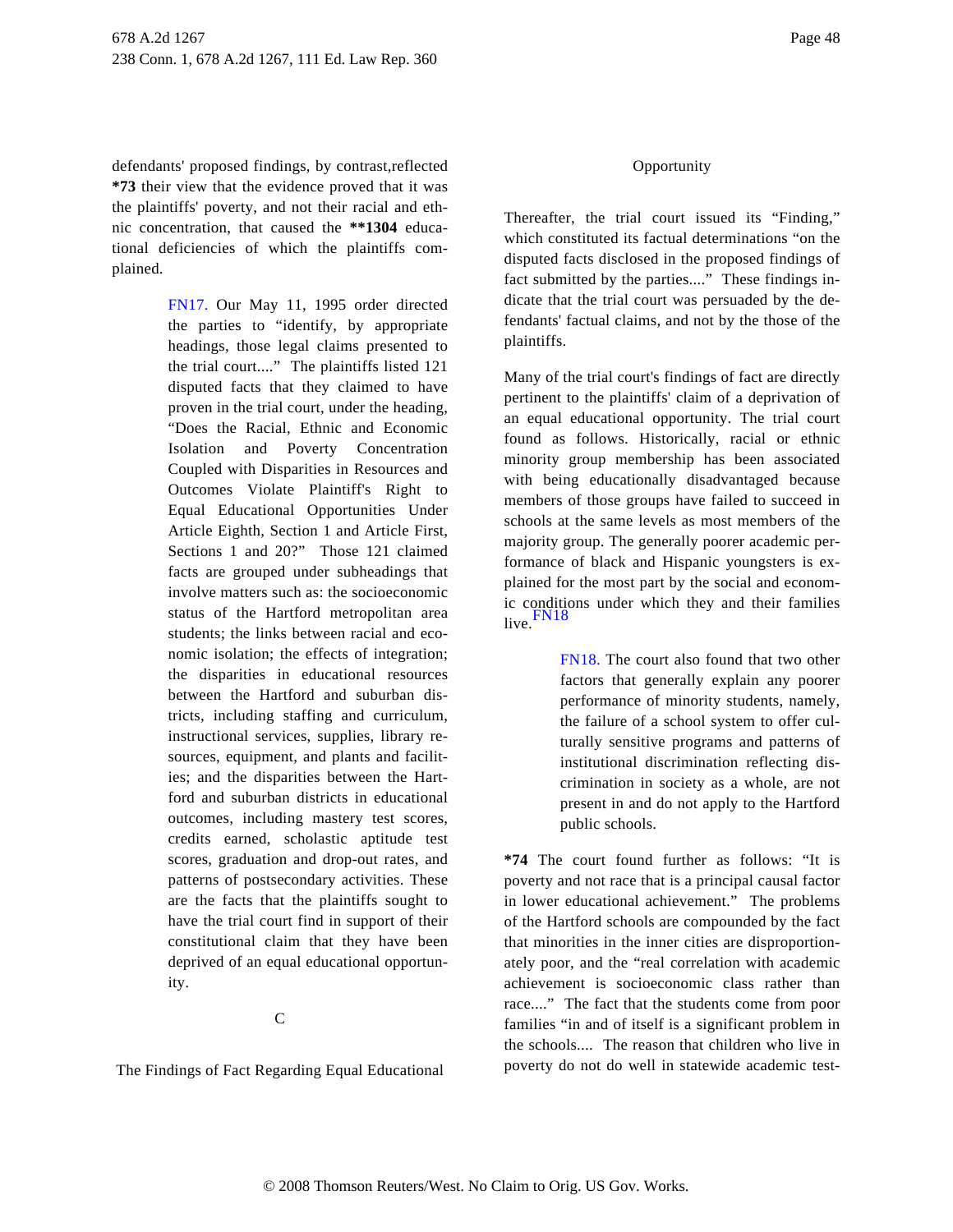defendants' proposed findings, by contrast,reflected **\*73** their view that the evidence proved that it was the plaintiffs' poverty, and not their racial and ethnic concentration, that caused the **\*\*1304** educational deficiencies of which the plaintiffs complained.

> FN17. Our May 11, 1995 order directed the parties to "identify, by appropriate headings, those legal claims presented to the trial court...." The plaintiffs listed 121 disputed facts that they claimed to have proven in the trial court, under the heading, "Does the Racial, Ethnic and Economic Isolation and Poverty Concentration Coupled with Disparities in Resources and Outcomes Violate Plaintiff's Right to Equal Educational Opportunities Under Article Eighth, Section 1 and Article First, Sections 1 and 20?" Those 121 claimed facts are grouped under subheadings that involve matters such as: the socioeconomic status of the Hartford metropolitan area students; the links between racial and economic isolation; the effects of integration; the disparities in educational resources between the Hartford and suburban districts, including staffing and curriculum, instructional services, supplies, library resources, equipment, and plants and facilities; and the disparities between the Hartford and suburban districts in educational outcomes, including mastery test scores, credits earned, scholastic aptitude test scores, graduation and drop-out rates, and patterns of postsecondary activities. These are the facts that the plaintiffs sought to have the trial court find in support of their constitutional claim that they have been deprived of an equal educational opportunity.

## C

## The Findings of Fact Regarding Equal Educational Opportunity

Thereafter, the trial court issued its "Finding," which constituted its factual determinations "on the disputed facts disclosed in the proposed findings of fact submitted by the parties...." These findings indicate that the trial court was persuaded by the defendants' factual claims, and not by the those of the plaintiffs.

Many of the trial court's findings of fact are directly pertinent to the plaintiffs' claim of a deprivation of an equal educational opportunity. The trial court found as follows. Historically, racial or ethnic minority group membership has been associated with being educationally disadvantaged because members of those groups have failed to succeed in schools at the same levels as most members of the majority group. The generally poorer academic performance of black and Hispanic youngsters is explained for the most part by the social and economic conditions under which they and their families live.[FN18]

> FN18. The court also found that two other factors that generally explain any poorer performance of minority students, namely, the failure of a school system to offer culturally sensitive programs and patterns of institutional discrimination reflecting discrimination in society as a whole, are not present in and do not apply to the Hartford public schools.

**\*74** The court found further as follows: "It is poverty and not race that is a principal causal factor in lower educational achievement." The problems of the Hartford schools are compounded by the fact that minorities in the inner cities are disproportionately poor, and the "real correlation with academic achievement is socioeconomic class rather than race...." The fact that the students come from poor families "in and of itself is a significant problem in the schools.... The reason that children who live in poverty do not do well in statewide academic test-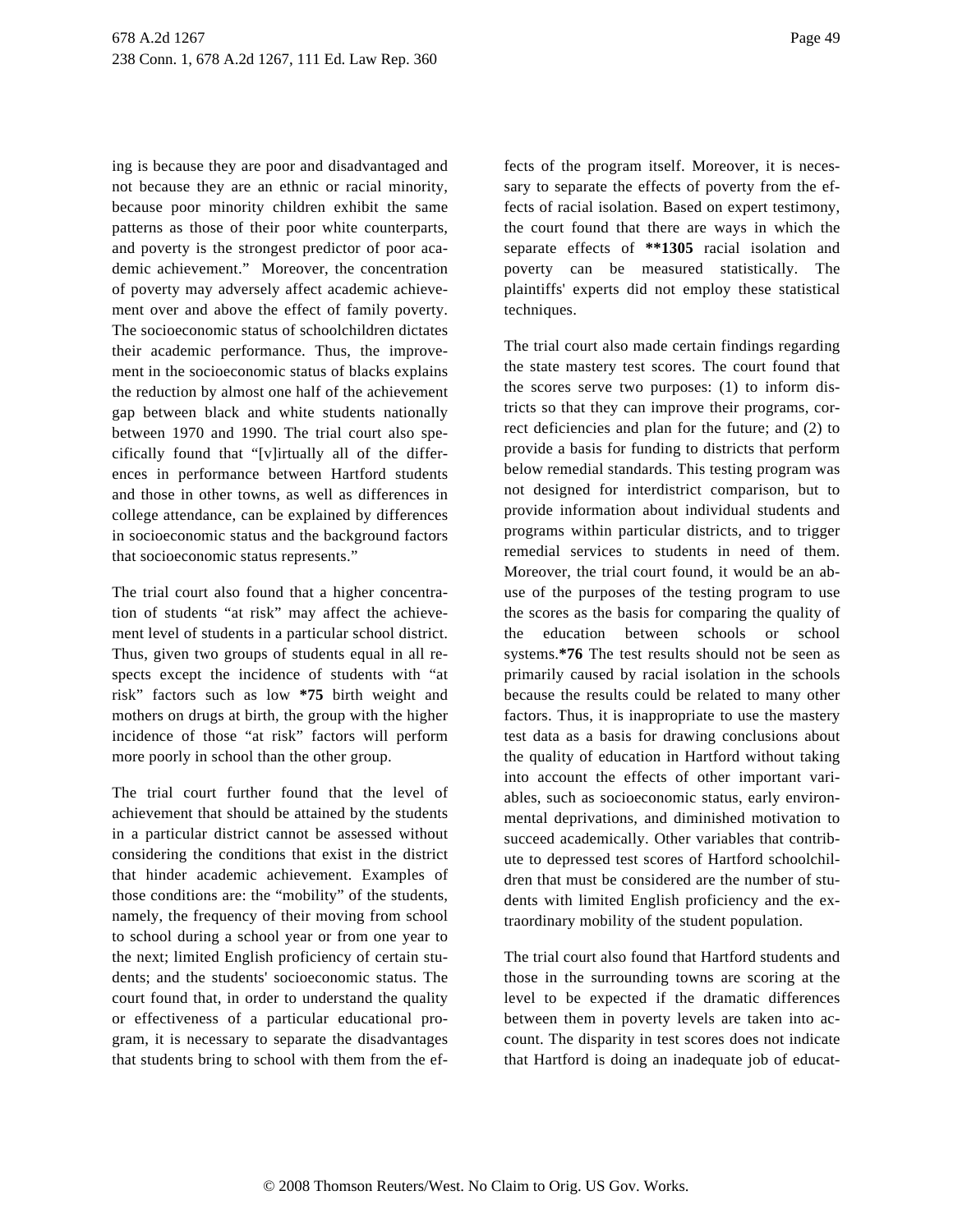ing is because they are poor and disadvantaged and not because they are an ethnic or racial minority, because poor minority children exhibit the same patterns as those of their poor white counterparts, and poverty is the strongest predictor of poor academic achievement." Moreover, the concentration of poverty may adversely affect academic achievement over and above the effect of family poverty. The socioeconomic status of schoolchildren dictates their academic performance. Thus, the improvement in the socioeconomic status of blacks explains the reduction by almost one half of the achievement gap between black and white students nationally between 1970 and 1990. The trial court also specifically found that "[v]irtually all of the differences in performance between Hartford students and those in other towns, as well as differences in college attendance, can be explained by differences in socioeconomic status and the background factors that socioeconomic status represents."

The trial court also found that a higher concentration of students "at risk" may affect the achievement level of students in a particular school district. Thus, given two groups of students equal in all respects except the incidence of students with "at risk" factors such as low **\*75** birth weight and mothers on drugs at birth, the group with the higher incidence of those "at risk" factors will perform more poorly in school than the other group.

The trial court further found that the level of achievement that should be attained by the students in a particular district cannot be assessed without considering the conditions that exist in the district that hinder academic achievement. Examples of those conditions are: the "mobility" of the students, namely, the frequency of their moving from school to school during a school year or from one year to the next; limited English proficiency of certain students; and the students' socioeconomic status. The court found that, in order to understand the quality or effectiveness of a particular educational program, it is necessary to separate the disadvantages that students bring to school with them from the effects of the program itself. Moreover, it is necessary to separate the effects of poverty from the effects of racial isolation. Based on expert testimony, the court found that there are ways in which the separate effects of **\*\*1305** racial isolation and poverty can be measured statistically. The plaintiffs' experts did not employ these statistical techniques.

The trial court also made certain findings regarding the state mastery test scores. The court found that the scores serve two purposes: (1) to inform districts so that they can improve their programs, correct deficiencies and plan for the future; and (2) to provide a basis for funding to districts that perform below remedial standards. This testing program was not designed for interdistrict comparison, but to provide information about individual students and programs within particular districts, and to trigger remedial services to students in need of them. Moreover, the trial court found, it would be an abuse of the purposes of the testing program to use the scores as the basis for comparing the quality of the education between schools or school systems.**\*76** The test results should not be seen as primarily caused by racial isolation in the schools because the results could be related to many other factors. Thus, it is inappropriate to use the mastery test data as a basis for drawing conclusions about the quality of education in Hartford without taking into account the effects of other important variables, such as socioeconomic status, early environmental deprivations, and diminished motivation to succeed academically. Other variables that contribute to depressed test scores of Hartford schoolchildren that must be considered are the number of students with limited English proficiency and the extraordinary mobility of the student population.

The trial court also found that Hartford students and those in the surrounding towns are scoring at the level to be expected if the dramatic differences between them in poverty levels are taken into account. The disparity in test scores does not indicate that Hartford is doing an inadequate job of educat-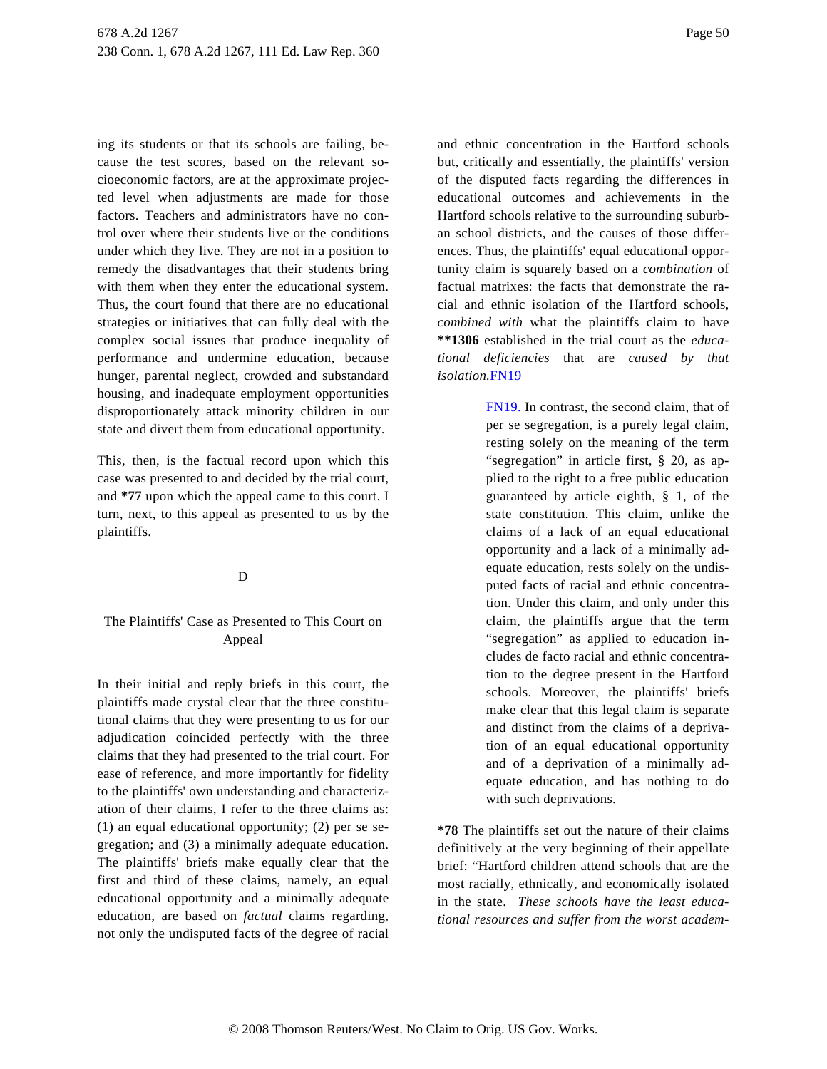ing its students or that its schools are failing, because the test scores, based on the relevant socioeconomic factors, are at the approximate projected level when adjustments are made for those factors. Teachers and administrators have no control over where their students live or the conditions under which they live. They are not in a position to remedy the disadvantages that their students bring with them when they enter the educational system. Thus, the court found that there are no educational strategies or initiatives that can fully deal with the complex social issues that produce inequality of performance and undermine education, because hunger, parental neglect, crowded and substandard housing, and inadequate employment opportunities disproportionately attack minority children in our state and divert them from educational opportunity.

This, then, is the factual record upon which this case was presented to and decided by the trial court, and **\*77** upon which the appeal came to this court. I turn, next, to this appeal as presented to us by the plaintiffs.

D

The Plaintiffs' Case as Presented to This Court on Appeal

In their initial and reply briefs in this court, the plaintiffs made crystal clear that the three constitutional claims that they were presenting to us for our adjudication coincided perfectly with the three claims that they had presented to the trial court. For ease of reference, and more importantly for fidelity to the plaintiffs' own understanding and characterization of their claims, I refer to the three claims as: (1) an equal educational opportunity; (2) per se segregation; and (3) a minimally adequate education. The plaintiffs' briefs make equally clear that the first and third of these claims, namely, an equal educational opportunity and a minimally adequate education, are based on *factual* claims regarding, not only the undisputed facts of the degree of racial and ethnic concentration in the Hartford schools but, critically and essentially, the plaintiffs' version of the disputed facts regarding the differences in educational outcomes and achievements in the Hartford schools relative to the surrounding suburban school districts, and the causes of those differences. Thus, the plaintiffs' equal educational opportunity claim is squarely based on a *combination* of factual matrixes: the facts that demonstrate the racial and ethnic isolation of the Hartford schools, *combined with* what the plaintiffs claim to have **\*\*1306** established in the trial court as the *educational deficiencies* that are *caused by that isolation.*FN19

FN19. In contrast, the second claim, that of per se segregation, is a purely legal claim, resting solely on the meaning of the term "segregation" in article first, § 20, as applied to the right to a free public education guaranteed by article eighth, § 1, of the state constitution. This claim, unlike the claims of a lack of an equal educational opportunity and a lack of a minimally adequate education, rests solely on the undisputed facts of racial and ethnic concentration. Under this claim, and only under this claim, the plaintiffs argue that the term "segregation" as applied to education includes de facto racial and ethnic concentration to the degree present in the Hartford schools. Moreover, the plaintiffs' briefs make clear that this legal claim is separate and distinct from the claims of a deprivation of an equal educational opportunity and of a deprivation of a minimally adequate education, and has nothing to do with such deprivations.

**\*78** The plaintiffs set out the nature of their claims definitively at the very beginning of their appellate brief: "Hartford children attend schools that are the most racially, ethnically, and economically isolated in the state. *These schools have the least educational resources and suffer from the worst academ-*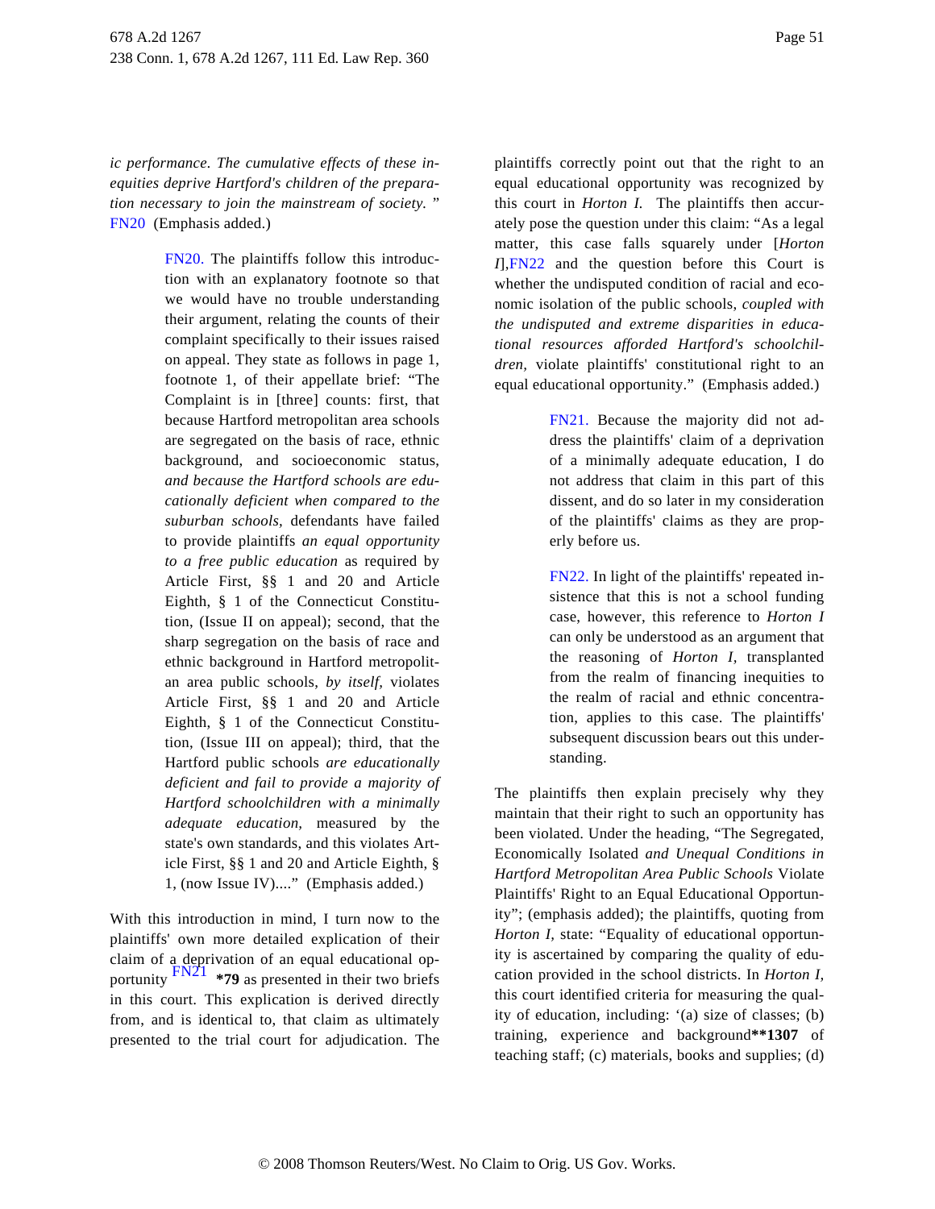*ic performance. The cumulative effects of these inequities deprive Hartford's children of the preparation necessary to join the mainstream of society.* " FN20 (Emphasis added.)

> FN20. The plaintiffs follow this introduction with an explanatory footnote so that we would have no trouble understanding their argument, relating the counts of their complaint specifically to their issues raised on appeal. They state as follows in page 1, footnote 1, of their appellate brief: "The Complaint is in [three] counts: first, that because Hartford metropolitan area schools are segregated on the basis of race, ethnic background, and socioeconomic status, *and because the Hartford schools are educationally deficient when compared to the suburban schools,* defendants have failed to provide plaintiffs *an equal opportunity to a free public education* as required by Article First, §§ 1 and 20 and Article Eighth, § 1 of the Connecticut Constitution, (Issue II on appeal); second, that the sharp segregation on the basis of race and ethnic background in Hartford metropolitan area public schools, *by itself,* violates Article First, §§ 1 and 20 and Article Eighth, § 1 of the Connecticut Constitution, (Issue III on appeal); third, that the Hartford public schools *are educationally deficient and fail to provide a majority of Hartford schoolchildren with a minimally adequate education,* measured by the state's own standards, and this violates Article First, §§ 1 and 20 and Article Eighth, § 1, (now Issue IV)...." (Emphasis added.)

With this introduction in mind, I turn now to the plaintiffs' own more detailed explication of their claim of a deprivation of an equal educational opportunity FN21 **\*79** as presented in their two briefs in this court. This explication is derived directly from, and is identical to, that claim as ultimately presented to the trial court for adjudication. The plaintiffs correctly point out that the right to an equal educational opportunity was recognized by this court in *Horton I.* The plaintiffs then accurately pose the question under this claim: "As a legal matter, this case falls squarely under [*Horton I*],FN22 and the question before this Court is whether the undisputed condition of racial and economic isolation of the public schools, *coupled with the undisputed and extreme disparities in educational resources afforded Hartford's schoolchildren,* violate plaintiffs' constitutional right to an equal educational opportunity." (Emphasis added.)

> FN21. Because the majority did not address the plaintiffs' claim of a deprivation of a minimally adequate education, I do not address that claim in this part of this dissent, and do so later in my consideration of the plaintiffs' claims as they are properly before us.

> FN22. In light of the plaintiffs' repeated insistence that this is not a school funding case, however, this reference to *Horton I* can only be understood as an argument that the reasoning of *Horton I,* transplanted from the realm of financing inequities to the realm of racial and ethnic concentration, applies to this case. The plaintiffs' subsequent discussion bears out this understanding.

The plaintiffs then explain precisely why they maintain that their right to such an opportunity has been violated. Under the heading, "The Segregated, Economically Isolated *and Unequal Conditions in Hartford Metropolitan Area Public Schools* Violate Plaintiffs' Right to an Equal Educational Opportunity"; (emphasis added); the plaintiffs, quoting from *Horton I,* state: "Equality of educational opportunity is ascertained by comparing the quality of education provided in the school districts. In *Horton I,* this court identified criteria for measuring the quality of education, including: '(a) size of classes; (b) training, experience and background**\*\*1307** of teaching staff; (c) materials, books and supplies; (d)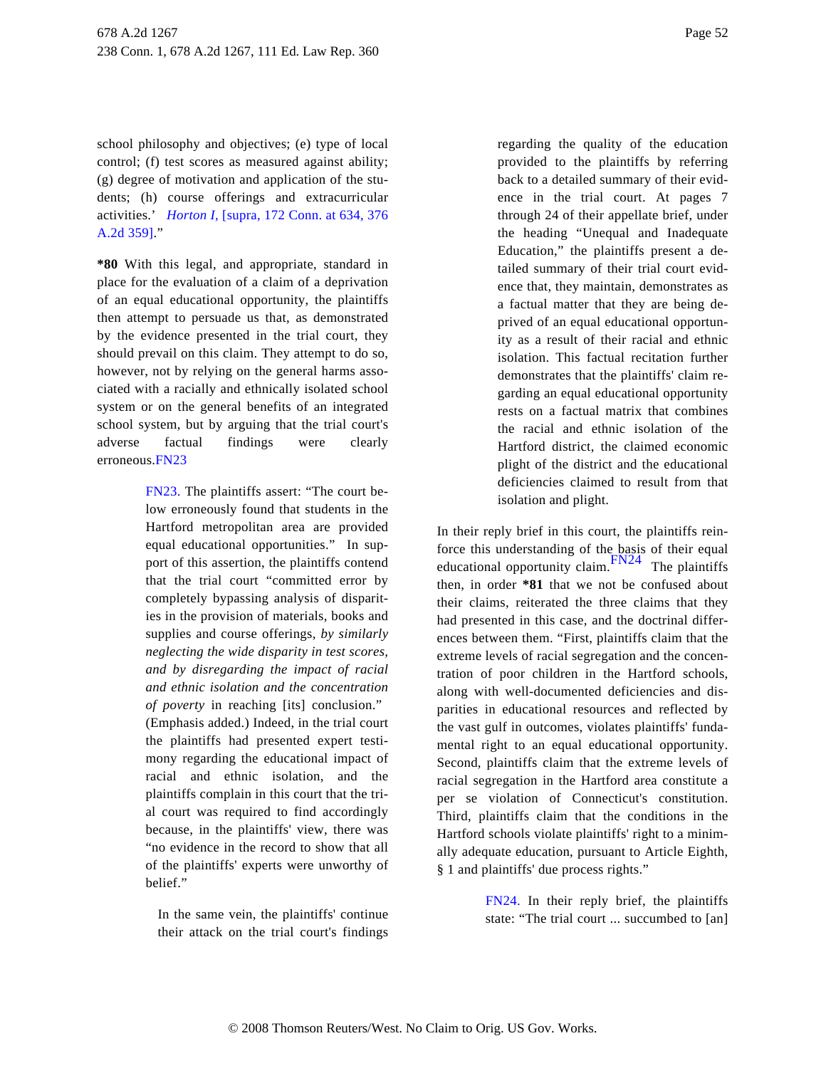school philosophy and objectives; (e) type of local control; (f) test scores as measured against ability; (g) degree of motivation and application of the students; (h) course offerings and extracurricular activities.' *Horton I,* [supra, 172 Conn. at 634, 376 A.2d 359]."

**\*80** With this legal, and appropriate, standard in place for the evaluation of a claim of a deprivation of an equal educational opportunity, the plaintiffs then attempt to persuade us that, as demonstrated by the evidence presented in the trial court, they should prevail on this claim. They attempt to do so, however, not by relying on the general harms associated with a racially and ethnically isolated school system or on the general benefits of an integrated school system, but by arguing that the trial court's adverse factual findings were clearly erroneous.FN23

> FN23. The plaintiffs assert: "The court below erroneously found that students in the Hartford metropolitan area are provided equal educational opportunities." In support of this assertion, the plaintiffs contend that the trial court "committed error by completely bypassing analysis of disparities in the provision of materials, books and supplies and course offerings, *by similarly neglecting the wide disparity in test scores, and by disregarding the impact of racial and ethnic isolation and the concentration of poverty* in reaching [its] conclusion." (Emphasis added.) Indeed, in the trial court the plaintiffs had presented expert testimony regarding the educational impact of racial and ethnic isolation, and the plaintiffs complain in this court that the trial court was required to find accordingly because, in the plaintiffs' view, there was "no evidence in the record to show that all of the plaintiffs' experts were unworthy of belief."
>
> In the same vein, the plaintiffs' continue their attack on the trial court's findings regarding the quality of the education provided to the plaintiffs by referring back to a detailed summary of their evidence in the trial court. At pages 7 through 24 of their appellate brief, under the heading "Unequal and Inadequate Education," the plaintiffs present a detailed summary of their trial court evidence that, they maintain, demonstrates as a factual matter that they are being deprived of an equal educational opportunity as a result of their racial and ethnic isolation. This factual recitation further demonstrates that the plaintiffs' claim regarding an equal educational opportunity rests on a factual matrix that combines the racial and ethnic isolation of the Hartford district, the claimed economic plight of the district and the educational deficiencies claimed to result from that isolation and plight.

In their reply brief in this court, the plaintiffs reinforce this understanding of the basis of their equal educational opportunity claim.FN24 The plaintiffs then, in order **\*81** that we not be confused about their claims, reiterated the three claims that they had presented in this case, and the doctrinal differences between them. "First, plaintiffs claim that the extreme levels of racial segregation and the concentration of poor children in the Hartford schools, along with well-documented deficiencies and disparities in educational resources and reflected by the vast gulf in outcomes, violates plaintiffs' fundamental right to an equal educational opportunity. Second, plaintiffs claim that the extreme levels of racial segregation in the Hartford area constitute a per se violation of Connecticut's constitution. Third, plaintiffs claim that the conditions in the Hartford schools violate plaintiffs' right to a minimally adequate education, pursuant to Article Eighth, § 1 and plaintiffs' due process rights."

> FN24. In their reply brief, the plaintiffs state: "The trial court ... succumbed to [an]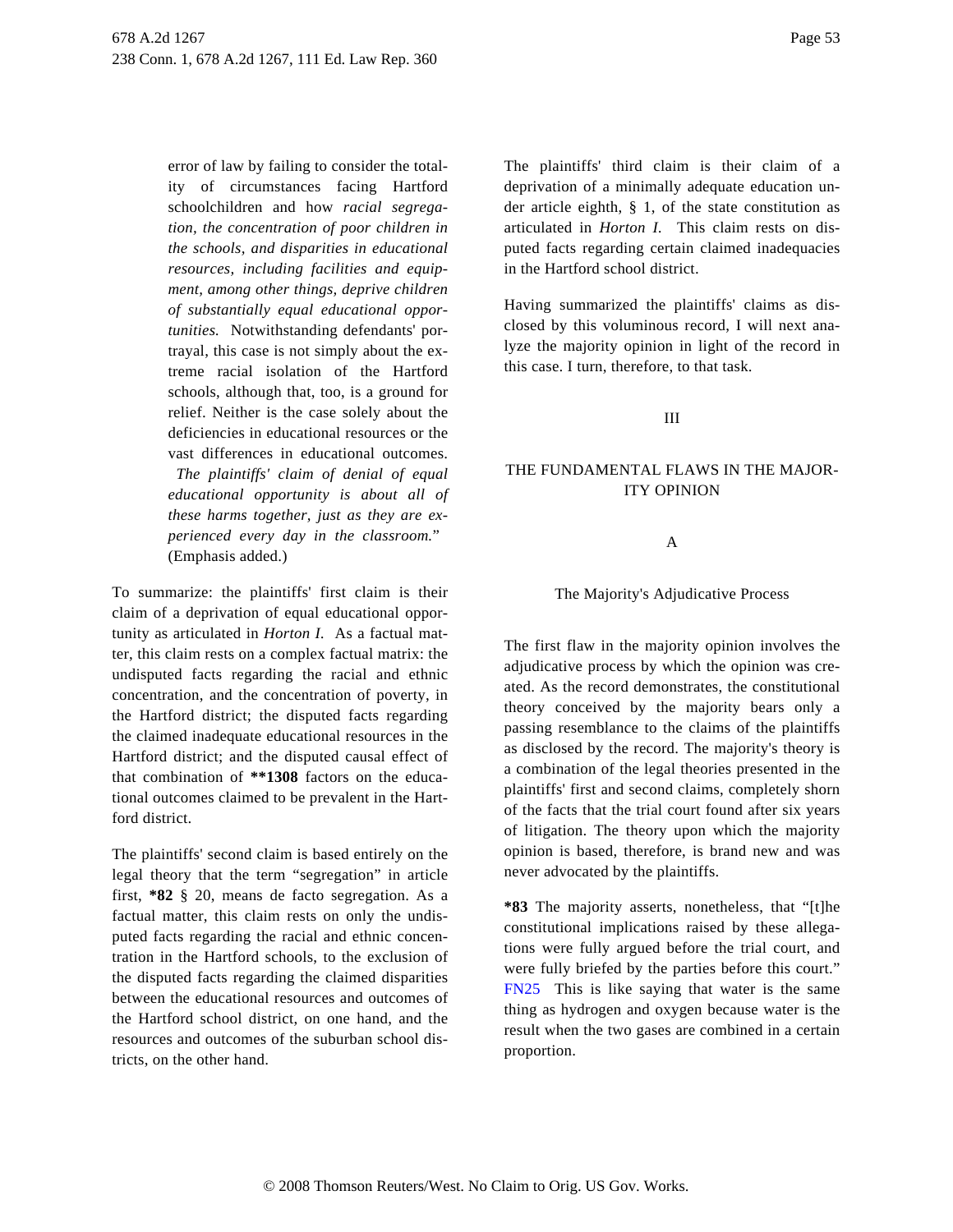> error of law by failing to consider the totality of circumstances facing Hartford schoolchildren and how *racial segregation, the concentration of poor children in the schools, and disparities in educational resources, including facilities and equipment, among other things, deprive children of substantially equal educational opportunities.* Notwithstanding defendants' portrayal, this case is not simply about the extreme racial isolation of the Hartford schools, although that, too, is a ground for relief. Neither is the case solely about the deficiencies in educational resources or the vast differences in educational outcomes. *The plaintiffs' claim of denial of equal educational opportunity is about all of these harms together, just as they are experienced every day in the classroom.*" (Emphasis added.)

To summarize: the plaintiffs' first claim is their claim of a deprivation of equal educational opportunity as articulated in *Horton I.* As a factual matter, this claim rests on a complex factual matrix: the undisputed facts regarding the racial and ethnic concentration, and the concentration of poverty, in the Hartford district; the disputed facts regarding the claimed inadequate educational resources in the Hartford district; and the disputed causal effect of that combination of **1308 factors on the educational outcomes claimed to be prevalent in the Hartford district.

The plaintiffs' second claim is based entirely on the legal theory that the term "segregation" in article first, *82 § 20, means de facto segregation. As a factual matter, this claim rests on only the undisputed facts regarding the racial and ethnic concentration in the Hartford schools, to the exclusion of the disputed facts regarding the claimed disparities between the educational resources and outcomes of the Hartford school district, on one hand, and the resources and outcomes of the suburban school districts, on the other hand.

The plaintiffs' third claim is their claim of a deprivation of a minimally adequate education under article eighth, § 1, of the state constitution as articulated in *Horton I.* This claim rests on disputed facts regarding certain claimed inadequacies in the Hartford school district.

Having summarized the plaintiffs' claims as disclosed by this voluminous record, I will next analyze the majority opinion in light of the record in this case. I turn, therefore, to that task.

## III

## THE FUNDAMENTAL FLAWS IN THE MAJORITY OPINION

### A

### The Majority's Adjudicative Process

The first flaw in the majority opinion involves the adjudicative process by which the opinion was created. As the record demonstrates, the constitutional theory conceived by the majority bears only a passing resemblance to the claims of the plaintiffs as disclosed by the record. The majority's theory is a combination of the legal theories presented in the plaintiffs' first and second claims, completely shorn of the facts that the trial court found after six years of litigation. The theory upon which the majority opinion is based, therefore, is brand new and was never advocated by the plaintiffs.

*83 The majority asserts, nonetheless, that "[t]he constitutional implications raised by these allegations were fully argued before the trial court, and were fully briefed by the parties before this court." FN25 This is like saying that water is the same thing as hydrogen and oxygen because water is the result when the two gases are combined in a certain proportion.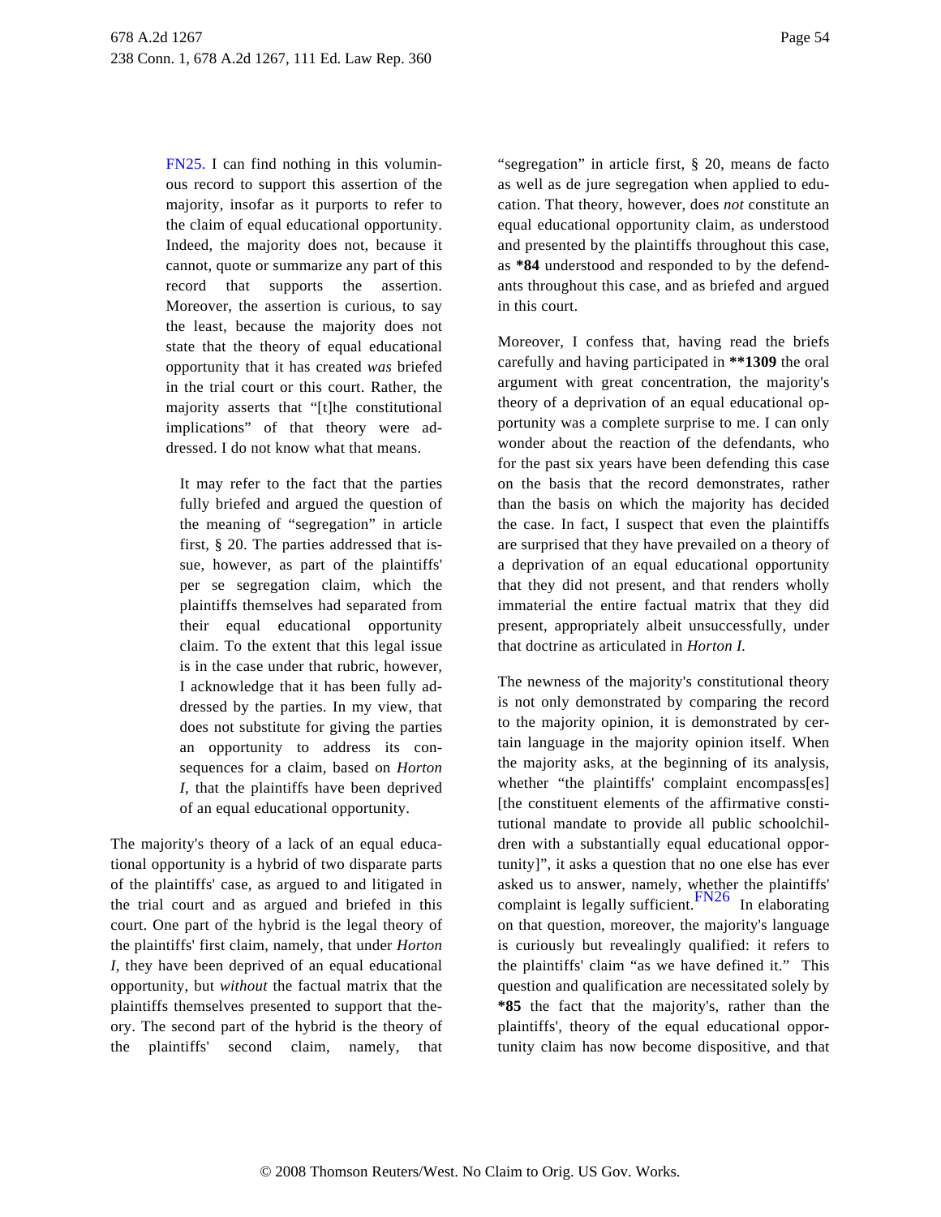FN25. I can find nothing in this voluminous record to support this assertion of the majority, insofar as it purports to refer to the claim of equal educational opportunity. Indeed, the majority does not, because it cannot, quote or summarize any part of this record that supports the assertion. Moreover, the assertion is curious, to say the least, because the majority does not state that the theory of equal educational opportunity that it has created *was* briefed in the trial court or this court. Rather, the majority asserts that "[t]he constitutional implications" of that theory were addressed. I do not know what that means.

> It may refer to the fact that the parties fully briefed and argued the question of the meaning of "segregation" in article first, § 20. The parties addressed that issue, however, as part of the plaintiffs' per se segregation claim, which the plaintiffs themselves had separated from their equal educational opportunity claim. To the extent that this legal issue is in the case under that rubric, however, I acknowledge that it has been fully addressed by the parties. In my view, that does not substitute for giving the parties an opportunity to address its consequences for a claim, based on *Horton I,* that the plaintiffs have been deprived of an equal educational opportunity.

The majority's theory of a lack of an equal educational opportunity is a hybrid of two disparate parts of the plaintiffs' case, as argued to and litigated in the trial court and as argued and briefed in this court. One part of the hybrid is the legal theory of the plaintiffs' first claim, namely, that under *Horton I,* they have been deprived of an equal educational opportunity, but *without* the factual matrix that the plaintiffs themselves presented to support that theory. The second part of the hybrid is the theory of the plaintiffs' second claim, namely, that "segregation" in article first, § 20, means de facto as well as de jure segregation when applied to education. That theory, however, does *not* constitute an equal educational opportunity claim, as understood and presented by the plaintiffs throughout this case, as **\*84** understood and responded to by the defendants throughout this case, and as briefed and argued in this court.

Moreover, I confess that, having read the briefs carefully and having participated in **\*\*1309** the oral argument with great concentration, the majority's theory of a deprivation of an equal educational opportunity was a complete surprise to me. I can only wonder about the reaction of the defendants, who for the past six years have been defending this case on the basis that the record demonstrates, rather than the basis on which the majority has decided the case. In fact, I suspect that even the plaintiffs are surprised that they have prevailed on a theory of a deprivation of an equal educational opportunity that they did not present, and that renders wholly immaterial the entire factual matrix that they did present, appropriately albeit unsuccessfully, under that doctrine as articulated in *Horton I.*

The newness of the majority's constitutional theory is not only demonstrated by comparing the record to the majority opinion, it is demonstrated by certain language in the majority opinion itself. When the majority asks, at the beginning of its analysis, whether "the plaintiffs' complaint encompass[es] [the constituent elements of the affirmative constitutional mandate to provide all public schoolchildren with a substantially equal educational opportunity]", it asks a question that no one else has ever asked us to answer, namely, whether the plaintiffs' complaint is legally sufficient.[FN26] In elaborating on that question, moreover, the majority's language is curiously but revealingly qualified: it refers to the plaintiffs' claim "as we have defined it." This question and qualification are necessitated solely by **\*85** the fact that the majority's, rather than the plaintiffs', theory of the equal educational opportunity claim has now become dispositive, and that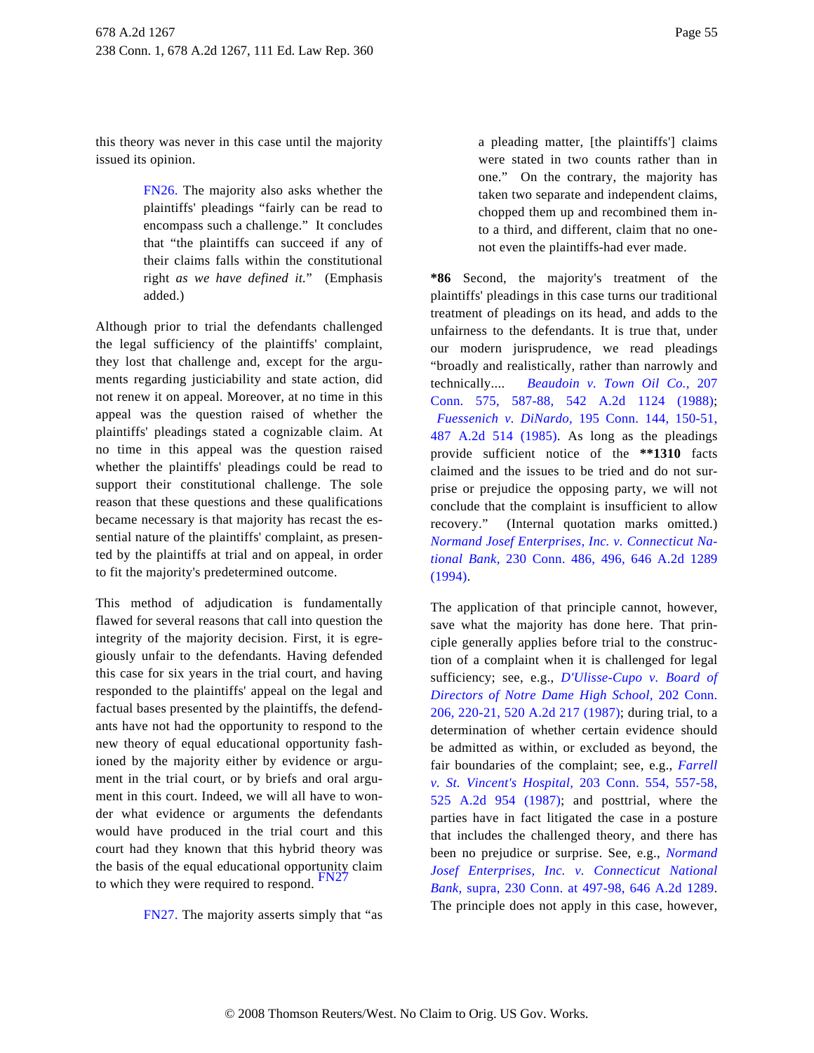this theory was never in this case until the majority issued its opinion.

> FN26. The majority also asks whether the plaintiffs' pleadings "fairly can be read to encompass such a challenge." It concludes that "the plaintiffs can succeed if any of their claims falls within the constitutional right *as we have defined it.*" (Emphasis added.)

Although prior to trial the defendants challenged the legal sufficiency of the plaintiffs' complaint, they lost that challenge and, except for the arguments regarding justiciability and state action, did not renew it on appeal. Moreover, at no time in this appeal was the question raised of whether the plaintiffs' pleadings stated a cognizable claim. At no time in this appeal was the question raised whether the plaintiffs' pleadings could be read to support their constitutional challenge. The sole reason that these questions and these qualifications became necessary is that majority has recast the essential nature of the plaintiffs' complaint, as presented by the plaintiffs at trial and on appeal, in order to fit the majority's predetermined outcome.

This method of adjudication is fundamentally flawed for several reasons that call into question the integrity of the majority decision. First, it is egregiously unfair to the defendants. Having defended this case for six years in the trial court, and having responded to the plaintiffs' appeal on the legal and factual bases presented by the plaintiffs, the defendants have not had the opportunity to respond to the new theory of equal educational opportunity fashioned by the majority either by evidence or argument in the trial court, or by briefs and oral argument in this court. Indeed, we will all have to wonder what evidence or arguments the defendants would have produced in the trial court and this court had they known that this hybrid theory was the basis of the equal educational opportunity claim to which they were required to respond. FN27

> FN27. The majority asserts simply that "as a pleading matter, [the plaintiffs'] claims were stated in two counts rather than in one." On the contrary, the majority has taken two separate and independent claims, chopped them up and recombined them into a third, and different, claim that no one-not even the plaintiffs-had ever made.

**\*86** Second, the majority's treatment of the plaintiffs' pleadings in this case turns our traditional treatment of pleadings on its head, and adds to the unfairness to the defendants. It is true that, under our modern jurisprudence, we read pleadings "broadly and realistically, rather than narrowly and technically.... *Beaudoin v. Town Oil Co.,* 207 Conn. 575, 587-88, 542 A.2d 1124 (1988); *Fuessenich v. DiNardo,* 195 Conn. 144, 150-51, 487 A.2d 514 (1985). As long as the pleadings provide sufficient notice of the **\*\*1310** facts claimed and the issues to be tried and do not surprise or prejudice the opposing party, we will not conclude that the complaint is insufficient to allow recovery." (Internal quotation marks omitted.) *Normand Josef Enterprises, Inc. v. Connecticut National Bank,* 230 Conn. 486, 496, 646 A.2d 1289 (1994).

The application of that principle cannot, however, save what the majority has done here. That principle generally applies before trial to the construction of a complaint when it is challenged for legal sufficiency; see, e.g., *D'Ulisse-Cupo v. Board of Directors of Notre Dame High School,* 202 Conn. 206, 220-21, 520 A.2d 217 (1987); during trial, to a determination of whether certain evidence should be admitted as within, or excluded as beyond, the fair boundaries of the complaint; see, e.g., *Farrell v. St. Vincent's Hospital,* 203 Conn. 554, 557-58, 525 A.2d 954 (1987); and posttrial, where the parties have in fact litigated the case in a posture that includes the challenged theory, and there has been no prejudice or surprise. See, e.g., *Normand Josef Enterprises, Inc. v. Connecticut National Bank,* supra, 230 Conn. at 497-98, 646 A.2d 1289. The principle does not apply in this case, however,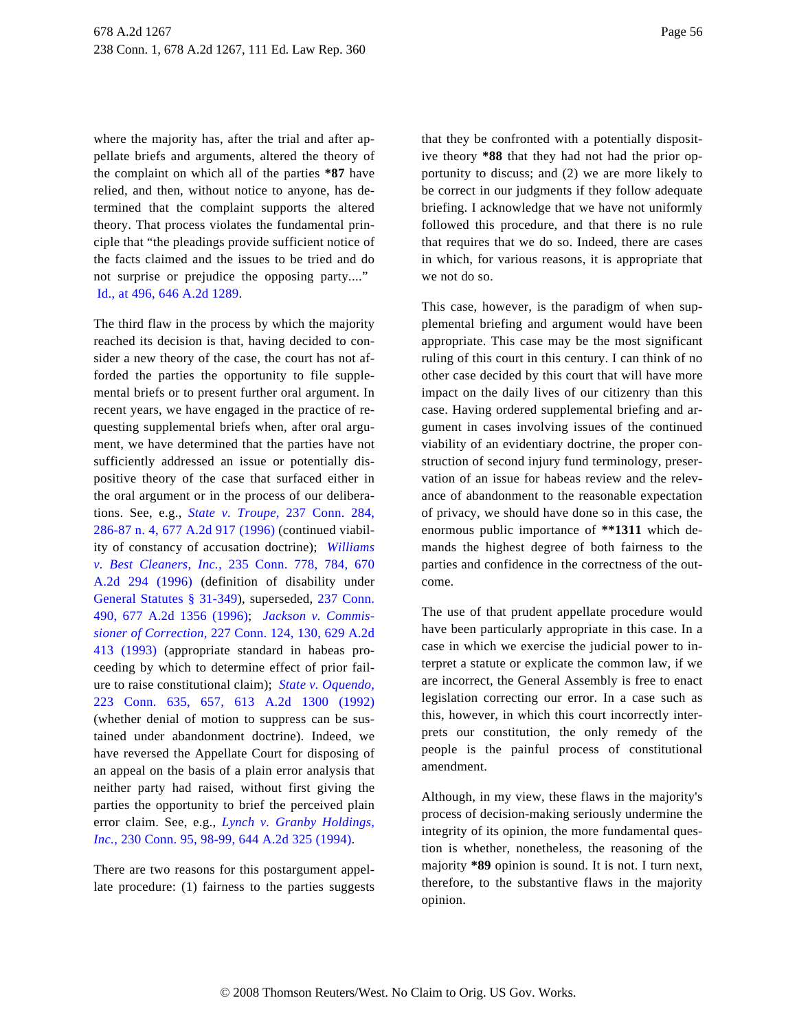where the majority has, after the trial and after appellate briefs and arguments, altered the theory of the complaint on which all of the parties **\*87** have relied, and then, without notice to anyone, has determined that the complaint supports the altered theory. That process violates the fundamental principle that "the pleadings provide sufficient notice of the facts claimed and the issues to be tried and do not surprise or prejudice the opposing party...." Id., at 496, 646 A.2d 1289.

The third flaw in the process by which the majority reached its decision is that, having decided to consider a new theory of the case, the court has not afforded the parties the opportunity to file supplemental briefs or to present further oral argument. In recent years, we have engaged in the practice of requesting supplemental briefs when, after oral argument, we have determined that the parties have not sufficiently addressed an issue or potentially dispositive theory of the case that surfaced either in the oral argument or in the process of our deliberations. See, e.g., *State v. Troupe,* 237 Conn. 284, 286-87 n. 4, 677 A.2d 917 (1996) (continued viability of constancy of accusation doctrine); *Williams v. Best Cleaners, Inc.,* 235 Conn. 778, 784, 670 A.2d 294 (1996) (definition of disability under General Statutes § 31-349), superseded, 237 Conn. 490, 677 A.2d 1356 (1996); *Jackson v. Commissioner of Correction,* 227 Conn. 124, 130, 629 A.2d 413 (1993) (appropriate standard in habeas proceeding by which to determine effect of prior failure to raise constitutional claim); *State v. Oquendo,* 223 Conn. 635, 657, 613 A.2d 1300 (1992) (whether denial of motion to suppress can be sustained under abandonment doctrine). Indeed, we have reversed the Appellate Court for disposing of an appeal on the basis of a plain error analysis that neither party had raised, without first giving the parties the opportunity to brief the perceived plain error claim. See, e.g., *Lynch v. Granby Holdings, Inc.,* 230 Conn. 95, 98-99, 644 A.2d 325 (1994).

There are two reasons for this postargument appellate procedure: (1) fairness to the parties suggests that they be confronted with a potentially dispositive theory **\*88** that they had not had the prior opportunity to discuss; and (2) we are more likely to be correct in our judgments if they follow adequate briefing. I acknowledge that we have not uniformly followed this procedure, and that there is no rule that requires that we do so. Indeed, there are cases in which, for various reasons, it is appropriate that we not do so.

This case, however, is the paradigm of when supplemental briefing and argument would have been appropriate. This case may be the most significant ruling of this court in this century. I can think of no other case decided by this court that will have more impact on the daily lives of our citizenry than this case. Having ordered supplemental briefing and argument in cases involving issues of the continued viability of an evidentiary doctrine, the proper construction of second injury fund terminology, preservation of an issue for habeas review and the relevance of abandonment to the reasonable expectation of privacy, we should have done so in this case, the enormous public importance of **\*\*1311** which demands the highest degree of both fairness to the parties and confidence in the correctness of the outcome.

The use of that prudent appellate procedure would have been particularly appropriate in this case. In a case in which we exercise the judicial power to interpret a statute or explicate the common law, if we are incorrect, the General Assembly is free to enact legislation correcting our error. In a case such as this, however, in which this court incorrectly interprets our constitution, the only remedy of the people is the painful process of constitutional amendment.

Although, in my view, these flaws in the majority's process of decision-making seriously undermine the integrity of its opinion, the more fundamental question is whether, nonetheless, the reasoning of the majority **\*89** opinion is sound. It is not. I turn next, therefore, to the substantive flaws in the majority opinion.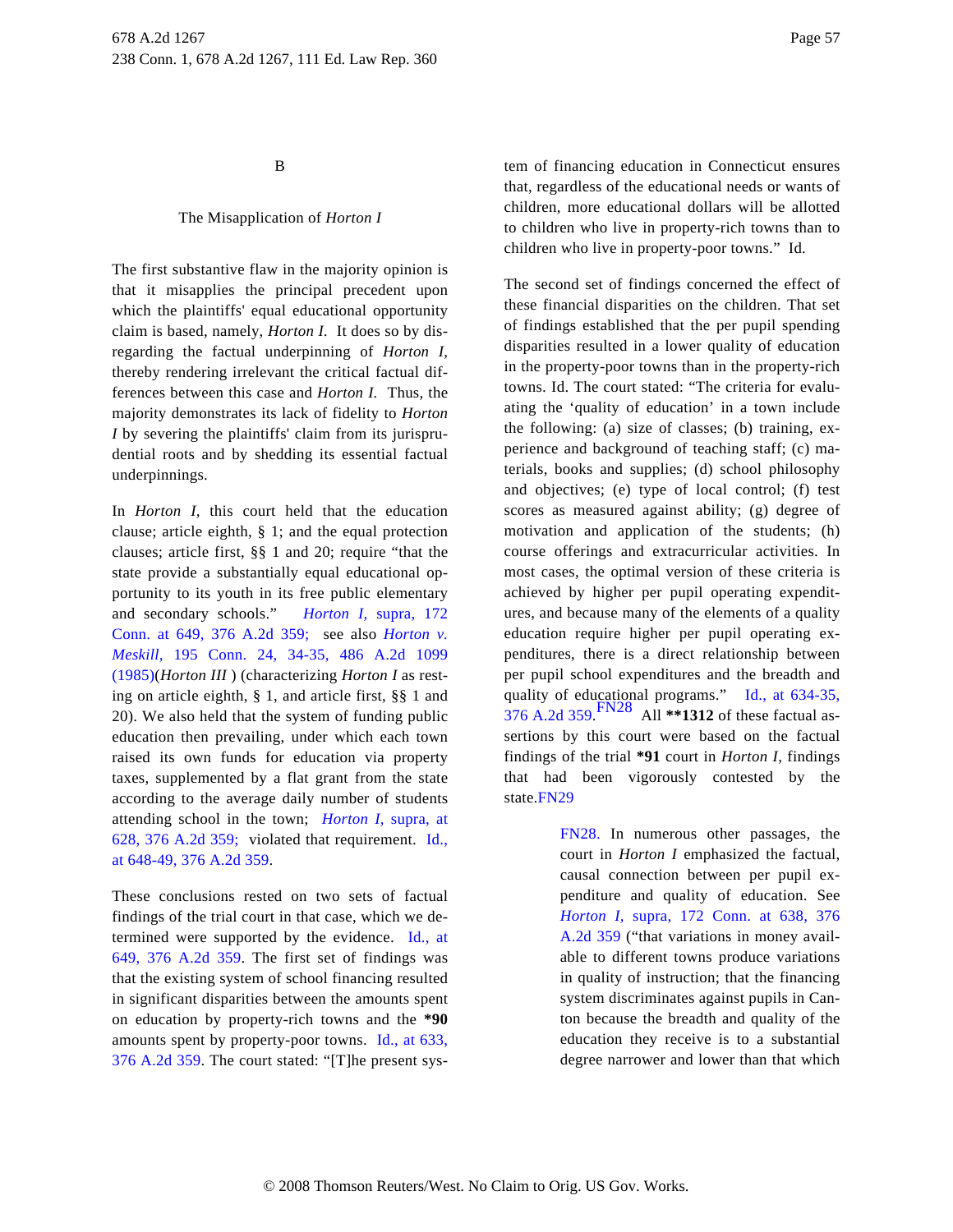B

### The Misapplication of *Horton I*

The first substantive flaw in the majority opinion is that it misapplies the principal precedent upon which the plaintiffs' equal educational opportunity claim is based, namely, *Horton I.* It does so by disregarding the factual underpinning of *Horton I,* thereby rendering irrelevant the critical factual differences between this case and *Horton I.* Thus, the majority demonstrates its lack of fidelity to *Horton I* by severing the plaintiffs' claim from its jurisprudential roots and by shedding its essential factual underpinnings.

In *Horton I,* this court held that the education clause; article eighth, § 1; and the equal protection clauses; article first, §§ 1 and 20; require "that the state provide a substantially equal educational opportunity to its youth in its free public elementary and secondary schools." *Horton I,* supra, 172 Conn. at 649, 376 A.2d 359; see also *Horton v. Meskill,* 195 Conn. 24, 34-35, 486 A.2d 1099 (1985)(*Horton III* ) (characterizing *Horton I* as resting on article eighth, § 1, and article first, §§ 1 and 20). We also held that the system of funding public education then prevailing, under which each town raised its own funds for education via property taxes, supplemented by a flat grant from the state according to the average daily number of students attending school in the town; *Horton I,* supra, at 628, 376 A.2d 359; violated that requirement. Id., at 648-49, 376 A.2d 359.

These conclusions rested on two sets of factual findings of the trial court in that case, which we determined were supported by the evidence. Id., at 649, 376 A.2d 359. The first set of findings was that the existing system of school financing resulted in significant disparities between the amounts spent on education by property-rich towns and the **\*90** amounts spent by property-poor towns. Id., at 633, 376 A.2d 359. The court stated: "[T]he present system of financing education in Connecticut ensures that, regardless of the educational needs or wants of children, more educational dollars will be allotted to children who live in property-rich towns than to children who live in property-poor towns." Id.

The second set of findings concerned the effect of these financial disparities on the children. That set of findings established that the per pupil spending disparities resulted in a lower quality of education in the property-poor towns than in the property-rich towns. Id. The court stated: "The criteria for evaluating the 'quality of education' in a town include the following: (a) size of classes; (b) training, experience and background of teaching staff; (c) materials, books and supplies; (d) school philosophy and objectives; (e) type of local control; (f) test scores as measured against ability; (g) degree of motivation and application of the students; (h) course offerings and extracurricular activities. In most cases, the optimal version of these criteria is achieved by higher per pupil operating expenditures, and because many of the elements of a quality education require higher per pupil operating expenditures, there is a direct relationship between per pupil school expenditures and the breadth and quality of educational programs." Id., at 634-35, 376 A.2d 359.FN28 All **\*\*1312** of these factual assertions by this court were based on the factual findings of the trial **\*91** court in *Horton I*, findings that had been vigorously contested by the state.FN29

FN28. In numerous other passages, the court in *Horton I* emphasized the factual, causal connection between per pupil expenditure and quality of education. See *Horton I,* supra, 172 Conn. at 638, 376 A.2d 359 ("that variations in money available to different towns produce variations in quality of instruction; that the financing system discriminates against pupils in Canton because the breadth and quality of the education they receive is to a substantial degree narrower and lower than that which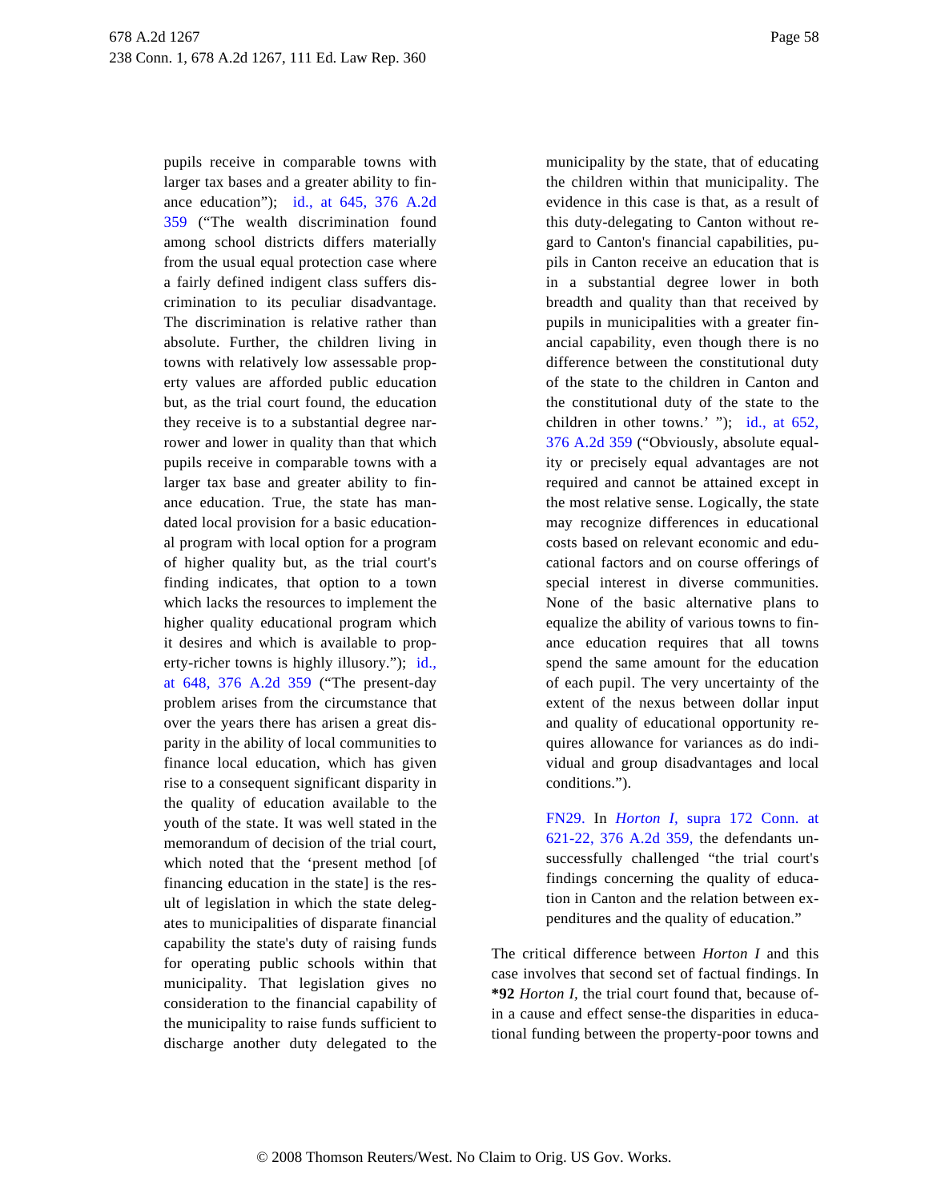pupils receive in comparable towns with larger tax bases and a greater ability to finance education"); id., at 645, 376 A.2d 359 ("The wealth discrimination found among school districts differs materially from the usual equal protection case where a fairly defined indigent class suffers discrimination to its peculiar disadvantage. The discrimination is relative rather than absolute. Further, the children living in towns with relatively low assessable property values are afforded public education but, as the trial court found, the education they receive is to a substantial degree narrower and lower in quality than that which pupils receive in comparable towns with a larger tax base and greater ability to finance education. True, the state has mandated local provision for a basic educational program with local option for a program of higher quality but, as the trial court's finding indicates, that option to a town which lacks the resources to implement the higher quality educational program which it desires and which is available to property-richer towns is highly illusory."); id., at 648, 376 A.2d 359 ("The present-day problem arises from the circumstance that over the years there has arisen a great disparity in the ability of local communities to finance local education, which has given rise to a consequent significant disparity in the quality of education available to the youth of the state. It was well stated in the memorandum of decision of the trial court, which noted that the 'present method [of financing education in the state] is the result of legislation in which the state delegates to municipalities of disparate financial capability the state's duty of raising funds for operating public schools within that municipality. That legislation gives no consideration to the financial capability of the municipality to raise funds sufficient to discharge another duty delegated to the municipality by the state, that of educating the children within that municipality. The evidence in this case is that, as a result of this duty-delegating to Canton without regard to Canton's financial capabilities, pupils in Canton receive an education that is in a substantial degree lower in both breadth and quality than that received by pupils in municipalities with a greater financial capability, even though there is no difference between the constitutional duty of the state to the children in Canton and the constitutional duty of the state to the children in other towns.' "); id., at 652, 376 A.2d 359 ("Obviously, absolute equality or precisely equal advantages are not required and cannot be attained except in the most relative sense. Logically, the state may recognize differences in educational costs based on relevant economic and educational factors and on course offerings of special interest in diverse communities. None of the basic alternative plans to equalize the ability of various towns to finance education requires that all towns spend the same amount for the education of each pupil. The very uncertainty of the extent of the nexus between dollar input and quality of educational opportunity requires allowance for variances as do individual and group disadvantages and local conditions.").

FN29. In *Horton I,* supra 172 Conn. at 621-22, 376 A.2d 359, the defendants unsuccessfully challenged "the trial court's findings concerning the quality of education in Canton and the relation between expenditures and the quality of education."

The critical difference between *Horton I* and this case involves that second set of factual findings. In **\*92** *Horton I,* the trial court found that, because of-in a cause and effect sense-the disparities in educational funding between the property-poor towns and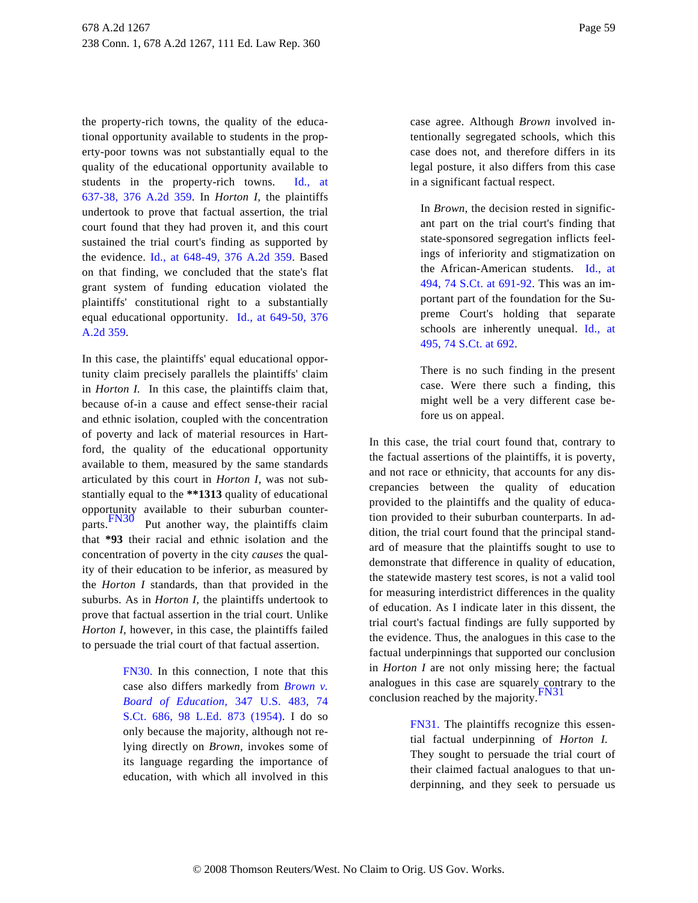the property-rich towns, the quality of the educational opportunity available to students in the property-poor towns was not substantially equal to the quality of the educational opportunity available to students in the property-rich towns. Id., at 637-38, 376 A.2d 359. In *Horton I,* the plaintiffs undertook to prove that factual assertion, the trial court found that they had proven it, and this court sustained the trial court's finding as supported by the evidence. Id., at 648-49, 376 A.2d 359. Based on that finding, we concluded that the state's flat grant system of funding education violated the plaintiffs' constitutional right to a substantially equal educational opportunity. Id., at 649-50, 376 A.2d 359.

In this case, the plaintiffs' equal educational opportunity claim precisely parallels the plaintiffs' claim in *Horton I.* In this case, the plaintiffs claim that, because of-in a cause and effect sense-their racial and ethnic isolation, coupled with the concentration of poverty and lack of material resources in Hartford, the quality of the educational opportunity available to them, measured by the same standards articulated by this court in *Horton I,* was not substantially equal to the **\*\*1313** quality of educational opportunity available to their suburban counterparts.FN30 Put another way, the plaintiffs claim that **\*93** their racial and ethnic isolation and the concentration of poverty in the city *causes* the quality of their education to be inferior, as measured by the *Horton I* standards, than that provided in the suburbs. As in *Horton I,* the plaintiffs undertook to prove that factual assertion in the trial court. Unlike *Horton I,* however, in this case, the plaintiffs failed to persuade the trial court of that factual assertion.

> FN30. In this connection, I note that this case also differs markedly from *Brown v. Board of Education,* 347 U.S. 483, 74 S.Ct. 686, 98 L.Ed. 873 (1954). I do so only because the majority, although not relying directly on *Brown,* invokes some of its language regarding the importance of education, with which all involved in this case agree. Although *Brown* involved intentionally segregated schools, which this case does not, and therefore differs in its legal posture, it also differs from this case in a significant factual respect.
>
> In *Brown,* the decision rested in significant part on the trial court's finding that state-sponsored segregation inflicts feelings of inferiority and stigmatization on the African-American students. Id., at 494, 74 S.Ct. at 691-92. This was an important part of the foundation for the Supreme Court's holding that separate schools are inherently unequal. Id., at 495, 74 S.Ct. at 692.
>
> There is no such finding in the present case. Were there such a finding, this might well be a very different case before us on appeal.

In this case, the trial court found that, contrary to the factual assertions of the plaintiffs, it is poverty, and not race or ethnicity, that accounts for any discrepancies between the quality of education provided to the plaintiffs and the quality of education provided to their suburban counterparts. In addition, the trial court found that the principal standard of measure that the plaintiffs sought to use to demonstrate that difference in quality of education, the statewide mastery test scores, is not a valid tool for measuring interdistrict differences in the quality of education. As I indicate later in this dissent, the trial court's factual findings are fully supported by the evidence. Thus, the analogues in this case to the factual underpinnings that supported our conclusion in *Horton I* are not only missing here; the factual analogues in this case are squarely contrary to the conclusion reached by the majority.FN31

> FN31. The plaintiffs recognize this essential factual underpinning of *Horton I.* They sought to persuade the trial court of their claimed factual analogues to that underpinning, and they seek to persuade us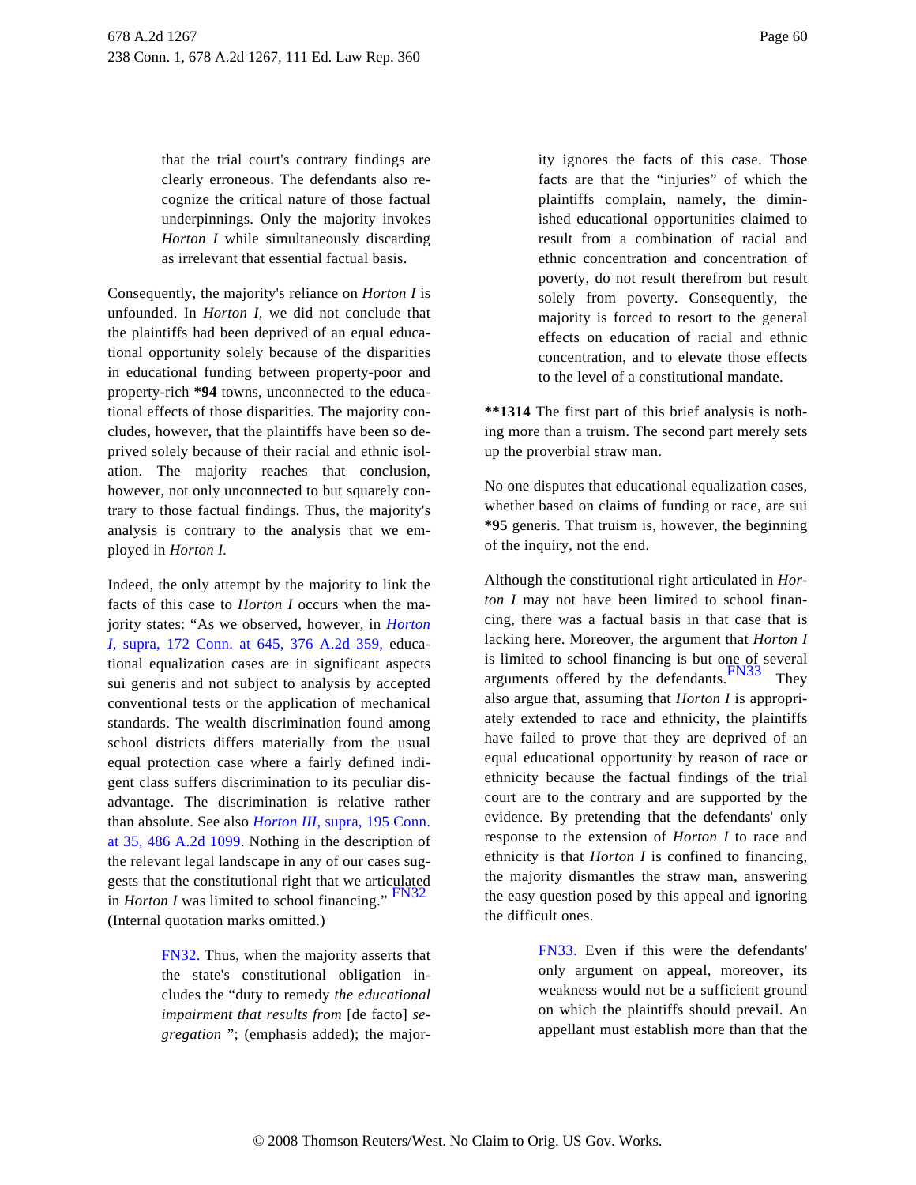that the trial court's contrary findings are clearly erroneous. The defendants also recognize the critical nature of those factual underpinnings. Only the majority invokes *Horton I* while simultaneously discarding as irrelevant that essential factual basis.

Consequently, the majority's reliance on *Horton I* is unfounded. In *Horton I,* we did not conclude that the plaintiffs had been deprived of an equal educational opportunity solely because of the disparities in educational funding between property-poor and property-rich **\*94** towns, unconnected to the educational effects of those disparities. The majority concludes, however, that the plaintiffs have been so deprived solely because of their racial and ethnic isolation. The majority reaches that conclusion, however, not only unconnected to but squarely contrary to those factual findings. Thus, the majority's analysis is contrary to the analysis that we employed in *Horton I.*

Indeed, the only attempt by the majority to link the facts of this case to *Horton I* occurs when the majority states: "As we observed, however, in *Horton I,* supra, 172 Conn. at 645, 376 A.2d 359, educational equalization cases are in significant aspects sui generis and not subject to analysis by accepted conventional tests or the application of mechanical standards. The wealth discrimination found among school districts differs materially from the usual equal protection case where a fairly defined indigent class suffers discrimination to its peculiar disadvantage. The discrimination is relative rather than absolute. See also *Horton III,* supra, 195 Conn. at 35, 486 A.2d 1099. Nothing in the description of the relevant legal landscape in any of our cases suggests that the constitutional right that we articulated in *Horton I* was limited to school financing." FN32 (Internal quotation marks omitted.)

> FN32. Thus, when the majority asserts that the state's constitutional obligation includes the "duty to remedy *the educational impairment that results from* [de facto] *segregation* "; (emphasis added); the majority ignores the facts of this case. Those facts are that the "injuries" of which the plaintiffs complain, namely, the diminished educational opportunities claimed to result from a combination of racial and ethnic concentration and concentration of poverty, do not result therefrom but result solely from poverty. Consequently, the majority is forced to resort to the general effects on education of racial and ethnic concentration, and to elevate those effects to the level of a constitutional mandate.

**\*\*1314** The first part of this brief analysis is nothing more than a truism. The second part merely sets up the proverbial straw man.

No one disputes that educational equalization cases, whether based on claims of funding or race, are sui **\*95** generis. That truism is, however, the beginning of the inquiry, not the end.

Although the constitutional right articulated in *Horton I* may not have been limited to school financing, there was a factual basis in that case that is lacking here. Moreover, the argument that *Horton I* is limited to school financing is but one of several arguments offered by the defendants. FN33 They also argue that, assuming that *Horton I* is appropriately extended to race and ethnicity, the plaintiffs have failed to prove that they are deprived of an equal educational opportunity by reason of race or ethnicity because the factual findings of the trial court are to the contrary and are supported by the evidence. By pretending that the defendants' only response to the extension of *Horton I* to race and ethnicity is that *Horton I* is confined to financing, the majority dismantles the straw man, answering the easy question posed by this appeal and ignoring the difficult ones.

> FN33. Even if this were the defendants' only argument on appeal, moreover, its weakness would not be a sufficient ground on which the plaintiffs should prevail. An appellant must establish more than that the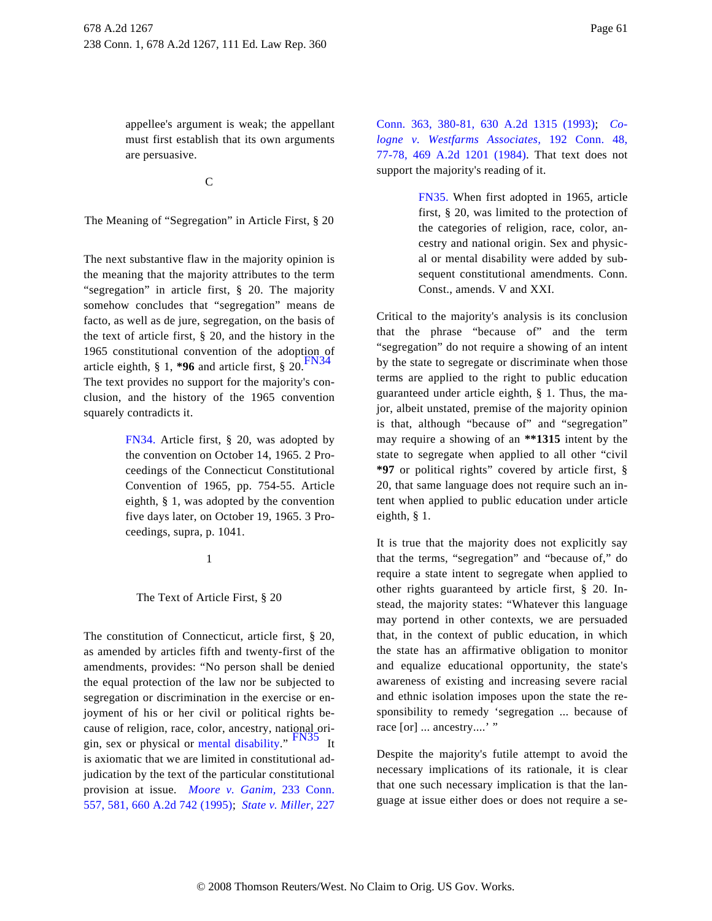appellee's argument is weak; the appellant must first establish that its own arguments are persuasive.

C

The Meaning of "Segregation" in Article First, § 20

The next substantive flaw in the majority opinion is the meaning that the majority attributes to the term "segregation" in article first, § 20. The majority somehow concludes that "segregation" means de facto, as well as de jure, segregation, on the basis of the text of article first, § 20, and the history in the 1965 constitutional convention of the adoption of article eighth, § 1, **\*96** and article first, § 20.[FN34] The text provides no support for the majority's conclusion, and the history of the 1965 convention squarely contradicts it.

> FN34. Article first, § 20, was adopted by the convention on October 14, 1965. 2 Proceedings of the Connecticut Constitutional Convention of 1965, pp. 754-55. Article eighth, § 1, was adopted by the convention five days later, on October 19, 1965. 3 Proceedings, supra, p. 1041.

1

The Text of Article First, § 20

The constitution of Connecticut, article first, § 20, as amended by articles fifth and twenty-first of the amendments, provides: "No person shall be denied the equal protection of the law nor be subjected to segregation or discrimination in the exercise or enjoyment of his or her civil or political rights because of religion, race, color, ancestry, national origin, sex or physical or mental disability."[FN35] It is axiomatic that we are limited in constitutional adjudication by the text of the particular constitutional provision at issue. *Moore v. Ganim,* 233 Conn. 557, 581, 660 A.2d 742 (1995); *State v. Miller,* 227 Conn. 363, 380-81, 630 A.2d 1315 (1993); *Cologne v. Westfarms Associates,* 192 Conn. 48, 77-78, 469 A.2d 1201 (1984). That text does not support the majority's reading of it.

> FN35. When first adopted in 1965, article first, § 20, was limited to the protection of the categories of religion, race, color, ancestry and national origin. Sex and physical or mental disability were added by subsequent constitutional amendments. Conn. Const., amends. V and XXI.

Critical to the majority's analysis is its conclusion that the phrase "because of" and the term "segregation" do not require a showing of an intent by the state to segregate or discriminate when those terms are applied to the right to public education guaranteed under article eighth, § 1. Thus, the major, albeit unstated, premise of the majority opinion is that, although "because of" and "segregation" may require a showing of an **\*\*1315** intent by the state to segregate when applied to all other "civil **\*97** or political rights" covered by article first, § 20, that same language does not require such an intent when applied to public education under article eighth, § 1.

It is true that the majority does not explicitly say that the terms, "segregation" and "because of," do require a state intent to segregate when applied to other rights guaranteed by article first, § 20. Instead, the majority states: "Whatever this language may portend in other contexts, we are persuaded that, in the context of public education, in which the state has an affirmative obligation to monitor and equalize educational opportunity, the state's awareness of existing and increasing severe racial and ethnic isolation imposes upon the state the responsibility to remedy 'segregation ... because of race [or] ... ancestry....' "

Despite the majority's futile attempt to avoid the necessary implications of its rationale, it is clear that one such necessary implication is that the language at issue either does or does not require a se-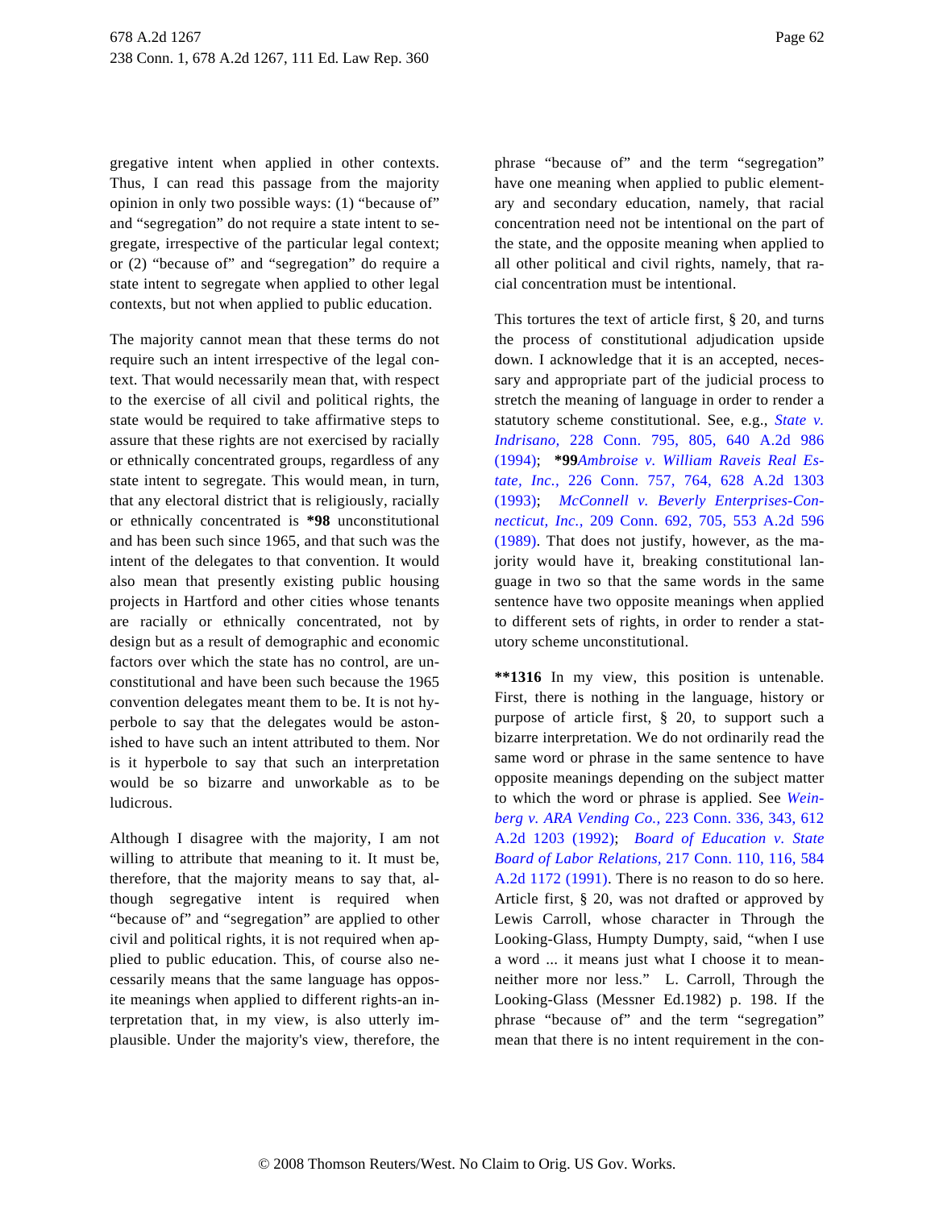gregative intent when applied in other contexts. Thus, I can read this passage from the majority opinion in only two possible ways: (1) "because of" and "segregation" do not require a state intent to segregate, irrespective of the particular legal context; or (2) "because of" and "segregation" do require a state intent to segregate when applied to other legal contexts, but not when applied to public education.

The majority cannot mean that these terms do not require such an intent irrespective of the legal context. That would necessarily mean that, with respect to the exercise of all civil and political rights, the state would be required to take affirmative steps to assure that these rights are not exercised by racially or ethnically concentrated groups, regardless of any state intent to segregate. This would mean, in turn, that any electoral district that is religiously, racially or ethnically concentrated is **\*98** unconstitutional and has been such since 1965, and that such was the intent of the delegates to that convention. It would also mean that presently existing public housing projects in Hartford and other cities whose tenants are racially or ethnically concentrated, not by design but as a result of demographic and economic factors over which the state has no control, are unconstitutional and have been such because the 1965 convention delegates meant them to be. It is not hyperbole to say that the delegates would be astonished to have such an intent attributed to them. Nor is it hyperbole to say that such an interpretation would be so bizarre and unworkable as to be ludicrous.

Although I disagree with the majority, I am not willing to attribute that meaning to it. It must be, therefore, that the majority means to say that, although segregative intent is required when "because of" and "segregation" are applied to other civil and political rights, it is not required when applied to public education. This, of course also necessarily means that the same language has opposite meanings when applied to different rights-an interpretation that, in my view, is also utterly implausible. Under the majority's view, therefore, the phrase "because of" and the term "segregation" have one meaning when applied to public elementary and secondary education, namely, that racial concentration need not be intentional on the part of the state, and the opposite meaning when applied to all other political and civil rights, namely, that racial concentration must be intentional.

This tortures the text of article first, § 20, and turns the process of constitutional adjudication upside down. I acknowledge that it is an accepted, necessary and appropriate part of the judicial process to stretch the meaning of language in order to render a statutory scheme constitutional. See, e.g., *State v. Indrisano,* 228 Conn. 795, 805, 640 A.2d 986 (1994); **\*99***Ambroise v. William Raveis Real Estate, Inc.,* 226 Conn. 757, 764, 628 A.2d 1303 (1993); *McConnell v. Beverly Enterprises-Connecticut, Inc.,* 209 Conn. 692, 705, 553 A.2d 596 (1989). That does not justify, however, as the majority would have it, breaking constitutional language in two so that the same words in the same sentence have two opposite meanings when applied to different sets of rights, in order to render a statutory scheme unconstitutional.

**\*\*1316** In my view, this position is untenable. First, there is nothing in the language, history or purpose of article first, § 20, to support such a bizarre interpretation. We do not ordinarily read the same word or phrase in the same sentence to have opposite meanings depending on the subject matter to which the word or phrase is applied. See *Weinberg v. ARA Vending Co.,* 223 Conn. 336, 343, 612 A.2d 1203 (1992); *Board of Education v. State Board of Labor Relations,* 217 Conn. 110, 116, 584 A.2d 1172 (1991). There is no reason to do so here. Article first, § 20, was not drafted or approved by Lewis Carroll, whose character in Through the Looking-Glass, Humpty Dumpty, said, "when I use a word ... it means just what I choose it to mean-neither more nor less." L. Carroll, Through the Looking-Glass (Messner Ed.1982) p. 198. If the phrase "because of" and the term "segregation" mean that there is no intent requirement in the con-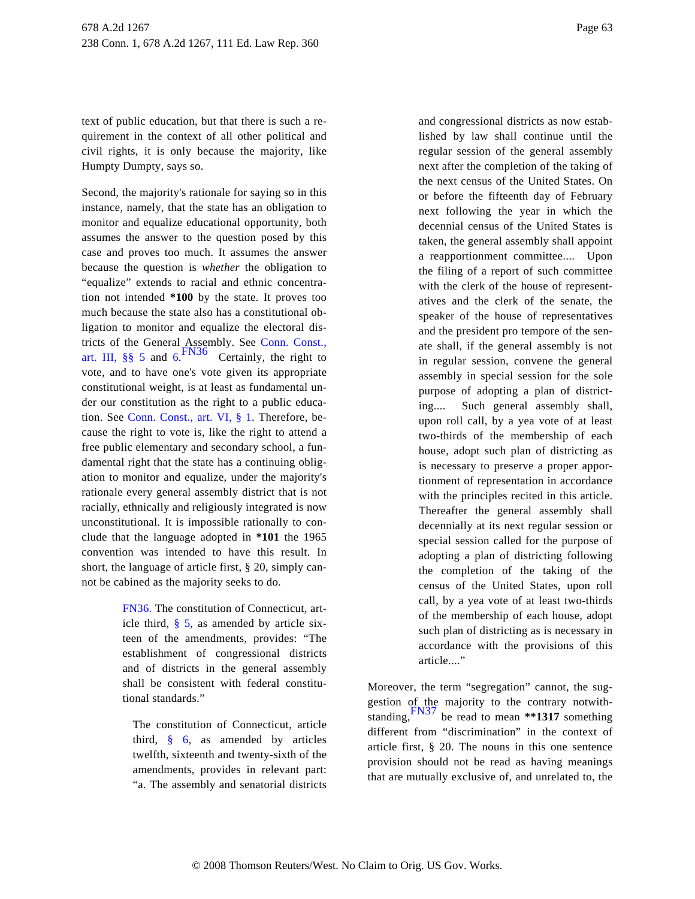text of public education, but that there is such a requirement in the context of all other political and civil rights, it is only because the majority, like Humpty Dumpty, says so.

Second, the majority's rationale for saying so in this instance, namely, that the state has an obligation to monitor and equalize educational opportunity, both assumes the answer to the question posed by this case and proves too much. It assumes the answer because the question is *whether* the obligation to "equalize" extends to racial and ethnic concentration not intended **\*100** by the state. It proves too much because the state also has a constitutional obligation to monitor and equalize the electoral districts of the General Assembly. See Conn. Const., art. III, §§ 5 and 6.[FN36] Certainly, the right to vote, and to have one's vote given its appropriate constitutional weight, is at least as fundamental under our constitution as the right to a public education. See Conn. Const., art. VI, § 1. Therefore, because the right to vote is, like the right to attend a free public elementary and secondary school, a fundamental right that the state has a continuing obligation to monitor and equalize, under the majority's rationale every general assembly district that is not racially, ethnically and religiously integrated is now unconstitutional. It is impossible rationally to conclude that the language adopted in **\*101** the 1965 convention was intended to have this result. In short, the language of article first, § 20, simply cannot be cabined as the majority seeks to do.

> FN36. The constitution of Connecticut, article third, § 5, as amended by article sixteen of the amendments, provides: "The establishment of congressional districts and of districts in the general assembly shall be consistent with federal constitutional standards."
>
> The constitution of Connecticut, article third, § 6, as amended by articles twelfth, sixteenth and twenty-sixth of the amendments, provides in relevant part: "a. The assembly and senatorial districts and congressional districts as now established by law shall continue until the regular session of the general assembly next after the completion of the taking of the next census of the United States. On or before the fifteenth day of February next following the year in which the decennial census of the United States is taken, the general assembly shall appoint a reapportionment committee.... Upon the filing of a report of such committee with the clerk of the house of representatives and the clerk of the senate, the speaker of the house of representatives and the president pro tempore of the senate shall, if the general assembly is not in regular session, convene the general assembly in special session for the sole purpose of adopting a plan of districting.... Such general assembly shall, upon roll call, by a yea vote of at least two-thirds of the membership of each house, adopt such plan of districting as is necessary to preserve a proper apportionment of representation in accordance with the principles recited in this article. Thereafter the general assembly shall decennially at its next regular session or special session called for the purpose of adopting a plan of districting following the completion of the taking of the census of the United States, upon roll call, by a yea vote of at least two-thirds of the membership of each house, adopt such plan of districting as is necessary in accordance with the provisions of this article...."

Moreover, the term "segregation" cannot, the suggestion of the majority to the contrary notwithstanding,[FN37] be read to mean **\*\*1317** something different from "discrimination" in the context of article first, § 20. The nouns in this one sentence provision should not be read as having meanings that are mutually exclusive of, and unrelated to, the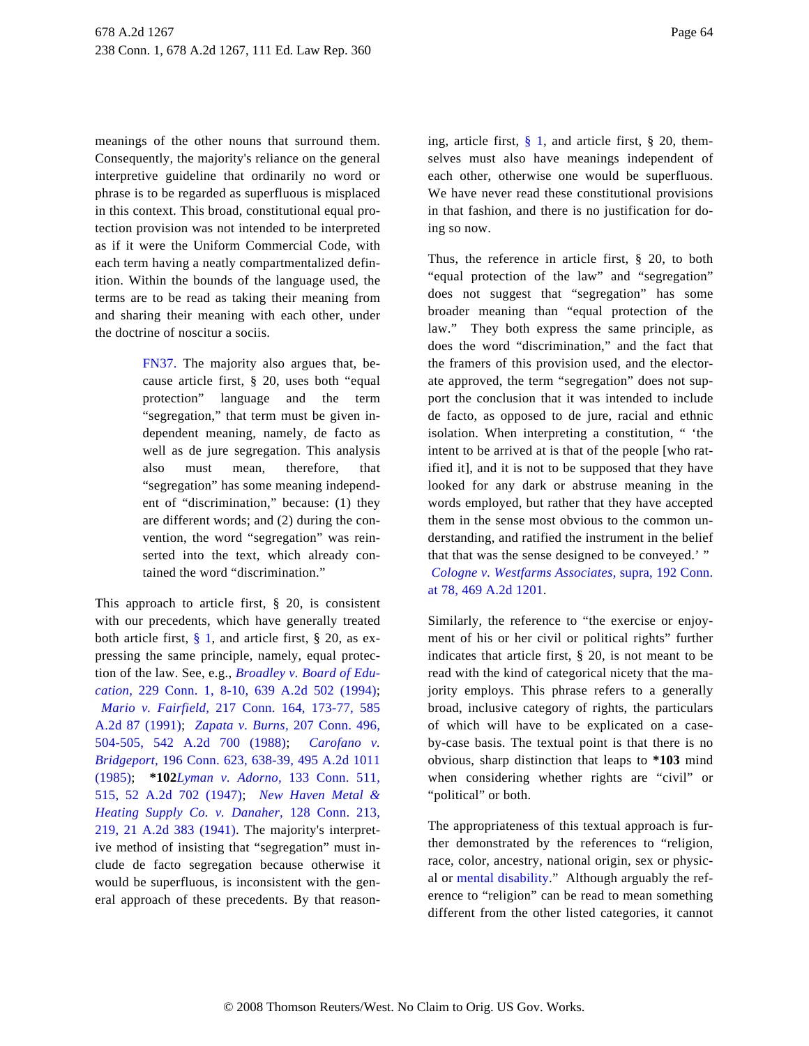meanings of the other nouns that surround them. Consequently, the majority's reliance on the general interpretive guideline that ordinarily no word or phrase is to be regarded as superfluous is misplaced in this context. This broad, constitutional equal protection provision was not intended to be interpreted as if it were the Uniform Commercial Code, with each term having a neatly compartmentalized definition. Within the bounds of the language used, the terms are to be read as taking their meaning from and sharing their meaning with each other, under the doctrine of noscitur a sociis.

> FN37. The majority also argues that, because article first, § 20, uses both "equal protection" language and the term "segregation," that term must be given independent meaning, namely, de facto as well as de jure segregation. This analysis also must mean, therefore, that "segregation" has some meaning independent of "discrimination," because: (1) they are different words; and (2) during the convention, the word "segregation" was reinserted into the text, which already contained the word "discrimination."

This approach to article first, § 20, is consistent with our precedents, which have generally treated both article first, § 1, and article first, § 20, as expressing the same principle, namely, equal protection of the law. See, e.g., *Broadley v. Board of Education,* 229 Conn. 1, 8-10, 639 A.2d 502 (1994); *Mario v. Fairfield,* 217 Conn. 164, 173-77, 585 A.2d 87 (1991); *Zapata v. Burns,* 207 Conn. 496, 504-505, 542 A.2d 700 (1988); *Carofano v. Bridgeport,* 196 Conn. 623, 638-39, 495 A.2d 1011 (1985); **\*102***Lyman v. Adorno,* 133 Conn. 511, 515, 52 A.2d 702 (1947); *New Haven Metal & Heating Supply Co. v. Danaher,* 128 Conn. 213, 219, 21 A.2d 383 (1941). The majority's interpretive method of insisting that "segregation" must include de facto segregation because otherwise it would be superfluous, is inconsistent with the general approach of these precedents. By that reasoning, article first, § 1, and article first, § 20, themselves must also have meanings independent of each other, otherwise one would be superfluous. We have never read these constitutional provisions in that fashion, and there is no justification for doing so now.

Thus, the reference in article first, § 20, to both "equal protection of the law" and "segregation" does not suggest that "segregation" has some broader meaning than "equal protection of the law." They both express the same principle, as does the word "discrimination," and the fact that the framers of this provision used, and the electorate approved, the term "segregation" does not support the conclusion that it was intended to include de facto, as opposed to de jure, racial and ethnic isolation. When interpreting a constitution, " 'the intent to be arrived at is that of the people [who ratified it], and it is not to be supposed that they have looked for any dark or abstruse meaning in the words employed, but rather that they have accepted them in the sense most obvious to the common understanding, and ratified the instrument in the belief that that was the sense designed to be conveyed.' " *Cologne v. Westfarms Associates,* supra, 192 Conn. at 78, 469 A.2d 1201.

Similarly, the reference to "the exercise or enjoyment of his or her civil or political rights" further indicates that article first, § 20, is not meant to be read with the kind of categorical nicety that the majority employs. This phrase refers to a generally broad, inclusive category of rights, the particulars of which will have to be explicated on a case-by-case basis. The textual point is that there is no obvious, sharp distinction that leaps to **\*103** mind when considering whether rights are "civil" or "political" or both.

The appropriateness of this textual approach is further demonstrated by the references to "religion, race, color, ancestry, national origin, sex or physical or mental disability." Although arguably the reference to "religion" can be read to mean something different from the other listed categories, it cannot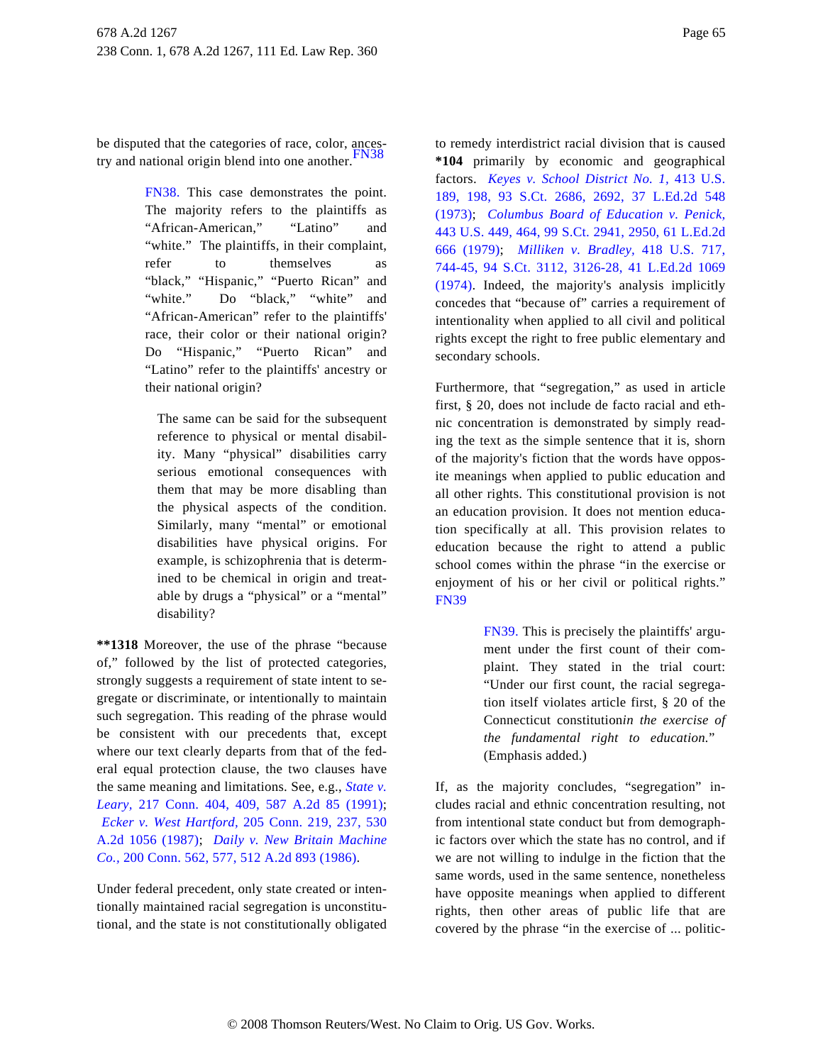be disputed that the categories of race, color, ancestry and national origin blend into one another.FN38

> FN38. This case demonstrates the point. The majority refers to the plaintiffs as "African-American," "Latino" and "white." The plaintiffs, in their complaint, refer to themselves as "black," "Hispanic," "Puerto Rican" and "white." Do "black," "white" and "African-American" refer to the plaintiffs' race, their color or their national origin? Do "Hispanic," "Puerto Rican" and "Latino" refer to the plaintiffs' ancestry or their national origin?
>
> The same can be said for the subsequent reference to physical or mental disability. Many "physical" disabilities carry serious emotional consequences with them that may be more disabling than the physical aspects of the condition. Similarly, many "mental" or emotional disabilities have physical origins. For example, is schizophrenia that is determined to be chemical in origin and treatable by drugs a "physical" or a "mental" disability?

**\*\*1318** Moreover, the use of the phrase "because of," followed by the list of protected categories, strongly suggests a requirement of state intent to segregate or discriminate, or intentionally to maintain such segregation. This reading of the phrase would be consistent with our precedents that, except where our text clearly departs from that of the federal equal protection clause, the two clauses have the same meaning and limitations. See, e.g., *State v. Leary,* 217 Conn. 404, 409, 587 A.2d 85 (1991); *Ecker v. West Hartford,* 205 Conn. 219, 237, 530 A.2d 1056 (1987); *Daily v. New Britain Machine Co.,* 200 Conn. 562, 577, 512 A.2d 893 (1986).

Under federal precedent, only state created or intentionally maintained racial segregation is unconstitutional, and the state is not constitutionally obligated to remedy interdistrict racial division that is caused **\*104** primarily by economic and geographical factors. *Keyes v. School District No. 1,* 413 U.S. 189, 198, 93 S.Ct. 2686, 2692, 37 L.Ed.2d 548 (1973); *Columbus Board of Education v. Penick,* 443 U.S. 449, 464, 99 S.Ct. 2941, 2950, 61 L.Ed.2d 666 (1979); *Milliken v. Bradley,* 418 U.S. 717, 744-45, 94 S.Ct. 3112, 3126-28, 41 L.Ed.2d 1069 (1974). Indeed, the majority's analysis implicitly concedes that "because of" carries a requirement of intentionality when applied to all civil and political rights except the right to free public elementary and secondary schools.

Furthermore, that "segregation," as used in article first, § 20, does not include de facto racial and ethnic concentration is demonstrated by simply reading the text as the simple sentence that it is, shorn of the majority's fiction that the words have opposite meanings when applied to public education and all other rights. This constitutional provision is not an education provision. It does not mention education specifically at all. This provision relates to education because the right to attend a public school comes within the phrase "in the exercise or enjoyment of his or her civil or political rights." FN39

> FN39. This is precisely the plaintiffs' argument under the first count of their complaint. They stated in the trial court: "Under our first count, the racial segregation itself violates article first, § 20 of the Connecticut constitution*in the exercise of the fundamental right to education.*" (Emphasis added.)

If, as the majority concludes, "segregation" includes racial and ethnic concentration resulting, not from intentional state conduct but from demographic factors over which the state has no control, and if we are not willing to indulge in the fiction that the same words, used in the same sentence, nonetheless have opposite meanings when applied to different rights, then other areas of public life that are covered by the phrase "in the exercise of ... politic-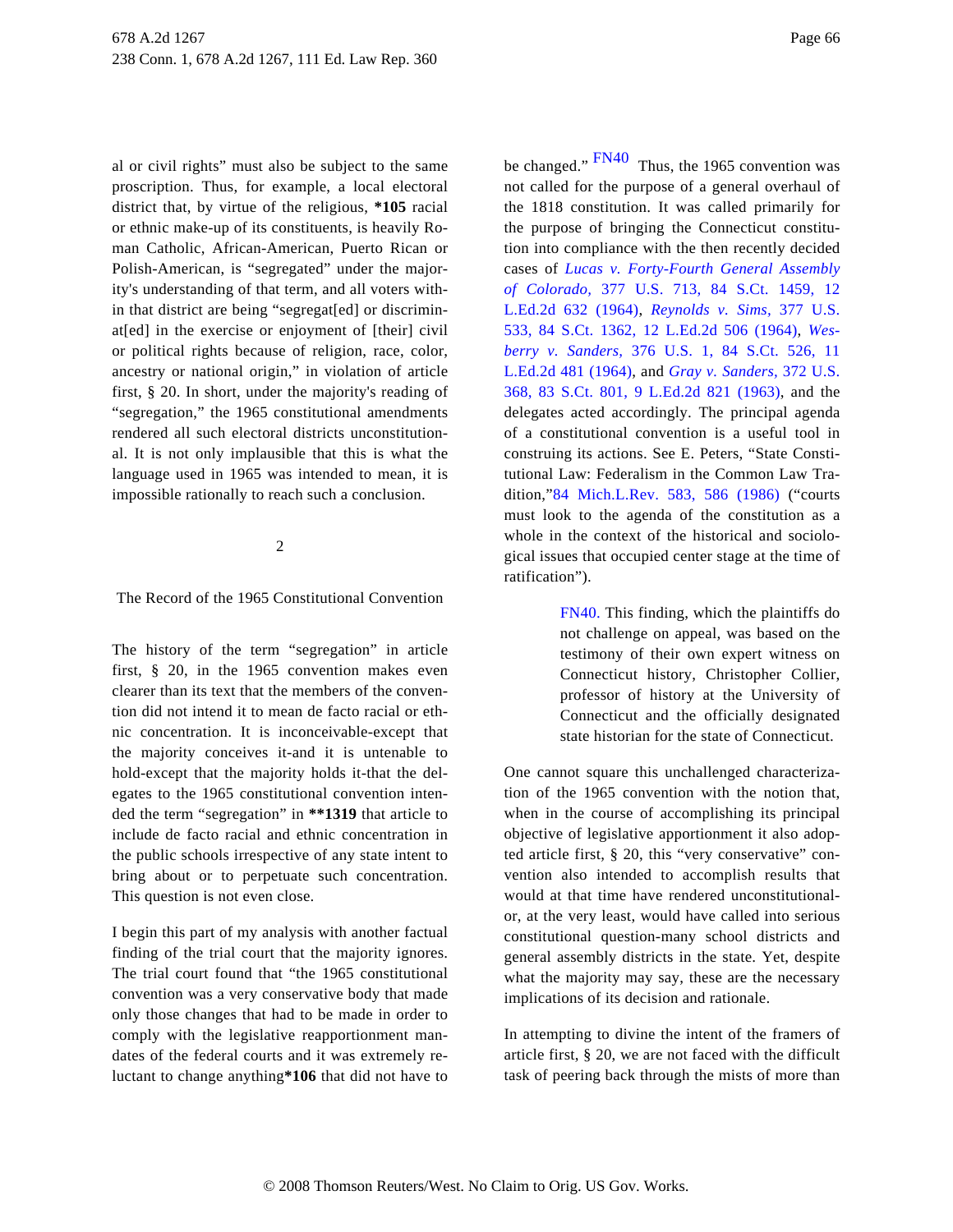al or civil rights" must also be subject to the same proscription. Thus, for example, a local electoral district that, by virtue of the religious, **\*105** racial or ethnic make-up of its constituents, is heavily Roman Catholic, African-American, Puerto Rican or Polish-American, is "segregated" under the majority's understanding of that term, and all voters within that district are being "segregat[ed] or discriminat[ed] in the exercise or enjoyment of [their] civil or political rights because of religion, race, color, ancestry or national origin," in violation of article first, § 20. In short, under the majority's reading of "segregation," the 1965 constitutional amendments rendered all such electoral districts unconstitutional. It is not only implausible that this is what the language used in 1965 was intended to mean, it is impossible rationally to reach such a conclusion.

2

The Record of the 1965 Constitutional Convention

The history of the term "segregation" in article first, § 20, in the 1965 convention makes even clearer than its text that the members of the convention did not intend it to mean de facto racial or ethnic concentration. It is inconceivable-except that the majority conceives it-and it is untenable to hold-except that the majority holds it-that the delegates to the 1965 constitutional convention intended the term "segregation" in **\*\*1319** that article to include de facto racial and ethnic concentration in the public schools irrespective of any state intent to bring about or to perpetuate such concentration. This question is not even close.

I begin this part of my analysis with another factual finding of the trial court that the majority ignores. The trial court found that "the 1965 constitutional convention was a very conservative body that made only those changes that had to be made in order to comply with the legislative reapportionment mandates of the federal courts and it was extremely reluctant to change anything**\*106** that did not have to be changed." FN40 Thus, the 1965 convention was not called for the purpose of a general overhaul of the 1818 constitution. It was called primarily for the purpose of bringing the Connecticut constitution into compliance with the then recently decided cases of *Lucas v. Forty-Fourth General Assembly of Colorado,* 377 U.S. 713, 84 S.Ct. 1459, 12 L.Ed.2d 632 (1964), *Reynolds v. Sims,* 377 U.S. 533, 84 S.Ct. 1362, 12 L.Ed.2d 506 (1964), *Wesberry v. Sanders,* 376 U.S. 1, 84 S.Ct. 526, 11 L.Ed.2d 481 (1964), and *Gray v. Sanders,* 372 U.S. 368, 83 S.Ct. 801, 9 L.Ed.2d 821 (1963), and the delegates acted accordingly. The principal agenda of a constitutional convention is a useful tool in construing its actions. See E. Peters, "State Constitutional Law: Federalism in the Common Law Tradition,"84 Mich.L.Rev. 583, 586 (1986) ("courts must look to the agenda of the constitution as a whole in the context of the historical and sociological issues that occupied center stage at the time of ratification").

> FN40. This finding, which the plaintiffs do not challenge on appeal, was based on the testimony of their own expert witness on Connecticut history, Christopher Collier, professor of history at the University of Connecticut and the officially designated state historian for the state of Connecticut.

One cannot square this unchallenged characterization of the 1965 convention with the notion that, when in the course of accomplishing its principal objective of legislative apportionment it also adopted article first, § 20, this "very conservative" convention also intended to accomplish results that would at that time have rendered unconstitutional-or, at the very least, would have called into serious constitutional question-many school districts and general assembly districts in the state. Yet, despite what the majority may say, these are the necessary implications of its decision and rationale.

In attempting to divine the intent of the framers of article first, § 20, we are not faced with the difficult task of peering back through the mists of more than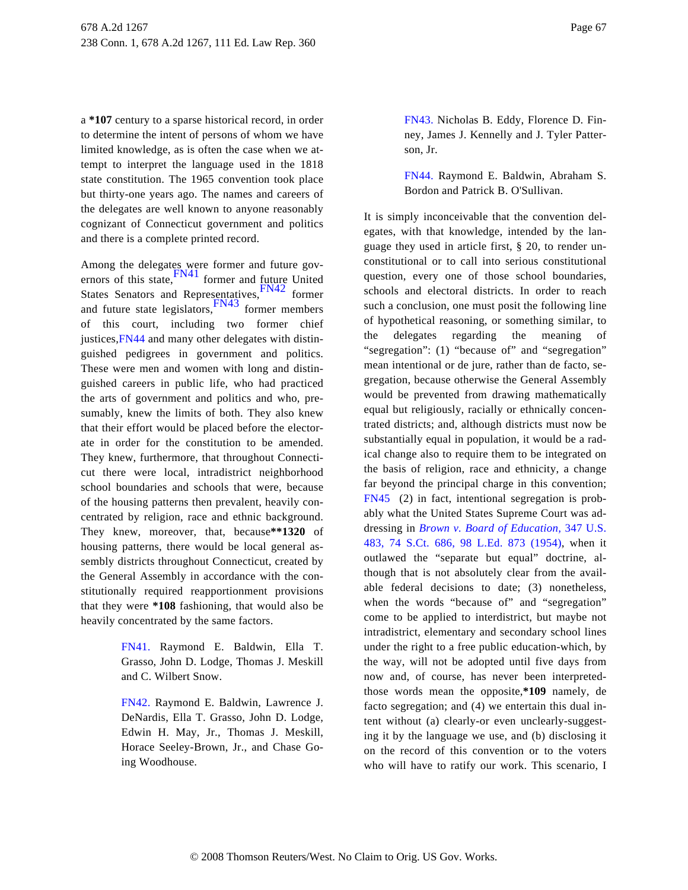a **\*107** century to a sparse historical record, in order to determine the intent of persons of whom we have limited knowledge, as is often the case when we attempt to interpret the language used in the 1818 state constitution. The 1965 convention took place but thirty-one years ago. The names and careers of the delegates are well known to anyone reasonably cognizant of Connecticut government and politics and there is a complete printed record.

Among the delegates were former and future governors of this state,[FN41] former and future United States Senators and Representatives,[FN42] former and future state legislators,[FN43] former members of this court, including two former chief justices,[FN44] and many other delegates with distinguished pedigrees in government and politics. These were men and women with long and distinguished careers in public life, who had practiced the arts of government and politics and who, presumably, knew the limits of both. They also knew that their effort would be placed before the electorate in order for the constitution to be amended. They knew, furthermore, that throughout Connecticut there were local, intradistrict neighborhood school boundaries and schools that were, because of the housing patterns then prevalent, heavily concentrated by religion, race and ethnic background. They knew, moreover, that, because**\*\*1320** of housing patterns, there would be local general assembly districts throughout Connecticut, created by the General Assembly in accordance with the constitutionally required reapportionment provisions that they were **\*108** fashioning, that would also be heavily concentrated by the same factors.

> FN41. Raymond E. Baldwin, Ella T. Grasso, John D. Lodge, Thomas J. Meskill and C. Wilbert Snow.

> FN42. Raymond E. Baldwin, Lawrence J. DeNardis, Ella T. Grasso, John D. Lodge, Edwin H. May, Jr., Thomas J. Meskill, Horace Seeley-Brown, Jr., and Chase Going Woodhouse.

> FN43. Nicholas B. Eddy, Florence D. Finney, James J. Kennelly and J. Tyler Patterson, Jr.

> FN44. Raymond E. Baldwin, Abraham S. Bordon and Patrick B. O'Sullivan.

It is simply inconceivable that the convention delegates, with that knowledge, intended by the language they used in article first, § 20, to render unconstitutional or to call into serious constitutional question, every one of those school boundaries, schools and electoral districts. In order to reach such a conclusion, one must posit the following line of hypothetical reasoning, or something similar, to the delegates regarding the meaning of "segregation": (1) "because of" and "segregation" mean intentional or de jure, rather than de facto, segregation, because otherwise the General Assembly would be prevented from drawing mathematically equal but religiously, racially or ethnically concentrated districts; and, although districts must now be substantially equal in population, it would be a radical change also to require them to be integrated on the basis of religion, race and ethnicity, a change far beyond the principal charge in this convention; FN45 (2) in fact, intentional segregation is probably what the United States Supreme Court was addressing in *Brown v. Board of Education,* 347 U.S. 483, 74 S.Ct. 686, 98 L.Ed. 873 (1954), when it outlawed the "separate but equal" doctrine, although that is not absolutely clear from the available federal decisions to date; (3) nonetheless, when the words "because of" and "segregation" come to be applied to interdistrict, but maybe not intradistrict, elementary and secondary school lines under the right to a free public education-which, by the way, will not be adopted until five days from now and, of course, has never been interpreted-those words mean the opposite,**\*109** namely, de facto segregation; and (4) we entertain this dual intent without (a) clearly-or even unclearly-suggesting it by the language we use, and (b) disclosing it on the record of this convention or to the voters who will have to ratify our work. This scenario, I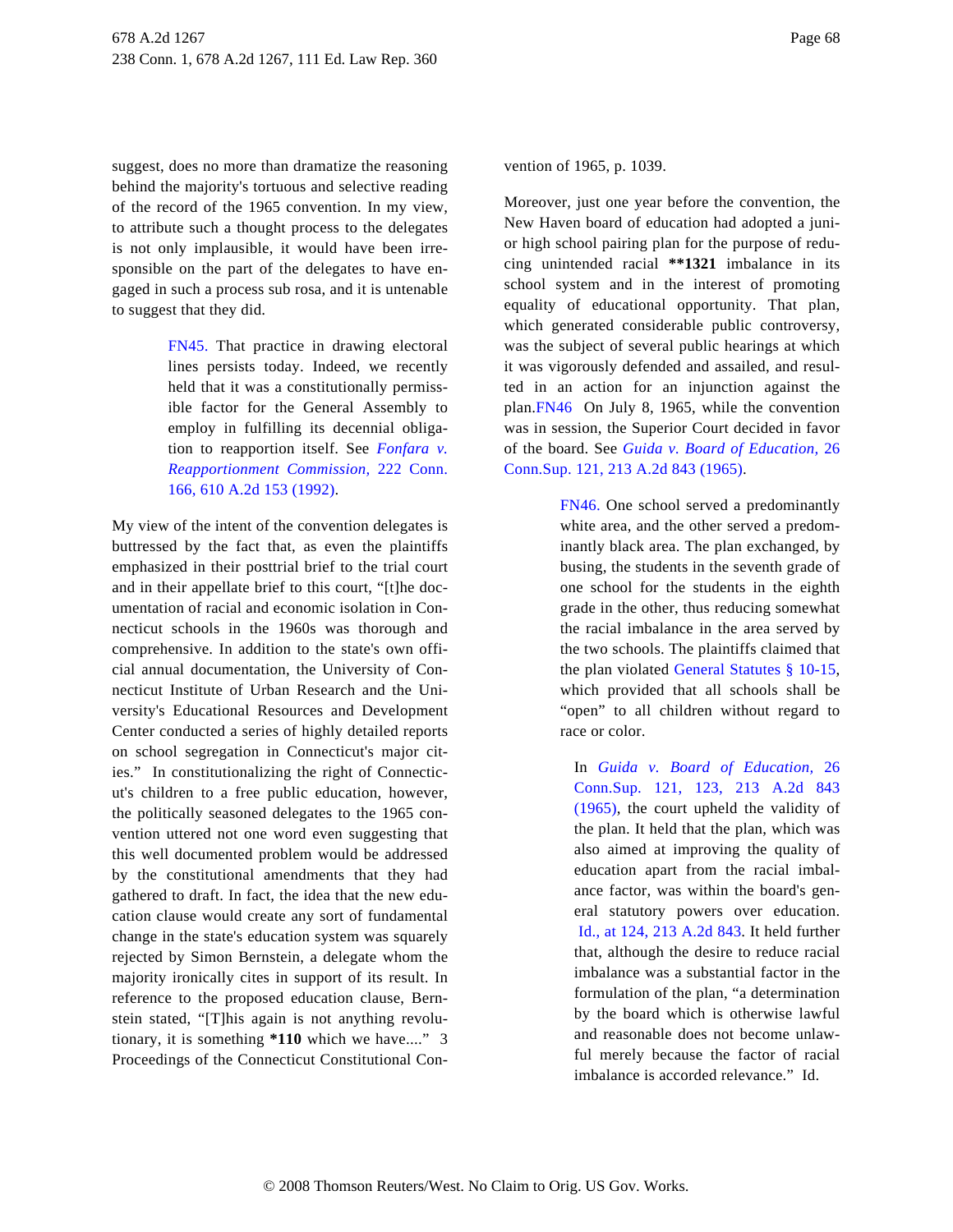suggest, does no more than dramatize the reasoning behind the majority's tortuous and selective reading of the record of the 1965 convention. In my view, to attribute such a thought process to the delegates is not only implausible, it would have been irresponsible on the part of the delegates to have engaged in such a process sub rosa, and it is untenable to suggest that they did.

> FN45. That practice in drawing electoral lines persists today. Indeed, we recently held that it was a constitutionally permissible factor for the General Assembly to employ in fulfilling its decennial obligation to reapportion itself. See *Fonfara v. Reapportionment Commission,* 222 Conn. 166, 610 A.2d 153 (1992).

My view of the intent of the convention delegates is buttressed by the fact that, as even the plaintiffs emphasized in their posttrial brief to the trial court and in their appellate brief to this court, "[t]he documentation of racial and economic isolation in Connecticut schools in the 1960s was thorough and comprehensive. In addition to the state's own official annual documentation, the University of Connecticut Institute of Urban Research and the University's Educational Resources and Development Center conducted a series of highly detailed reports on school segregation in Connecticut's major cities." In constitutionalizing the right of Connecticut's children to a free public education, however, the politically seasoned delegates to the 1965 convention uttered not one word even suggesting that this well documented problem would be addressed by the constitutional amendments that they had gathered to draft. In fact, the idea that the new education clause would create any sort of fundamental change in the state's education system was squarely rejected by Simon Bernstein, a delegate whom the majority ironically cites in support of its result. In reference to the proposed education clause, Bernstein stated, "[T]his again is not anything revolutionary, it is something **\*110** which we have...." 3 Proceedings of the Connecticut Constitutional Convention of 1965, p. 1039.

Moreover, just one year before the convention, the New Haven board of education had adopted a junior high school pairing plan for the purpose of reducing unintended racial **\*\*1321** imbalance in its school system and in the interest of promoting equality of educational opportunity. That plan, which generated considerable public controversy, was the subject of several public hearings at which it was vigorously defended and assailed, and resulted in an action for an injunction against the plan.FN46 On July 8, 1965, while the convention was in session, the Superior Court decided in favor of the board. See *Guida v. Board of Education,* 26 Conn.Sup. 121, 213 A.2d 843 (1965).

> FN46. One school served a predominantly white area, and the other served a predominantly black area. The plan exchanged, by busing, the students in the seventh grade of one school for the students in the eighth grade in the other, thus reducing somewhat the racial imbalance in the area served by the two schools. The plaintiffs claimed that the plan violated General Statutes § 10-15, which provided that all schools shall be "open" to all children without regard to race or color.
>
> In *Guida v. Board of Education,* 26 Conn.Sup. 121, 123, 213 A.2d 843 (1965), the court upheld the validity of the plan. It held that the plan, which was also aimed at improving the quality of education apart from the racial imbalance factor, was within the board's general statutory powers over education. Id., at 124, 213 A.2d 843. It held further that, although the desire to reduce racial imbalance was a substantial factor in the formulation of the plan, "a determination by the board which is otherwise lawful and reasonable does not become unlawful merely because the factor of racial imbalance is accorded relevance." Id.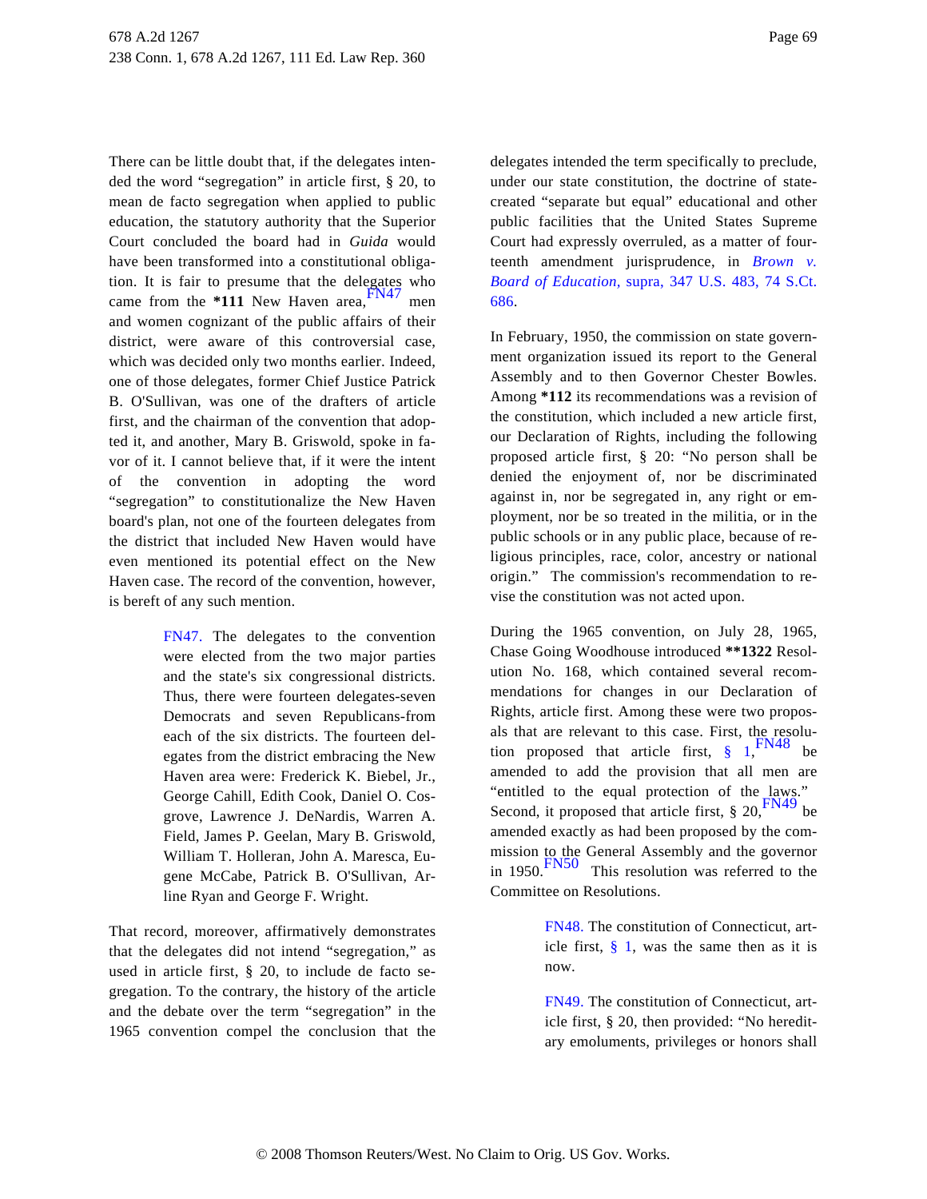There can be little doubt that, if the delegates intended the word "segregation" in article first, § 20, to mean de facto segregation when applied to public education, the statutory authority that the Superior Court concluded the board had in *Guida* would have been transformed into a constitutional obligation. It is fair to presume that the delegates who came from the **\*111** New Haven area,[FN47] men and women cognizant of the public affairs of their district, were aware of this controversial case, which was decided only two months earlier. Indeed, one of those delegates, former Chief Justice Patrick B. O'Sullivan, was one of the drafters of article first, and the chairman of the convention that adopted it, and another, Mary B. Griswold, spoke in favor of it. I cannot believe that, if it were the intent of the convention in adopting the word "segregation" to constitutionalize the New Haven board's plan, not one of the fourteen delegates from the district that included New Haven would have even mentioned its potential effect on the New Haven case. The record of the convention, however, is bereft of any such mention.

> FN47. The delegates to the convention were elected from the two major parties and the state's six congressional districts. Thus, there were fourteen delegates-seven Democrats and seven Republicans-from each of the six districts. The fourteen delegates from the district embracing the New Haven area were: Frederick K. Biebel, Jr., George Cahill, Edith Cook, Daniel O. Cosgrove, Lawrence J. DeNardis, Warren A. Field, James P. Geelan, Mary B. Griswold, William T. Holleran, John A. Maresca, Eugene McCabe, Patrick B. O'Sullivan, Arline Ryan and George F. Wright.

That record, moreover, affirmatively demonstrates that the delegates did not intend "segregation," as used in article first, § 20, to include de facto segregation. To the contrary, the history of the article and the debate over the term "segregation" in the 1965 convention compel the conclusion that the delegates intended the term specifically to preclude, under our state constitution, the doctrine of state-created "separate but equal" educational and other public facilities that the United States Supreme Court had expressly overruled, as a matter of fourteenth amendment jurisprudence, in *Brown v. Board of Education,* supra, 347 U.S. 483, 74 S.Ct. 686.

In February, 1950, the commission on state government organization issued its report to the General Assembly and to then Governor Chester Bowles. Among **\*112** its recommendations was a revision of the constitution, which included a new article first, our Declaration of Rights, including the following proposed article first, § 20: "No person shall be denied the enjoyment of, nor be discriminated against in, nor be segregated in, any right or employment, nor be so treated in the militia, or in the public schools or in any public place, because of religious principles, race, color, ancestry or national origin." The commission's recommendation to revise the constitution was not acted upon.

During the 1965 convention, on July 28, 1965, Chase Going Woodhouse introduced **\*\*1322** Resolution No. 168, which contained several recommendations for changes in our Declaration of Rights, article first. Among these were two proposals that are relevant to this case. First, the resolution proposed that article first, § 1,[FN48] be amended to add the provision that all men are "entitled to the equal protection of the laws." Second, it proposed that article first, § 20,[FN49] be amended exactly as had been proposed by the commission to the General Assembly and the governor in 1950.[FN50] This resolution was referred to the Committee on Resolutions.

> FN48. The constitution of Connecticut, article first, § 1, was the same then as it is now.

> FN49. The constitution of Connecticut, article first, § 20, then provided: "No hereditary emoluments, privileges or honors shall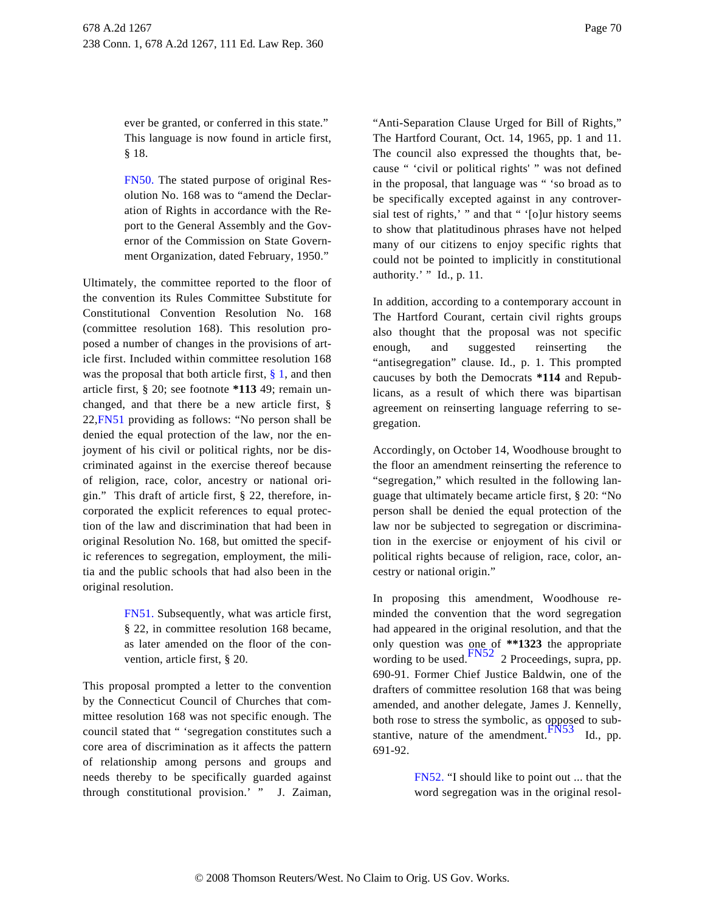ever be granted, or conferred in this state." This language is now found in article first, § 18.

FN50. The stated purpose of original Resolution No. 168 was to "amend the Declaration of Rights in accordance with the Report to the General Assembly and the Governor of the Commission on State Government Organization, dated February, 1950."

Ultimately, the committee reported to the floor of the convention its Rules Committee Substitute for Constitutional Convention Resolution No. 168 (committee resolution 168). This resolution proposed a number of changes in the provisions of article first. Included within committee resolution 168 was the proposal that both article first, § 1, and then article first, § 20; see footnote **\*113** 49; remain unchanged, and that there be a new article first, § 22,FN51 providing as follows: "No person shall be denied the equal protection of the law, nor the enjoyment of his civil or political rights, nor be discriminated against in the exercise thereof because of religion, race, color, ancestry or national origin." This draft of article first, § 22, therefore, incorporated the explicit references to equal protection of the law and discrimination that had been in original Resolution No. 168, but omitted the specific references to segregation, employment, the militia and the public schools that had also been in the original resolution.

FN51. Subsequently, what was article first, § 22, in committee resolution 168 became, as later amended on the floor of the convention, article first, § 20.

This proposal prompted a letter to the convention by the Connecticut Council of Churches that committee resolution 168 was not specific enough. The council stated that " 'segregation constitutes such a core area of discrimination as it affects the pattern of relationship among persons and groups and needs thereby to be specifically guarded against through constitutional provision.' " J. Zaiman, "Anti-Separation Clause Urged for Bill of Rights," The Hartford Courant, Oct. 14, 1965, pp. 1 and 11. The council also expressed the thoughts that, because " 'civil or political rights' " was not defined in the proposal, that language was " 'so broad as to be specifically excepted against in any controversial test of rights,' " and that " '[o]ur history seems to show that platitudinous phrases have not helped many of our citizens to enjoy specific rights that could not be pointed to implicitly in constitutional authority.' " Id., p. 11.

In addition, according to a contemporary account in The Hartford Courant, certain civil rights groups also thought that the proposal was not specific enough, and suggested reinserting the "antisegregation" clause. Id., p. 1. This prompted caucuses by both the Democrats **\*114** and Republicans, as a result of which there was bipartisan agreement on reinserting language referring to segregation.

Accordingly, on October 14, Woodhouse brought to the floor an amendment reinserting the reference to "segregation," which resulted in the following language that ultimately became article first, § 20: "No person shall be denied the equal protection of the law nor be subjected to segregation or discrimination in the exercise or enjoyment of his civil or political rights because of religion, race, color, ancestry or national origin."

In proposing this amendment, Woodhouse reminded the convention that the word segregation had appeared in the original resolution, and that the only question was one of **\*\*1323** the appropriate wording to be used.FN52 2 Proceedings, supra, pp. 690-91. Former Chief Justice Baldwin, one of the drafters of committee resolution 168 that was being amended, and another delegate, James J. Kennelly, both rose to stress the symbolic, as opposed to substantive, nature of the amendment.FN53 Id., pp. 691-92.

FN52. "I should like to point out ... that the word segregation was in the original resol-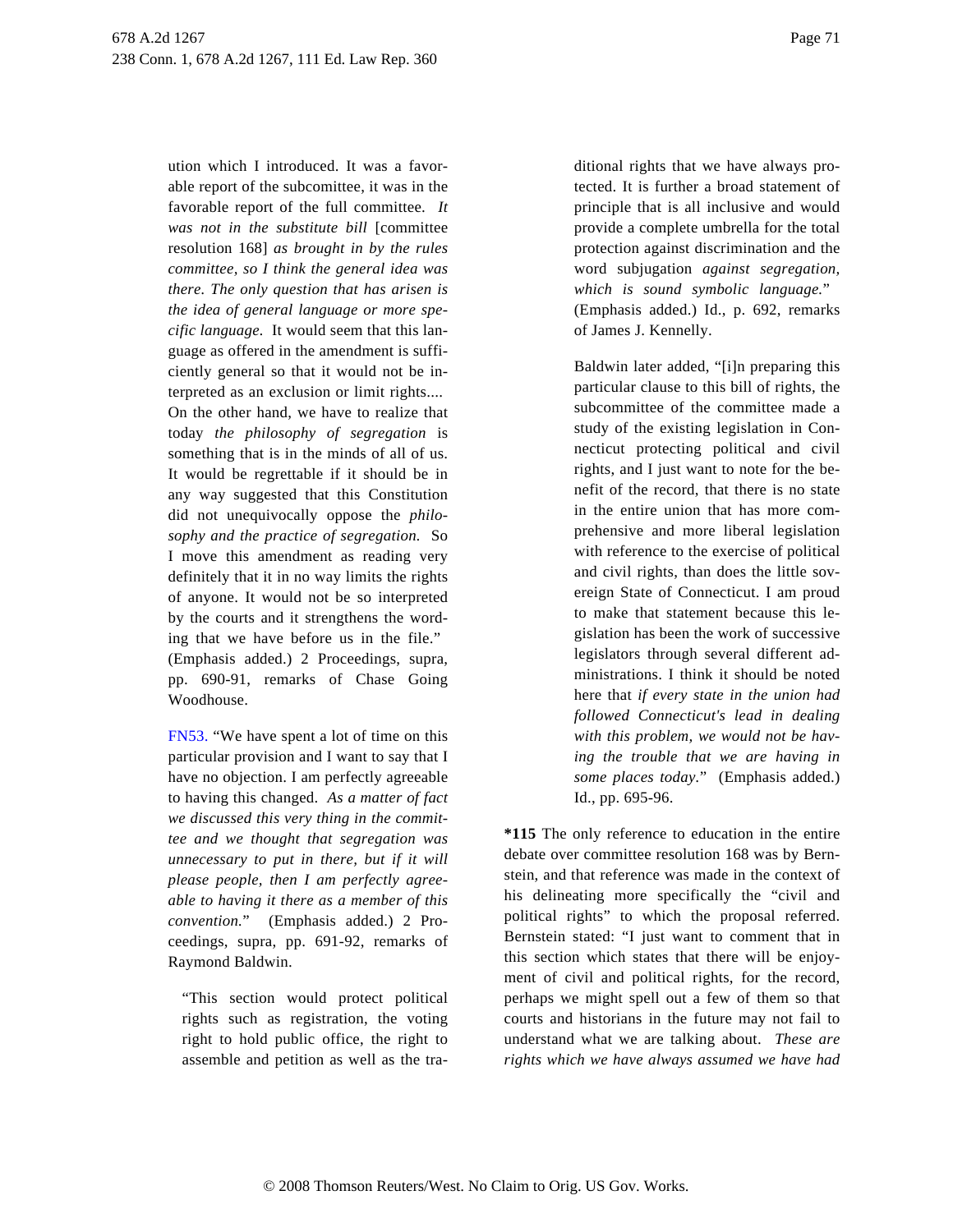ution which I introduced. It was a favorable report of the subcomittee, it was in the favorable report of the full committee. *It was not in the substitute bill* [committee resolution 168] *as brought in by the rules committee, so I think the general idea was there. The only question that has arisen is the idea of general language or more specific language.* It would seem that this language as offered in the amendment is sufficiently general so that it would not be interpreted as an exclusion or limit rights.... On the other hand, we have to realize that today *the philosophy of segregation* is something that is in the minds of all of us. It would be regrettable if it should be in any way suggested that this Constitution did not unequivocally oppose the *philosophy and the practice of segregation.* So I move this amendment as reading very definitely that it in no way limits the rights of anyone. It would not be so interpreted by the courts and it strengthens the wording that we have before us in the file." (Emphasis added.) 2 Proceedings, supra, pp. 690-91, remarks of Chase Going Woodhouse.

FN53. "We have spent a lot of time on this particular provision and I want to say that I have no objection. I am perfectly agreeable to having this changed. *As a matter of fact we discussed this very thing in the committee and we thought that segregation was unnecessary to put in there, but if it will please people, then I am perfectly agreeable to having it there as a member of this convention.*" (Emphasis added.) 2 Proceedings, supra, pp. 691-92, remarks of Raymond Baldwin.

> "This section would protect political rights such as registration, the voting right to hold public office, the right to assemble and petition as well as the traditional rights that we have always protected. It is further a broad statement of principle that is all inclusive and would provide a complete umbrella for the total protection against discrimination and the word subjugation *against segregation, which is sound symbolic language.*" (Emphasis added.) Id., p. 692, remarks of James J. Kennelly.

> Baldwin later added, "[i]n preparing this particular clause to this bill of rights, the subcommittee of the committee made a study of the existing legislation in Connecticut protecting political and civil rights, and I just want to note for the benefit of the record, that there is no state in the entire union that has more comprehensive and more liberal legislation with reference to the exercise of political and civil rights, than does the little sovereign State of Connecticut. I am proud to make that statement because this legislation has been the work of successive legislators through several different administrations. I think it should be noted here that *if every state in the union had followed Connecticut's lead in dealing with this problem, we would not be having the trouble that we are having in some places today.*" (Emphasis added.) Id., pp. 695-96.

**\*115** The only reference to education in the entire debate over committee resolution 168 was by Bernstein, and that reference was made in the context of his delineating more specifically the "civil and political rights" to which the proposal referred. Bernstein stated: "I just want to comment that in this section which states that there will be enjoyment of civil and political rights, for the record, perhaps we might spell out a few of them so that courts and historians in the future may not fail to understand what we are talking about. *These are rights which we have always assumed we have had*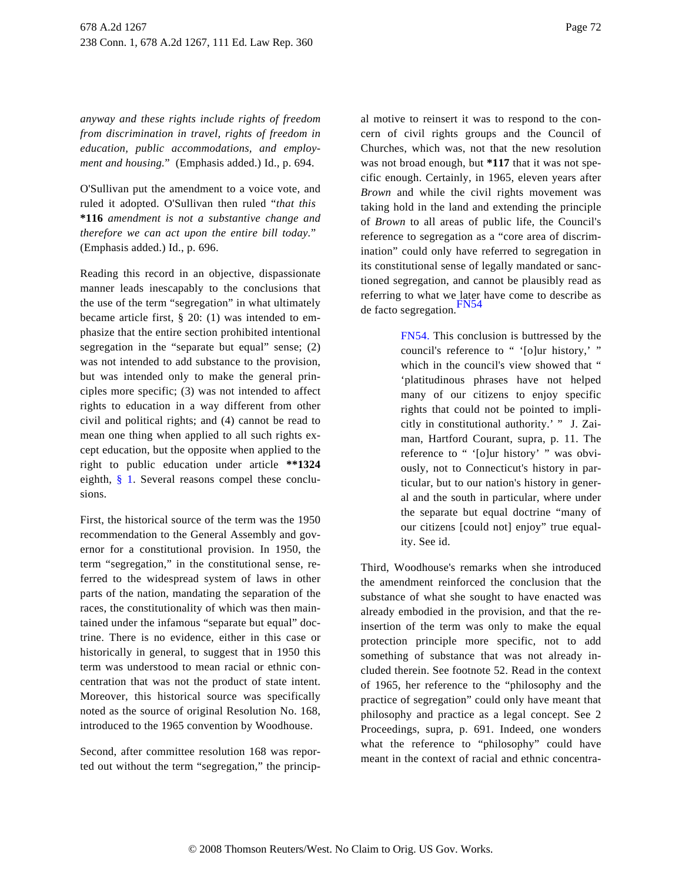*anyway and these rights include rights of freedom from discrimination in travel, rights of freedom in education, public accommodations, and employment and housing.*" (Emphasis added.) Id., p. 694.

O'Sullivan put the amendment to a voice vote, and ruled it adopted. O'Sullivan then ruled "*that this* **\*116** *amendment is not a substantive change and therefore we can act upon the entire bill today.*" (Emphasis added.) Id., p. 696.

Reading this record in an objective, dispassionate manner leads inescapably to the conclusions that the use of the term "segregation" in what ultimately became article first, § 20: (1) was intended to emphasize that the entire section prohibited intentional segregation in the "separate but equal" sense; (2) was not intended to add substance to the provision, but was intended only to make the general principles more specific; (3) was not intended to affect rights to education in a way different from other civil and political rights; and (4) cannot be read to mean one thing when applied to all such rights except education, but the opposite when applied to the right to public education under article **\*\*1324** eighth, § 1. Several reasons compel these conclusions.

First, the historical source of the term was the 1950 recommendation to the General Assembly and governor for a constitutional provision. In 1950, the term "segregation," in the constitutional sense, referred to the widespread system of laws in other parts of the nation, mandating the separation of the races, the constitutionality of which was then maintained under the infamous "separate but equal" doctrine. There is no evidence, either in this case or historically in general, to suggest that in 1950 this term was understood to mean racial or ethnic concentration that was not the product of state intent. Moreover, this historical source was specifically noted as the source of original Resolution No. 168, introduced to the 1965 convention by Woodhouse.

Second, after committee resolution 168 was reported out without the term "segregation," the principal motive to reinsert it was to respond to the concern of civil rights groups and the Council of Churches, which was, not that the new resolution was not broad enough, but **\*117** that it was not specific enough. Certainly, in 1965, eleven years after *Brown* and while the civil rights movement was taking hold in the land and extending the principle of *Brown* to all areas of public life, the Council's reference to segregation as a "core area of discrimination" could only have referred to segregation in its constitutional sense of legally mandated or sanctioned segregation, and cannot be plausibly read as referring to what we later have come to describe as de facto segregation.[FN54]

> FN54. This conclusion is buttressed by the council's reference to " '[o]ur history,' " which in the council's view showed that " 'platitudinous phrases have not helped many of our citizens to enjoy specific rights that could not be pointed to implicitly in constitutional authority.' " J. Zaiman, Hartford Courant, supra, p. 11. The reference to " '[o]ur history' " was obviously, not to Connecticut's history in particular, but to our nation's history in general and the south in particular, where under the separate but equal doctrine "many of our citizens [could not] enjoy" true equality. See id.

Third, Woodhouse's remarks when she introduced the amendment reinforced the conclusion that the substance of what she sought to have enacted was already embodied in the provision, and that the reinsertion of the term was only to make the equal protection principle more specific, not to add something of substance that was not already included therein. See footnote 52. Read in the context of 1965, her reference to the "philosophy and the practice of segregation" could only have meant that philosophy and practice as a legal concept. See 2 Proceedings, supra, p. 691. Indeed, one wonders what the reference to "philosophy" could have meant in the context of racial and ethnic concentra-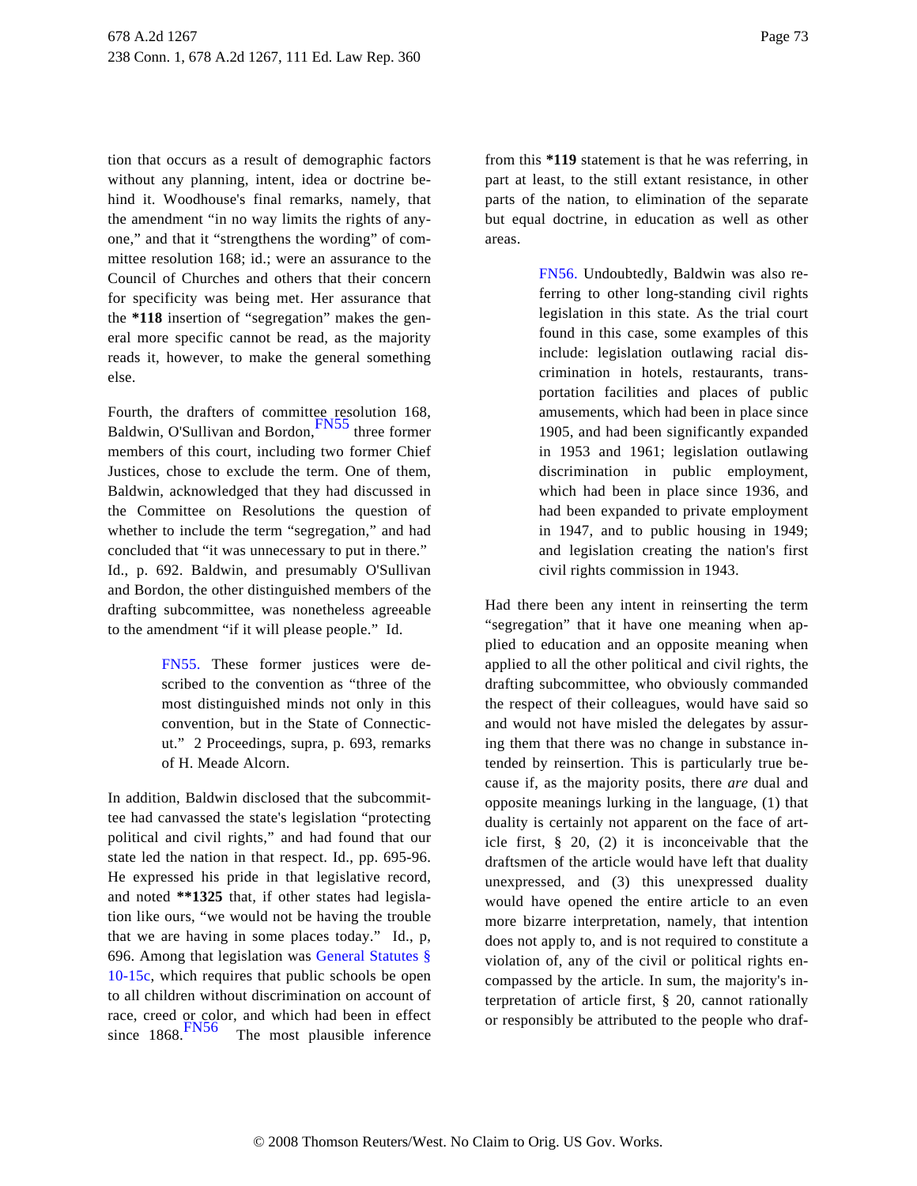tion that occurs as a result of demographic factors without any planning, intent, idea or doctrine behind it. Woodhouse's final remarks, namely, that the amendment "in no way limits the rights of anyone," and that it "strengthens the wording" of committee resolution 168; id.; were an assurance to the Council of Churches and others that their concern for specificity was being met. Her assurance that the **\*118** insertion of "segregation" makes the general more specific cannot be read, as the majority reads it, however, to make the general something else.

Fourth, the drafters of committee resolution 168, Baldwin, O'Sullivan and Bordon,[FN55] three former members of this court, including two former Chief Justices, chose to exclude the term. One of them, Baldwin, acknowledged that they had discussed in the Committee on Resolutions the question of whether to include the term "segregation," and had concluded that "it was unnecessary to put in there." Id., p. 692. Baldwin, and presumably O'Sullivan and Bordon, the other distinguished members of the drafting subcommittee, was nonetheless agreeable to the amendment "if it will please people." Id.

> FN55. These former justices were described to the convention as "three of the most distinguished minds not only in this convention, but in the State of Connecticut." 2 Proceedings, supra, p. 693, remarks of H. Meade Alcorn.

In addition, Baldwin disclosed that the subcommittee had canvassed the state's legislation "protecting political and civil rights," and had found that our state led the nation in that respect. Id., pp. 695-96. He expressed his pride in that legislative record, and noted **\*\*1325** that, if other states had legislation like ours, "we would not be having the trouble that we are having in some places today." Id., p, 696. Among that legislation was General Statutes § 10-15c, which requires that public schools be open to all children without discrimination on account of race, creed or color, and which had been in effect since 1868.[FN56] The most plausible inference from this **\*119** statement is that he was referring, in part at least, to the still extant resistance, in other parts of the nation, to elimination of the separate but equal doctrine, in education as well as other areas.

> FN56. Undoubtedly, Baldwin was also referring to other long-standing civil rights legislation in this state. As the trial court found in this case, some examples of this include: legislation outlawing racial discrimination in hotels, restaurants, transportation facilities and places of public amusements, which had been in place since 1905, and had been significantly expanded in 1953 and 1961; legislation outlawing discrimination in public employment, which had been in place since 1936, and had been expanded to private employment in 1947, and to public housing in 1949; and legislation creating the nation's first civil rights commission in 1943.

Had there been any intent in reinserting the term "segregation" that it have one meaning when applied to education and an opposite meaning when applied to all the other political and civil rights, the drafting subcommittee, who obviously commanded the respect of their colleagues, would have said so and would not have misled the delegates by assuring them that there was no change in substance intended by reinsertion. This is particularly true because if, as the majority posits, there *are* dual and opposite meanings lurking in the language, (1) that duality is certainly not apparent on the face of article first, § 20, (2) it is inconceivable that the draftsmen of the article would have left that duality unexpressed, and (3) this unexpressed duality would have opened the entire article to an even more bizarre interpretation, namely, that intention does not apply to, and is not required to constitute a violation of, any of the civil or political rights encompassed by the article. In sum, the majority's interpretation of article first, § 20, cannot rationally or responsibly be attributed to the people who draf-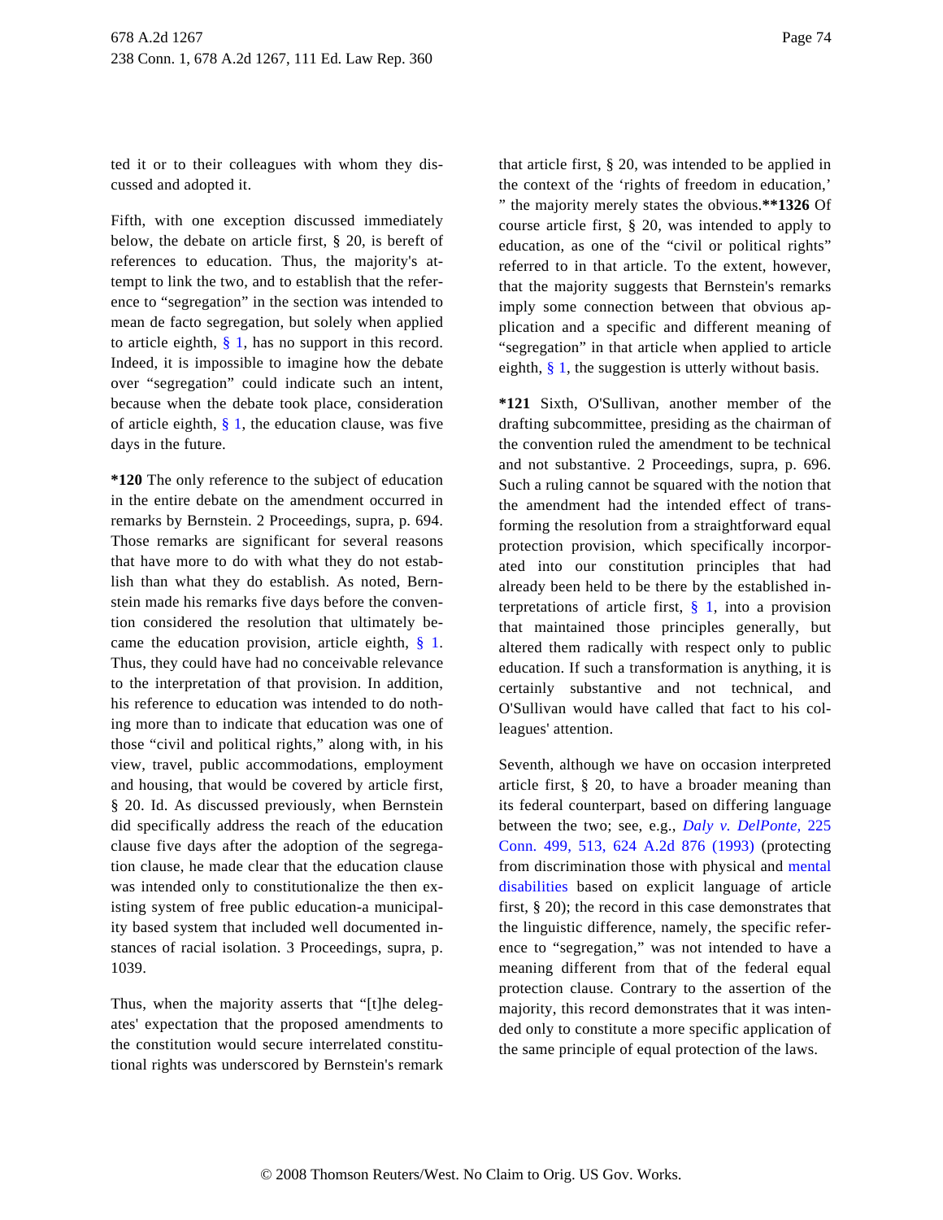ted it or to their colleagues with whom they discussed and adopted it.

Fifth, with one exception discussed immediately below, the debate on article first, § 20, is bereft of references to education. Thus, the majority's attempt to link the two, and to establish that the reference to "segregation" in the section was intended to mean de facto segregation, but solely when applied to article eighth, § 1, has no support in this record. Indeed, it is impossible to imagine how the debate over "segregation" could indicate such an intent, because when the debate took place, consideration of article eighth, § 1, the education clause, was five days in the future.

**\*120** The only reference to the subject of education in the entire debate on the amendment occurred in remarks by Bernstein. 2 Proceedings, supra, p. 694. Those remarks are significant for several reasons that have more to do with what they do not establish than what they do establish. As noted, Bernstein made his remarks five days before the convention considered the resolution that ultimately became the education provision, article eighth, § 1. Thus, they could have had no conceivable relevance to the interpretation of that provision. In addition, his reference to education was intended to do nothing more than to indicate that education was one of those "civil and political rights," along with, in his view, travel, public accommodations, employment and housing, that would be covered by article first, § 20. Id. As discussed previously, when Bernstein did specifically address the reach of the education clause five days after the adoption of the segregation clause, he made clear that the education clause was intended only to constitutionalize the then existing system of free public education-a municipality based system that included well documented instances of racial isolation. 3 Proceedings, supra, p. 1039.

Thus, when the majority asserts that "[t]he delegates' expectation that the proposed amendments to the constitution would secure interrelated constitutional rights was underscored by Bernstein's remark that article first, § 20, was intended to be applied in the context of the 'rights of freedom in education,' " the majority merely states the obvious.**\*\*1326** Of course article first, § 20, was intended to apply to education, as one of the "civil or political rights" referred to in that article. To the extent, however, that the majority suggests that Bernstein's remarks imply some connection between that obvious application and a specific and different meaning of "segregation" in that article when applied to article eighth, § 1, the suggestion is utterly without basis.

**\*121** Sixth, O'Sullivan, another member of the drafting subcommittee, presiding as the chairman of the convention ruled the amendment to be technical and not substantive. 2 Proceedings, supra, p. 696. Such a ruling cannot be squared with the notion that the amendment had the intended effect of transforming the resolution from a straightforward equal protection provision, which specifically incorporated into our constitution principles that had already been held to be there by the established interpretations of article first, § 1, into a provision that maintained those principles generally, but altered them radically with respect only to public education. If such a transformation is anything, it is certainly substantive and not technical, and O'Sullivan would have called that fact to his colleagues' attention.

Seventh, although we have on occasion interpreted article first, § 20, to have a broader meaning than its federal counterpart, based on differing language between the two; see, e.g., *Daly v. DelPonte,* 225 Conn. 499, 513, 624 A.2d 876 (1993) (protecting from discrimination those with physical and mental disabilities based on explicit language of article first, § 20); the record in this case demonstrates that the linguistic difference, namely, the specific reference to "segregation," was not intended to have a meaning different from that of the federal equal protection clause. Contrary to the assertion of the majority, this record demonstrates that it was intended only to constitute a more specific application of the same principle of equal protection of the laws.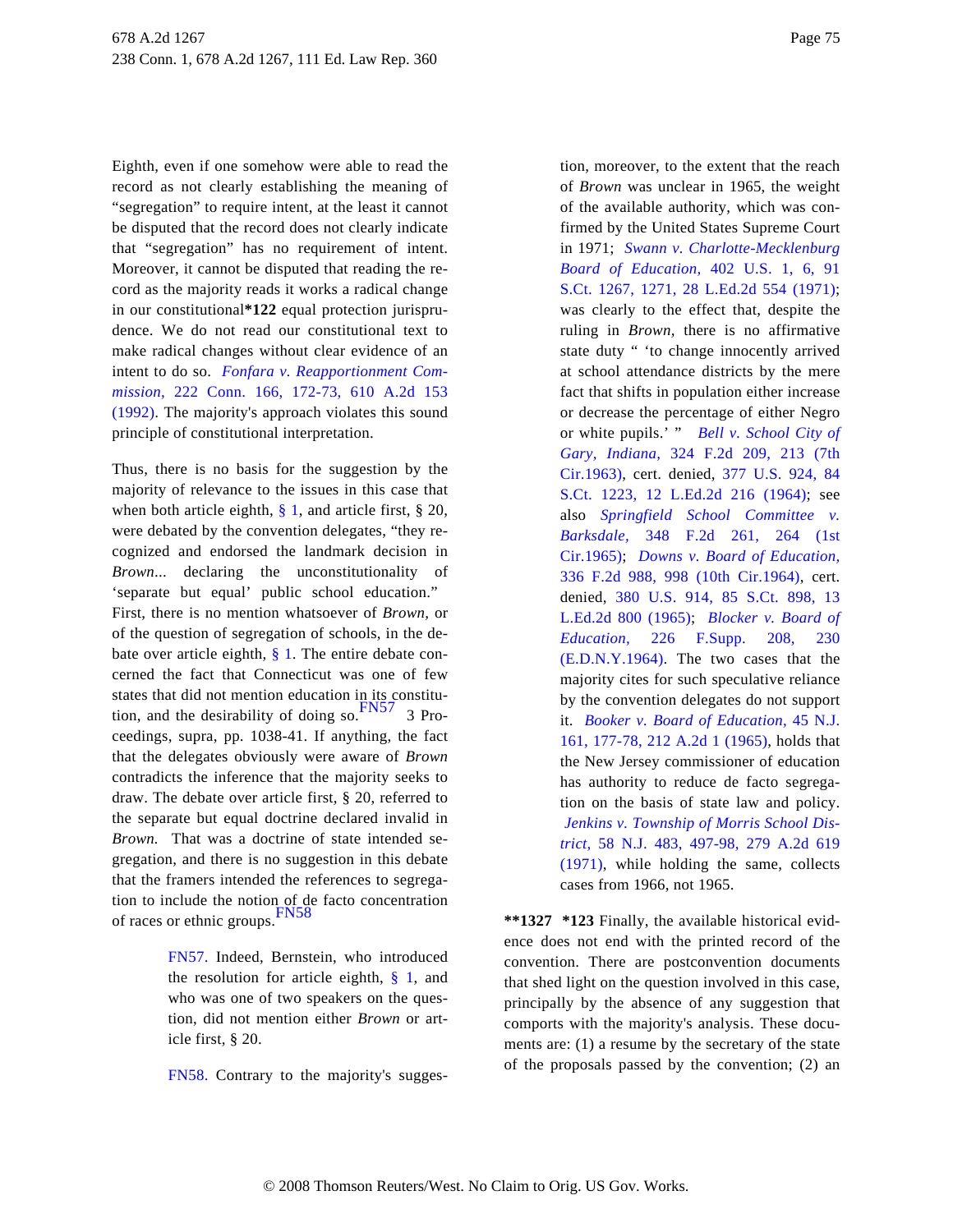Eighth, even if one somehow were able to read the record as not clearly establishing the meaning of "segregation" to require intent, at the least it cannot be disputed that the record does not clearly indicate that "segregation" has no requirement of intent. Moreover, it cannot be disputed that reading the record as the majority reads it works a radical change in our constitutional**\*122** equal protection jurisprudence. We do not read our constitutional text to make radical changes without clear evidence of an intent to do so. *Fonfara v. Reapportionment Commission,* 222 Conn. 166, 172-73, 610 A.2d 153 (1992). The majority's approach violates this sound principle of constitutional interpretation.

Thus, there is no basis for the suggestion by the majority of relevance to the issues in this case that when both article eighth, § 1, and article first, § 20, were debated by the convention delegates, "they recognized and endorsed the landmark decision in *Brown*... declaring the unconstitutionality of 'separate but equal' public school education." First, there is no mention whatsoever of *Brown,* or of the question of segregation of schools, in the debate over article eighth, § 1. The entire debate concerned the fact that Connecticut was one of few states that did not mention education in its constitution, and the desirability of doing so.[FN57] 3 Proceedings, supra, pp. 1038-41. If anything, the fact that the delegates obviously were aware of *Brown* contradicts the inference that the majority seeks to draw. The debate over article first, § 20, referred to the separate but equal doctrine declared invalid in *Brown.* That was a doctrine of state intended segregation, and there is no suggestion in this debate that the framers intended the references to segregation to include the notion of de facto concentration of races or ethnic groups.[FN58]

FN57. Indeed, Bernstein, who introduced the resolution for article eighth, § 1, and who was one of two speakers on the question, did not mention either *Brown* or article first, § 20.

FN58. Contrary to the majority's suggestion, moreover, to the extent that the reach of *Brown* was unclear in 1965, the weight of the available authority, which was confirmed by the United States Supreme Court in 1971; *Swann v. Charlotte-Mecklenburg Board of Education,* 402 U.S. 1, 6, 91 S.Ct. 1267, 1271, 28 L.Ed.2d 554 (1971); was clearly to the effect that, despite the ruling in *Brown,* there is no affirmative state duty " 'to change innocently arrived at school attendance districts by the mere fact that shifts in population either increase or decrease the percentage of either Negro or white pupils.' " *Bell v. School City of Gary, Indiana,* 324 F.2d 209, 213 (7th Cir.1963), cert. denied, 377 U.S. 924, 84 S.Ct. 1223, 12 L.Ed.2d 216 (1964); see also *Springfield School Committee v. Barksdale,* 348 F.2d 261, 264 (1st Cir.1965); *Downs v. Board of Education,* 336 F.2d 988, 998 (10th Cir.1964), cert. denied, 380 U.S. 914, 85 S.Ct. 898, 13 L.Ed.2d 800 (1965); *Blocker v. Board of Education,* 226 F.Supp. 208, 230 (E.D.N.Y.1964). The two cases that the majority cites for such speculative reliance by the convention delegates do not support it. *Booker v. Board of Education,* 45 N.J. 161, 177-78, 212 A.2d 1 (1965), holds that the New Jersey commissioner of education has authority to reduce de facto segregation on the basis of state law and policy. *Jenkins v. Township of Morris School District,* 58 N.J. 483, 497-98, 279 A.2d 619 (1971), while holding the same, collects cases from 1966, not 1965.

**\*\*1327 \*123** Finally, the available historical evidence does not end with the printed record of the convention. There are postconvention documents that shed light on the question involved in this case, principally by the absence of any suggestion that comports with the majority's analysis. These documents are: (1) a resume by the secretary of the state of the proposals passed by the convention; (2) an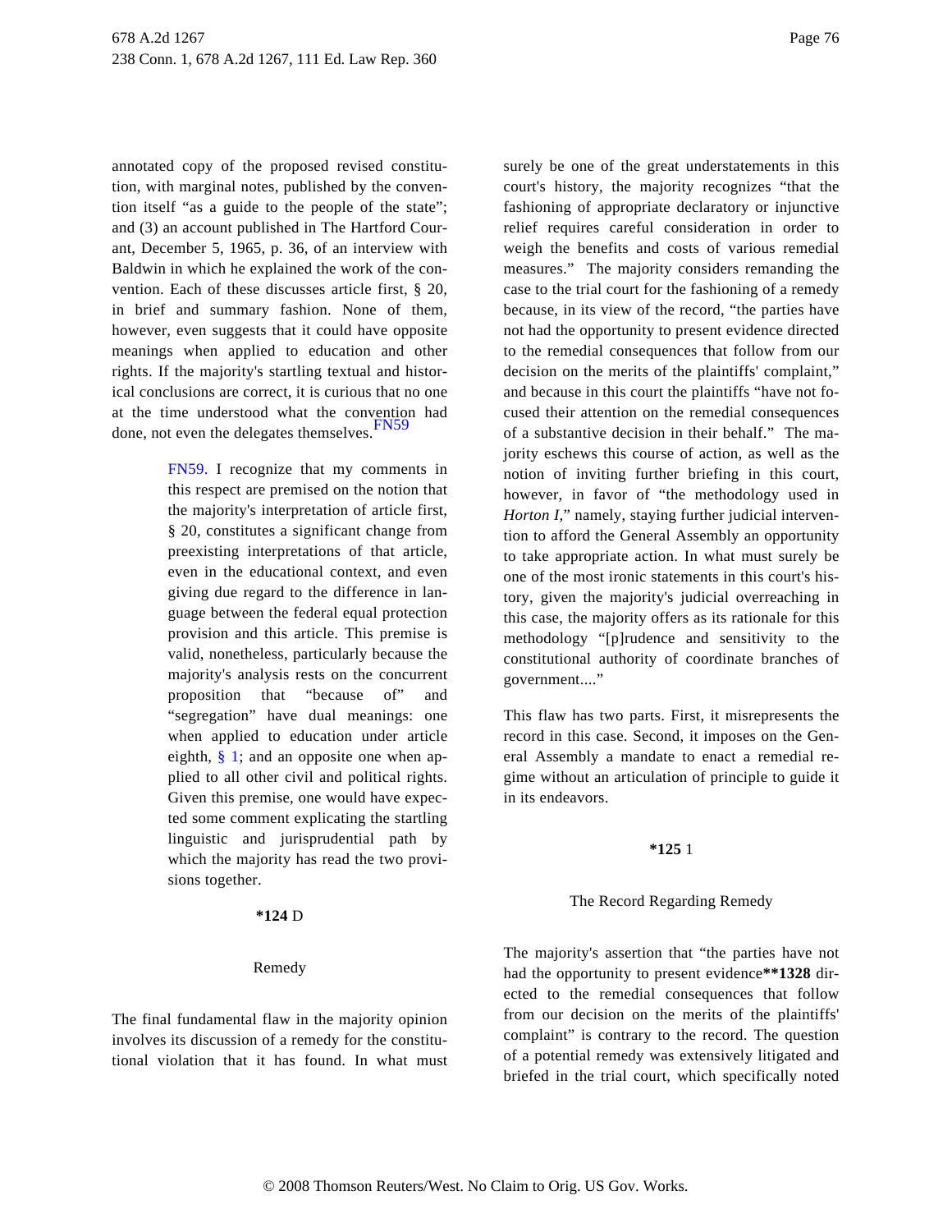annotated copy of the proposed revised constitution, with marginal notes, published by the convention itself "as a guide to the people of the state"; and (3) an account published in The Hartford Courant, December 5, 1965, p. 36, of an interview with Baldwin in which he explained the work of the convention. Each of these discusses article first, § 20, in brief and summary fashion. None of them, however, even suggests that it could have opposite meanings when applied to education and other rights. If the majority's startling textual and historical conclusions are correct, it is curious that no one at the time understood what the convention had done, not even the delegates themselves.[FN59]

> FN59. I recognize that my comments in this respect are premised on the notion that the majority's interpretation of article first, § 20, constitutes a significant change from preexisting interpretations of that article, even in the educational context, and even giving due regard to the difference in language between the federal equal protection provision and this article. This premise is valid, nonetheless, particularly because the majority's analysis rests on the concurrent proposition that "because of" and "segregation" have dual meanings: one when applied to education under article eighth, § 1; and an opposite one when applied to all other civil and political rights. Given this premise, one would have expected some comment explicating the startling linguistic and jurisprudential path by which the majority has read the two provisions together.

**\*124** D

Remedy

The final fundamental flaw in the majority opinion involves its discussion of a remedy for the constitutional violation that it has found. In what must surely be one of the great understatements in this court's history, the majority recognizes "that the fashioning of appropriate declaratory or injunctive relief requires careful consideration in order to weigh the benefits and costs of various remedial measures." The majority considers remanding the case to the trial court for the fashioning of a remedy because, in its view of the record, "the parties have not had the opportunity to present evidence directed to the remedial consequences that follow from our decision on the merits of the plaintiffs' complaint," and because in this court the plaintiffs "have not focused their attention on the remedial consequences of a substantive decision in their behalf." The majority eschews this course of action, as well as the notion of inviting further briefing in this court, however, in favor of "the methodology used in *Horton I*," namely, staying further judicial intervention to afford the General Assembly an opportunity to take appropriate action. In what must surely be one of the most ironic statements in this court's history, given the majority's judicial overreaching in this case, the majority offers as its rationale for this methodology "[p]rudence and sensitivity to the constitutional authority of coordinate branches of government...."

This flaw has two parts. First, it misrepresents the record in this case. Second, it imposes on the General Assembly a mandate to enact a remedial regime without an articulation of principle to guide it in its endeavors.

**\*125** 1

The Record Regarding Remedy

The majority's assertion that "the parties have not had the opportunity to present evidence**\*\*1328** directed to the remedial consequences that follow from our decision on the merits of the plaintiffs' complaint" is contrary to the record. The question of a potential remedy was extensively litigated and briefed in the trial court, which specifically noted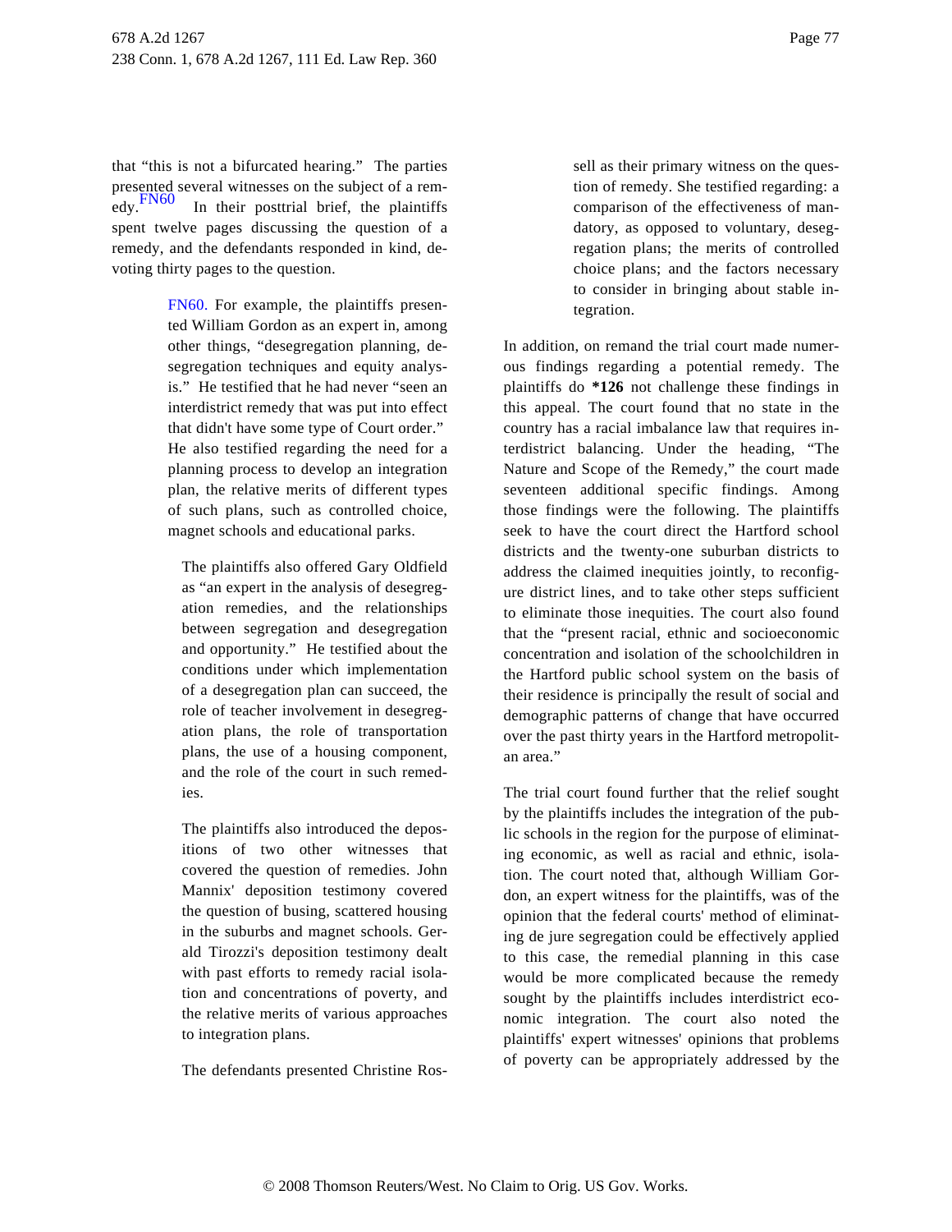that "this is not a bifurcated hearing." The parties presented several witnesses on the subject of a remedy.[FN60] In their posttrial brief, the plaintiffs spent twelve pages discussing the question of a remedy, and the defendants responded in kind, devoting thirty pages to the question.

> FN60. For example, the plaintiffs presented William Gordon as an expert in, among other things, "desegregation planning, desegregation techniques and equity analysis." He testified that he had never "seen an interdistrict remedy that was put into effect that didn't have some type of Court order." He also testified regarding the need for a planning process to develop an integration plan, the relative merits of different types of such plans, such as controlled choice, magnet schools and educational parks.
>
> The plaintiffs also offered Gary Oldfield as "an expert in the analysis of desegregation remedies, and the relationships between segregation and desegregation and opportunity." He testified about the conditions under which implementation of a desegregation plan can succeed, the role of teacher involvement in desegregation plans, the role of transportation plans, the use of a housing component, and the role of the court in such remedies.
>
> The plaintiffs also introduced the depositions of two other witnesses that covered the question of remedies. John Mannix' deposition testimony covered the question of busing, scattered housing in the suburbs and magnet schools. Gerald Tirozzi's deposition testimony dealt with past efforts to remedy racial isolation and concentrations of poverty, and the relative merits of various approaches to integration plans.
>
> The defendants presented Christine Rossell as their primary witness on the question of remedy. She testified regarding: a comparison of the effectiveness of mandatory, as opposed to voluntary, desegregation plans; the merits of controlled choice plans; and the factors necessary to consider in bringing about stable integration.

In addition, on remand the trial court made numerous findings regarding a potential remedy. The plaintiffs do **\*126** not challenge these findings in this appeal. The court found that no state in the country has a racial imbalance law that requires interdistrict balancing. Under the heading, "The Nature and Scope of the Remedy," the court made seventeen additional specific findings. Among those findings were the following. The plaintiffs seek to have the court direct the Hartford school districts and the twenty-one suburban districts to address the claimed inequities jointly, to reconfigure district lines, and to take other steps sufficient to eliminate those inequities. The court also found that the "present racial, ethnic and socioeconomic concentration and isolation of the schoolchildren in the Hartford public school system on the basis of their residence is principally the result of social and demographic patterns of change that have occurred over the past thirty years in the Hartford metropolitan area."

The trial court found further that the relief sought by the plaintiffs includes the integration of the public schools in the region for the purpose of eliminating economic, as well as racial and ethnic, isolation. The court noted that, although William Gordon, an expert witness for the plaintiffs, was of the opinion that the federal courts' method of eliminating de jure segregation could be effectively applied to this case, the remedial planning in this case would be more complicated because the remedy sought by the plaintiffs includes interdistrict economic integration. The court also noted the plaintiffs' expert witnesses' opinions that problems of poverty can be appropriately addressed by the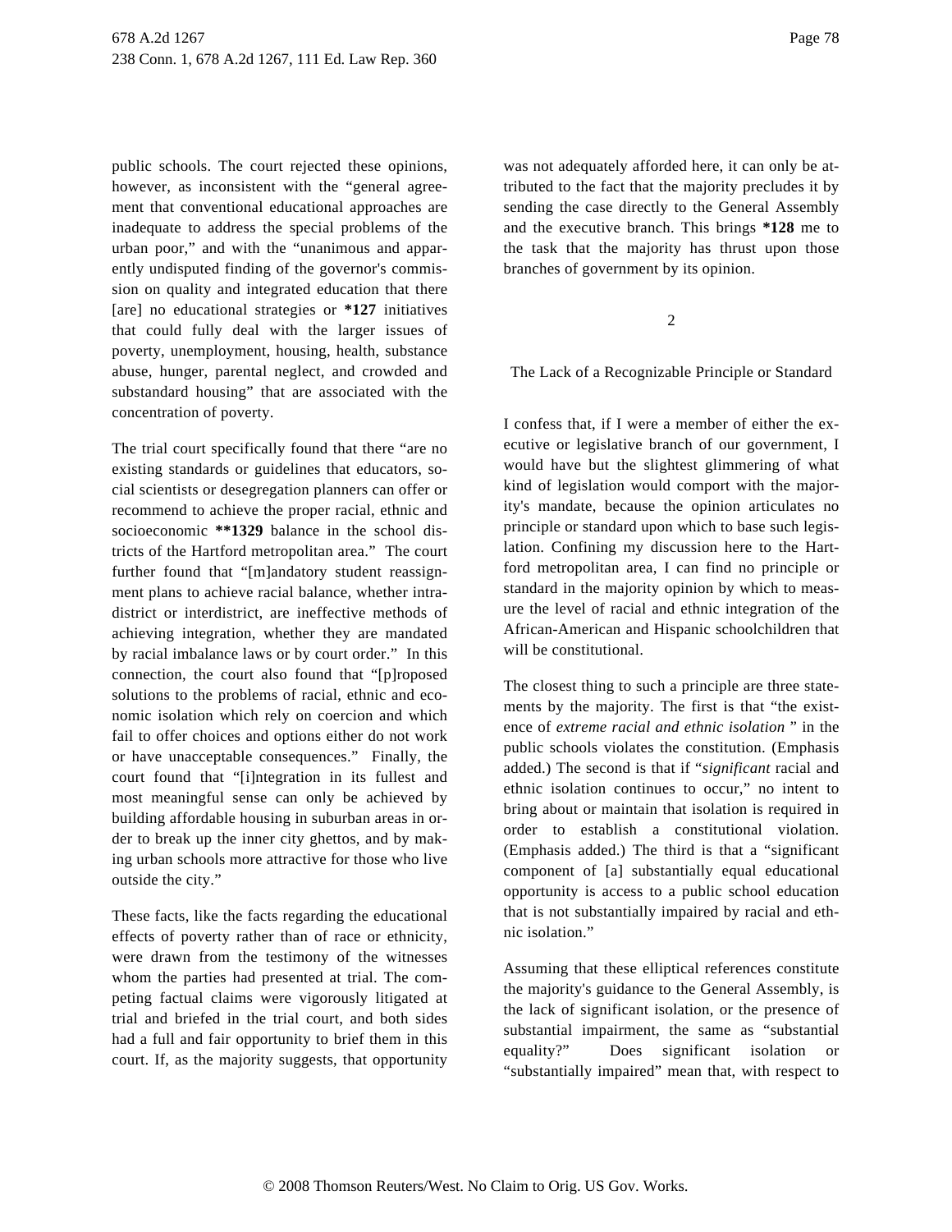public schools. The court rejected these opinions, however, as inconsistent with the "general agreement that conventional educational approaches are inadequate to address the special problems of the urban poor," and with the "unanimous and apparently undisputed finding of the governor's commission on quality and integrated education that there [are] no educational strategies or **\*127** initiatives that could fully deal with the larger issues of poverty, unemployment, housing, health, substance abuse, hunger, parental neglect, and crowded and substandard housing" that are associated with the concentration of poverty.

The trial court specifically found that there "are no existing standards or guidelines that educators, social scientists or desegregation planners can offer or recommend to achieve the proper racial, ethnic and socioeconomic **\*\*1329** balance in the school districts of the Hartford metropolitan area." The court further found that "[m]andatory student reassignment plans to achieve racial balance, whether intradistrict or interdistrict, are ineffective methods of achieving integration, whether they are mandated by racial imbalance laws or by court order." In this connection, the court also found that "[p]roposed solutions to the problems of racial, ethnic and economic isolation which rely on coercion and which fail to offer choices and options either do not work or have unacceptable consequences." Finally, the court found that "[i]ntegration in its fullest and most meaningful sense can only be achieved by building affordable housing in suburban areas in order to break up the inner city ghettos, and by making urban schools more attractive for those who live outside the city."

These facts, like the facts regarding the educational effects of poverty rather than of race or ethnicity, were drawn from the testimony of the witnesses whom the parties had presented at trial. The competing factual claims were vigorously litigated at trial and briefed in the trial court, and both sides had a full and fair opportunity to brief them in this court. If, as the majority suggests, that opportunity was not adequately afforded here, it can only be attributed to the fact that the majority precludes it by sending the case directly to the General Assembly and the executive branch. This brings **\*128** me to the task that the majority has thrust upon those branches of government by its opinion.

2

The Lack of a Recognizable Principle or Standard

I confess that, if I were a member of either the executive or legislative branch of our government, I would have but the slightest glimmering of what kind of legislation would comport with the majority's mandate, because the opinion articulates no principle or standard upon which to base such legislation. Confining my discussion here to the Hartford metropolitan area, I can find no principle or standard in the majority opinion by which to measure the level of racial and ethnic integration of the African-American and Hispanic schoolchildren that will be constitutional.

The closest thing to such a principle are three statements by the majority. The first is that "the existence of *extreme racial and ethnic isolation* " in the public schools violates the constitution. (Emphasis added.) The second is that if "*significant* racial and ethnic isolation continues to occur," no intent to bring about or maintain that isolation is required in order to establish a constitutional violation. (Emphasis added.) The third is that a "significant component of [a] substantially equal educational opportunity is access to a public school education that is not substantially impaired by racial and ethnic isolation."

Assuming that these elliptical references constitute the majority's guidance to the General Assembly, is the lack of significant isolation, or the presence of substantial impairment, the same as "substantial equality?" Does significant isolation or "substantially impaired" mean that, with respect to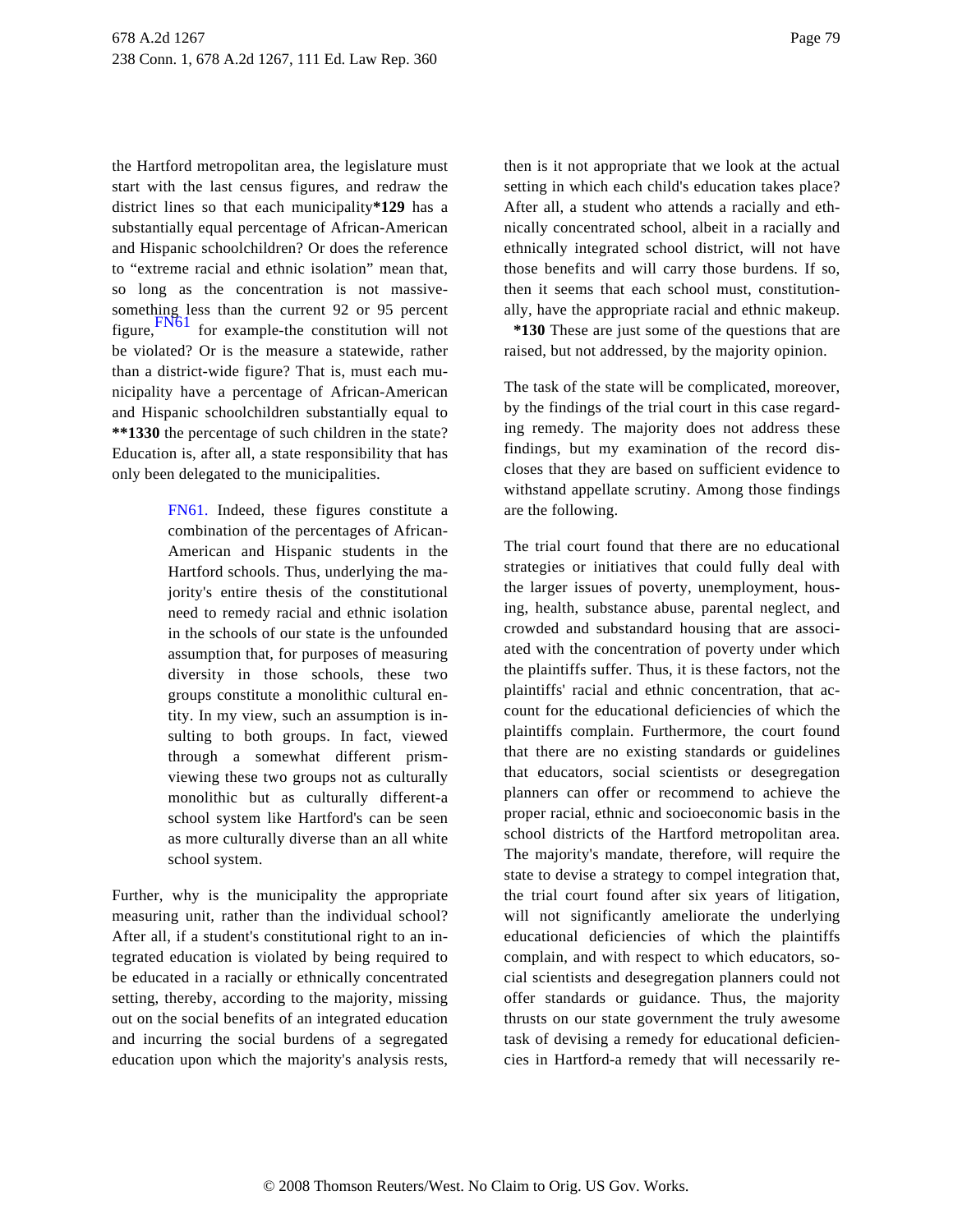the Hartford metropolitan area, the legislature must start with the last census figures, and redraw the district lines so that each municipality**\*129** has a substantially equal percentage of African-American and Hispanic schoolchildren? Or does the reference to "extreme racial and ethnic isolation" mean that, so long as the concentration is not massive-something less than the current 92 or 95 percent figure,[FN61] for example-the constitution will not be violated? Or is the measure a statewide, rather than a district-wide figure? That is, must each municipality have a percentage of African-American and Hispanic schoolchildren substantially equal to **\*\*1330** the percentage of such children in the state? Education is, after all, a state responsibility that has only been delegated to the municipalities.

> FN61. Indeed, these figures constitute a combination of the percentages of African-American and Hispanic students in the Hartford schools. Thus, underlying the majority's entire thesis of the constitutional need to remedy racial and ethnic isolation in the schools of our state is the unfounded assumption that, for purposes of measuring diversity in those schools, these two groups constitute a monolithic cultural entity. In my view, such an assumption is insulting to both groups. In fact, viewed through a somewhat different prism-viewing these two groups not as culturally monolithic but as culturally different-a school system like Hartford's can be seen as more culturally diverse than an all white school system.

Further, why is the municipality the appropriate measuring unit, rather than the individual school? After all, if a student's constitutional right to an integrated education is violated by being required to be educated in a racially or ethnically concentrated setting, thereby, according to the majority, missing out on the social benefits of an integrated education and incurring the social burdens of a segregated education upon which the majority's analysis rests, then is it not appropriate that we look at the actual setting in which each child's education takes place? After all, a student who attends a racially and ethnically concentrated school, albeit in a racially and ethnically integrated school district, will not have those benefits and will carry those burdens. If so, then it seems that each school must, constitutionally, have the appropriate racial and ethnic makeup. **\*130** These are just some of the questions that are raised, but not addressed, by the majority opinion.

The task of the state will be complicated, moreover, by the findings of the trial court in this case regarding remedy. The majority does not address these findings, but my examination of the record discloses that they are based on sufficient evidence to withstand appellate scrutiny. Among those findings are the following.

The trial court found that there are no educational strategies or initiatives that could fully deal with the larger issues of poverty, unemployment, housing, health, substance abuse, parental neglect, and crowded and substandard housing that are associated with the concentration of poverty under which the plaintiffs suffer. Thus, it is these factors, not the plaintiffs' racial and ethnic concentration, that account for the educational deficiencies of which the plaintiffs complain. Furthermore, the court found that there are no existing standards or guidelines that educators, social scientists or desegregation planners can offer or recommend to achieve the proper racial, ethnic and socioeconomic basis in the school districts of the Hartford metropolitan area. The majority's mandate, therefore, will require the state to devise a strategy to compel integration that, the trial court found after six years of litigation, will not significantly ameliorate the underlying educational deficiencies of which the plaintiffs complain, and with respect to which educators, social scientists and desegregation planners could not offer standards or guidance. Thus, the majority thrusts on our state government the truly awesome task of devising a remedy for educational deficiencies in Hartford-a remedy that will necessarily re-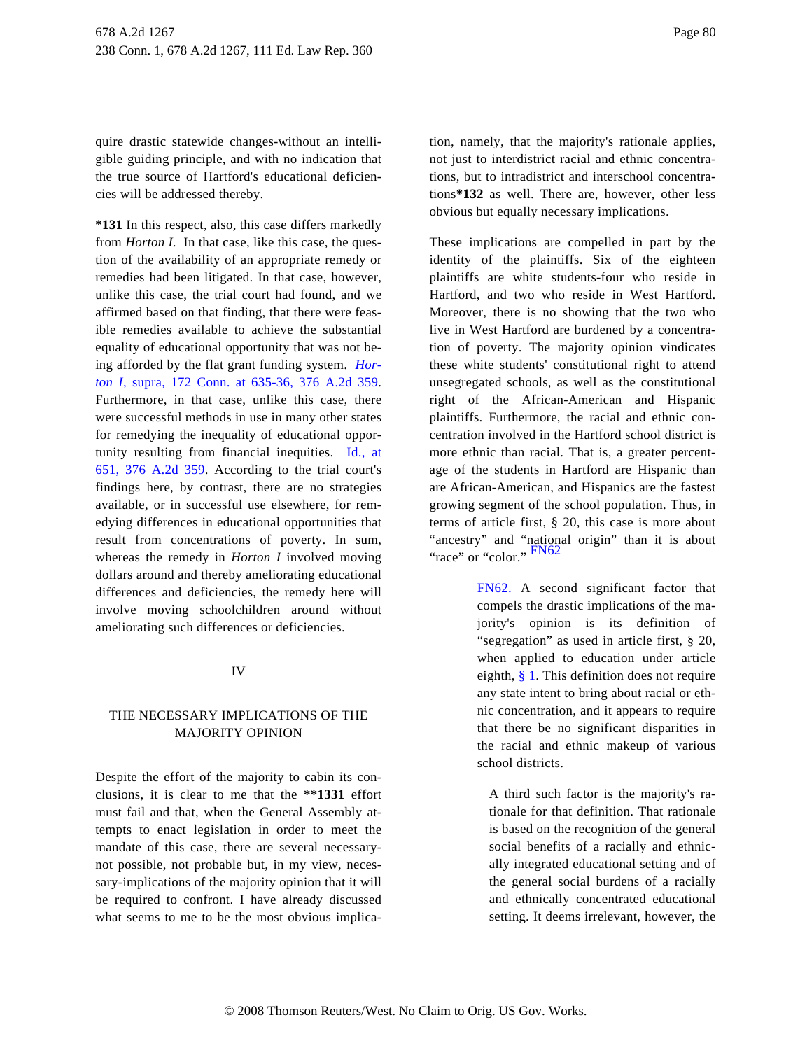quire drastic statewide changes-without an intelligible guiding principle, and with no indication that the true source of Hartford's educational deficiencies will be addressed thereby.

**\*131** In this respect, also, this case differs markedly from *Horton I.* In that case, like this case, the question of the availability of an appropriate remedy or remedies had been litigated. In that case, however, unlike this case, the trial court had found, and we affirmed based on that finding, that there were feasible remedies available to achieve the substantial equality of educational opportunity that was not being afforded by the flat grant funding system. *Horton I,* supra, 172 Conn. at 635-36, 376 A.2d 359. Furthermore, in that case, unlike this case, there were successful methods in use in many other states for remedying the inequality of educational opportunity resulting from financial inequities. Id., at 651, 376 A.2d 359. According to the trial court's findings here, by contrast, there are no strategies available, or in successful use elsewhere, for remedying differences in educational opportunities that result from concentrations of poverty. In sum, whereas the remedy in *Horton I* involved moving dollars around and thereby ameliorating educational differences and deficiencies, the remedy here will involve moving schoolchildren around without ameliorating such differences or deficiencies.

## IV

## THE NECESSARY IMPLICATIONS OF THE MAJORITY OPINION

Despite the effort of the majority to cabin its conclusions, it is clear to me that the **\*\*1331** effort must fail and that, when the General Assembly attempts to enact legislation in order to meet the mandate of this case, there are several necessary-not possible, not probable but, in my view, necessary-implications of the majority opinion that it will be required to confront. I have already discussed what seems to me to be the most obvious implication, namely, that the majority's rationale applies, not just to interdistrict racial and ethnic concentrations, but to intradistrict and interschool concentrations**\*132** as well. There are, however, other less obvious but equally necessary implications.

These implications are compelled in part by the identity of the plaintiffs. Six of the eighteen plaintiffs are white students-four who reside in Hartford, and two who reside in West Hartford. Moreover, there is no showing that the two who live in West Hartford are burdened by a concentration of poverty. The majority opinion vindicates these white students' constitutional right to attend unsegregated schools, as well as the constitutional right of the African-American and Hispanic plaintiffs. Furthermore, the racial and ethnic concentration involved in the Hartford school district is more ethnic than racial. That is, a greater percentage of the students in Hartford are Hispanic than are African-American, and Hispanics are the fastest growing segment of the school population. Thus, in terms of article first, § 20, this case is more about "ancestry" and "national origin" than it is about "race" or "color." FN62

FN62. A second significant factor that compels the drastic implications of the majority's opinion is its definition of "segregation" as used in article first, § 20, when applied to education under article eighth, § 1. This definition does not require any state intent to bring about racial or ethnic concentration, and it appears to require that there be no significant disparities in the racial and ethnic makeup of various school districts.

A third such factor is the majority's rationale for that definition. That rationale is based on the recognition of the general social benefits of a racially and ethnically integrated educational setting and of the general social burdens of a racially and ethnically concentrated educational setting. It deems irrelevant, however, the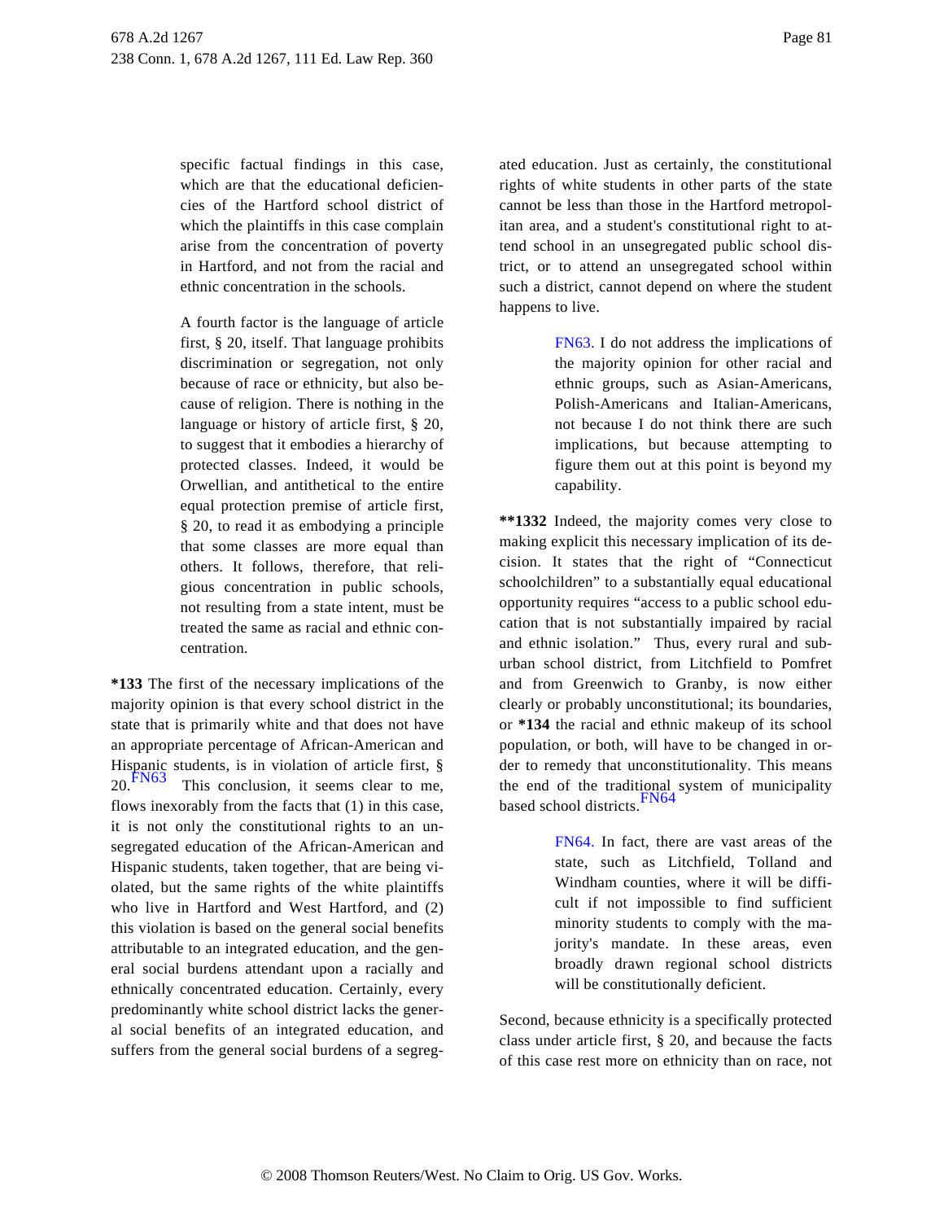specific factual findings in this case, which are that the educational deficiencies of the Hartford school district of which the plaintiffs in this case complain arise from the concentration of poverty in Hartford, and not from the racial and ethnic concentration in the schools.

A fourth factor is the language of article first, § 20, itself. That language prohibits discrimination or segregation, not only because of race or ethnicity, but also because of religion. There is nothing in the language or history of article first, § 20, to suggest that it embodies a hierarchy of protected classes. Indeed, it would be Orwellian, and antithetical to the entire equal protection premise of article first, § 20, to read it as embodying a principle that some classes are more equal than others. It follows, therefore, that religious concentration in public schools, not resulting from a state intent, must be treated the same as racial and ethnic concentration.

**\*133** The first of the necessary implications of the majority opinion is that every school district in the state that is primarily white and that does not have an appropriate percentage of African-American and Hispanic students, is in violation of article first, § 20.FN63 This conclusion, it seems clear to me, flows inexorably from the facts that (1) in this case, it is not only the constitutional rights to an unsegregated education of the African-American and Hispanic students, taken together, that are being violated, but the same rights of the white plaintiffs who live in Hartford and West Hartford, and (2) this violation is based on the general social benefits attributable to an integrated education, and the general social burdens attendant upon a racially and ethnically concentrated education. Certainly, every predominantly white school district lacks the general social benefits of an integrated education, and suffers from the general social burdens of a segregated education. Just as certainly, the constitutional rights of white students in other parts of the state cannot be less than those in the Hartford metropolitan area, and a student's constitutional right to attend school in an unsegregated public school district, or to attend an unsegregated school within such a district, cannot depend on where the student happens to live.

> FN63. I do not address the implications of the majority opinion for other racial and ethnic groups, such as Asian-Americans, Polish-Americans and Italian-Americans, not because I do not think there are such implications, but because attempting to figure them out at this point is beyond my capability.

**\*\*1332** Indeed, the majority comes very close to making explicit this necessary implication of its decision. It states that the right of "Connecticut schoolchildren" to a substantially equal educational opportunity requires "access to a public school education that is not substantially impaired by racial and ethnic isolation." Thus, every rural and suburban school district, from Litchfield to Pomfret and from Greenwich to Granby, is now either clearly or probably unconstitutional; its boundaries, or **\*134** the racial and ethnic makeup of its school population, or both, will have to be changed in order to remedy that unconstitutionality. This means the end of the traditional system of municipality based school districts.FN64

> FN64. In fact, there are vast areas of the state, such as Litchfield, Tolland and Windham counties, where it will be difficult if not impossible to find sufficient minority students to comply with the majority's mandate. In these areas, even broadly drawn regional school districts will be constitutionally deficient.

Second, because ethnicity is a specifically protected class under article first, § 20, and because the facts of this case rest more on ethnicity than on race, not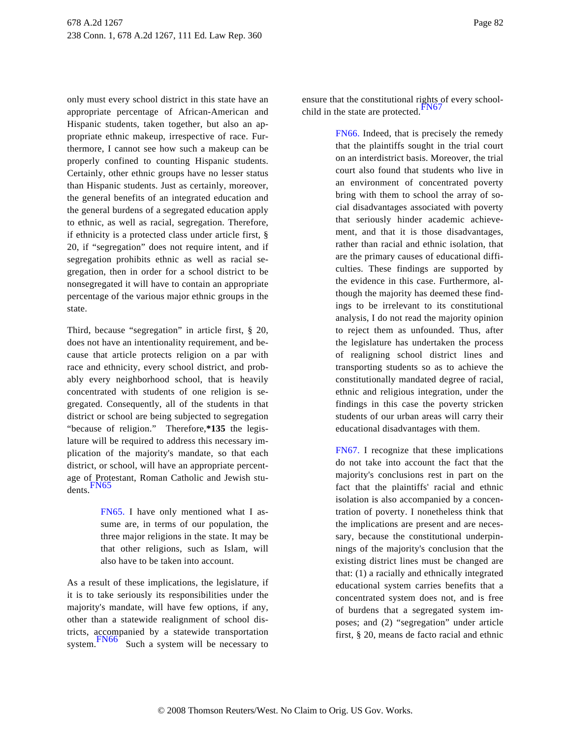only must every school district in this state have an appropriate percentage of African-American and Hispanic students, taken together, but also an appropriate ethnic makeup, irrespective of race. Furthermore, I cannot see how such a makeup can be properly confined to counting Hispanic students. Certainly, other ethnic groups have no lesser status than Hispanic students. Just as certainly, moreover, the general benefits of an integrated education and the general burdens of a segregated education apply to ethnic, as well as racial, segregation. Therefore, if ethnicity is a protected class under article first, § 20, if "segregation" does not require intent, and if segregation prohibits ethnic as well as racial segregation, then in order for a school district to be nonsegregated it will have to contain an appropriate percentage of the various major ethnic groups in the state.

Third, because "segregation" in article first, § 20, does not have an intentionality requirement, and because that article protects religion on a par with race and ethnicity, every school district, and probably every neighborhood school, that is heavily concentrated with students of one religion is segregated. Consequently, all of the students in that district or school are being subjected to segregation "because of religion." Therefore,**\*135** the legislature will be required to address this necessary implication of the majority's mandate, so that each district, or school, will have an appropriate percentage of Protestant, Roman Catholic and Jewish students.[FN65]

> FN65. I have only mentioned what I assume are, in terms of our population, the three major religions in the state. It may be that other religions, such as Islam, will also have to be taken into account.

As a result of these implications, the legislature, if it is to take seriously its responsibilities under the majority's mandate, will have few options, if any, other than a statewide realignment of school districts, accompanied by a statewide transportation system.[FN66] Such a system will be necessary to ensure that the constitutional rights of every schoolchild in the state are protected.[FN67]

> FN66. Indeed, that is precisely the remedy that the plaintiffs sought in the trial court on an interdistrict basis. Moreover, the trial court also found that students who live in an environment of concentrated poverty bring with them to school the array of social disadvantages associated with poverty that seriously hinder academic achievement, and that it is those disadvantages, rather than racial and ethnic isolation, that are the primary causes of educational difficulties. These findings are supported by the evidence in this case. Furthermore, although the majority has deemed these findings to be irrelevant to its constitutional analysis, I do not read the majority opinion to reject them as unfounded. Thus, after the legislature has undertaken the process of realigning school district lines and transporting students so as to achieve the constitutionally mandated degree of racial, ethnic and religious integration, under the findings in this case the poverty stricken students of our urban areas will carry their educational disadvantages with them.

> FN67. I recognize that these implications do not take into account the fact that the majority's conclusions rest in part on the fact that the plaintiffs' racial and ethnic isolation is also accompanied by a concentration of poverty. I nonetheless think that the implications are present and are necessary, because the constitutional underpinnings of the majority's conclusion that the existing district lines must be changed are that: (1) a racially and ethnically integrated educational system carries benefits that a concentrated system does not, and is free of burdens that a segregated system imposes; and (2) "segregation" under article first, § 20, means de facto racial and ethnic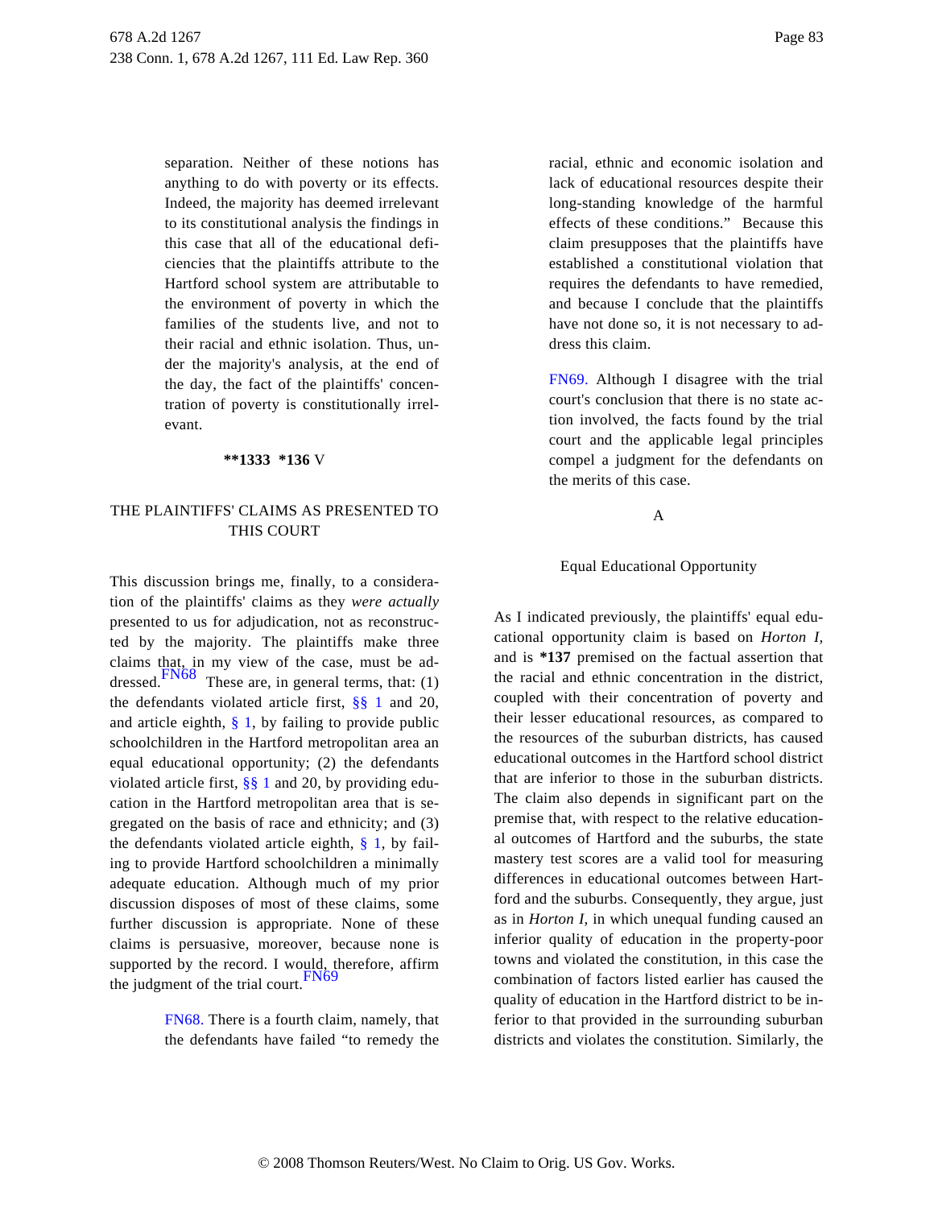separation. Neither of these notions has anything to do with poverty or its effects. Indeed, the majority has deemed irrelevant to its constitutional analysis the findings in this case that all of the educational deficiencies that the plaintiffs attribute to the Hartford school system are attributable to the environment of poverty in which the families of the students live, and not to their racial and ethnic isolation. Thus, under the majority's analysis, at the end of the day, the fact of the plaintiffs' concentration of poverty is constitutionally irrelevant.

## **\*\*1333 \*136** V

## THE PLAINTIFFS' CLAIMS AS PRESENTED TO THIS COURT

This discussion brings me, finally, to a consideration of the plaintiffs' claims as they *were actually* presented to us for adjudication, not as reconstructed by the majority. The plaintiffs make three claims that, in my view of the case, must be addressed.[FN68] These are, in general terms, that: (1) the defendants violated article first, §§ 1 and 20, and article eighth, § 1, by failing to provide public schoolchildren in the Hartford metropolitan area an equal educational opportunity; (2) the defendants violated article first, §§ 1 and 20, by providing education in the Hartford metropolitan area that is segregated on the basis of race and ethnicity; and (3) the defendants violated article eighth, § 1, by failing to provide Hartford schoolchildren a minimally adequate education. Although much of my prior discussion disposes of most of these claims, some further discussion is appropriate. None of these claims is persuasive, moreover, because none is supported by the record. I would, therefore, affirm the judgment of the trial court.[FN69]

FN68. There is a fourth claim, namely, that the defendants have failed "to remedy the racial, ethnic and economic isolation and lack of educational resources despite their long-standing knowledge of the harmful effects of these conditions." Because this claim presupposes that the plaintiffs have established a constitutional violation that requires the defendants to have remedied, and because I conclude that the plaintiffs have not done so, it is not necessary to address this claim.

FN69. Although I disagree with the trial court's conclusion that there is no state action involved, the facts found by the trial court and the applicable legal principles compel a judgment for the defendants on the merits of this case.

### A

### Equal Educational Opportunity

As I indicated previously, the plaintiffs' equal educational opportunity claim is based on *Horton I,* and is **\*137** premised on the factual assertion that the racial and ethnic concentration in the district, coupled with their concentration of poverty and their lesser educational resources, as compared to the resources of the suburban districts, has caused educational outcomes in the Hartford school district that are inferior to those in the suburban districts. The claim also depends in significant part on the premise that, with respect to the relative educational outcomes of Hartford and the suburbs, the state mastery test scores are a valid tool for measuring differences in educational outcomes between Hartford and the suburbs. Consequently, they argue, just as in *Horton I,* in which unequal funding caused an inferior quality of education in the property-poor towns and violated the constitution, in this case the combination of factors listed earlier has caused the quality of education in the Hartford district to be inferior to that provided in the surrounding suburban districts and violates the constitution. Similarly, the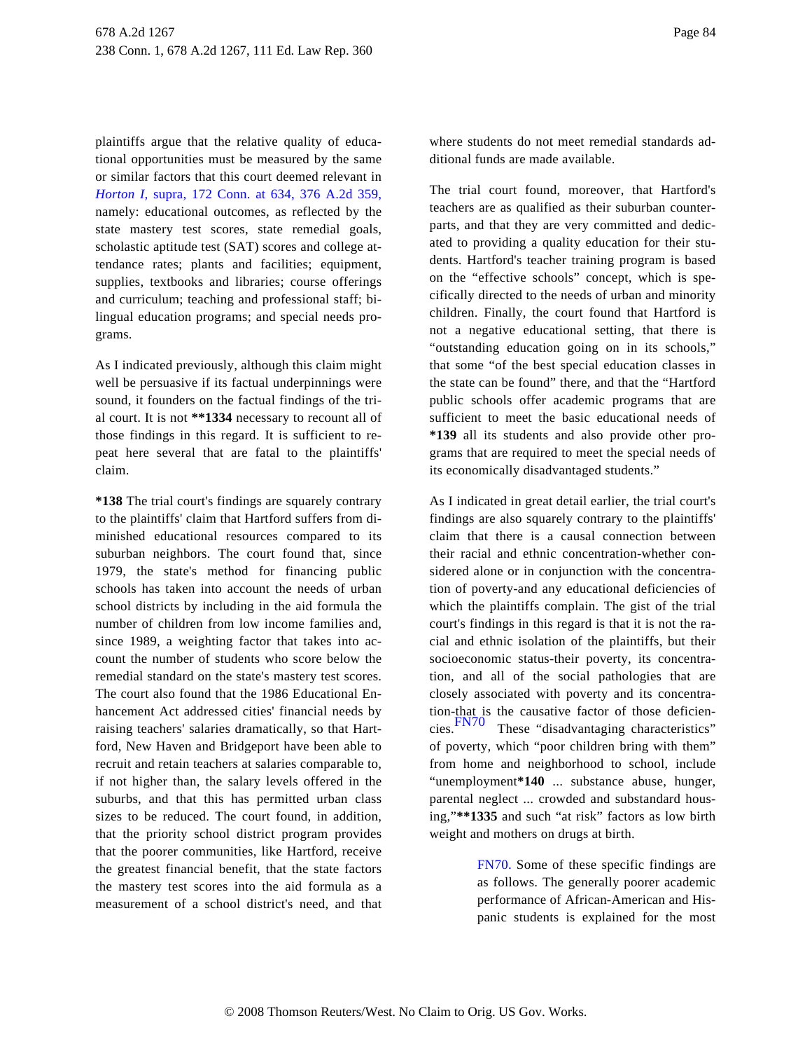plaintiffs argue that the relative quality of educational opportunities must be measured by the same or similar factors that this court deemed relevant in *Horton I,* supra, 172 Conn. at 634, 376 A.2d 359, namely: educational outcomes, as reflected by the state mastery test scores, state remedial goals, scholastic aptitude test (SAT) scores and college attendance rates; plants and facilities; equipment, supplies, textbooks and libraries; course offerings and curriculum; teaching and professional staff; bilingual education programs; and special needs programs.

As I indicated previously, although this claim might well be persuasive if its factual underpinnings were sound, it founders on the factual findings of the trial court. It is not **1334 necessary to recount all of those findings in this regard. It is sufficient to repeat here several that are fatal to the plaintiffs' claim.

*138 The trial court's findings are squarely contrary to the plaintiffs' claim that Hartford suffers from diminished educational resources compared to its suburban neighbors. The court found that, since 1979, the state's method for financing public schools has taken into account the needs of urban school districts by including in the aid formula the number of children from low income families and, since 1989, a weighting factor that takes into account the number of students who score below the remedial standard on the state's mastery test scores. The court also found that the 1986 Educational Enhancement Act addressed cities' financial needs by raising teachers' salaries dramatically, so that Hartford, New Haven and Bridgeport have been able to recruit and retain teachers at salaries comparable to, if not higher than, the salary levels offered in the suburbs, and that this has permitted urban class sizes to be reduced. The court found, in addition, that the priority school district program provides that the poorer communities, like Hartford, receive the greatest financial benefit, that the state factors the mastery test scores into the aid formula as a measurement of a school district's need, and that where students do not meet remedial standards additional funds are made available.

The trial court found, moreover, that Hartford's teachers are as qualified as their suburban counterparts, and that they are very committed and dedicated to providing a quality education for their students. Hartford's teacher training program is based on the "effective schools" concept, which is specifically directed to the needs of urban and minority children. Finally, the court found that Hartford is not a negative educational setting, that there is "outstanding education going on in its schools," that some "of the best special education classes in the state can be found" there, and that the "Hartford public schools offer academic programs that are sufficient to meet the basic educational needs of *139 all its students and also provide other programs that are required to meet the special needs of its economically disadvantaged students."

As I indicated in great detail earlier, the trial court's findings are also squarely contrary to the plaintiffs' claim that there is a causal connection between their racial and ethnic concentration-whether considered alone or in conjunction with the concentration of poverty-and any educational deficiencies of which the plaintiffs complain. The gist of the trial court's findings in this regard is that it is not the racial and ethnic isolation of the plaintiffs, but their socioeconomic status-their poverty, its concentration, and all of the social pathologies that are closely associated with poverty and its concentration-that is the causative factor of those deficiencies.FN70 These "disadvantaging characteristics" of poverty, which "poor children bring with them" from home and neighborhood to school, include "unemployment*140 ... substance abuse, hunger, parental neglect ... crowded and substandard housing,"**1335 and such "at risk" factors as low birth weight and mothers on drugs at birth.

FN70. Some of these specific findings are as follows. The generally poorer academic performance of African-American and Hispanic students is explained for the most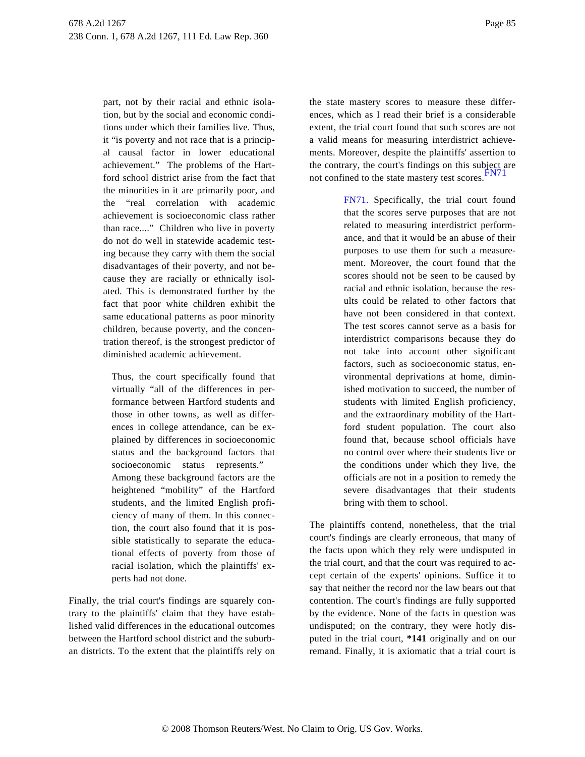part, not by their racial and ethnic isolation, but by the social and economic conditions under which their families live. Thus, it "is poverty and not race that is a principal causal factor in lower educational achievement." The problems of the Hartford school district arise from the fact that the minorities in it are primarily poor, and the "real correlation with academic achievement is socioeconomic class rather than race...." Children who live in poverty do not do well in statewide academic testing because they carry with them the social disadvantages of their poverty, and not because they are racially or ethnically isolated. This is demonstrated further by the fact that poor white children exhibit the same educational patterns as poor minority children, because poverty, and the concentration thereof, is the strongest predictor of diminished academic achievement.

> Thus, the court specifically found that virtually "all of the differences in performance between Hartford students and those in other towns, as well as differences in college attendance, can be explained by differences in socioeconomic status and the background factors that socioeconomic status represents." Among these background factors are the heightened "mobility" of the Hartford students, and the limited English proficiency of many of them. In this connection, the court also found that it is possible statistically to separate the educational effects of poverty from those of racial isolation, which the plaintiffs' experts had not done.

Finally, the trial court's findings are squarely contrary to the plaintiffs' claim that they have established valid differences in the educational outcomes between the Hartford school district and the suburban districts. To the extent that the plaintiffs rely on the state mastery scores to measure these differences, which as I read their brief is a considerable extent, the trial court found that such scores are not a valid means for measuring interdistrict achievements. Moreover, despite the plaintiffs' assertion to the contrary, the court's findings on this subject are not confined to the state mastery test scores.[FN71]

> FN71. Specifically, the trial court found that the scores serve purposes that are not related to measuring interdistrict performance, and that it would be an abuse of their purposes to use them for such a measurement. Moreover, the court found that the scores should not be seen to be caused by racial and ethnic isolation, because the results could be related to other factors that have not been considered in that context. The test scores cannot serve as a basis for interdistrict comparisons because they do not take into account other significant factors, such as socioeconomic status, environmental deprivations at home, diminished motivation to succeed, the number of students with limited English proficiency, and the extraordinary mobility of the Hartford student population. The court also found that, because school officials have no control over where their students live or the conditions under which they live, the officials are not in a position to remedy the severe disadvantages that their students bring with them to school.

The plaintiffs contend, nonetheless, that the trial court's findings are clearly erroneous, that many of the facts upon which they rely were undisputed in the trial court, and that the court was required to accept certain of the experts' opinions. Suffice it to say that neither the record nor the law bears out that contention. The court's findings are fully supported by the evidence. None of the facts in question was undisputed; on the contrary, they were hotly disputed in the trial court, **\*141** originally and on our remand. Finally, it is axiomatic that a trial court is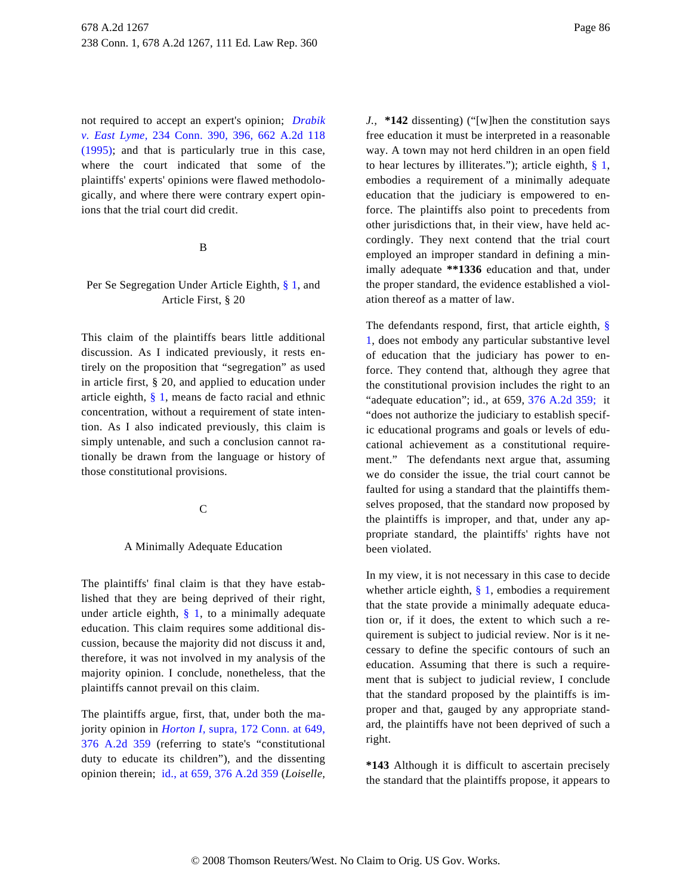not required to accept an expert's opinion; *Drabik v. East Lyme,* 234 Conn. 390, 396, 662 A.2d 118 (1995); and that is particularly true in this case, where the court indicated that some of the plaintiffs' experts' opinions were flawed methodologically, and where there were contrary expert opinions that the trial court did credit.

B

Per Se Segregation Under Article Eighth, § 1, and Article First, § 20

This claim of the plaintiffs bears little additional discussion. As I indicated previously, it rests entirely on the proposition that "segregation" as used in article first, § 20, and applied to education under article eighth, § 1, means de facto racial and ethnic concentration, without a requirement of state intention. As I also indicated previously, this claim is simply untenable, and such a conclusion cannot rationally be drawn from the language or history of those constitutional provisions.

C

A Minimally Adequate Education

The plaintiffs' final claim is that they have established that they are being deprived of their right, under article eighth, § 1, to a minimally adequate education. This claim requires some additional discussion, because the majority did not discuss it and, therefore, it was not involved in my analysis of the majority opinion. I conclude, nonetheless, that the plaintiffs cannot prevail on this claim.

The plaintiffs argue, first, that, under both the majority opinion in *Horton I,* supra, 172 Conn. at 649, 376 A.2d 359 (referring to state's "constitutional duty to educate its children"), and the dissenting opinion therein; id., at 659, 376 A.2d 359 (*Loiselle, J.,* **\*142** dissenting) ("[w]hen the constitution says free education it must be interpreted in a reasonable way. A town may not herd children in an open field to hear lectures by illiterates."); article eighth, § 1, embodies a requirement of a minimally adequate education that the judiciary is empowered to enforce. The plaintiffs also point to precedents from other jurisdictions that, in their view, have held accordingly. They next contend that the trial court employed an improper standard in defining a minimally adequate **\*\*1336** education and that, under the proper standard, the evidence established a violation thereof as a matter of law.

The defendants respond, first, that article eighth, § 1, does not embody any particular substantive level of education that the judiciary has power to enforce. They contend that, although they agree that the constitutional provision includes the right to an "adequate education"; id., at 659, 376 A.2d 359; it "does not authorize the judiciary to establish specific educational programs and goals or levels of educational achievement as a constitutional requirement." The defendants next argue that, assuming we do consider the issue, the trial court cannot be faulted for using a standard that the plaintiffs themselves proposed, that the standard now proposed by the plaintiffs is improper, and that, under any appropriate standard, the plaintiffs' rights have not been violated.

In my view, it is not necessary in this case to decide whether article eighth, § 1, embodies a requirement that the state provide a minimally adequate education or, if it does, the extent to which such a requirement is subject to judicial review. Nor is it necessary to define the specific contours of such an education. Assuming that there is such a requirement that is subject to judicial review, I conclude that the standard proposed by the plaintiffs is improper and that, gauged by any appropriate standard, the plaintiffs have not been deprived of such a right.

**\*143** Although it is difficult to ascertain precisely the standard that the plaintiffs propose, it appears to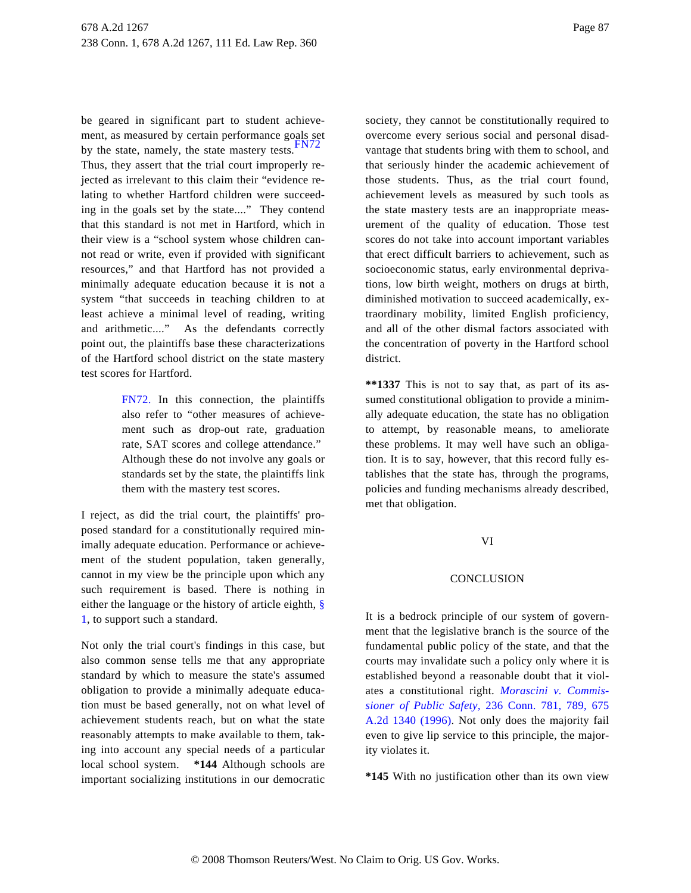be geared in significant part to student achievement, as measured by certain performance goals set by the state, namely, the state mastery tests.[FN72] Thus, they assert that the trial court improperly rejected as irrelevant to this claim their "evidence relating to whether Hartford children were succeeding in the goals set by the state...." They contend that this standard is not met in Hartford, which in their view is a "school system whose children cannot read or write, even if provided with significant resources," and that Hartford has not provided a minimally adequate education because it is not a system "that succeeds in teaching children to at least achieve a minimal level of reading, writing and arithmetic...." As the defendants correctly point out, the plaintiffs base these characterizations of the Hartford school district on the state mastery test scores for Hartford.

> FN72. In this connection, the plaintiffs also refer to "other measures of achievement such as drop-out rate, graduation rate, SAT scores and college attendance." Although these do not involve any goals or standards set by the state, the plaintiffs link them with the mastery test scores.

I reject, as did the trial court, the plaintiffs' proposed standard for a constitutionally required minimally adequate education. Performance or achievement of the student population, taken generally, cannot in my view be the principle upon which any such requirement is based. There is nothing in either the language or the history of article eighth, § 1, to support such a standard.

Not only the trial court's findings in this case, but also common sense tells me that any appropriate standard by which to measure the state's assumed obligation to provide a minimally adequate education must be based generally, not on what level of achievement students reach, but on what the state reasonably attempts to make available to them, taking into account any special needs of a particular local school system. **\*144** Although schools are important socializing institutions in our democratic society, they cannot be constitutionally required to overcome every serious social and personal disadvantage that students bring with them to school, and that seriously hinder the academic achievement of those students. Thus, as the trial court found, achievement levels as measured by such tools as the state mastery tests are an inappropriate measurement of the quality of education. Those test scores do not take into account important variables that erect difficult barriers to achievement, such as socioeconomic status, early environmental deprivations, low birth weight, mothers on drugs at birth, diminished motivation to succeed academically, extraordinary mobility, limited English proficiency, and all of the other dismal factors associated with the concentration of poverty in the Hartford school district.

**\*\*1337** This is not to say that, as part of its assumed constitutional obligation to provide a minimally adequate education, the state has no obligation to attempt, by reasonable means, to ameliorate these problems. It may well have such an obligation. It is to say, however, that this record fully establishes that the state has, through the programs, policies and funding mechanisms already described, met that obligation.

## VI

## CONCLUSION

It is a bedrock principle of our system of government that the legislative branch is the source of the fundamental public policy of the state, and that the courts may invalidate such a policy only where it is established beyond a reasonable doubt that it violates a constitutional right. *Morascini v. Commissioner of Public Safety,* 236 Conn. 781, 789, 675 A.2d 1340 (1996). Not only does the majority fail even to give lip service to this principle, the majority violates it.

**\*145** With no justification other than its own view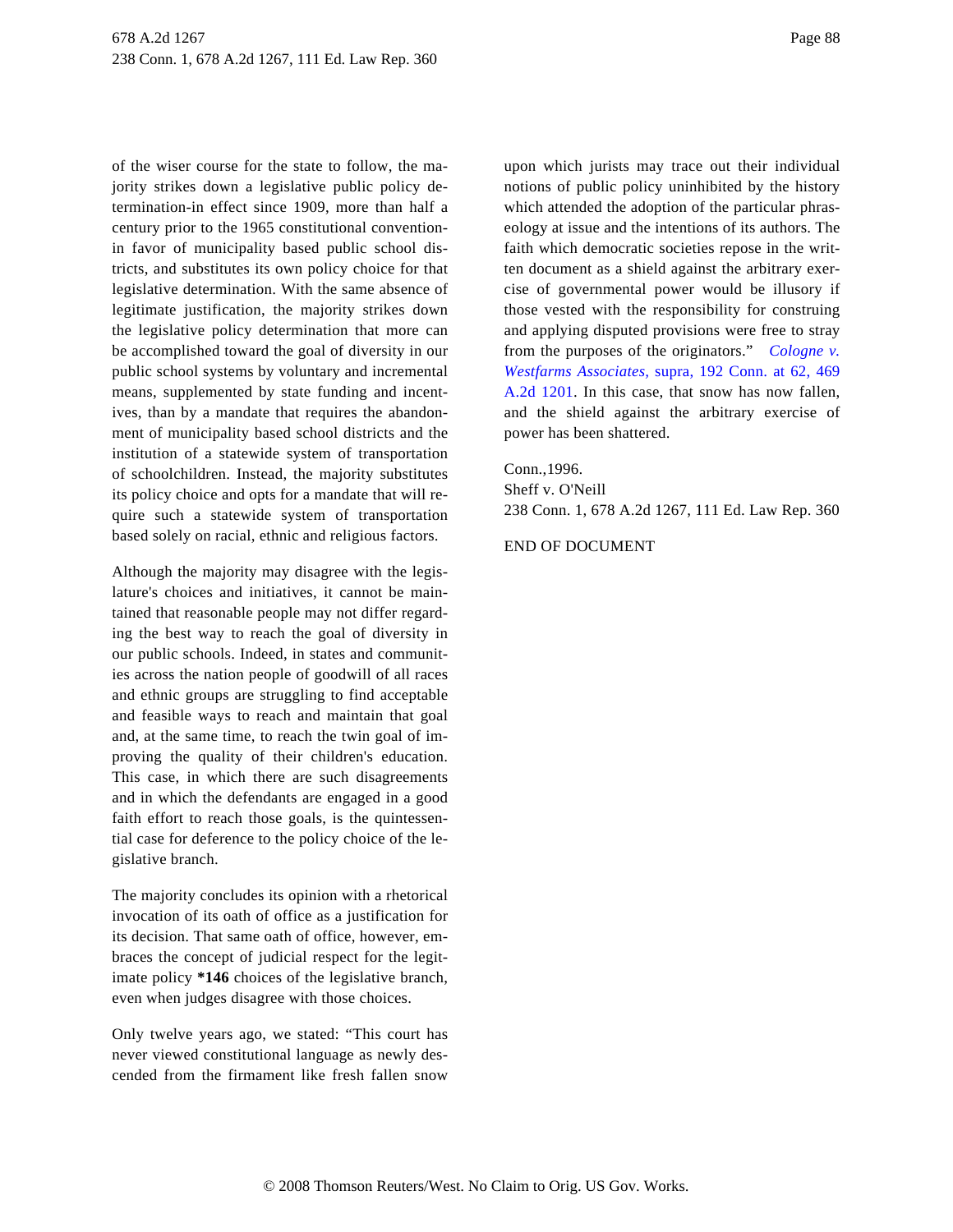of the wiser course for the state to follow, the majority strikes down a legislative public policy determination-in effect since 1909, more than half a century prior to the 1965 constitutional convention-in favor of municipality based public school districts, and substitutes its own policy choice for that legislative determination. With the same absence of legitimate justification, the majority strikes down the legislative policy determination that more can be accomplished toward the goal of diversity in our public school systems by voluntary and incremental means, supplemented by state funding and incentives, than by a mandate that requires the abandonment of municipality based school districts and the institution of a statewide system of transportation of schoolchildren. Instead, the majority substitutes its policy choice and opts for a mandate that will require such a statewide system of transportation based solely on racial, ethnic and religious factors.

Although the majority may disagree with the legislature's choices and initiatives, it cannot be maintained that reasonable people may not differ regarding the best way to reach the goal of diversity in our public schools. Indeed, in states and communities across the nation people of goodwill of all races and ethnic groups are struggling to find acceptable and feasible ways to reach and maintain that goal and, at the same time, to reach the twin goal of improving the quality of their children's education. This case, in which there are such disagreements and in which the defendants are engaged in a good faith effort to reach those goals, is the quintessential case for deference to the policy choice of the legislative branch.

The majority concludes its opinion with a rhetorical invocation of its oath of office as a justification for its decision. That same oath of office, however, embraces the concept of judicial respect for the legitimate policy **\*146** choices of the legislative branch, even when judges disagree with those choices.

Only twelve years ago, we stated: "This court has never viewed constitutional language as newly descended from the firmament like fresh fallen snow upon which jurists may trace out their individual notions of public policy uninhibited by the history which attended the adoption of the particular phraseology at issue and the intentions of its authors. The faith which democratic societies repose in the written document as a shield against the arbitrary exercise of governmental power would be illusory if those vested with the responsibility for construing and applying disputed provisions were free to stray from the purposes of the originators." *Cologne v. Westfarms Associates,* supra, 192 Conn. at 62, 469 A.2d 1201. In this case, that snow has now fallen, and the shield against the arbitrary exercise of power has been shattered.

Conn.,1996.
Sheff v. O'Neill
238 Conn. 1, 678 A.2d 1267, 111 Ed. Law Rep. 360

END OF DOCUMENT